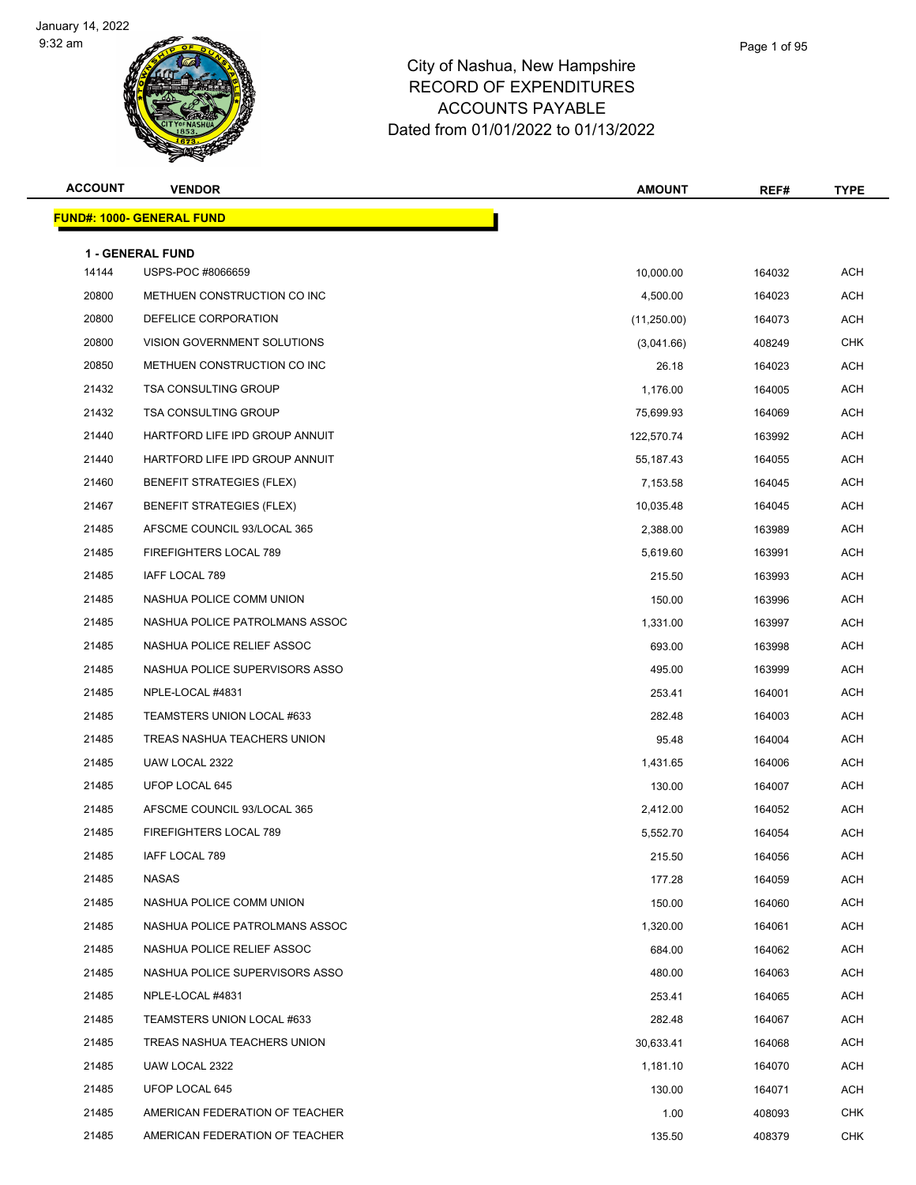# City of Nashua, New Hampshire
## RECORD OF EXPENDITURES
## ACCOUNTS PAYABLE
## Dated from 01/01/2022 to 01/13/2022

January 14, 2022
9:32 am

**FUND#: 1000- GENERAL FUND**

**1 - GENERAL FUND**

| ACCOUNT | VENDOR | AMOUNT | REF# | TYPE |
|---|---|---|---|---|
| 14144 | USPS-POC #8066659 | 10,000.00 | 164032 | ACH |
| 20800 | METHUEN CONSTRUCTION CO INC | 4,500.00 | 164023 | ACH |
| 20800 | DEFELICE CORPORATION | (11,250.00) | 164073 | ACH |
| 20800 | VISION GOVERNMENT SOLUTIONS | (3,041.66) | 408249 | CHK |
| 20850 | METHUEN CONSTRUCTION CO INC | 26.18 | 164023 | ACH |
| 21432 | TSA CONSULTING GROUP | 1,176.00 | 164005 | ACH |
| 21432 | TSA CONSULTING GROUP | 75,699.93 | 164069 | ACH |
| 21440 | HARTFORD LIFE IPD GROUP ANNUIT | 122,570.74 | 163992 | ACH |
| 21440 | HARTFORD LIFE IPD GROUP ANNUIT | 55,187.43 | 164055 | ACH |
| 21460 | BENEFIT STRATEGIES (FLEX) | 7,153.58 | 164045 | ACH |
| 21467 | BENEFIT STRATEGIES (FLEX) | 10,035.48 | 164045 | ACH |
| 21485 | AFSCME COUNCIL 93/LOCAL 365 | 2,388.00 | 163989 | ACH |
| 21485 | FIREFIGHTERS LOCAL 789 | 5,619.60 | 163991 | ACH |
| 21485 | IAFF LOCAL 789 | 215.50 | 163993 | ACH |
| 21485 | NASHUA POLICE COMM UNION | 150.00 | 163996 | ACH |
| 21485 | NASHUA POLICE PATROLMANS ASSOC | 1,331.00 | 163997 | ACH |
| 21485 | NASHUA POLICE RELIEF ASSOC | 693.00 | 163998 | ACH |
| 21485 | NASHUA POLICE SUPERVISORS ASSO | 495.00 | 163999 | ACH |
| 21485 | NPLE-LOCAL #4831 | 253.41 | 164001 | ACH |
| 21485 | TEAMSTERS UNION LOCAL #633 | 282.48 | 164003 | ACH |
| 21485 | TREAS NASHUA TEACHERS UNION | 95.48 | 164004 | ACH |
| 21485 | UAW LOCAL 2322 | 1,431.65 | 164006 | ACH |
| 21485 | UFOP LOCAL 645 | 130.00 | 164007 | ACH |
| 21485 | AFSCME COUNCIL 93/LOCAL 365 | 2,412.00 | 164052 | ACH |
| 21485 | FIREFIGHTERS LOCAL 789 | 5,552.70 | 164054 | ACH |
| 21485 | IAFF LOCAL 789 | 215.50 | 164056 | ACH |
| 21485 | NASAS | 177.28 | 164059 | ACH |
| 21485 | NASHUA POLICE COMM UNION | 150.00 | 164060 | ACH |
| 21485 | NASHUA POLICE PATROLMANS ASSOC | 1,320.00 | 164061 | ACH |
| 21485 | NASHUA POLICE RELIEF ASSOC | 684.00 | 164062 | ACH |
| 21485 | NASHUA POLICE SUPERVISORS ASSO | 480.00 | 164063 | ACH |
| 21485 | NPLE-LOCAL #4831 | 253.41 | 164065 | ACH |
| 21485 | TEAMSTERS UNION LOCAL #633 | 282.48 | 164067 | ACH |
| 21485 | TREAS NASHUA TEACHERS UNION | 30,633.41 | 164068 | ACH |
| 21485 | UAW LOCAL 2322 | 1,181.10 | 164070 | ACH |
| 21485 | UFOP LOCAL 645 | 130.00 | 164071 | ACH |
| 21485 | AMERICAN FEDERATION OF TEACHER | 1.00 | 408093 | CHK |
| 21485 | AMERICAN FEDERATION OF TEACHER | 135.50 | 408379 | CHK |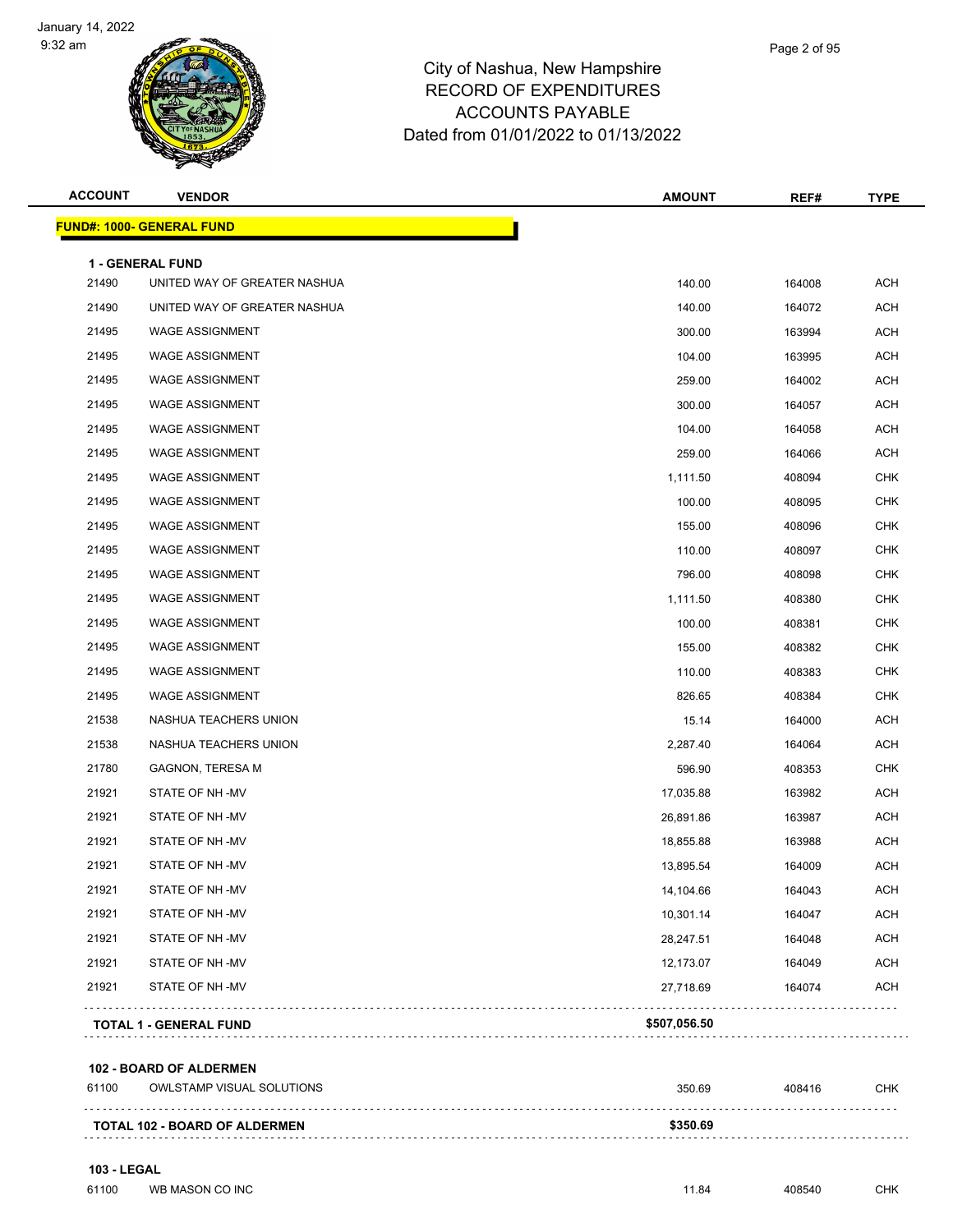City of Nashua, New Hampshire
RECORD OF EXPENDITURES
ACCOUNTS PAYABLE
Dated from 01/01/2022 to 01/13/2022

| ACCOUNT | VENDOR | AMOUNT | REF# | TYPE |
|---|---|---|---|---|
| **FUND#: 1000- GENERAL FUND** | | | | |
| **1 - GENERAL FUND** | | | | |
| 21490 | UNITED WAY OF GREATER NASHUA | 140.00 | 164008 | ACH |
| 21490 | UNITED WAY OF GREATER NASHUA | 140.00 | 164072 | ACH |
| 21495 | WAGE ASSIGNMENT | 300.00 | 163994 | ACH |
| 21495 | WAGE ASSIGNMENT | 104.00 | 163995 | ACH |
| 21495 | WAGE ASSIGNMENT | 259.00 | 164002 | ACH |
| 21495 | WAGE ASSIGNMENT | 300.00 | 164057 | ACH |
| 21495 | WAGE ASSIGNMENT | 104.00 | 164058 | ACH |
| 21495 | WAGE ASSIGNMENT | 259.00 | 164066 | ACH |
| 21495 | WAGE ASSIGNMENT | 1,111.50 | 408094 | CHK |
| 21495 | WAGE ASSIGNMENT | 100.00 | 408095 | CHK |
| 21495 | WAGE ASSIGNMENT | 155.00 | 408096 | CHK |
| 21495 | WAGE ASSIGNMENT | 110.00 | 408097 | CHK |
| 21495 | WAGE ASSIGNMENT | 796.00 | 408098 | CHK |
| 21495 | WAGE ASSIGNMENT | 1,111.50 | 408380 | CHK |
| 21495 | WAGE ASSIGNMENT | 100.00 | 408381 | CHK |
| 21495 | WAGE ASSIGNMENT | 155.00 | 408382 | CHK |
| 21495 | WAGE ASSIGNMENT | 110.00 | 408383 | CHK |
| 21495 | WAGE ASSIGNMENT | 826.65 | 408384 | CHK |
| 21538 | NASHUA TEACHERS UNION | 15.14 | 164000 | ACH |
| 21538 | NASHUA TEACHERS UNION | 2,287.40 | 164064 | ACH |
| 21780 | GAGNON, TERESA M | 596.90 | 408353 | CHK |
| 21921 | STATE OF NH -MV | 17,035.88 | 163982 | ACH |
| 21921 | STATE OF NH -MV | 26,891.86 | 163987 | ACH |
| 21921 | STATE OF NH -MV | 18,855.88 | 163988 | ACH |
| 21921 | STATE OF NH -MV | 13,895.54 | 164009 | ACH |
| 21921 | STATE OF NH -MV | 14,104.66 | 164043 | ACH |
| 21921 | STATE OF NH -MV | 10,301.14 | 164047 | ACH |
| 21921 | STATE OF NH -MV | 28,247.51 | 164048 | ACH |
| 21921 | STATE OF NH -MV | 12,173.07 | 164049 | ACH |
| 21921 | STATE OF NH -MV | 27,718.69 | 164074 | ACH |
| **TOTAL 1 - GENERAL FUND** | | **$507,056.50** | | |
| **102 - BOARD OF ALDERMEN** | | | | |
| 61100 | OWLSTAMP VISUAL SOLUTIONS | 350.69 | 408416 | CHK |
| **TOTAL 102 - BOARD OF ALDERMEN** | | **$350.69** | | |
| **103 - LEGAL** | | | | |
| 61100 | WB MASON CO INC | 11.84 | 408540 | CHK |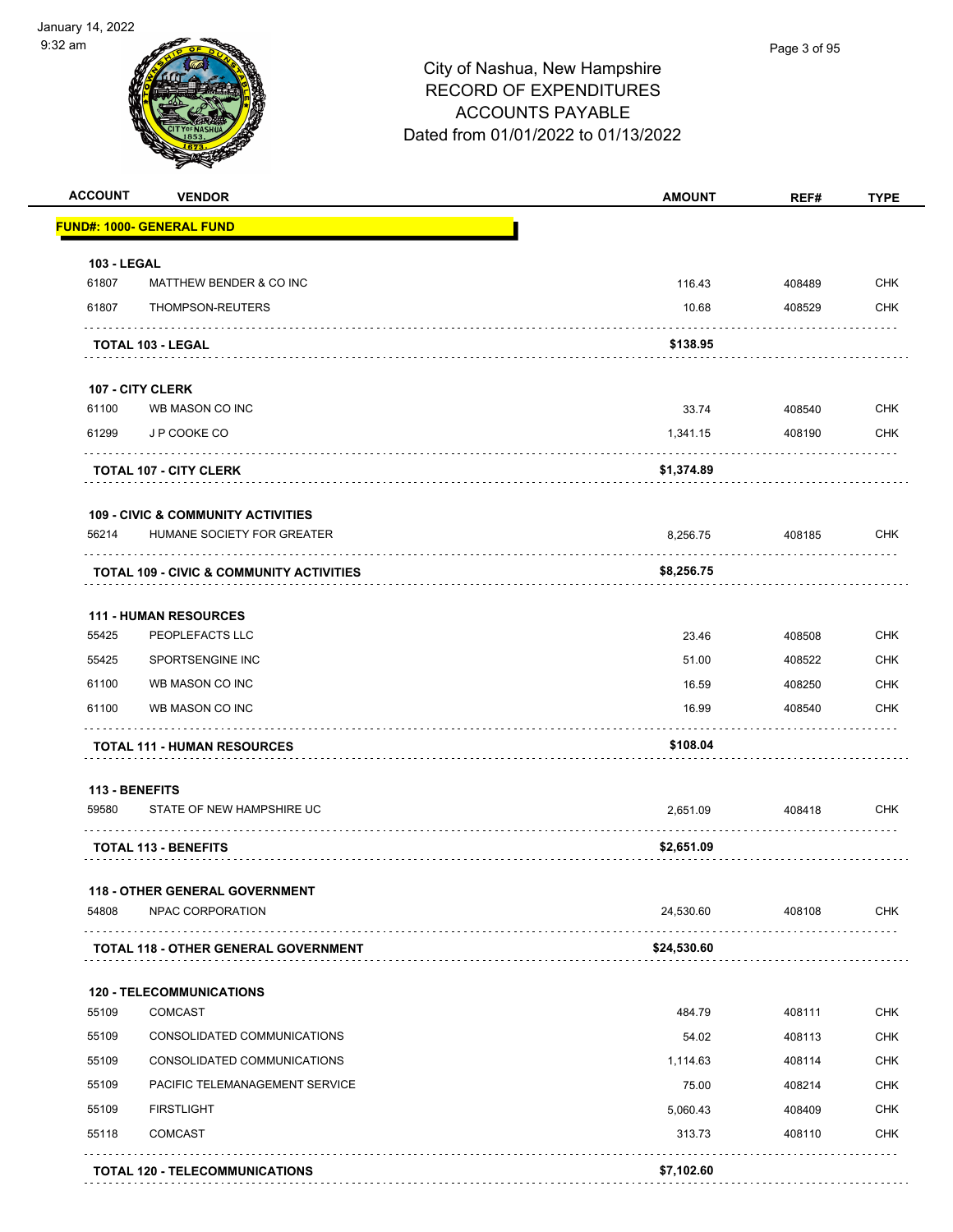# City of Nashua, New Hampshire
## RECORD OF EXPENDITURES
## ACCOUNTS PAYABLE
## Dated from 01/01/2022 to 01/13/2022

| ACCOUNT | VENDOR | AMOUNT | REF# | TYPE |
|---|---|---|---|---|
| **FUND#: 1000- GENERAL FUND** | | | | |
| **103 - LEGAL** | | | | |
| 61807 | MATTHEW BENDER & CO INC | 116.43 | 408489 | CHK |
| 61807 | THOMPSON-REUTERS | 10.68 | 408529 | CHK |
| | **TOTAL 103 - LEGAL** | **$138.95** | | |
| **107 - CITY CLERK** | | | | |
| 61100 | WB MASON CO INC | 33.74 | 408540 | CHK |
| 61299 | J P COOKE CO | 1,341.15 | 408190 | CHK |
| | **TOTAL 107 - CITY CLERK** | **$1,374.89** | | |
| **109 - CIVIC & COMMUNITY ACTIVITIES** | | | | |
| 56214 | HUMANE SOCIETY FOR GREATER | 8,256.75 | 408185 | CHK |
| | **TOTAL 109 - CIVIC & COMMUNITY ACTIVITIES** | **$8,256.75** | | |
| **111 - HUMAN RESOURCES** | | | | |
| 55425 | PEOPLEFACTS LLC | 23.46 | 408508 | CHK |
| 55425 | SPORTSENGINE INC | 51.00 | 408522 | CHK |
| 61100 | WB MASON CO INC | 16.59 | 408250 | CHK |
| 61100 | WB MASON CO INC | 16.99 | 408540 | CHK |
| | **TOTAL 111 - HUMAN RESOURCES** | **$108.04** | | |
| **113 - BENEFITS** | | | | |
| 59580 | STATE OF NEW HAMPSHIRE UC | 2,651.09 | 408418 | CHK |
| | **TOTAL 113 - BENEFITS** | **$2,651.09** | | |
| **118 - OTHER GENERAL GOVERNMENT** | | | | |
| 54808 | NPAC CORPORATION | 24,530.60 | 408108 | CHK |
| | **TOTAL 118 - OTHER GENERAL GOVERNMENT** | **$24,530.60** | | |
| **120 - TELECOMMUNICATIONS** | | | | |
| 55109 | COMCAST | 484.79 | 408111 | CHK |
| 55109 | CONSOLIDATED COMMUNICATIONS | 54.02 | 408113 | CHK |
| 55109 | CONSOLIDATED COMMUNICATIONS | 1,114.63 | 408114 | CHK |
| 55109 | PACIFIC TELEMANAGEMENT SERVICE | 75.00 | 408214 | CHK |
| 55109 | FIRSTLIGHT | 5,060.43 | 408409 | CHK |
| 55118 | COMCAST | 313.73 | 408110 | CHK |
| | **TOTAL 120 - TELECOMMUNICATIONS** | **$7,102.60** | | |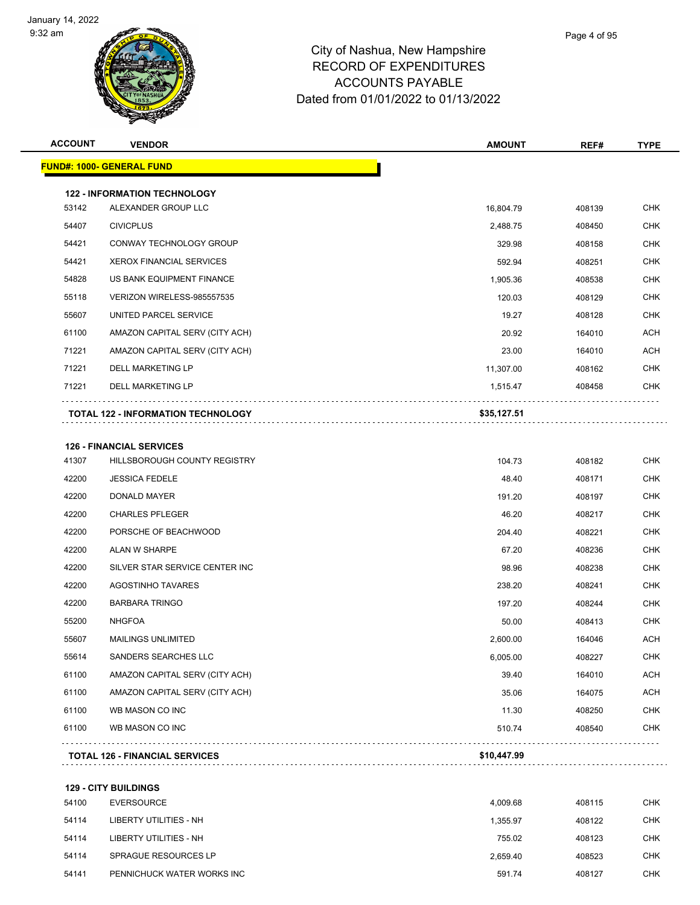# City of Nashua, New Hampshire
# RECORD OF EXPENDITURES
# ACCOUNTS PAYABLE
# Dated from 01/01/2022 to 01/13/2022

| ACCOUNT | VENDOR | AMOUNT | REF# | TYPE |
|---|---|---|---|---|
| **FUND#: 1000- GENERAL FUND** | | | | |
| **122 - INFORMATION TECHNOLOGY** | | | | |
| 53142 | ALEXANDER GROUP LLC | 16,804.79 | 408139 | CHK |
| 54407 | CIVICPLUS | 2,488.75 | 408450 | CHK |
| 54421 | CONWAY TECHNOLOGY GROUP | 329.98 | 408158 | CHK |
| 54421 | XEROX FINANCIAL SERVICES | 592.94 | 408251 | CHK |
| 54828 | US BANK EQUIPMENT FINANCE | 1,905.36 | 408538 | CHK |
| 55118 | VERIZON WIRELESS-985557535 | 120.03 | 408129 | CHK |
| 55607 | UNITED PARCEL SERVICE | 19.27 | 408128 | CHK |
| 61100 | AMAZON CAPITAL SERV (CITY ACH) | 20.92 | 164010 | ACH |
| 71221 | AMAZON CAPITAL SERV (CITY ACH) | 23.00 | 164010 | ACH |
| 71221 | DELL MARKETING LP | 11,307.00 | 408162 | CHK |
| 71221 | DELL MARKETING LP | 1,515.47 | 408458 | CHK |
| | **TOTAL 122 - INFORMATION TECHNOLOGY** | **$35,127.51** | | |
| **126 - FINANCIAL SERVICES** | | | | |
| 41307 | HILLSBOROUGH COUNTY REGISTRY | 104.73 | 408182 | CHK |
| 42200 | JESSICA FEDELE | 48.40 | 408171 | CHK |
| 42200 | DONALD MAYER | 191.20 | 408197 | CHK |
| 42200 | CHARLES PFLEGER | 46.20 | 408217 | CHK |
| 42200 | PORSCHE OF BEACHWOOD | 204.40 | 408221 | CHK |
| 42200 | ALAN W SHARPE | 67.20 | 408236 | CHK |
| 42200 | SILVER STAR SERVICE CENTER INC | 98.96 | 408238 | CHK |
| 42200 | AGOSTINHO TAVARES | 238.20 | 408241 | CHK |
| 42200 | BARBARA TRINGO | 197.20 | 408244 | CHK |
| 55200 | NHGFOA | 50.00 | 408413 | CHK |
| 55607 | MAILINGS UNLIMITED | 2,600.00 | 164046 | ACH |
| 55614 | SANDERS SEARCHES LLC | 6,005.00 | 408227 | CHK |
| 61100 | AMAZON CAPITAL SERV (CITY ACH) | 39.40 | 164010 | ACH |
| 61100 | AMAZON CAPITAL SERV (CITY ACH) | 35.06 | 164075 | ACH |
| 61100 | WB MASON CO INC | 11.30 | 408250 | CHK |
| 61100 | WB MASON CO INC | 510.74 | 408540 | CHK |
| | **TOTAL 126 - FINANCIAL SERVICES** | **$10,447.99** | | |
| **129 - CITY BUILDINGS** | | | | |
| 54100 | EVERSOURCE | 4,009.68 | 408115 | CHK |
| 54114 | LIBERTY UTILITIES - NH | 1,355.97 | 408122 | CHK |
| 54114 | LIBERTY UTILITIES - NH | 755.02 | 408123 | CHK |
| 54114 | SPRAGUE RESOURCES LP | 2,659.40 | 408523 | CHK |
| 54141 | PENNICHUCK WATER WORKS INC | 591.74 | 408127 | CHK |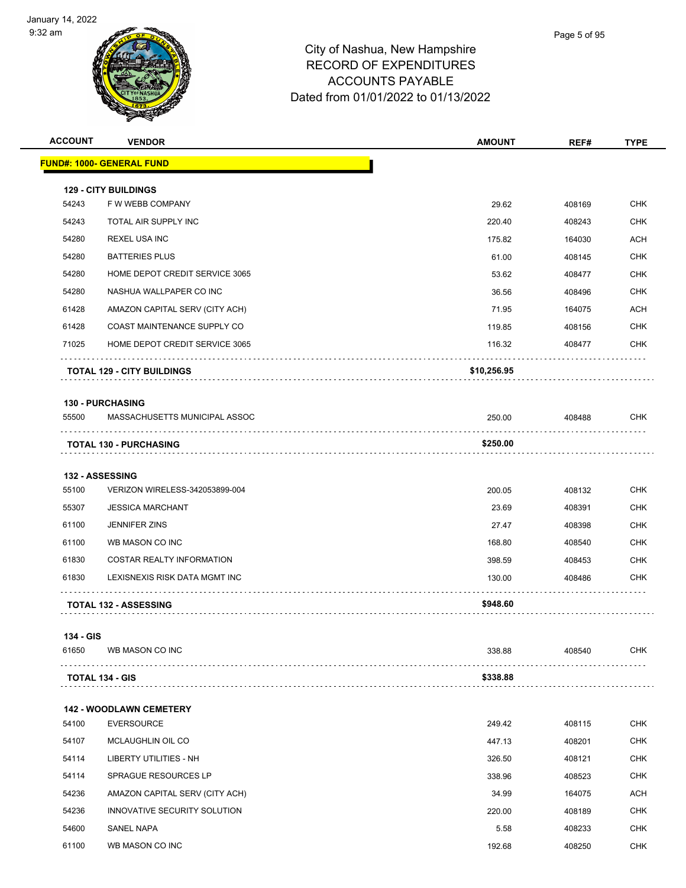City of Nashua, New Hampshire
RECORD OF EXPENDITURES
ACCOUNTS PAYABLE
Dated from 01/01/2022 to 01/13/2022

| ACCOUNT | VENDOR | AMOUNT | REF# | TYPE |
|---|---|---|---|---|
| **FUND#: 1000- GENERAL FUND** | | | | |
| **129 - CITY BUILDINGS** | | | | |
| 54243 | F W WEBB COMPANY | 29.62 | 408169 | CHK |
| 54243 | TOTAL AIR SUPPLY INC | 220.40 | 408243 | CHK |
| 54280 | REXEL USA INC | 175.82 | 164030 | ACH |
| 54280 | BATTERIES PLUS | 61.00 | 408145 | CHK |
| 54280 | HOME DEPOT CREDIT SERVICE 3065 | 53.62 | 408477 | CHK |
| 54280 | NASHUA WALLPAPER CO INC | 36.56 | 408496 | CHK |
| 61428 | AMAZON CAPITAL SERV (CITY ACH) | 71.95 | 164075 | ACH |
| 61428 | COAST MAINTENANCE SUPPLY CO | 119.85 | 408156 | CHK |
| 71025 | HOME DEPOT CREDIT SERVICE 3065 | 116.32 | 408477 | CHK |
| | **TOTAL 129 - CITY BUILDINGS** | **$10,256.95** | | |
| **130 - PURCHASING** | | | | |
| 55500 | MASSACHUSETTS MUNICIPAL ASSOC | 250.00 | 408488 | CHK |
| | **TOTAL 130 - PURCHASING** | **$250.00** | | |
| **132 - ASSESSING** | | | | |
| 55100 | VERIZON WIRELESS-342053899-004 | 200.05 | 408132 | CHK |
| 55307 | JESSICA MARCHANT | 23.69 | 408391 | CHK |
| 61100 | JENNIFER ZINS | 27.47 | 408398 | CHK |
| 61100 | WB MASON CO INC | 168.80 | 408540 | CHK |
| 61830 | COSTAR REALTY INFORMATION | 398.59 | 408453 | CHK |
| 61830 | LEXISNEXIS RISK DATA MGMT INC | 130.00 | 408486 | CHK |
| | **TOTAL 132 - ASSESSING** | **$948.60** | | |
| **134 - GIS** | | | | |
| 61650 | WB MASON CO INC | 338.88 | 408540 | CHK |
| | **TOTAL 134 - GIS** | **$338.88** | | |
| **142 - WOODLAWN CEMETERY** | | | | |
| 54100 | EVERSOURCE | 249.42 | 408115 | CHK |
| 54107 | MCLAUGHLIN OIL CO | 447.13 | 408201 | CHK |
| 54114 | LIBERTY UTILITIES - NH | 326.50 | 408121 | CHK |
| 54114 | SPRAGUE RESOURCES LP | 338.96 | 408523 | CHK |
| 54236 | AMAZON CAPITAL SERV (CITY ACH) | 34.99 | 164075 | ACH |
| 54236 | INNOVATIVE SECURITY SOLUTION | 220.00 | 408189 | CHK |
| 54600 | SANEL NAPA | 5.58 | 408233 | CHK |
| 61100 | WB MASON CO INC | 192.68 | 408250 | CHK |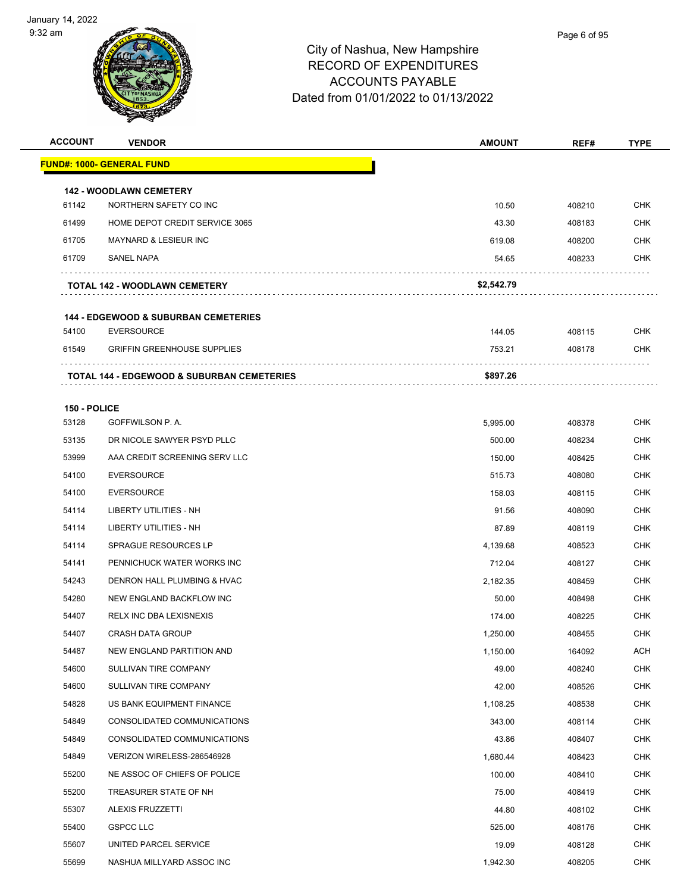# City of Nashua, New Hampshire
## RECORD OF EXPENDITURES
## ACCOUNTS PAYABLE
## Dated from 01/01/2022 to 01/13/2022

| ACCOUNT | VENDOR | AMOUNT | REF# | TYPE |
|---|---|---|---|---|
| **FUND#: 1000- GENERAL FUND** | | | | |
| **142 - WOODLAWN CEMETERY** | | | | |
| 61142 | NORTHERN SAFETY CO INC | 10.50 | 408210 | CHK |
| 61499 | HOME DEPOT CREDIT SERVICE 3065 | 43.30 | 408183 | CHK |
| 61705 | MAYNARD & LESIEUR INC | 619.08 | 408200 | CHK |
| 61709 | SANEL NAPA | 54.65 | 408233 | CHK |
| | **TOTAL 142 - WOODLAWN CEMETERY** | **$2,542.79** | | |
| **144 - EDGEWOOD & SUBURBAN CEMETERIES** | | | | |
| 54100 | EVERSOURCE | 144.05 | 408115 | CHK |
| 61549 | GRIFFIN GREENHOUSE SUPPLIES | 753.21 | 408178 | CHK |
| | **TOTAL 144 - EDGEWOOD & SUBURBAN CEMETERIES** | **$897.26** | | |
| **150 - POLICE** | | | | |
| 53128 | GOFFWILSON P. A. | 5,995.00 | 408378 | CHK |
| 53135 | DR NICOLE SAWYER PSYD PLLC | 500.00 | 408234 | CHK |
| 53999 | AAA CREDIT SCREENING SERV LLC | 150.00 | 408425 | CHK |
| 54100 | EVERSOURCE | 515.73 | 408080 | CHK |
| 54100 | EVERSOURCE | 158.03 | 408115 | CHK |
| 54114 | LIBERTY UTILITIES - NH | 91.56 | 408090 | CHK |
| 54114 | LIBERTY UTILITIES - NH | 87.89 | 408119 | CHK |
| 54114 | SPRAGUE RESOURCES LP | 4,139.68 | 408523 | CHK |
| 54141 | PENNICHUCK WATER WORKS INC | 712.04 | 408127 | CHK |
| 54243 | DENRON HALL PLUMBING & HVAC | 2,182.35 | 408459 | CHK |
| 54280 | NEW ENGLAND BACKFLOW INC | 50.00 | 408498 | CHK |
| 54407 | RELX INC DBA LEXISNEXIS | 174.00 | 408225 | CHK |
| 54407 | CRASH DATA GROUP | 1,250.00 | 408455 | CHK |
| 54487 | NEW ENGLAND PARTITION AND | 1,150.00 | 164092 | ACH |
| 54600 | SULLIVAN TIRE COMPANY | 49.00 | 408240 | CHK |
| 54600 | SULLIVAN TIRE COMPANY | 42.00 | 408526 | CHK |
| 54828 | US BANK EQUIPMENT FINANCE | 1,108.25 | 408538 | CHK |
| 54849 | CONSOLIDATED COMMUNICATIONS | 343.00 | 408114 | CHK |
| 54849 | CONSOLIDATED COMMUNICATIONS | 43.86 | 408407 | CHK |
| 54849 | VERIZON WIRELESS-286546928 | 1,680.44 | 408423 | CHK |
| 55200 | NE ASSOC OF CHIEFS OF POLICE | 100.00 | 408410 | CHK |
| 55200 | TREASURER STATE OF NH | 75.00 | 408419 | CHK |
| 55307 | ALEXIS FRUZZETTI | 44.80 | 408102 | CHK |
| 55400 | GSPCC LLC | 525.00 | 408176 | CHK |
| 55607 | UNITED PARCEL SERVICE | 19.09 | 408128 | CHK |
| 55699 | NASHUA MILLYARD ASSOC INC | 1,942.30 | 408205 | CHK |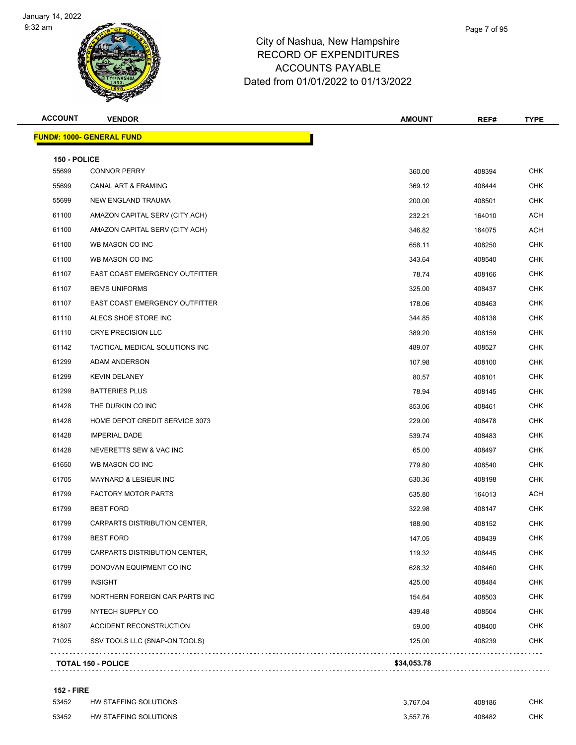City of Nashua, New Hampshire
RECORD OF EXPENDITURES
ACCOUNTS PAYABLE
Dated from 01/01/2022 to 01/13/2022

| ACCOUNT | VENDOR | AMOUNT | REF# | TYPE |
|---|---|---|---|---|
| **FUND#: 1000- GENERAL FUND** | | | | |
| **150 - POLICE** | | | | |
| 55699 | CONNOR PERRY | 360.00 | 408394 | CHK |
| 55699 | CANAL ART & FRAMING | 369.12 | 408444 | CHK |
| 55699 | NEW ENGLAND TRAUMA | 200.00 | 408501 | CHK |
| 61100 | AMAZON CAPITAL SERV (CITY ACH) | 232.21 | 164010 | ACH |
| 61100 | AMAZON CAPITAL SERV (CITY ACH) | 346.82 | 164075 | ACH |
| 61100 | WB MASON CO INC | 658.11 | 408250 | CHK |
| 61100 | WB MASON CO INC | 343.64 | 408540 | CHK |
| 61107 | EAST COAST EMERGENCY OUTFITTER | 78.74 | 408166 | CHK |
| 61107 | BEN'S UNIFORMS | 325.00 | 408437 | CHK |
| 61107 | EAST COAST EMERGENCY OUTFITTER | 178.06 | 408463 | CHK |
| 61110 | ALECS SHOE STORE INC | 344.85 | 408138 | CHK |
| 61110 | CRYE PRECISION LLC | 389.20 | 408159 | CHK |
| 61142 | TACTICAL MEDICAL SOLUTIONS INC | 489.07 | 408527 | CHK |
| 61299 | ADAM ANDERSON | 107.98 | 408100 | CHK |
| 61299 | KEVIN DELANEY | 80.57 | 408101 | CHK |
| 61299 | BATTERIES PLUS | 78.94 | 408145 | CHK |
| 61428 | THE DURKIN CO INC | 853.06 | 408461 | CHK |
| 61428 | HOME DEPOT CREDIT SERVICE 3073 | 229.00 | 408478 | CHK |
| 61428 | IMPERIAL DADE | 539.74 | 408483 | CHK |
| 61428 | NEVERETTS SEW & VAC INC | 65.00 | 408497 | CHK |
| 61650 | WB MASON CO INC | 779.80 | 408540 | CHK |
| 61705 | MAYNARD & LESIEUR INC | 630.36 | 408198 | CHK |
| 61799 | FACTORY MOTOR PARTS | 635.80 | 164013 | ACH |
| 61799 | BEST FORD | 322.98 | 408147 | CHK |
| 61799 | CARPARTS DISTRIBUTION CENTER, | 188.90 | 408152 | CHK |
| 61799 | BEST FORD | 147.05 | 408439 | CHK |
| 61799 | CARPARTS DISTRIBUTION CENTER, | 119.32 | 408445 | CHK |
| 61799 | DONOVAN EQUIPMENT CO INC | 628.32 | 408460 | CHK |
| 61799 | INSIGHT | 425.00 | 408484 | CHK |
| 61799 | NORTHERN FOREIGN CAR PARTS INC | 154.64 | 408503 | CHK |
| 61799 | NYTECH SUPPLY CO | 439.48 | 408504 | CHK |
| 61807 | ACCIDENT RECONSTRUCTION | 59.00 | 408400 | CHK |
| 71025 | SSV TOOLS LLC (SNAP-ON TOOLS) | 125.00 | 408239 | CHK |
| **TOTAL 150 - POLICE** | | **$34,053.78** | | |
| **152 - FIRE** | | | | |
| 53452 | HW STAFFING SOLUTIONS | 3,767.04 | 408186 | CHK |
| 53452 | HW STAFFING SOLUTIONS | 3,557.76 | 408482 | CHK |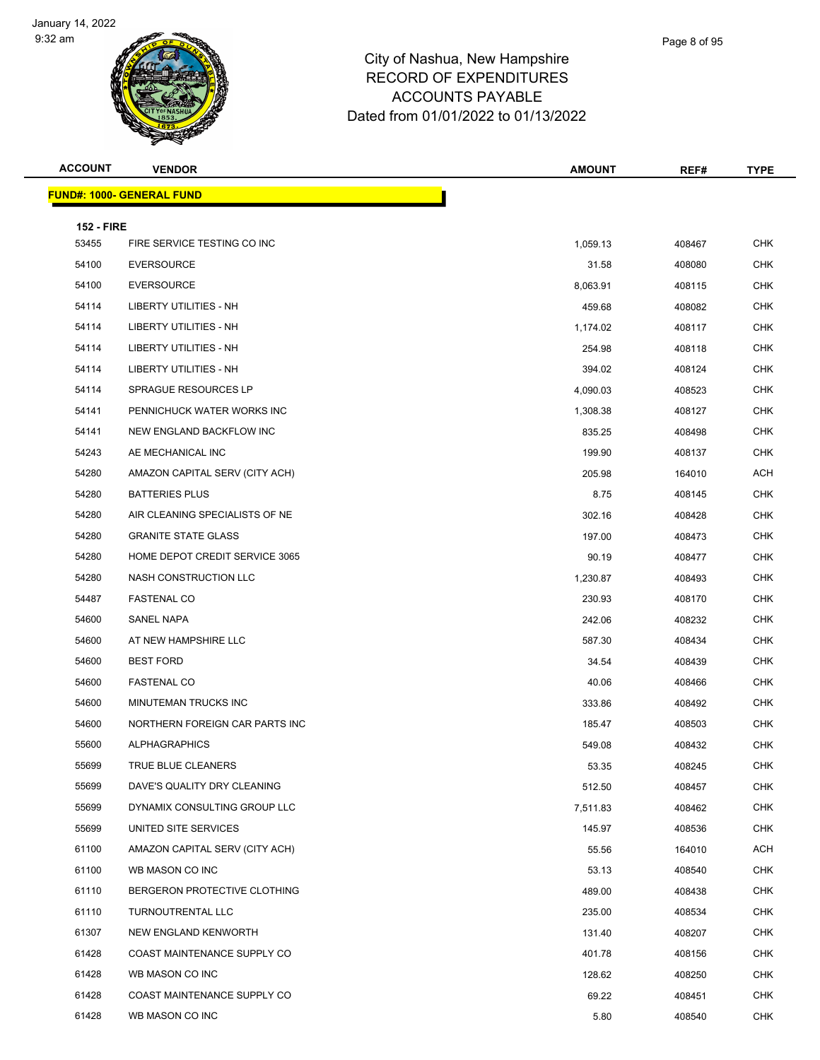# City of Nashua, New Hampshire
## RECORD OF EXPENDITURES
## ACCOUNTS PAYABLE
## Dated from 01/01/2022 to 01/13/2022

| ACCOUNT | VENDOR | AMOUNT | REF# | TYPE |
|---|---|---|---|---|
| **FUND#: 1000- GENERAL FUND** | | | | |
| **152 - FIRE** | | | | |
| 53455 | FIRE SERVICE TESTING CO INC | 1,059.13 | 408467 | CHK |
| 54100 | EVERSOURCE | 31.58 | 408080 | CHK |
| 54100 | EVERSOURCE | 8,063.91 | 408115 | CHK |
| 54114 | LIBERTY UTILITIES - NH | 459.68 | 408082 | CHK |
| 54114 | LIBERTY UTILITIES - NH | 1,174.02 | 408117 | CHK |
| 54114 | LIBERTY UTILITIES - NH | 254.98 | 408118 | CHK |
| 54114 | LIBERTY UTILITIES - NH | 394.02 | 408124 | CHK |
| 54114 | SPRAGUE RESOURCES LP | 4,090.03 | 408523 | CHK |
| 54141 | PENNICHUCK WATER WORKS INC | 1,308.38 | 408127 | CHK |
| 54141 | NEW ENGLAND BACKFLOW INC | 835.25 | 408498 | CHK |
| 54243 | AE MECHANICAL INC | 199.90 | 408137 | CHK |
| 54280 | AMAZON CAPITAL SERV (CITY ACH) | 205.98 | 164010 | ACH |
| 54280 | BATTERIES PLUS | 8.75 | 408145 | CHK |
| 54280 | AIR CLEANING SPECIALISTS OF NE | 302.16 | 408428 | CHK |
| 54280 | GRANITE STATE GLASS | 197.00 | 408473 | CHK |
| 54280 | HOME DEPOT CREDIT SERVICE 3065 | 90.19 | 408477 | CHK |
| 54280 | NASH CONSTRUCTION LLC | 1,230.87 | 408493 | CHK |
| 54487 | FASTENAL CO | 230.93 | 408170 | CHK |
| 54600 | SANEL NAPA | 242.06 | 408232 | CHK |
| 54600 | AT NEW HAMPSHIRE LLC | 587.30 | 408434 | CHK |
| 54600 | BEST FORD | 34.54 | 408439 | CHK |
| 54600 | FASTENAL CO | 40.06 | 408466 | CHK |
| 54600 | MINUTEMAN TRUCKS INC | 333.86 | 408492 | CHK |
| 54600 | NORTHERN FOREIGN CAR PARTS INC | 185.47 | 408503 | CHK |
| 55600 | ALPHAGRAPHICS | 549.08 | 408432 | CHK |
| 55699 | TRUE BLUE CLEANERS | 53.35 | 408245 | CHK |
| 55699 | DAVE'S QUALITY DRY CLEANING | 512.50 | 408457 | CHK |
| 55699 | DYNAMIX CONSULTING GROUP LLC | 7,511.83 | 408462 | CHK |
| 55699 | UNITED SITE SERVICES | 145.97 | 408536 | CHK |
| 61100 | AMAZON CAPITAL SERV (CITY ACH) | 55.56 | 164010 | ACH |
| 61100 | WB MASON CO INC | 53.13 | 408540 | CHK |
| 61110 | BERGERON PROTECTIVE CLOTHING | 489.00 | 408438 | CHK |
| 61110 | TURNOUTRENTAL LLC | 235.00 | 408534 | CHK |
| 61307 | NEW ENGLAND KENWORTH | 131.40 | 408207 | CHK |
| 61428 | COAST MAINTENANCE SUPPLY CO | 401.78 | 408156 | CHK |
| 61428 | WB MASON CO INC | 128.62 | 408250 | CHK |
| 61428 | COAST MAINTENANCE SUPPLY CO | 69.22 | 408451 | CHK |
| 61428 | WB MASON CO INC | 5.80 | 408540 | CHK |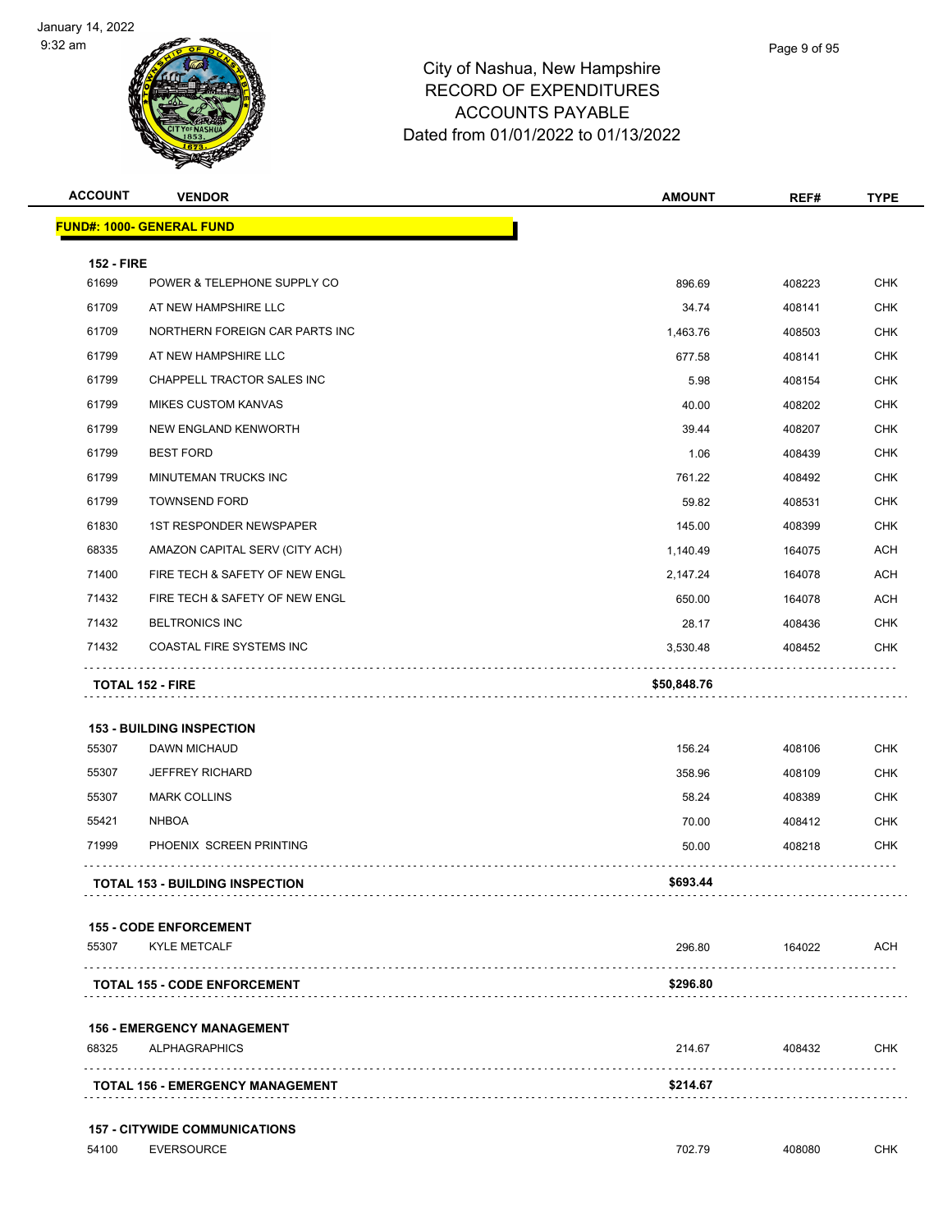# City of Nashua, New Hampshire
## RECORD OF EXPENDITURES
## ACCOUNTS PAYABLE
## Dated from 01/01/2022 to 01/13/2022

| ACCOUNT | VENDOR | AMOUNT | REF# | TYPE |
|---|---|---|---|---|
| **FUND#: 1000- GENERAL FUND** | | | | |
| **152 - FIRE** | | | | |
| 61699 | POWER & TELEPHONE SUPPLY CO | 896.69 | 408223 | CHK |
| 61709 | AT NEW HAMPSHIRE LLC | 34.74 | 408141 | CHK |
| 61709 | NORTHERN FOREIGN CAR PARTS INC | 1,463.76 | 408503 | CHK |
| 61799 | AT NEW HAMPSHIRE LLC | 677.58 | 408141 | CHK |
| 61799 | CHAPPELL TRACTOR SALES INC | 5.98 | 408154 | CHK |
| 61799 | MIKES CUSTOM KANVAS | 40.00 | 408202 | CHK |
| 61799 | NEW ENGLAND KENWORTH | 39.44 | 408207 | CHK |
| 61799 | BEST FORD | 1.06 | 408439 | CHK |
| 61799 | MINUTEMAN TRUCKS INC | 761.22 | 408492 | CHK |
| 61799 | TOWNSEND FORD | 59.82 | 408531 | CHK |
| 61830 | 1ST RESPONDER NEWSPAPER | 145.00 | 408399 | CHK |
| 68335 | AMAZON CAPITAL SERV (CITY ACH) | 1,140.49 | 164075 | ACH |
| 71400 | FIRE TECH & SAFETY OF NEW ENGL | 2,147.24 | 164078 | ACH |
| 71432 | FIRE TECH & SAFETY OF NEW ENGL | 650.00 | 164078 | ACH |
| 71432 | BELTRONICS INC | 28.17 | 408436 | CHK |
| 71432 | COASTAL FIRE SYSTEMS INC | 3,530.48 | 408452 | CHK |
| | **TOTAL 152 - FIRE** | **$50,848.76** | | |
| **153 - BUILDING INSPECTION** | | | | |
| 55307 | DAWN MICHAUD | 156.24 | 408106 | CHK |
| 55307 | JEFFREY RICHARD | 358.96 | 408109 | CHK |
| 55307 | MARK COLLINS | 58.24 | 408389 | CHK |
| 55421 | NHBOA | 70.00 | 408412 | CHK |
| 71999 | PHOENIX SCREEN PRINTING | 50.00 | 408218 | CHK |
| | **TOTAL 153 - BUILDING INSPECTION** | **$693.44** | | |
| **155 - CODE ENFORCEMENT** | | | | |
| 55307 | KYLE METCALF | 296.80 | 164022 | ACH |
| | **TOTAL 155 - CODE ENFORCEMENT** | **$296.80** | | |
| **156 - EMERGENCY MANAGEMENT** | | | | |
| 68325 | ALPHAGRAPHICS | 214.67 | 408432 | CHK |
| | **TOTAL 156 - EMERGENCY MANAGEMENT** | **$214.67** | | |
| **157 - CITYWIDE COMMUNICATIONS** | | | | |
| 54100 | EVERSOURCE | 702.79 | 408080 | CHK |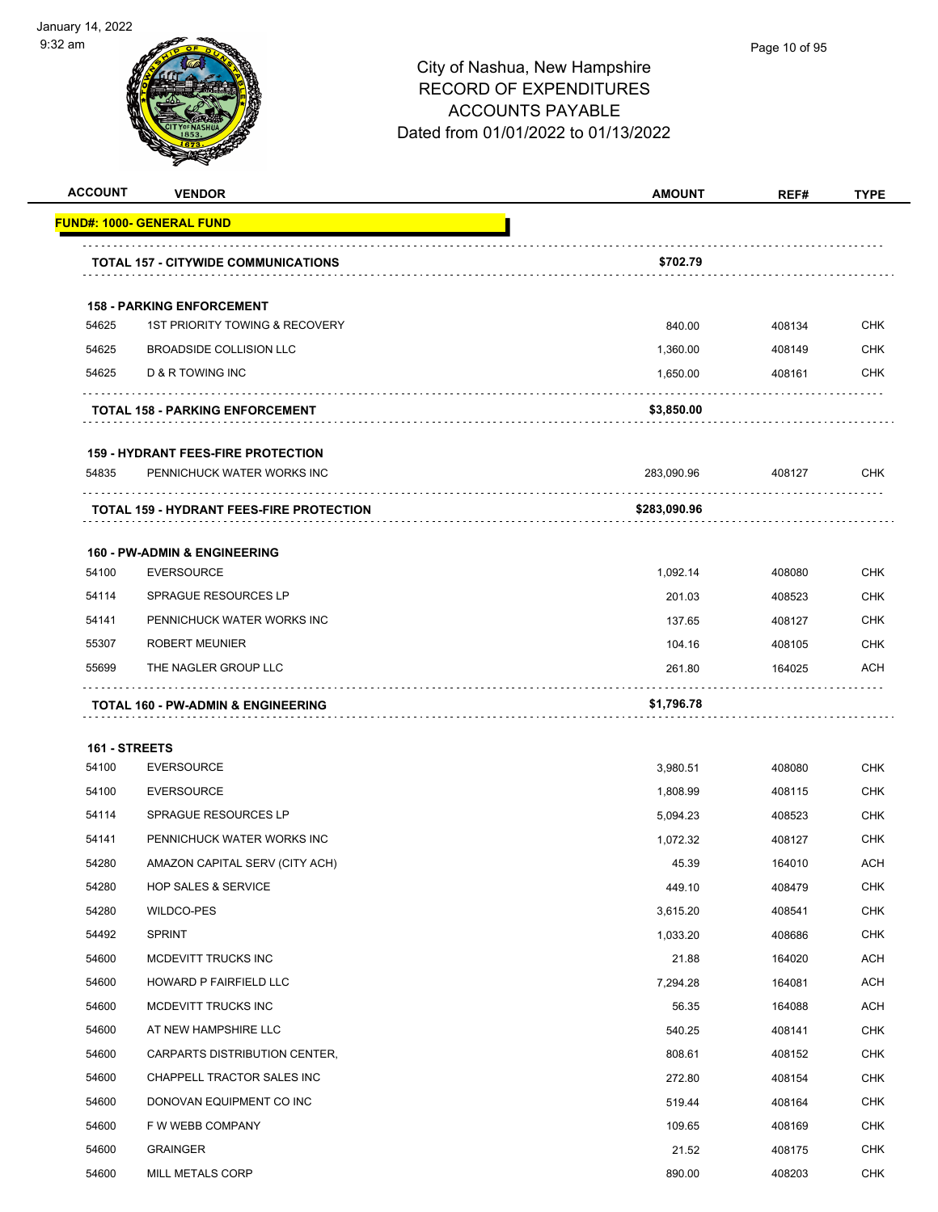# City of Nashua, New Hampshire
## RECORD OF EXPENDITURES
## ACCOUNTS PAYABLE
## Dated from 01/01/2022 to 01/13/2022

| ACCOUNT | VENDOR | AMOUNT | REF# | TYPE |
|---|---|---|---|---|
| **FUND#: 1000- GENERAL FUND** | | | | |
| | **TOTAL 157 - CITYWIDE COMMUNICATIONS** | **$702.79** | | |
| **158 - PARKING ENFORCEMENT** | | | | |
| 54625 | 1ST PRIORITY TOWING & RECOVERY | 840.00 | 408134 | CHK |
| 54625 | BROADSIDE COLLISION LLC | 1,360.00 | 408149 | CHK |
| 54625 | D & R TOWING INC | 1,650.00 | 408161 | CHK |
| | **TOTAL 158 - PARKING ENFORCEMENT** | **$3,850.00** | | |
| **159 - HYDRANT FEES-FIRE PROTECTION** | | | | |
| 54835 | PENNICHUCK WATER WORKS INC | 283,090.96 | 408127 | CHK |
| | **TOTAL 159 - HYDRANT FEES-FIRE PROTECTION** | **$283,090.96** | | |
| **160 - PW-ADMIN & ENGINEERING** | | | | |
| 54100 | EVERSOURCE | 1,092.14 | 408080 | CHK |
| 54114 | SPRAGUE RESOURCES LP | 201.03 | 408523 | CHK |
| 54141 | PENNICHUCK WATER WORKS INC | 137.65 | 408127 | CHK |
| 55307 | ROBERT MEUNIER | 104.16 | 408105 | CHK |
| 55699 | THE NAGLER GROUP LLC | 261.80 | 164025 | ACH |
| | **TOTAL 160 - PW-ADMIN & ENGINEERING** | **$1,796.78** | | |
| **161 - STREETS** | | | | |
| 54100 | EVERSOURCE | 3,980.51 | 408080 | CHK |
| 54100 | EVERSOURCE | 1,808.99 | 408115 | CHK |
| 54114 | SPRAGUE RESOURCES LP | 5,094.23 | 408523 | CHK |
| 54141 | PENNICHUCK WATER WORKS INC | 1,072.32 | 408127 | CHK |
| 54280 | AMAZON CAPITAL SERV (CITY ACH) | 45.39 | 164010 | ACH |
| 54280 | HOP SALES & SERVICE | 449.10 | 408479 | CHK |
| 54280 | WILDCO-PES | 3,615.20 | 408541 | CHK |
| 54492 | SPRINT | 1,033.20 | 408686 | CHK |
| 54600 | MCDEVITT TRUCKS INC | 21.88 | 164020 | ACH |
| 54600 | HOWARD P FAIRFIELD LLC | 7,294.28 | 164081 | ACH |
| 54600 | MCDEVITT TRUCKS INC | 56.35 | 164088 | ACH |
| 54600 | AT NEW HAMPSHIRE LLC | 540.25 | 408141 | CHK |
| 54600 | CARPARTS DISTRIBUTION CENTER, | 808.61 | 408152 | CHK |
| 54600 | CHAPPELL TRACTOR SALES INC | 272.80 | 408154 | CHK |
| 54600 | DONOVAN EQUIPMENT CO INC | 519.44 | 408164 | CHK |
| 54600 | F W WEBB COMPANY | 109.65 | 408169 | CHK |
| 54600 | GRAINGER | 21.52 | 408175 | CHK |
| 54600 | MILL METALS CORP | 890.00 | 408203 | CHK |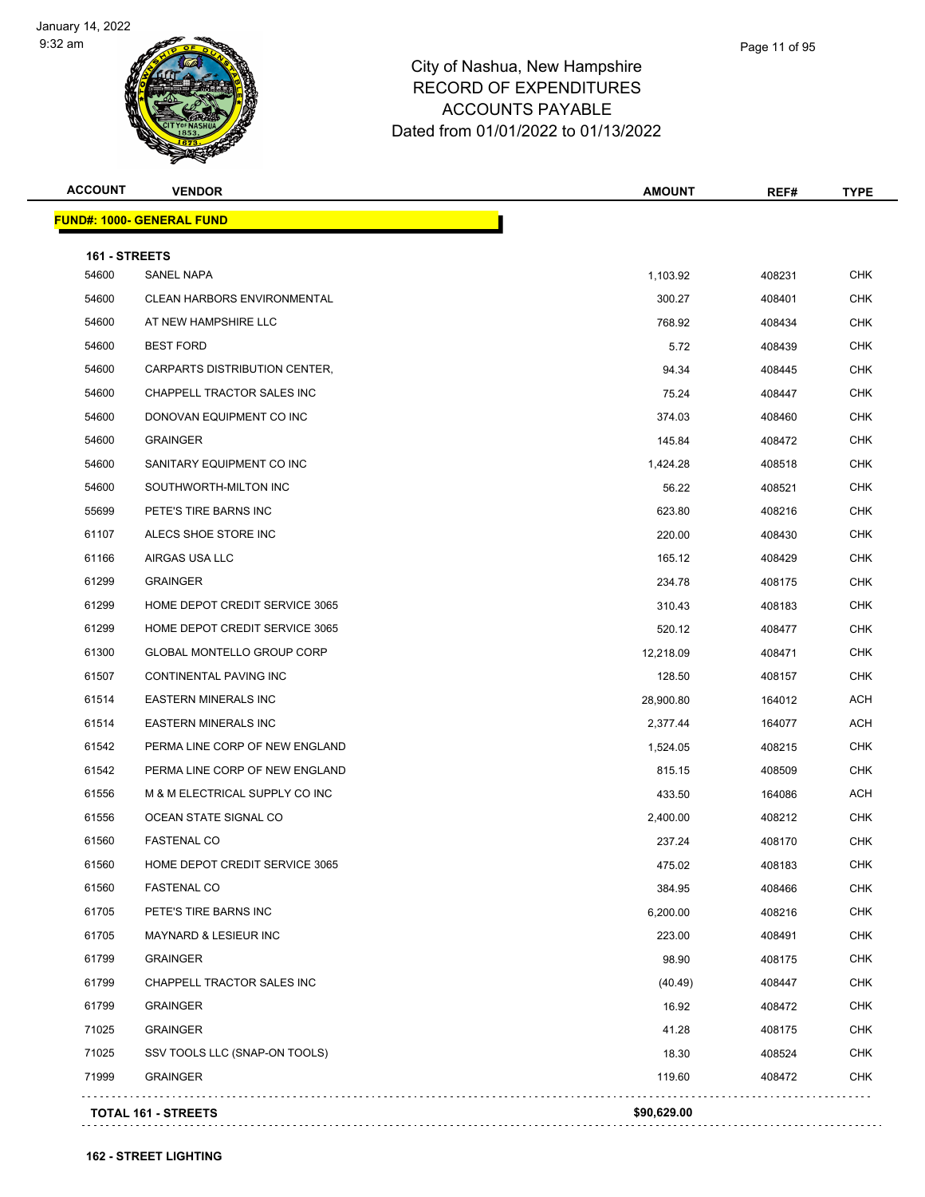# City of Nashua, New Hampshire
## RECORD OF EXPENDITURES
## ACCOUNTS PAYABLE
### Dated from 01/01/2022 to 01/13/2022

| ACCOUNT | VENDOR | AMOUNT | REF# | TYPE |
|---|---|---|---|---|
| **FUND#: 1000- GENERAL FUND** | | | | |
| **161 - STREETS** | | | | |
| 54600 | SANEL NAPA | 1,103.92 | 408231 | CHK |
| 54600 | CLEAN HARBORS ENVIRONMENTAL | 300.27 | 408401 | CHK |
| 54600 | AT NEW HAMPSHIRE LLC | 768.92 | 408434 | CHK |
| 54600 | BEST FORD | 5.72 | 408439 | CHK |
| 54600 | CARPARTS DISTRIBUTION CENTER, | 94.34 | 408445 | CHK |
| 54600 | CHAPPELL TRACTOR SALES INC | 75.24 | 408447 | CHK |
| 54600 | DONOVAN EQUIPMENT CO INC | 374.03 | 408460 | CHK |
| 54600 | GRAINGER | 145.84 | 408472 | CHK |
| 54600 | SANITARY EQUIPMENT CO INC | 1,424.28 | 408518 | CHK |
| 54600 | SOUTHWORTH-MILTON INC | 56.22 | 408521 | CHK |
| 55699 | PETE'S TIRE BARNS INC | 623.80 | 408216 | CHK |
| 61107 | ALECS SHOE STORE INC | 220.00 | 408430 | CHK |
| 61166 | AIRGAS USA LLC | 165.12 | 408429 | CHK |
| 61299 | GRAINGER | 234.78 | 408175 | CHK |
| 61299 | HOME DEPOT CREDIT SERVICE 3065 | 310.43 | 408183 | CHK |
| 61299 | HOME DEPOT CREDIT SERVICE 3065 | 520.12 | 408477 | CHK |
| 61300 | GLOBAL MONTELLO GROUP CORP | 12,218.09 | 408471 | CHK |
| 61507 | CONTINENTAL PAVING INC | 128.50 | 408157 | CHK |
| 61514 | EASTERN MINERALS INC | 28,900.80 | 164012 | ACH |
| 61514 | EASTERN MINERALS INC | 2,377.44 | 164077 | ACH |
| 61542 | PERMA LINE CORP OF NEW ENGLAND | 1,524.05 | 408215 | CHK |
| 61542 | PERMA LINE CORP OF NEW ENGLAND | 815.15 | 408509 | CHK |
| 61556 | M & M ELECTRICAL SUPPLY CO INC | 433.50 | 164086 | ACH |
| 61556 | OCEAN STATE SIGNAL CO | 2,400.00 | 408212 | CHK |
| 61560 | FASTENAL CO | 237.24 | 408170 | CHK |
| 61560 | HOME DEPOT CREDIT SERVICE 3065 | 475.02 | 408183 | CHK |
| 61560 | FASTENAL CO | 384.95 | 408466 | CHK |
| 61705 | PETE'S TIRE BARNS INC | 6,200.00 | 408216 | CHK |
| 61705 | MAYNARD & LESIEUR INC | 223.00 | 408491 | CHK |
| 61799 | GRAINGER | 98.90 | 408175 | CHK |
| 61799 | CHAPPELL TRACTOR SALES INC | (40.49) | 408447 | CHK |
| 61799 | GRAINGER | 16.92 | 408472 | CHK |
| 71025 | GRAINGER | 41.28 | 408175 | CHK |
| 71025 | SSV TOOLS LLC (SNAP-ON TOOLS) | 18.30 | 408524 | CHK |
| 71999 | GRAINGER | 119.60 | 408472 | CHK |
| **TOTAL 161 - STREETS** | | **$90,629.00** | | |

**162 - STREET LIGHTING**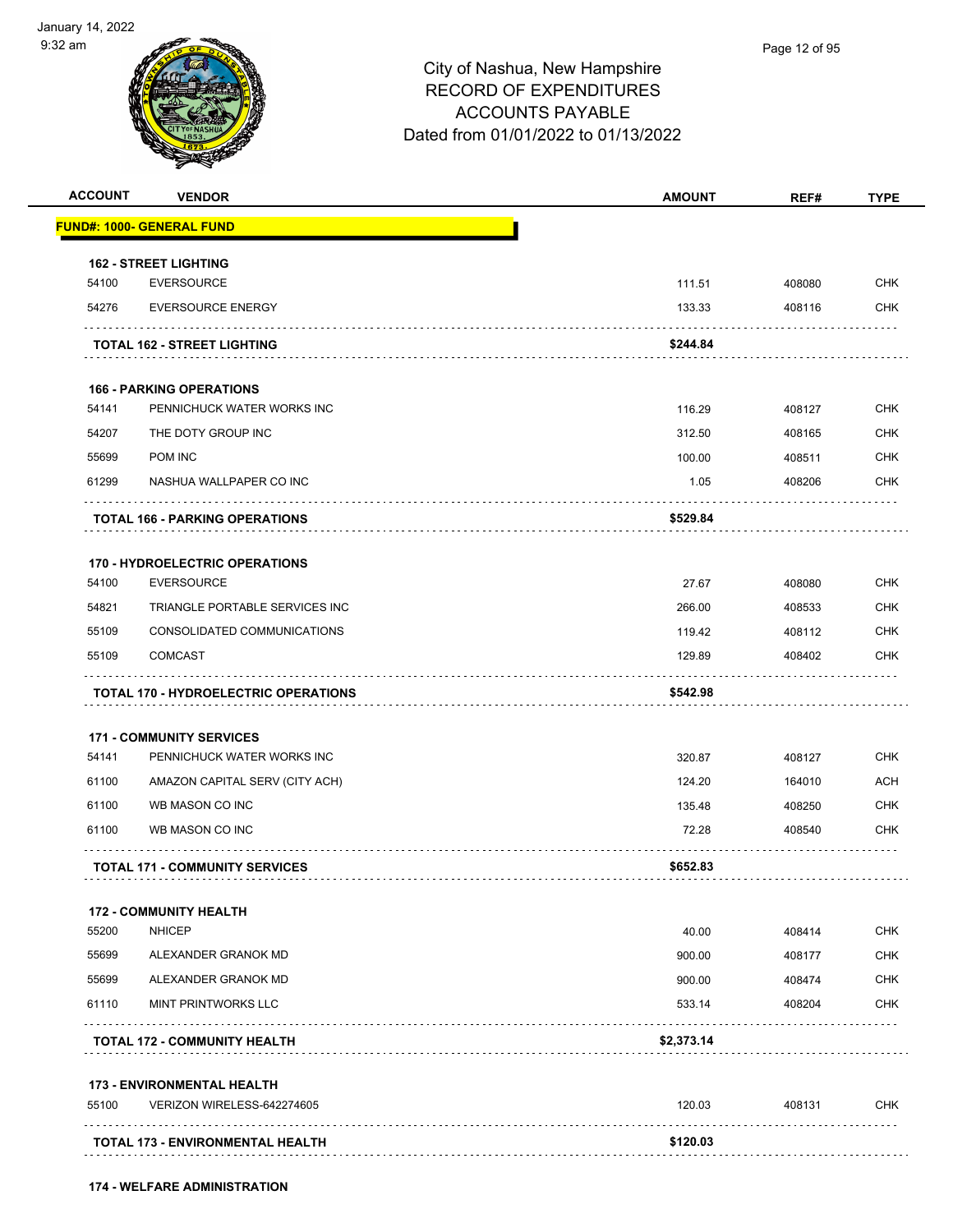City of Nashua, New Hampshire
RECORD OF EXPENDITURES
ACCOUNTS PAYABLE
Dated from 01/01/2022 to 01/13/2022

| ACCOUNT | VENDOR | AMOUNT | REF# | TYPE |
|---|---|---|---|---|
| **FUND#: 1000- GENERAL FUND** | | | | |
| **162 - STREET LIGHTING** | | | | |
| 54100 | EVERSOURCE | 111.51 | 408080 | CHK |
| 54276 | EVERSOURCE ENERGY | 133.33 | 408116 | CHK |
| | **TOTAL 162 - STREET LIGHTING** | **$244.84** | | |
| **166 - PARKING OPERATIONS** | | | | |
| 54141 | PENNICHUCK WATER WORKS INC | 116.29 | 408127 | CHK |
| 54207 | THE DOTY GROUP INC | 312.50 | 408165 | CHK |
| 55699 | POM INC | 100.00 | 408511 | CHK |
| 61299 | NASHUA WALLPAPER CO INC | 1.05 | 408206 | CHK |
| | **TOTAL 166 - PARKING OPERATIONS** | **$529.84** | | |
| **170 - HYDROELECTRIC OPERATIONS** | | | | |
| 54100 | EVERSOURCE | 27.67 | 408080 | CHK |
| 54821 | TRIANGLE PORTABLE SERVICES INC | 266.00 | 408533 | CHK |
| 55109 | CONSOLIDATED COMMUNICATIONS | 119.42 | 408112 | CHK |
| 55109 | COMCAST | 129.89 | 408402 | CHK |
| | **TOTAL 170 - HYDROELECTRIC OPERATIONS** | **$542.98** | | |
| **171 - COMMUNITY SERVICES** | | | | |
| 54141 | PENNICHUCK WATER WORKS INC | 320.87 | 408127 | CHK |
| 61100 | AMAZON CAPITAL SERV (CITY ACH) | 124.20 | 164010 | ACH |
| 61100 | WB MASON CO INC | 135.48 | 408250 | CHK |
| 61100 | WB MASON CO INC | 72.28 | 408540 | CHK |
| | **TOTAL 171 - COMMUNITY SERVICES** | **$652.83** | | |
| **172 - COMMUNITY HEALTH** | | | | |
| 55200 | NHICEP | 40.00 | 408414 | CHK |
| 55699 | ALEXANDER GRANOK MD | 900.00 | 408177 | CHK |
| 55699 | ALEXANDER GRANOK MD | 900.00 | 408474 | CHK |
| 61110 | MINT PRINTWORKS LLC | 533.14 | 408204 | CHK |
| | **TOTAL 172 - COMMUNITY HEALTH** | **$2,373.14** | | |
| **173 - ENVIRONMENTAL HEALTH** | | | | |
| 55100 | VERIZON WIRELESS-642274605 | 120.03 | 408131 | CHK |
| | **TOTAL 173 - ENVIRONMENTAL HEALTH** | **$120.03** | | |
| **174 - WELFARE ADMINISTRATION** | | | | |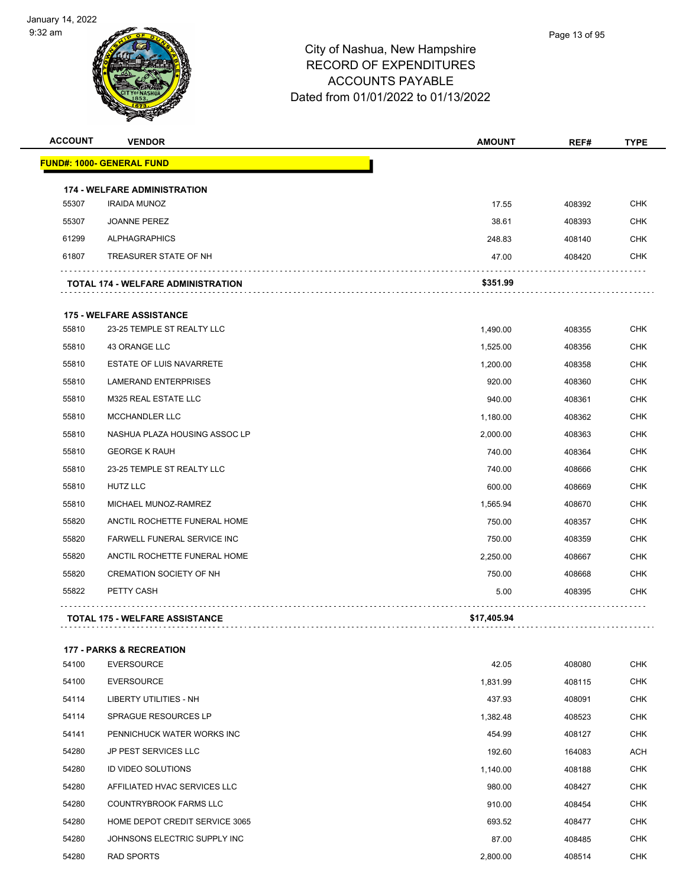January 14, 2022
9:32 am

# City of Nashua, New Hampshire
## RECORD OF EXPENDITURES
## ACCOUNTS PAYABLE
## Dated from 01/01/2022 to 01/13/2022

| ACCOUNT | VENDOR | AMOUNT | REF# | TYPE |
|---|---|---|---|---|
| **FUND#: 1000- GENERAL FUND** | | | | |
| **174 - WELFARE ADMINISTRATION** | | | | |
| 55307 | IRAIDA MUNOZ | 17.55 | 408392 | CHK |
| 55307 | JOANNE PEREZ | 38.61 | 408393 | CHK |
| 61299 | ALPHAGRAPHICS | 248.83 | 408140 | CHK |
| 61807 | TREASURER STATE OF NH | 47.00 | 408420 | CHK |
| **TOTAL 174 - WELFARE ADMINISTRATION** | | **$351.99** | | |
| **175 - WELFARE ASSISTANCE** | | | | |
| 55810 | 23-25 TEMPLE ST REALTY LLC | 1,490.00 | 408355 | CHK |
| 55810 | 43 ORANGE LLC | 1,525.00 | 408356 | CHK |
| 55810 | ESTATE OF LUIS NAVARRETE | 1,200.00 | 408358 | CHK |
| 55810 | LAMERAND ENTERPRISES | 920.00 | 408360 | CHK |
| 55810 | M325 REAL ESTATE LLC | 940.00 | 408361 | CHK |
| 55810 | MCCHANDLER LLC | 1,180.00 | 408362 | CHK |
| 55810 | NASHUA PLAZA HOUSING ASSOC LP | 2,000.00 | 408363 | CHK |
| 55810 | GEORGE K RAUH | 740.00 | 408364 | CHK |
| 55810 | 23-25 TEMPLE ST REALTY LLC | 740.00 | 408666 | CHK |
| 55810 | HUTZ LLC | 600.00 | 408669 | CHK |
| 55810 | MICHAEL MUNOZ-RAMREZ | 1,565.94 | 408670 | CHK |
| 55820 | ANCTIL ROCHETTE FUNERAL HOME | 750.00 | 408357 | CHK |
| 55820 | FARWELL FUNERAL SERVICE INC | 750.00 | 408359 | CHK |
| 55820 | ANCTIL ROCHETTE FUNERAL HOME | 2,250.00 | 408667 | CHK |
| 55820 | CREMATION SOCIETY OF NH | 750.00 | 408668 | CHK |
| 55822 | PETTY CASH | 5.00 | 408395 | CHK |
| **TOTAL 175 - WELFARE ASSISTANCE** | | **$17,405.94** | | |
| **177 - PARKS & RECREATION** | | | | |
| 54100 | EVERSOURCE | 42.05 | 408080 | CHK |
| 54100 | EVERSOURCE | 1,831.99 | 408115 | CHK |
| 54114 | LIBERTY UTILITIES - NH | 437.93 | 408091 | CHK |
| 54114 | SPRAGUE RESOURCES LP | 1,382.48 | 408523 | CHK |
| 54141 | PENNICHUCK WATER WORKS INC | 454.99 | 408127 | CHK |
| 54280 | JP PEST SERVICES LLC | 192.60 | 164083 | ACH |
| 54280 | ID VIDEO SOLUTIONS | 1,140.00 | 408188 | CHK |
| 54280 | AFFILIATED HVAC SERVICES LLC | 980.00 | 408427 | CHK |
| 54280 | COUNTRYBROOK FARMS LLC | 910.00 | 408454 | CHK |
| 54280 | HOME DEPOT CREDIT SERVICE 3065 | 693.52 | 408477 | CHK |
| 54280 | JOHNSONS ELECTRIC SUPPLY INC | 87.00 | 408485 | CHK |
| 54280 | RAD SPORTS | 2,800.00 | 408514 | CHK |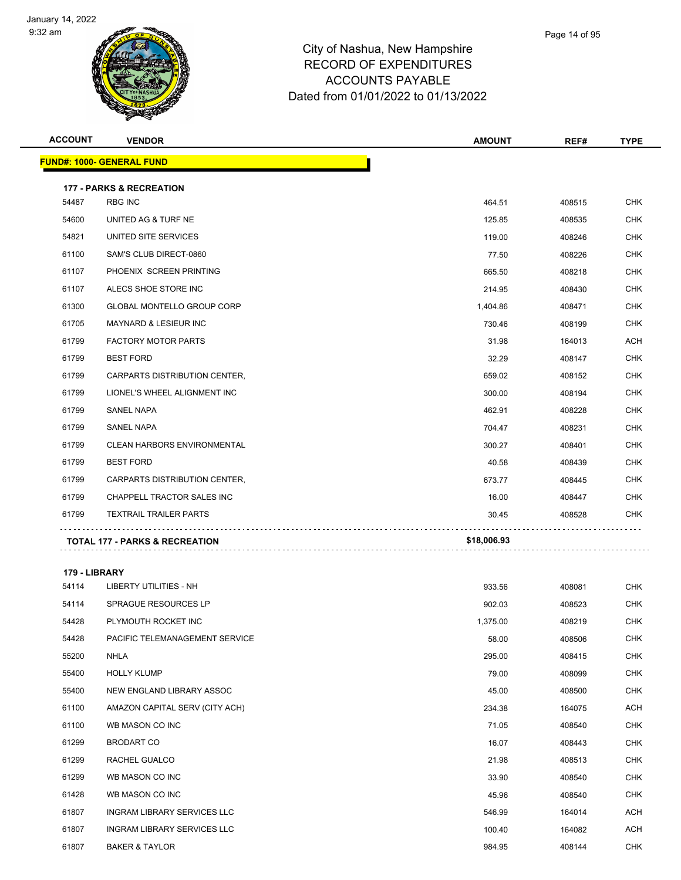City of Nashua, New Hampshire
RECORD OF EXPENDITURES
ACCOUNTS PAYABLE
Dated from 01/01/2022 to 01/13/2022

| ACCOUNT | VENDOR | AMOUNT | REF# | TYPE |
|---|---|---|---|---|
| **FUND#: 1000- GENERAL FUND** | | | | |
| **177 - PARKS & RECREATION** | | | | |
| 54487 | RBG INC | 464.51 | 408515 | CHK |
| 54600 | UNITED AG & TURF NE | 125.85 | 408535 | CHK |
| 54821 | UNITED SITE SERVICES | 119.00 | 408246 | CHK |
| 61100 | SAM'S CLUB DIRECT-0860 | 77.50 | 408226 | CHK |
| 61107 | PHOENIX SCREEN PRINTING | 665.50 | 408218 | CHK |
| 61107 | ALECS SHOE STORE INC | 214.95 | 408430 | CHK |
| 61300 | GLOBAL MONTELLO GROUP CORP | 1,404.86 | 408471 | CHK |
| 61705 | MAYNARD & LESIEUR INC | 730.46 | 408199 | CHK |
| 61799 | FACTORY MOTOR PARTS | 31.98 | 164013 | ACH |
| 61799 | BEST FORD | 32.29 | 408147 | CHK |
| 61799 | CARPARTS DISTRIBUTION CENTER, | 659.02 | 408152 | CHK |
| 61799 | LIONEL'S WHEEL ALIGNMENT INC | 300.00 | 408194 | CHK |
| 61799 | SANEL NAPA | 462.91 | 408228 | CHK |
| 61799 | SANEL NAPA | 704.47 | 408231 | CHK |
| 61799 | CLEAN HARBORS ENVIRONMENTAL | 300.27 | 408401 | CHK |
| 61799 | BEST FORD | 40.58 | 408439 | CHK |
| 61799 | CARPARTS DISTRIBUTION CENTER, | 673.77 | 408445 | CHK |
| 61799 | CHAPPELL TRACTOR SALES INC | 16.00 | 408447 | CHK |
| 61799 | TEXTRAIL TRAILER PARTS | 30.45 | 408528 | CHK |
| **TOTAL 177 - PARKS & RECREATION** | | **$18,006.93** | | |
| **179 - LIBRARY** | | | | |
| 54114 | LIBERTY UTILITIES - NH | 933.56 | 408081 | CHK |
| 54114 | SPRAGUE RESOURCES LP | 902.03 | 408523 | CHK |
| 54428 | PLYMOUTH ROCKET INC | 1,375.00 | 408219 | CHK |
| 54428 | PACIFIC TELEMANAGEMENT SERVICE | 58.00 | 408506 | CHK |
| 55200 | NHLA | 295.00 | 408415 | CHK |
| 55400 | HOLLY KLUMP | 79.00 | 408099 | CHK |
| 55400 | NEW ENGLAND LIBRARY ASSOC | 45.00 | 408500 | CHK |
| 61100 | AMAZON CAPITAL SERV (CITY ACH) | 234.38 | 164075 | ACH |
| 61100 | WB MASON CO INC | 71.05 | 408540 | CHK |
| 61299 | BRODART CO | 16.07 | 408443 | CHK |
| 61299 | RACHEL GUALCO | 21.98 | 408513 | CHK |
| 61299 | WB MASON CO INC | 33.90 | 408540 | CHK |
| 61428 | WB MASON CO INC | 45.96 | 408540 | CHK |
| 61807 | INGRAM LIBRARY SERVICES LLC | 546.99 | 164014 | ACH |
| 61807 | INGRAM LIBRARY SERVICES LLC | 100.40 | 164082 | ACH |
| 61807 | BAKER & TAYLOR | 984.95 | 408144 | CHK |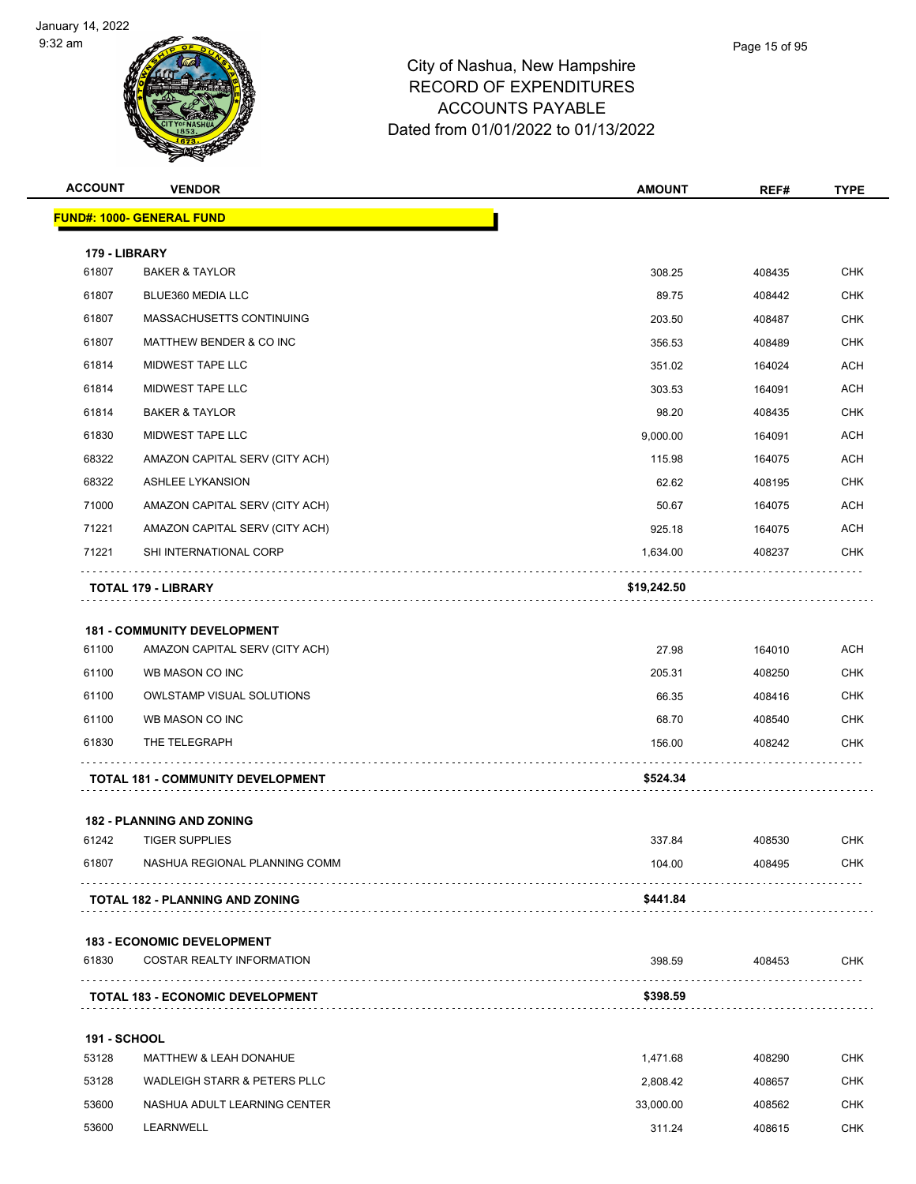City of Nashua, New Hampshire
RECORD OF EXPENDITURES
ACCOUNTS PAYABLE
Dated from 01/01/2022 to 01/13/2022

| ACCOUNT | VENDOR | AMOUNT | REF# | TYPE |
|---|---|---|---|---|
| **FUND#: 1000- GENERAL FUND** | | | | |
| **179 - LIBRARY** | | | | |
| 61807 | BAKER & TAYLOR | 308.25 | 408435 | CHK |
| 61807 | BLUE360 MEDIA LLC | 89.75 | 408442 | CHK |
| 61807 | MASSACHUSETTS CONTINUING | 203.50 | 408487 | CHK |
| 61807 | MATTHEW BENDER & CO INC | 356.53 | 408489 | CHK |
| 61814 | MIDWEST TAPE LLC | 351.02 | 164024 | ACH |
| 61814 | MIDWEST TAPE LLC | 303.53 | 164091 | ACH |
| 61814 | BAKER & TAYLOR | 98.20 | 408435 | CHK |
| 61830 | MIDWEST TAPE LLC | 9,000.00 | 164091 | ACH |
| 68322 | AMAZON CAPITAL SERV (CITY ACH) | 115.98 | 164075 | ACH |
| 68322 | ASHLEE LYKANSION | 62.62 | 408195 | CHK |
| 71000 | AMAZON CAPITAL SERV (CITY ACH) | 50.67 | 164075 | ACH |
| 71221 | AMAZON CAPITAL SERV (CITY ACH) | 925.18 | 164075 | ACH |
| 71221 | SHI INTERNATIONAL CORP | 1,634.00 | 408237 | CHK |
| | **TOTAL 179 - LIBRARY** | **$19,242.50** | | |
| **181 - COMMUNITY DEVELOPMENT** | | | | |
| 61100 | AMAZON CAPITAL SERV (CITY ACH) | 27.98 | 164010 | ACH |
| 61100 | WB MASON CO INC | 205.31 | 408250 | CHK |
| 61100 | OWLSTAMP VISUAL SOLUTIONS | 66.35 | 408416 | CHK |
| 61100 | WB MASON CO INC | 68.70 | 408540 | CHK |
| 61830 | THE TELEGRAPH | 156.00 | 408242 | CHK |
| | **TOTAL 181 - COMMUNITY DEVELOPMENT** | **$524.34** | | |
| **182 - PLANNING AND ZONING** | | | | |
| 61242 | TIGER SUPPLIES | 337.84 | 408530 | CHK |
| 61807 | NASHUA REGIONAL PLANNING COMM | 104.00 | 408495 | CHK |
| | **TOTAL 182 - PLANNING AND ZONING** | **$441.84** | | |
| **183 - ECONOMIC DEVELOPMENT** | | | | |
| 61830 | COSTAR REALTY INFORMATION | 398.59 | 408453 | CHK |
| | **TOTAL 183 - ECONOMIC DEVELOPMENT** | **$398.59** | | |
| **191 - SCHOOL** | | | | |
| 53128 | MATTHEW & LEAH DONAHUE | 1,471.68 | 408290 | CHK |
| 53128 | WADLEIGH STARR & PETERS PLLC | 2,808.42 | 408657 | CHK |
| 53600 | NASHUA ADULT LEARNING CENTER | 33,000.00 | 408562 | CHK |
| 53600 | LEARNWELL | 311.24 | 408615 | CHK |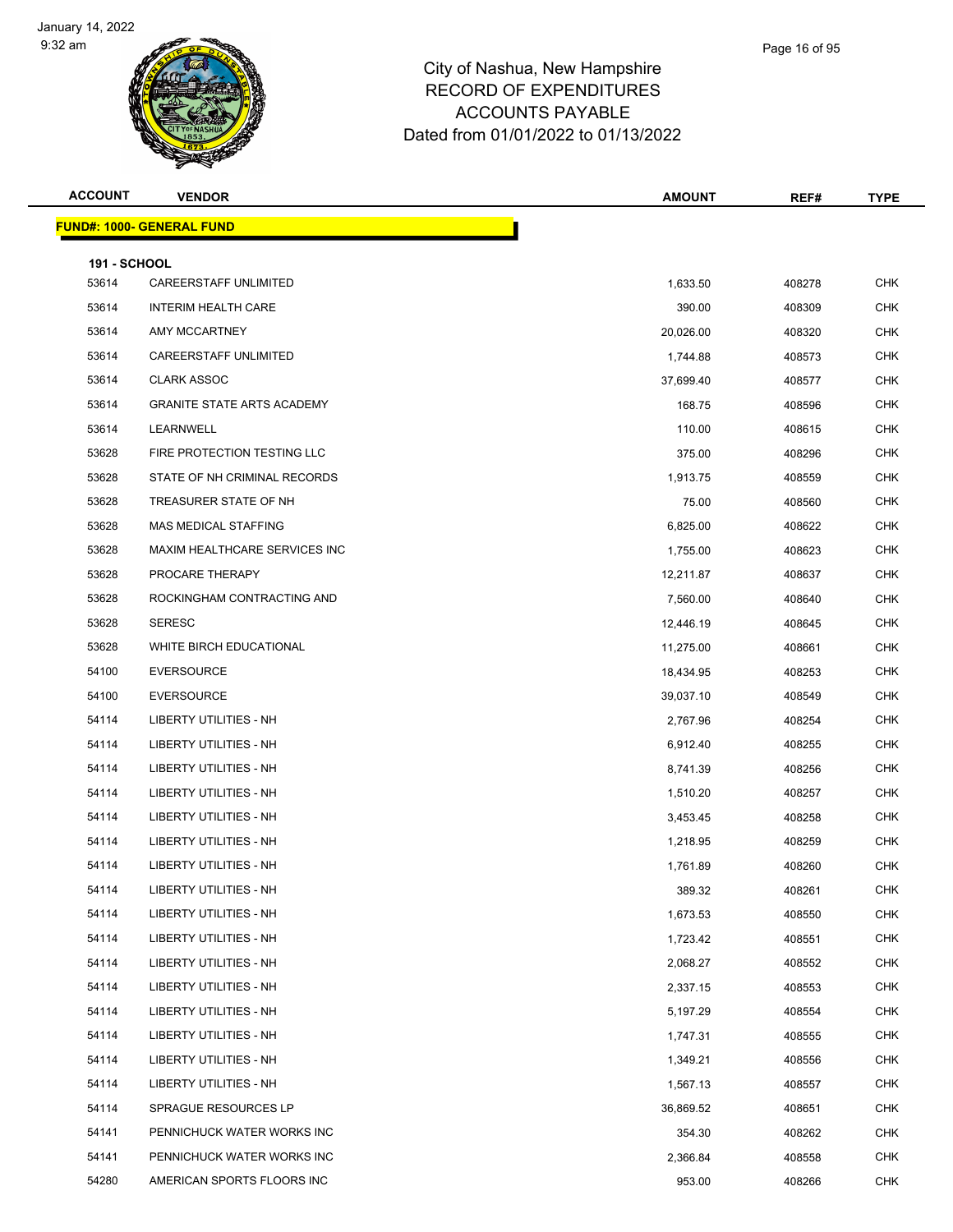# City of Nashua, New Hampshire
## RECORD OF EXPENDITURES
## ACCOUNTS PAYABLE
## Dated from 01/01/2022 to 01/13/2022

| ACCOUNT | VENDOR | AMOUNT | REF# | TYPE |
|---|---|---|---|---|
| **FUND#: 1000- GENERAL FUND** | | | | |
| **191 - SCHOOL** | | | | |
| 53614 | CAREERSTAFF UNLIMITED | 1,633.50 | 408278 | CHK |
| 53614 | INTERIM HEALTH CARE | 390.00 | 408309 | CHK |
| 53614 | AMY MCCARTNEY | 20,026.00 | 408320 | CHK |
| 53614 | CAREERSTAFF UNLIMITED | 1,744.88 | 408573 | CHK |
| 53614 | CLARK ASSOC | 37,699.40 | 408577 | CHK |
| 53614 | GRANITE STATE ARTS ACADEMY | 168.75 | 408596 | CHK |
| 53614 | LEARNWELL | 110.00 | 408615 | CHK |
| 53628 | FIRE PROTECTION TESTING LLC | 375.00 | 408296 | CHK |
| 53628 | STATE OF NH CRIMINAL RECORDS | 1,913.75 | 408559 | CHK |
| 53628 | TREASURER STATE OF NH | 75.00 | 408560 | CHK |
| 53628 | MAS MEDICAL STAFFING | 6,825.00 | 408622 | CHK |
| 53628 | MAXIM HEALTHCARE SERVICES INC | 1,755.00 | 408623 | CHK |
| 53628 | PROCARE THERAPY | 12,211.87 | 408637 | CHK |
| 53628 | ROCKINGHAM CONTRACTING AND | 7,560.00 | 408640 | CHK |
| 53628 | SERESC | 12,446.19 | 408645 | CHK |
| 53628 | WHITE BIRCH EDUCATIONAL | 11,275.00 | 408661 | CHK |
| 54100 | EVERSOURCE | 18,434.95 | 408253 | CHK |
| 54100 | EVERSOURCE | 39,037.10 | 408549 | CHK |
| 54114 | LIBERTY UTILITIES - NH | 2,767.96 | 408254 | CHK |
| 54114 | LIBERTY UTILITIES - NH | 6,912.40 | 408255 | CHK |
| 54114 | LIBERTY UTILITIES - NH | 8,741.39 | 408256 | CHK |
| 54114 | LIBERTY UTILITIES - NH | 1,510.20 | 408257 | CHK |
| 54114 | LIBERTY UTILITIES - NH | 3,453.45 | 408258 | CHK |
| 54114 | LIBERTY UTILITIES - NH | 1,218.95 | 408259 | CHK |
| 54114 | LIBERTY UTILITIES - NH | 1,761.89 | 408260 | CHK |
| 54114 | LIBERTY UTILITIES - NH | 389.32 | 408261 | CHK |
| 54114 | LIBERTY UTILITIES - NH | 1,673.53 | 408550 | CHK |
| 54114 | LIBERTY UTILITIES - NH | 1,723.42 | 408551 | CHK |
| 54114 | LIBERTY UTILITIES - NH | 2,068.27 | 408552 | CHK |
| 54114 | LIBERTY UTILITIES - NH | 2,337.15 | 408553 | CHK |
| 54114 | LIBERTY UTILITIES - NH | 5,197.29 | 408554 | CHK |
| 54114 | LIBERTY UTILITIES - NH | 1,747.31 | 408555 | CHK |
| 54114 | LIBERTY UTILITIES - NH | 1,349.21 | 408556 | CHK |
| 54114 | LIBERTY UTILITIES - NH | 1,567.13 | 408557 | CHK |
| 54114 | SPRAGUE RESOURCES LP | 36,869.52 | 408651 | CHK |
| 54141 | PENNICHUCK WATER WORKS INC | 354.30 | 408262 | CHK |
| 54141 | PENNICHUCK WATER WORKS INC | 2,366.84 | 408558 | CHK |
| 54280 | AMERICAN SPORTS FLOORS INC | 953.00 | 408266 | CHK |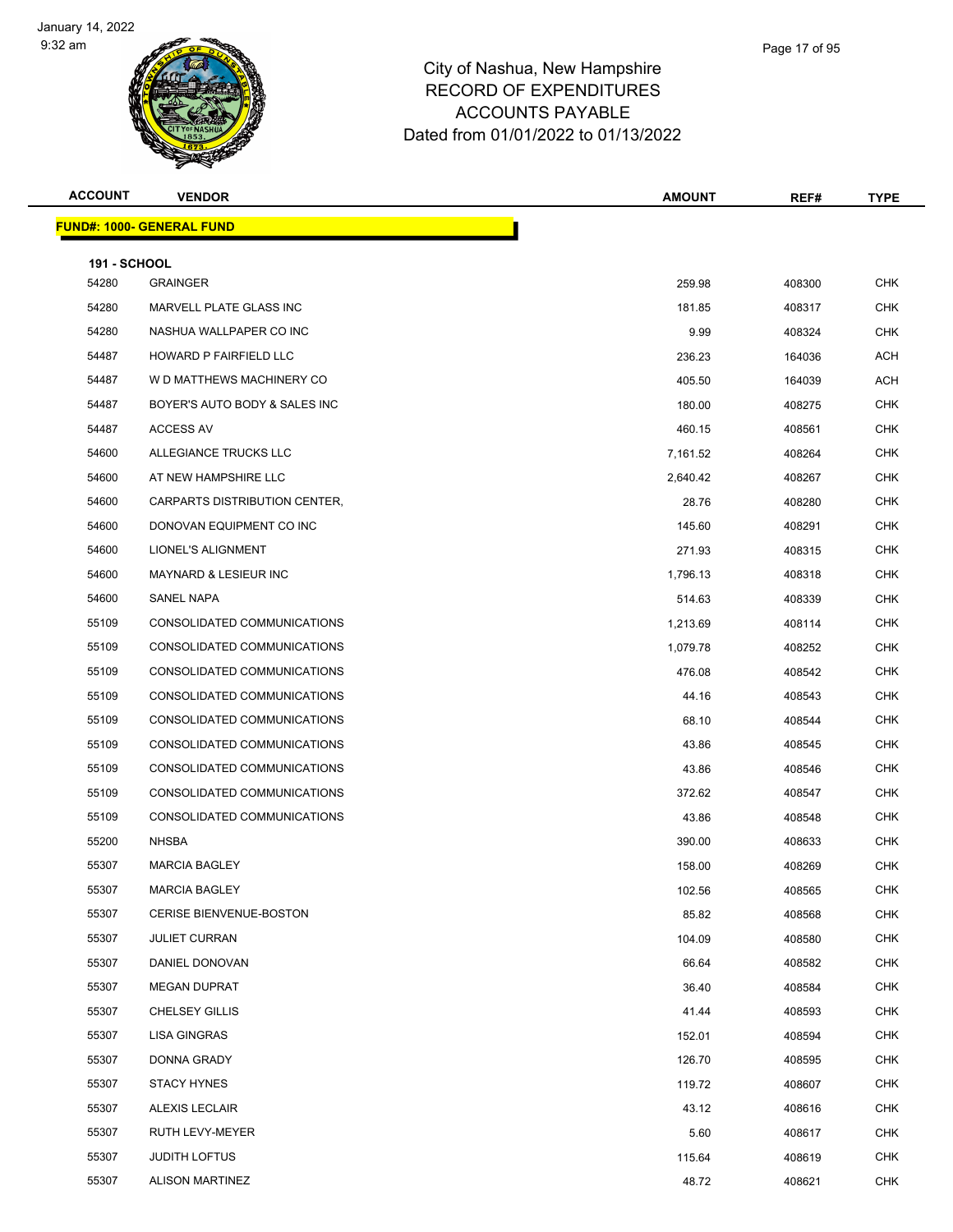# City of Nashua, New Hampshire
## RECORD OF EXPENDITURES
## ACCOUNTS PAYABLE
## Dated from 01/01/2022 to 01/13/2022

| ACCOUNT | VENDOR | AMOUNT | REF# | TYPE |
|---|---|---|---|---|
| **FUND#: 1000- GENERAL FUND** | | | | |
| **191 - SCHOOL** | | | | |
| 54280 | GRAINGER | 259.98 | 408300 | CHK |
| 54280 | MARVELL PLATE GLASS INC | 181.85 | 408317 | CHK |
| 54280 | NASHUA WALLPAPER CO INC | 9.99 | 408324 | CHK |
| 54487 | HOWARD P FAIRFIELD LLC | 236.23 | 164036 | ACH |
| 54487 | W D MATTHEWS MACHINERY CO | 405.50 | 164039 | ACH |
| 54487 | BOYER'S AUTO BODY & SALES INC | 180.00 | 408275 | CHK |
| 54487 | ACCESS AV | 460.15 | 408561 | CHK |
| 54600 | ALLEGIANCE TRUCKS LLC | 7,161.52 | 408264 | CHK |
| 54600 | AT NEW HAMPSHIRE LLC | 2,640.42 | 408267 | CHK |
| 54600 | CARPARTS DISTRIBUTION CENTER, | 28.76 | 408280 | CHK |
| 54600 | DONOVAN EQUIPMENT CO INC | 145.60 | 408291 | CHK |
| 54600 | LIONEL'S ALIGNMENT | 271.93 | 408315 | CHK |
| 54600 | MAYNARD & LESIEUR INC | 1,796.13 | 408318 | CHK |
| 54600 | SANEL NAPA | 514.63 | 408339 | CHK |
| 55109 | CONSOLIDATED COMMUNICATIONS | 1,213.69 | 408114 | CHK |
| 55109 | CONSOLIDATED COMMUNICATIONS | 1,079.78 | 408252 | CHK |
| 55109 | CONSOLIDATED COMMUNICATIONS | 476.08 | 408542 | CHK |
| 55109 | CONSOLIDATED COMMUNICATIONS | 44.16 | 408543 | CHK |
| 55109 | CONSOLIDATED COMMUNICATIONS | 68.10 | 408544 | CHK |
| 55109 | CONSOLIDATED COMMUNICATIONS | 43.86 | 408545 | CHK |
| 55109 | CONSOLIDATED COMMUNICATIONS | 43.86 | 408546 | CHK |
| 55109 | CONSOLIDATED COMMUNICATIONS | 372.62 | 408547 | CHK |
| 55109 | CONSOLIDATED COMMUNICATIONS | 43.86 | 408548 | CHK |
| 55200 | NHSBA | 390.00 | 408633 | CHK |
| 55307 | MARCIA BAGLEY | 158.00 | 408269 | CHK |
| 55307 | MARCIA BAGLEY | 102.56 | 408565 | CHK |
| 55307 | CERISE BIENVENUE-BOSTON | 85.82 | 408568 | CHK |
| 55307 | JULIET CURRAN | 104.09 | 408580 | CHK |
| 55307 | DANIEL DONOVAN | 66.64 | 408582 | CHK |
| 55307 | MEGAN DUPRAT | 36.40 | 408584 | CHK |
| 55307 | CHELSEY GILLIS | 41.44 | 408593 | CHK |
| 55307 | LISA GINGRAS | 152.01 | 408594 | CHK |
| 55307 | DONNA GRADY | 126.70 | 408595 | CHK |
| 55307 | STACY HYNES | 119.72 | 408607 | CHK |
| 55307 | ALEXIS LECLAIR | 43.12 | 408616 | CHK |
| 55307 | RUTH LEVY-MEYER | 5.60 | 408617 | CHK |
| 55307 | JUDITH LOFTUS | 115.64 | 408619 | CHK |
| 55307 | ALISON MARTINEZ | 48.72 | 408621 | CHK |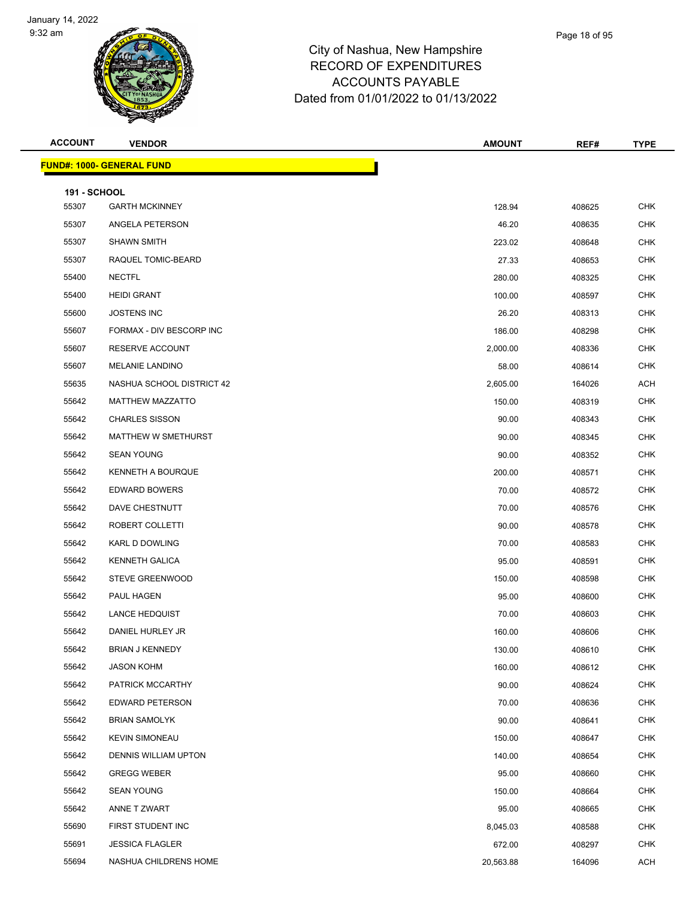# City of Nashua, New Hampshire
## RECORD OF EXPENDITURES
## ACCOUNTS PAYABLE
## Dated from 01/01/2022 to 01/13/2022

**FUND#: 1000- GENERAL FUND**

**191 - SCHOOL**

| ACCOUNT | VENDOR | AMOUNT | REF# | TYPE |
|---|---|---|---|---|
| 55307 | GARTH MCKINNEY | 128.94 | 408625 | CHK |
| 55307 | ANGELA PETERSON | 46.20 | 408635 | CHK |
| 55307 | SHAWN SMITH | 223.02 | 408648 | CHK |
| 55307 | RAQUEL TOMIC-BEARD | 27.33 | 408653 | CHK |
| 55400 | NECTFL | 280.00 | 408325 | CHK |
| 55400 | HEIDI GRANT | 100.00 | 408597 | CHK |
| 55600 | JOSTENS INC | 26.20 | 408313 | CHK |
| 55607 | FORMAX - DIV BESCORP INC | 186.00 | 408298 | CHK |
| 55607 | RESERVE ACCOUNT | 2,000.00 | 408336 | CHK |
| 55607 | MELANIE LANDINO | 58.00 | 408614 | CHK |
| 55635 | NASHUA SCHOOL DISTRICT 42 | 2,605.00 | 164026 | ACH |
| 55642 | MATTHEW MAZZATTO | 150.00 | 408319 | CHK |
| 55642 | CHARLES SISSON | 90.00 | 408343 | CHK |
| 55642 | MATTHEW W SMETHURST | 90.00 | 408345 | CHK |
| 55642 | SEAN YOUNG | 90.00 | 408352 | CHK |
| 55642 | KENNETH A BOURQUE | 200.00 | 408571 | CHK |
| 55642 | EDWARD BOWERS | 70.00 | 408572 | CHK |
| 55642 | DAVE CHESTNUTT | 70.00 | 408576 | CHK |
| 55642 | ROBERT COLLETTI | 90.00 | 408578 | CHK |
| 55642 | KARL D DOWLING | 70.00 | 408583 | CHK |
| 55642 | KENNETH GALICA | 95.00 | 408591 | CHK |
| 55642 | STEVE GREENWOOD | 150.00 | 408598 | CHK |
| 55642 | PAUL HAGEN | 95.00 | 408600 | CHK |
| 55642 | LANCE HEDQUIST | 70.00 | 408603 | CHK |
| 55642 | DANIEL HURLEY JR | 160.00 | 408606 | CHK |
| 55642 | BRIAN J KENNEDY | 130.00 | 408610 | CHK |
| 55642 | JASON KOHM | 160.00 | 408612 | CHK |
| 55642 | PATRICK MCCARTHY | 90.00 | 408624 | CHK |
| 55642 | EDWARD PETERSON | 70.00 | 408636 | CHK |
| 55642 | BRIAN SAMOLYK | 90.00 | 408641 | CHK |
| 55642 | KEVIN SIMONEAU | 150.00 | 408647 | CHK |
| 55642 | DENNIS WILLIAM UPTON | 140.00 | 408654 | CHK |
| 55642 | GREGG WEBER | 95.00 | 408660 | CHK |
| 55642 | SEAN YOUNG | 150.00 | 408664 | CHK |
| 55642 | ANNE T ZWART | 95.00 | 408665 | CHK |
| 55690 | FIRST STUDENT INC | 8,045.03 | 408588 | CHK |
| 55691 | JESSICA FLAGLER | 672.00 | 408297 | CHK |
| 55694 | NASHUA CHILDRENS HOME | 20,563.88 | 164096 | ACH |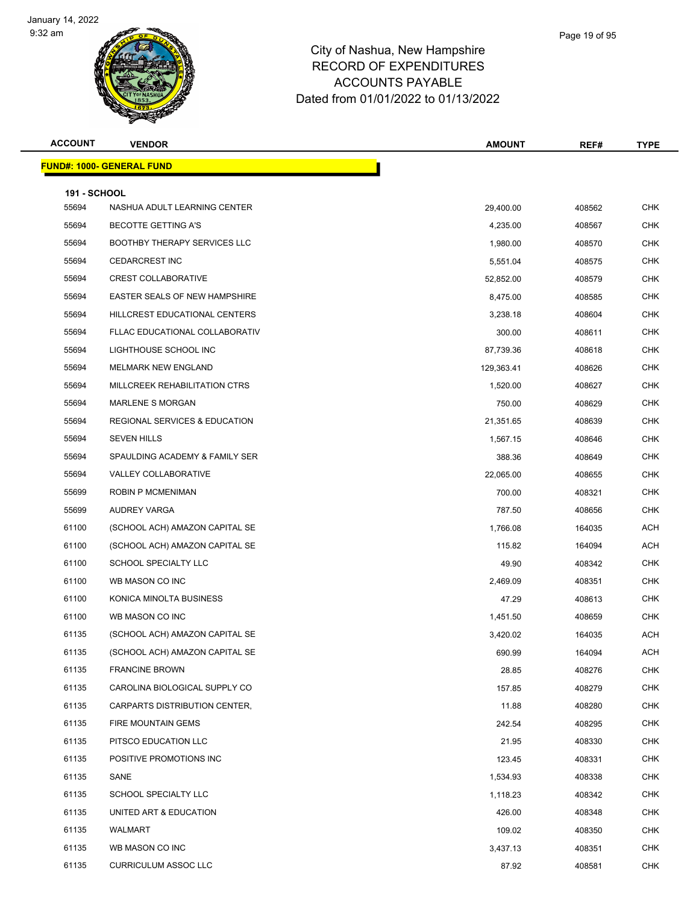# City of Nashua, New Hampshire
## RECORD OF EXPENDITURES
## ACCOUNTS PAYABLE
### Dated from 01/01/2022 to 01/13/2022

**FUND#: 1000- GENERAL FUND**

**191 - SCHOOL**

| ACCOUNT | VENDOR | AMOUNT | REF# | TYPE |
|---|---|---|---|---|
| 55694 | NASHUA ADULT LEARNING CENTER | 29,400.00 | 408562 | CHK |
| 55694 | BECOTTE GETTING A'S | 4,235.00 | 408567 | CHK |
| 55694 | BOOTHBY THERAPY SERVICES LLC | 1,980.00 | 408570 | CHK |
| 55694 | CEDARCREST INC | 5,551.04 | 408575 | CHK |
| 55694 | CREST COLLABORATIVE | 52,852.00 | 408579 | CHK |
| 55694 | EASTER SEALS OF NEW HAMPSHIRE | 8,475.00 | 408585 | CHK |
| 55694 | HILLCREST EDUCATIONAL CENTERS | 3,238.18 | 408604 | CHK |
| 55694 | FLLAC EDUCATIONAL COLLABORATIV | 300.00 | 408611 | CHK |
| 55694 | LIGHTHOUSE SCHOOL INC | 87,739.36 | 408618 | CHK |
| 55694 | MELMARK NEW ENGLAND | 129,363.41 | 408626 | CHK |
| 55694 | MILLCREEK REHABILITATION CTRS | 1,520.00 | 408627 | CHK |
| 55694 | MARLENE S MORGAN | 750.00 | 408629 | CHK |
| 55694 | REGIONAL SERVICES & EDUCATION | 21,351.65 | 408639 | CHK |
| 55694 | SEVEN HILLS | 1,567.15 | 408646 | CHK |
| 55694 | SPAULDING ACADEMY & FAMILY SER | 388.36 | 408649 | CHK |
| 55694 | VALLEY COLLABORATIVE | 22,065.00 | 408655 | CHK |
| 55699 | ROBIN P MCMENIMAN | 700.00 | 408321 | CHK |
| 55699 | AUDREY VARGA | 787.50 | 408656 | CHK |
| 61100 | (SCHOOL ACH) AMAZON CAPITAL SE | 1,766.08 | 164035 | ACH |
| 61100 | (SCHOOL ACH) AMAZON CAPITAL SE | 115.82 | 164094 | ACH |
| 61100 | SCHOOL SPECIALTY LLC | 49.90 | 408342 | CHK |
| 61100 | WB MASON CO INC | 2,469.09 | 408351 | CHK |
| 61100 | KONICA MINOLTA BUSINESS | 47.29 | 408613 | CHK |
| 61100 | WB MASON CO INC | 1,451.50 | 408659 | CHK |
| 61135 | (SCHOOL ACH) AMAZON CAPITAL SE | 3,420.02 | 164035 | ACH |
| 61135 | (SCHOOL ACH) AMAZON CAPITAL SE | 690.99 | 164094 | ACH |
| 61135 | FRANCINE BROWN | 28.85 | 408276 | CHK |
| 61135 | CAROLINA BIOLOGICAL SUPPLY CO | 157.85 | 408279 | CHK |
| 61135 | CARPARTS DISTRIBUTION CENTER, | 11.88 | 408280 | CHK |
| 61135 | FIRE MOUNTAIN GEMS | 242.54 | 408295 | CHK |
| 61135 | PITSCO EDUCATION LLC | 21.95 | 408330 | CHK |
| 61135 | POSITIVE PROMOTIONS INC | 123.45 | 408331 | CHK |
| 61135 | SANE | 1,534.93 | 408338 | CHK |
| 61135 | SCHOOL SPECIALTY LLC | 1,118.23 | 408342 | CHK |
| 61135 | UNITED ART & EDUCATION | 426.00 | 408348 | CHK |
| 61135 | WALMART | 109.02 | 408350 | CHK |
| 61135 | WB MASON CO INC | 3,437.13 | 408351 | CHK |
| 61135 | CURRICULUM ASSOC LLC | 87.92 | 408581 | CHK |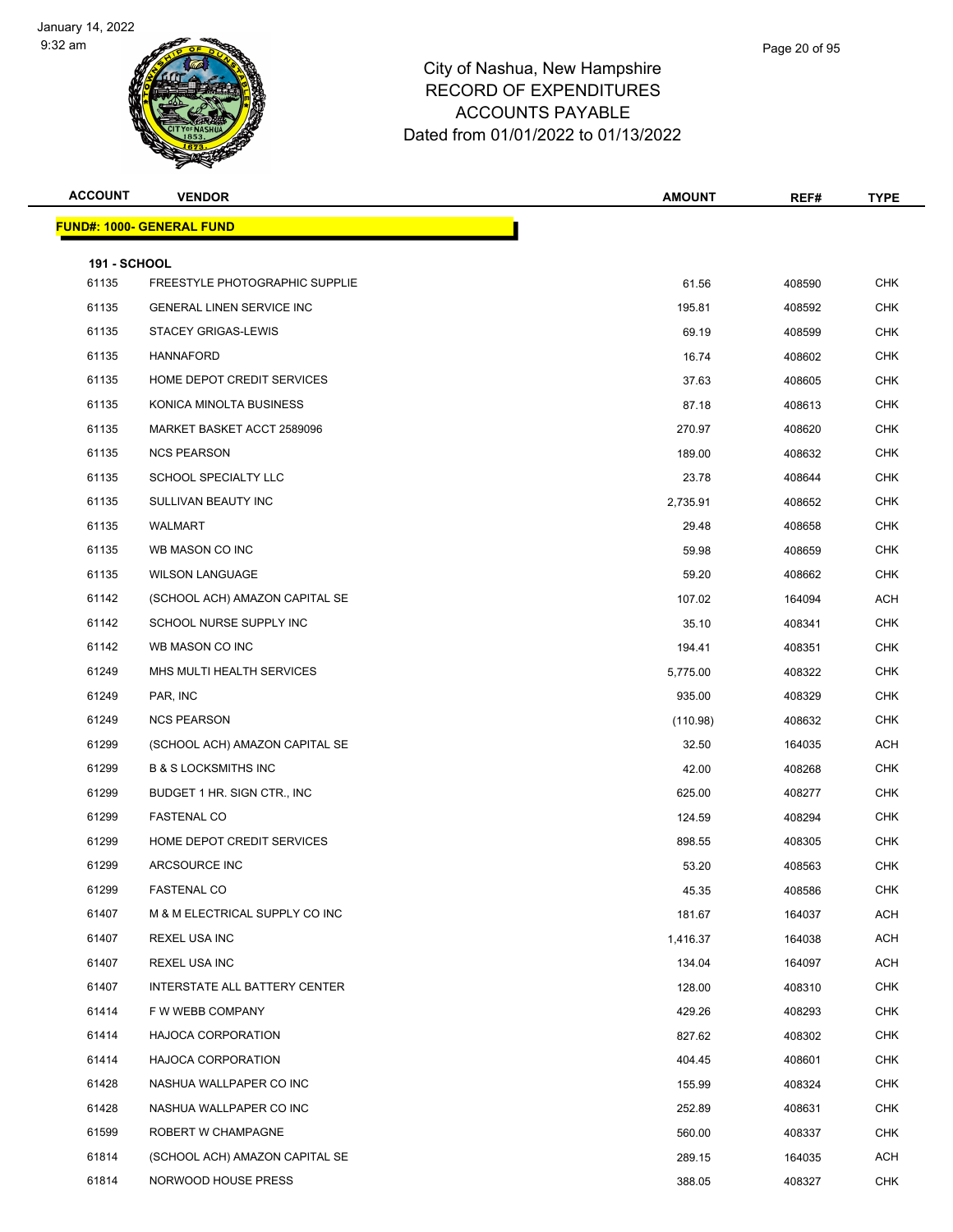# City of Nashua, New Hampshire
## RECORD OF EXPENDITURES
## ACCOUNTS PAYABLE
## Dated from 01/01/2022 to 01/13/2022

January 14, 2022
9:32 am

| ACCOUNT | VENDOR | AMOUNT | REF# | TYPE |
|---|---|---|---|---|
| **FUND#: 1000- GENERAL FUND** | | | | |
| **191 - SCHOOL** | | | | |
| 61135 | FREESTYLE PHOTOGRAPHIC SUPPLIE | 61.56 | 408590 | CHK |
| 61135 | GENERAL LINEN SERVICE INC | 195.81 | 408592 | CHK |
| 61135 | STACEY GRIGAS-LEWIS | 69.19 | 408599 | CHK |
| 61135 | HANNAFORD | 16.74 | 408602 | CHK |
| 61135 | HOME DEPOT CREDIT SERVICES | 37.63 | 408605 | CHK |
| 61135 | KONICA MINOLTA BUSINESS | 87.18 | 408613 | CHK |
| 61135 | MARKET BASKET ACCT 2589096 | 270.97 | 408620 | CHK |
| 61135 | NCS PEARSON | 189.00 | 408632 | CHK |
| 61135 | SCHOOL SPECIALTY LLC | 23.78 | 408644 | CHK |
| 61135 | SULLIVAN BEAUTY INC | 2,735.91 | 408652 | CHK |
| 61135 | WALMART | 29.48 | 408658 | CHK |
| 61135 | WB MASON CO INC | 59.98 | 408659 | CHK |
| 61135 | WILSON LANGUAGE | 59.20 | 408662 | CHK |
| 61142 | (SCHOOL ACH) AMAZON CAPITAL SE | 107.02 | 164094 | ACH |
| 61142 | SCHOOL NURSE SUPPLY INC | 35.10 | 408341 | CHK |
| 61142 | WB MASON CO INC | 194.41 | 408351 | CHK |
| 61249 | MHS MULTI HEALTH SERVICES | 5,775.00 | 408322 | CHK |
| 61249 | PAR, INC | 935.00 | 408329 | CHK |
| 61249 | NCS PEARSON | (110.98) | 408632 | CHK |
| 61299 | (SCHOOL ACH) AMAZON CAPITAL SE | 32.50 | 164035 | ACH |
| 61299 | B & S LOCKSMITHS INC | 42.00 | 408268 | CHK |
| 61299 | BUDGET 1 HR. SIGN CTR., INC | 625.00 | 408277 | CHK |
| 61299 | FASTENAL CO | 124.59 | 408294 | CHK |
| 61299 | HOME DEPOT CREDIT SERVICES | 898.55 | 408305 | CHK |
| 61299 | ARCSOURCE INC | 53.20 | 408563 | CHK |
| 61299 | FASTENAL CO | 45.35 | 408586 | CHK |
| 61407 | M & M ELECTRICAL SUPPLY CO INC | 181.67 | 164037 | ACH |
| 61407 | REXEL USA INC | 1,416.37 | 164038 | ACH |
| 61407 | REXEL USA INC | 134.04 | 164097 | ACH |
| 61407 | INTERSTATE ALL BATTERY CENTER | 128.00 | 408310 | CHK |
| 61414 | F W WEBB COMPANY | 429.26 | 408293 | CHK |
| 61414 | HAJOCA CORPORATION | 827.62 | 408302 | CHK |
| 61414 | HAJOCA CORPORATION | 404.45 | 408601 | CHK |
| 61428 | NASHUA WALLPAPER CO INC | 155.99 | 408324 | CHK |
| 61428 | NASHUA WALLPAPER CO INC | 252.89 | 408631 | CHK |
| 61599 | ROBERT W CHAMPAGNE | 560.00 | 408337 | CHK |
| 61814 | (SCHOOL ACH) AMAZON CAPITAL SE | 289.15 | 164035 | ACH |
| 61814 | NORWOOD HOUSE PRESS | 388.05 | 408327 | CHK |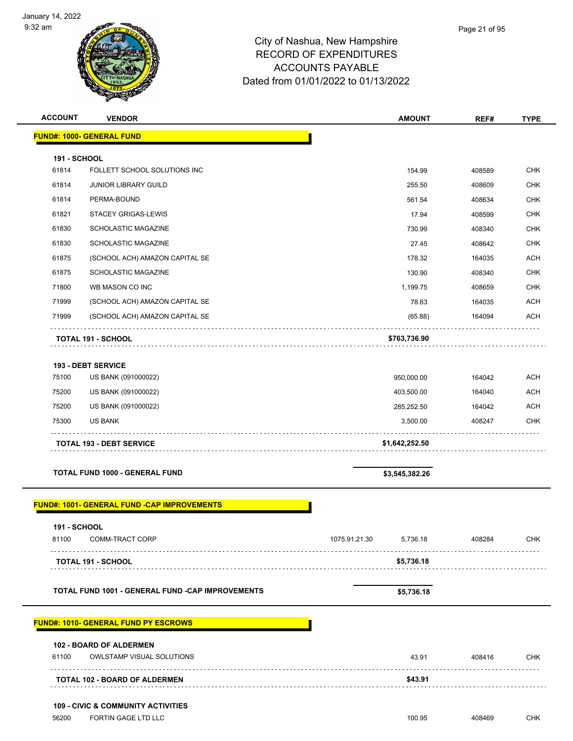# City of Nashua, New Hampshire
## RECORD OF EXPENDITURES
## ACCOUNTS PAYABLE
## Dated from 01/01/2022 to 01/13/2022

| ACCOUNT | VENDOR | | AMOUNT | REF# | TYPE |
|---|---|---|---|---|---|
| **FUND#: 1000- GENERAL FUND** | | | | | |
| **191 - SCHOOL** | | | | | |
| 61814 | FOLLETT SCHOOL SOLUTIONS INC | | 154.99 | 408589 | CHK |
| 61814 | JUNIOR LIBRARY GUILD | | 255.50 | 408609 | CHK |
| 61814 | PERMA-BOUND | | 561.54 | 408634 | CHK |
| 61821 | STACEY GRIGAS-LEWIS | | 17.94 | 408599 | CHK |
| 61830 | SCHOLASTIC MAGAZINE | | 730.99 | 408340 | CHK |
| 61830 | SCHOLASTIC MAGAZINE | | 27.45 | 408642 | CHK |
| 61875 | (SCHOOL ACH) AMAZON CAPITAL SE | | 178.32 | 164035 | ACH |
| 61875 | SCHOLASTIC MAGAZINE | | 130.90 | 408340 | CHK |
| 71800 | WB MASON CO INC | | 1,199.75 | 408659 | CHK |
| 71999 | (SCHOOL ACH) AMAZON CAPITAL SE | | 78.63 | 164035 | ACH |
| 71999 | (SCHOOL ACH) AMAZON CAPITAL SE | | (65.88) | 164094 | ACH |
| | **TOTAL 191 - SCHOOL** | | **$763,736.90** | | |
| **193 - DEBT SERVICE** | | | | | |
| 75100 | US BANK (091000022) | | 950,000.00 | 164042 | ACH |
| 75200 | US BANK (091000022) | | 403,500.00 | 164040 | ACH |
| 75200 | US BANK (091000022) | | 285,252.50 | 164042 | ACH |
| 75300 | US BANK | | 3,500.00 | 408247 | CHK |
| | **TOTAL 193 - DEBT SERVICE** | | **$1,642,252.50** | | |
| | **TOTAL FUND 1000 - GENERAL FUND** | | **$3,545,382.26** | | |
| **FUND#: 1001- GENERAL FUND -CAP IMPROVEMENTS** | | | | | |
| **191 - SCHOOL** | | | | | |
| 81100 | COMM-TRACT CORP | 1075.91.21.30 | 5,736.18 | 408284 | CHK |
| | **TOTAL 191 - SCHOOL** | | **$5,736.18** | | |
| | **TOTAL FUND 1001 - GENERAL FUND -CAP IMPROVEMENTS** | | **$5,736.18** | | |
| **FUND#: 1010- GENERAL FUND PY ESCROWS** | | | | | |
| **102 - BOARD OF ALDERMEN** | | | | | |
| 61100 | OWLSTAMP VISUAL SOLUTIONS | | 43.91 | 408416 | CHK |
| | **TOTAL 102 - BOARD OF ALDERMEN** | | **$43.91** | | |
| **109 - CIVIC & COMMUNITY ACTIVITIES** | | | | | |
| 56200 | FORTIN GAGE LTD LLC | | 100.95 | 408469 | CHK |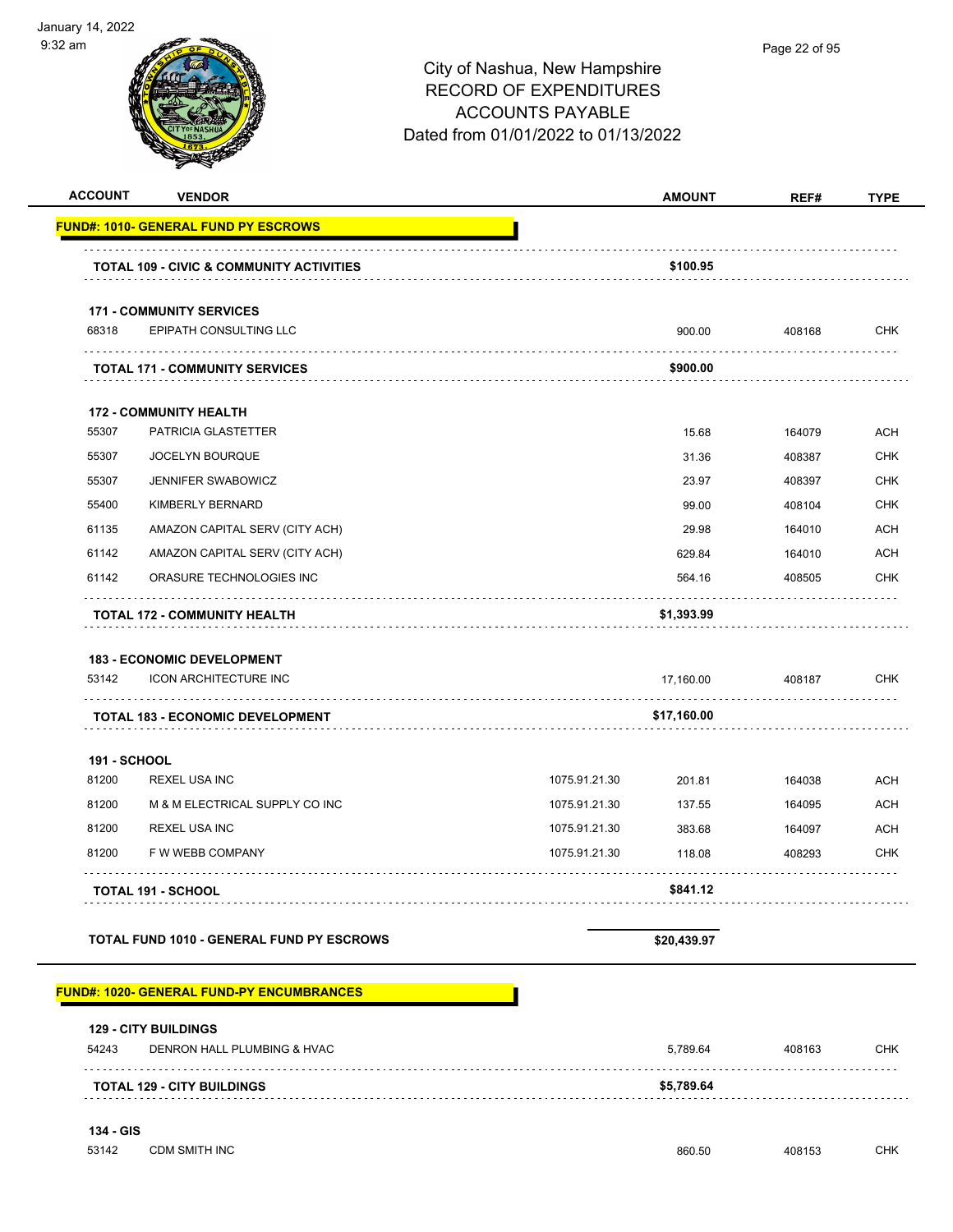City of Nashua, New Hampshire
RECORD OF EXPENDITURES
ACCOUNTS PAYABLE
Dated from 01/01/2022 to 01/13/2022

| ACCOUNT | VENDOR | | AMOUNT | REF# | TYPE |
|---|---|---|---|---|---|
| **FUND#: 1010- GENERAL FUND PY ESCROWS** | | | | | |
| **TOTAL 109 - CIVIC & COMMUNITY ACTIVITIES** | | | **$100.95** | | |
| **171 - COMMUNITY SERVICES** | | | | | |
| 68318 | EPIPATH CONSULTING LLC | | 900.00 | 408168 | CHK |
| **TOTAL 171 - COMMUNITY SERVICES** | | | **$900.00** | | |
| **172 - COMMUNITY HEALTH** | | | | | |
| 55307 | PATRICIA GLASTETTER | | 15.68 | 164079 | ACH |
| 55307 | JOCELYN BOURQUE | | 31.36 | 408387 | CHK |
| 55307 | JENNIFER SWABOWICZ | | 23.97 | 408397 | CHK |
| 55400 | KIMBERLY BERNARD | | 99.00 | 408104 | CHK |
| 61135 | AMAZON CAPITAL SERV (CITY ACH) | | 29.98 | 164010 | ACH |
| 61142 | AMAZON CAPITAL SERV (CITY ACH) | | 629.84 | 164010 | ACH |
| 61142 | ORASURE TECHNOLOGIES INC | | 564.16 | 408505 | CHK |
| **TOTAL 172 - COMMUNITY HEALTH** | | | **$1,393.99** | | |
| **183 - ECONOMIC DEVELOPMENT** | | | | | |
| 53142 | ICON ARCHITECTURE INC | | 17,160.00 | 408187 | CHK |
| **TOTAL 183 - ECONOMIC DEVELOPMENT** | | | **$17,160.00** | | |
| **191 - SCHOOL** | | | | | |
| 81200 | REXEL USA INC | 1075.91.21.30 | 201.81 | 164038 | ACH |
| 81200 | M & M ELECTRICAL SUPPLY CO INC | 1075.91.21.30 | 137.55 | 164095 | ACH |
| 81200 | REXEL USA INC | 1075.91.21.30 | 383.68 | 164097 | ACH |
| 81200 | F W WEBB COMPANY | 1075.91.21.30 | 118.08 | 408293 | CHK |
| **TOTAL 191 - SCHOOL** | | | **$841.12** | | |
| **TOTAL FUND 1010 - GENERAL FUND PY ESCROWS** | | | **$20,439.97** | | |
| **FUND#: 1020- GENERAL FUND-PY ENCUMBRANCES** | | | | | |
| **129 - CITY BUILDINGS** | | | | | |
| 54243 | DENRON HALL PLUMBING & HVAC | | 5,789.64 | 408163 | CHK |
| **TOTAL 129 - CITY BUILDINGS** | | | **$5,789.64** | | |
| **134 - GIS** | | | | | |
| 53142 | CDM SMITH INC | | 860.50 | 408153 | CHK |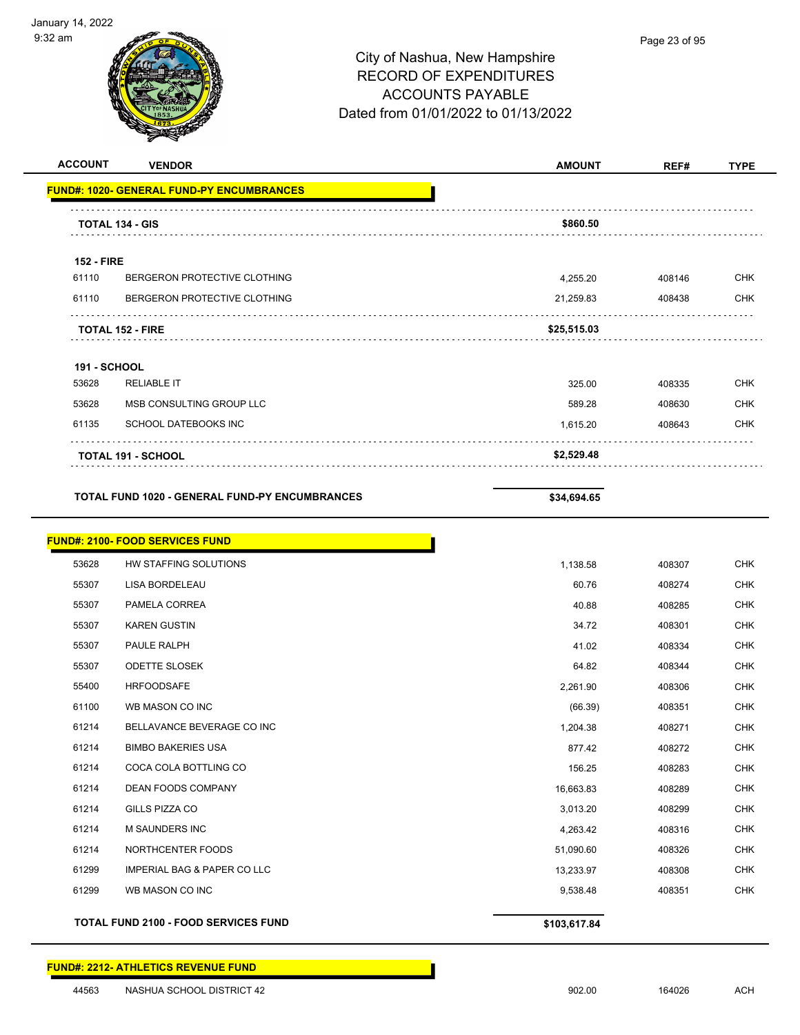City of Nashua, New Hampshire
RECORD OF EXPENDITURES
ACCOUNTS PAYABLE
Dated from 01/01/2022 to 01/13/2022

| ACCOUNT | VENDOR | AMOUNT | REF# | TYPE |
|---|---|---|---|---|
| **FUND#: 1020- GENERAL FUND-PY ENCUMBRANCES** | | | | |
| | **TOTAL 134 - GIS** | **$860.50** | | |
| **152 - FIRE** | | | | |
| 61110 | BERGERON PROTECTIVE CLOTHING | 4,255.20 | 408146 | CHK |
| 61110 | BERGERON PROTECTIVE CLOTHING | 21,259.83 | 408438 | CHK |
| | **TOTAL 152 - FIRE** | **$25,515.03** | | |
| **191 - SCHOOL** | | | | |
| 53628 | RELIABLE IT | 325.00 | 408335 | CHK |
| 53628 | MSB CONSULTING GROUP LLC | 589.28 | 408630 | CHK |
| 61135 | SCHOOL DATEBOOKS INC | 1,615.20 | 408643 | CHK |
| | **TOTAL 191 - SCHOOL** | **$2,529.48** | | |
| | **TOTAL FUND 1020 - GENERAL FUND-PY ENCUMBRANCES** | **$34,694.65** | | |
| **FUND#: 2100- FOOD SERVICES FUND** | | | | |
| 53628 | HW STAFFING SOLUTIONS | 1,138.58 | 408307 | CHK |
| 55307 | LISA BORDELEAU | 60.76 | 408274 | CHK |
| 55307 | PAMELA CORREA | 40.88 | 408285 | CHK |
| 55307 | KAREN GUSTIN | 34.72 | 408301 | CHK |
| 55307 | PAULE RALPH | 41.02 | 408334 | CHK |
| 55307 | ODETTE SLOSEK | 64.82 | 408344 | CHK |
| 55400 | HRFOODSAFE | 2,261.90 | 408306 | CHK |
| 61100 | WB MASON CO INC | (66.39) | 408351 | CHK |
| 61214 | BELLAVANCE BEVERAGE CO INC | 1,204.38 | 408271 | CHK |
| 61214 | BIMBO BAKERIES USA | 877.42 | 408272 | CHK |
| 61214 | COCA COLA BOTTLING CO | 156.25 | 408283 | CHK |
| 61214 | DEAN FOODS COMPANY | 16,663.83 | 408289 | CHK |
| 61214 | GILLS PIZZA CO | 3,013.20 | 408299 | CHK |
| 61214 | M SAUNDERS INC | 4,263.42 | 408316 | CHK |
| 61214 | NORTHCENTER FOODS | 51,090.60 | 408326 | CHK |
| 61299 | IMPERIAL BAG & PAPER CO LLC | 13,233.97 | 408308 | CHK |
| 61299 | WB MASON CO INC | 9,538.48 | 408351 | CHK |
| | **TOTAL FUND 2100 - FOOD SERVICES FUND** | **$103,617.84** | | |
| **FUND#: 2212- ATHLETICS REVENUE FUND** | | | | |
| 44563 | NASHUA SCHOOL DISTRICT 42 | 902.00 | 164026 | ACH |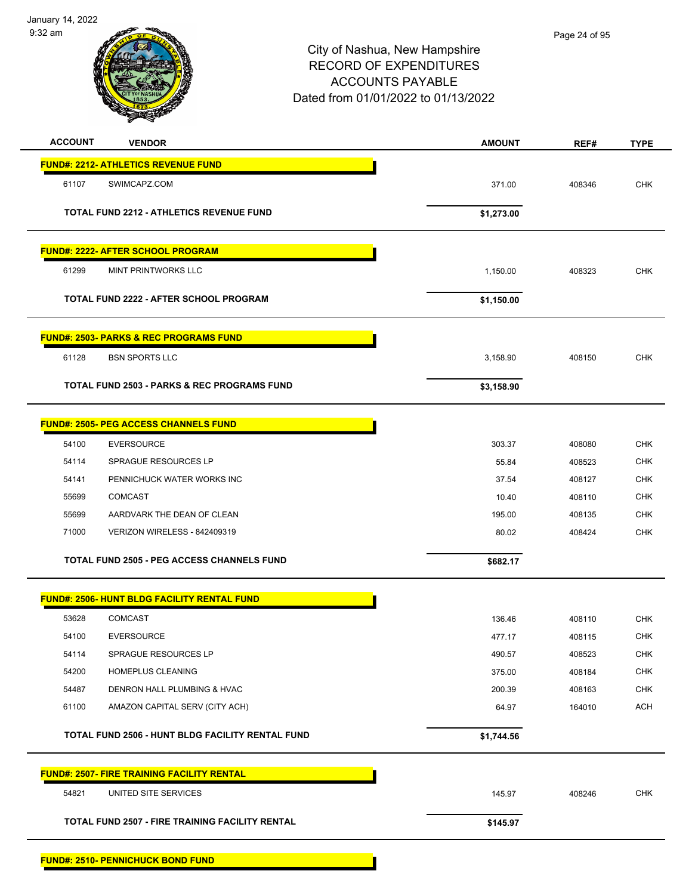City of Nashua, New Hampshire
RECORD OF EXPENDITURES
ACCOUNTS PAYABLE
Dated from 01/01/2022 to 01/13/2022

| ACCOUNT | VENDOR | AMOUNT | REF# | TYPE |
|---|---|---|---|---|
| **FUND#: 2212- ATHLETICS REVENUE FUND** | | | | |
| 61107 | SWIMCAPZ.COM | 371.00 | 408346 | CHK |
| | **TOTAL FUND 2212 - ATHLETICS REVENUE FUND** | **$1,273.00** | | |
| **FUND#: 2222- AFTER SCHOOL PROGRAM** | | | | |
| 61299 | MINT PRINTWORKS LLC | 1,150.00 | 408323 | CHK |
| | **TOTAL FUND 2222 - AFTER SCHOOL PROGRAM** | **$1,150.00** | | |
| **FUND#: 2503- PARKS & REC PROGRAMS FUND** | | | | |
| 61128 | BSN SPORTS LLC | 3,158.90 | 408150 | CHK |
| | **TOTAL FUND 2503 - PARKS & REC PROGRAMS FUND** | **$3,158.90** | | |
| **FUND#: 2505- PEG ACCESS CHANNELS FUND** | | | | |
| 54100 | EVERSOURCE | 303.37 | 408080 | CHK |
| 54114 | SPRAGUE RESOURCES LP | 55.84 | 408523 | CHK |
| 54141 | PENNICHUCK WATER WORKS INC | 37.54 | 408127 | CHK |
| 55699 | COMCAST | 10.40 | 408110 | CHK |
| 55699 | AARDVARK THE DEAN OF CLEAN | 195.00 | 408135 | CHK |
| 71000 | VERIZON WIRELESS - 842409319 | 80.02 | 408424 | CHK |
| | **TOTAL FUND 2505 - PEG ACCESS CHANNELS FUND** | **$682.17** | | |
| **FUND#: 2506- HUNT BLDG FACILITY RENTAL FUND** | | | | |
| 53628 | COMCAST | 136.46 | 408110 | CHK |
| 54100 | EVERSOURCE | 477.17 | 408115 | CHK |
| 54114 | SPRAGUE RESOURCES LP | 490.57 | 408523 | CHK |
| 54200 | HOMEPLUS CLEANING | 375.00 | 408184 | CHK |
| 54487 | DENRON HALL PLUMBING & HVAC | 200.39 | 408163 | CHK |
| 61100 | AMAZON CAPITAL SERV (CITY ACH) | 64.97 | 164010 | ACH |
| | **TOTAL FUND 2506 - HUNT BLDG FACILITY RENTAL FUND** | **$1,744.56** | | |
| **FUND#: 2507- FIRE TRAINING FACILITY RENTAL** | | | | |
| 54821 | UNITED SITE SERVICES | 145.97 | 408246 | CHK |
| | **TOTAL FUND 2507 - FIRE TRAINING FACILITY RENTAL** | **$145.97** | | |
| **FUND#: 2510- PENNICHUCK BOND FUND** | | | | |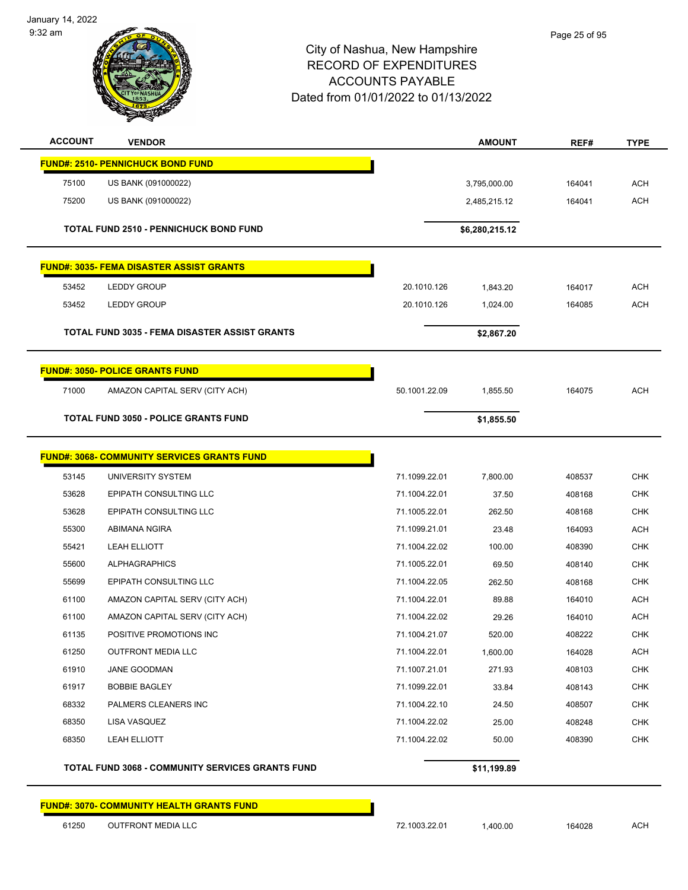# City of Nashua, New Hampshire
## RECORD OF EXPENDITURES
## ACCOUNTS PAYABLE
### Dated from 01/01/2022 to 01/13/2022

| ACCOUNT | VENDOR | | AMOUNT | REF# | TYPE |
|---|---|---|---|---|---|
| **FUND#: 2510- PENNICHUCK BOND FUND** | | | | | |
| 75100 | US BANK (091000022) | | 3,795,000.00 | 164041 | ACH |
| 75200 | US BANK (091000022) | | 2,485,215.12 | 164041 | ACH |
| | **TOTAL FUND 2510 - PENNICHUCK BOND FUND** | | **$6,280,215.12** | | |
| **FUND#: 3035- FEMA DISASTER ASSIST GRANTS** | | | | | |
| 53452 | LEDDY GROUP | 20.1010.126 | 1,843.20 | 164017 | ACH |
| 53452 | LEDDY GROUP | 20.1010.126 | 1,024.00 | 164085 | ACH |
| | **TOTAL FUND 3035 - FEMA DISASTER ASSIST GRANTS** | | **$2,867.20** | | |
| **FUND#: 3050- POLICE GRANTS FUND** | | | | | |
| 71000 | AMAZON CAPITAL SERV (CITY ACH) | 50.1001.22.09 | 1,855.50 | 164075 | ACH |
| | **TOTAL FUND 3050 - POLICE GRANTS FUND** | | **$1,855.50** | | |
| **FUND#: 3068- COMMUNITY SERVICES GRANTS FUND** | | | | | |
| 53145 | UNIVERSITY SYSTEM | 71.1099.22.01 | 7,800.00 | 408537 | CHK |
| 53628 | EPIPATH CONSULTING LLC | 71.1004.22.01 | 37.50 | 408168 | CHK |
| 53628 | EPIPATH CONSULTING LLC | 71.1005.22.01 | 262.50 | 408168 | CHK |
| 55300 | ABIMANA NGIRA | 71.1099.21.01 | 23.48 | 164093 | ACH |
| 55421 | LEAH ELLIOTT | 71.1004.22.02 | 100.00 | 408390 | CHK |
| 55600 | ALPHAGRAPHICS | 71.1005.22.01 | 69.50 | 408140 | CHK |
| 55699 | EPIPATH CONSULTING LLC | 71.1004.22.05 | 262.50 | 408168 | CHK |
| 61100 | AMAZON CAPITAL SERV (CITY ACH) | 71.1004.22.01 | 89.88 | 164010 | ACH |
| 61100 | AMAZON CAPITAL SERV (CITY ACH) | 71.1004.22.02 | 29.26 | 164010 | ACH |
| 61135 | POSITIVE PROMOTIONS INC | 71.1004.21.07 | 520.00 | 408222 | CHK |
| 61250 | OUTFRONT MEDIA LLC | 71.1004.22.01 | 1,600.00 | 164028 | ACH |
| 61910 | JANE GOODMAN | 71.1007.21.01 | 271.93 | 408103 | CHK |
| 61917 | BOBBIE BAGLEY | 71.1099.22.01 | 33.84 | 408143 | CHK |
| 68332 | PALMERS CLEANERS INC | 71.1004.22.10 | 24.50 | 408507 | CHK |
| 68350 | LISA VASQUEZ | 71.1004.22.02 | 25.00 | 408248 | CHK |
| 68350 | LEAH ELLIOTT | 71.1004.22.02 | 50.00 | 408390 | CHK |
| | **TOTAL FUND 3068 - COMMUNITY SERVICES GRANTS FUND** | | **$11,199.89** | | |
| **FUND#: 3070- COMMUNITY HEALTH GRANTS FUND** | | | | | |
| 61250 | OUTFRONT MEDIA LLC | 72.1003.22.01 | 1,400.00 | 164028 | ACH |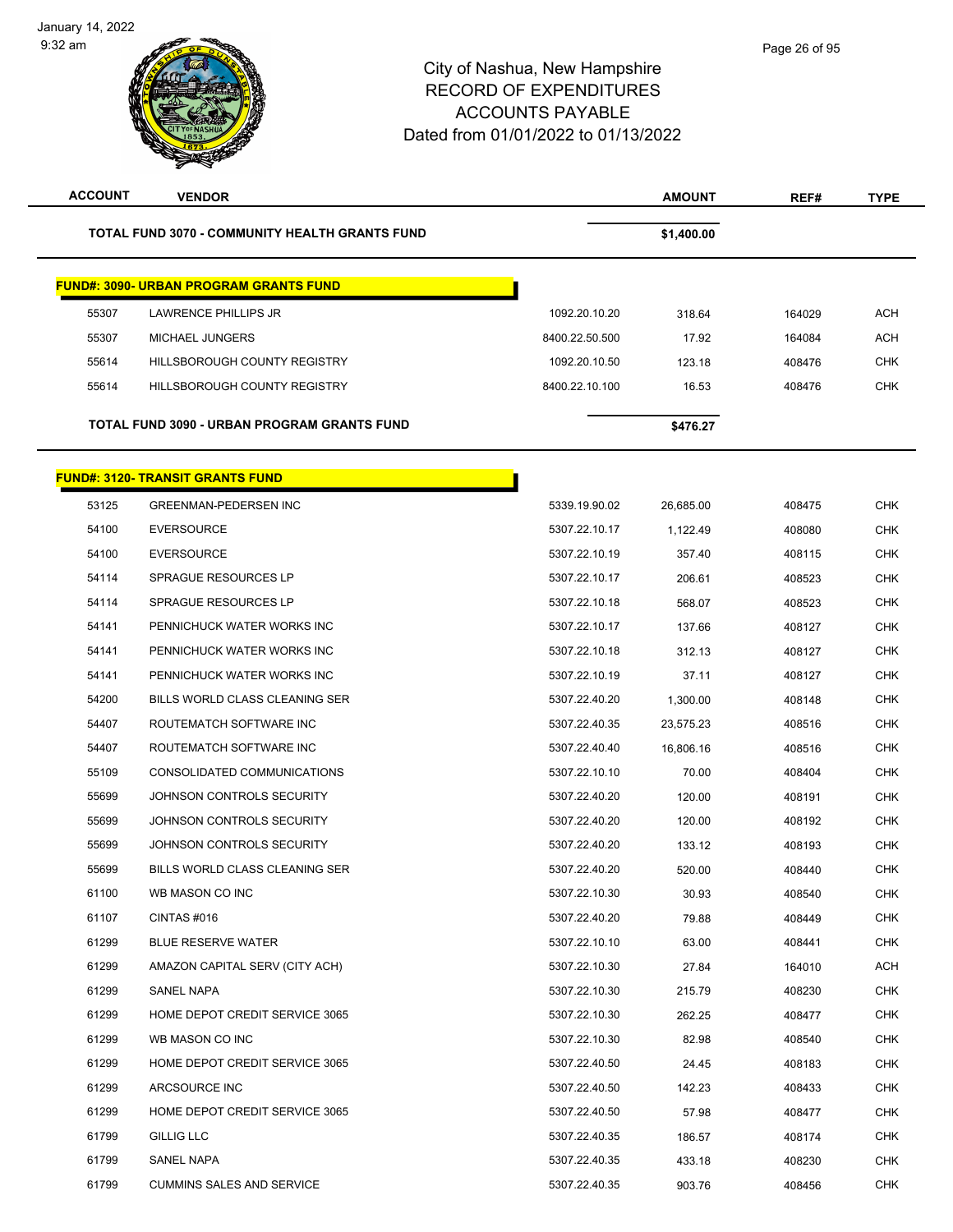City of Nashua, New Hampshire
RECORD OF EXPENDITURES
ACCOUNTS PAYABLE
Dated from 01/01/2022 to 01/13/2022

| ACCOUNT | VENDOR | | AMOUNT | REF# | TYPE |
|---|---|---|---|---|---|
| | **TOTAL FUND 3070 - COMMUNITY HEALTH GRANTS FUND** | | **$1,400.00** | | |

**FUND#: 3090- URBAN PROGRAM GRANTS FUND**

| ACCOUNT | VENDOR | | AMOUNT | REF# | TYPE |
|---|---|---|---|---|---|
| 55307 | LAWRENCE PHILLIPS JR | 1092.20.10.20 | 318.64 | 164029 | ACH |
| 55307 | MICHAEL JUNGERS | 8400.22.50.500 | 17.92 | 164084 | ACH |
| 55614 | HILLSBOROUGH COUNTY REGISTRY | 1092.20.10.50 | 123.18 | 408476 | CHK |
| 55614 | HILLSBOROUGH COUNTY REGISTRY | 8400.22.10.100 | 16.53 | 408476 | CHK |
| | **TOTAL FUND 3090 - URBAN PROGRAM GRANTS FUND** | | **$476.27** | | |

**FUND#: 3120- TRANSIT GRANTS FUND**

| ACCOUNT | VENDOR | | AMOUNT | REF# | TYPE |
|---|---|---|---|---|---|
| 53125 | GREENMAN-PEDERSEN INC | 5339.19.90.02 | 26,685.00 | 408475 | CHK |
| 54100 | EVERSOURCE | 5307.22.10.17 | 1,122.49 | 408080 | CHK |
| 54100 | EVERSOURCE | 5307.22.10.19 | 357.40 | 408115 | CHK |
| 54114 | SPRAGUE RESOURCES LP | 5307.22.10.17 | 206.61 | 408523 | CHK |
| 54114 | SPRAGUE RESOURCES LP | 5307.22.10.18 | 568.07 | 408523 | CHK |
| 54141 | PENNICHUCK WATER WORKS INC | 5307.22.10.17 | 137.66 | 408127 | CHK |
| 54141 | PENNICHUCK WATER WORKS INC | 5307.22.10.18 | 312.13 | 408127 | CHK |
| 54141 | PENNICHUCK WATER WORKS INC | 5307.22.10.19 | 37.11 | 408127 | CHK |
| 54200 | BILLS WORLD CLASS CLEANING SER | 5307.22.40.20 | 1,300.00 | 408148 | CHK |
| 54407 | ROUTEMATCH SOFTWARE INC | 5307.22.40.35 | 23,575.23 | 408516 | CHK |
| 54407 | ROUTEMATCH SOFTWARE INC | 5307.22.40.40 | 16,806.16 | 408516 | CHK |
| 55109 | CONSOLIDATED COMMUNICATIONS | 5307.22.10.10 | 70.00 | 408404 | CHK |
| 55699 | JOHNSON CONTROLS SECURITY | 5307.22.40.20 | 120.00 | 408191 | CHK |
| 55699 | JOHNSON CONTROLS SECURITY | 5307.22.40.20 | 120.00 | 408192 | CHK |
| 55699 | JOHNSON CONTROLS SECURITY | 5307.22.40.20 | 133.12 | 408193 | CHK |
| 55699 | BILLS WORLD CLASS CLEANING SER | 5307.22.40.20 | 520.00 | 408440 | CHK |
| 61100 | WB MASON CO INC | 5307.22.10.30 | 30.93 | 408540 | CHK |
| 61107 | CINTAS #016 | 5307.22.40.20 | 79.88 | 408449 | CHK |
| 61299 | BLUE RESERVE WATER | 5307.22.10.10 | 63.00 | 408441 | CHK |
| 61299 | AMAZON CAPITAL SERV (CITY ACH) | 5307.22.10.30 | 27.84 | 164010 | ACH |
| 61299 | SANEL NAPA | 5307.22.10.30 | 215.79 | 408230 | CHK |
| 61299 | HOME DEPOT CREDIT SERVICE 3065 | 5307.22.10.30 | 262.25 | 408477 | CHK |
| 61299 | WB MASON CO INC | 5307.22.10.30 | 82.98 | 408540 | CHK |
| 61299 | HOME DEPOT CREDIT SERVICE 3065 | 5307.22.40.50 | 24.45 | 408183 | CHK |
| 61299 | ARCSOURCE INC | 5307.22.40.50 | 142.23 | 408433 | CHK |
| 61299 | HOME DEPOT CREDIT SERVICE 3065 | 5307.22.40.50 | 57.98 | 408477 | CHK |
| 61799 | GILLIG LLC | 5307.22.40.35 | 186.57 | 408174 | CHK |
| 61799 | SANEL NAPA | 5307.22.40.35 | 433.18 | 408230 | CHK |
| 61799 | CUMMINS SALES AND SERVICE | 5307.22.40.35 | 903.76 | 408456 | CHK |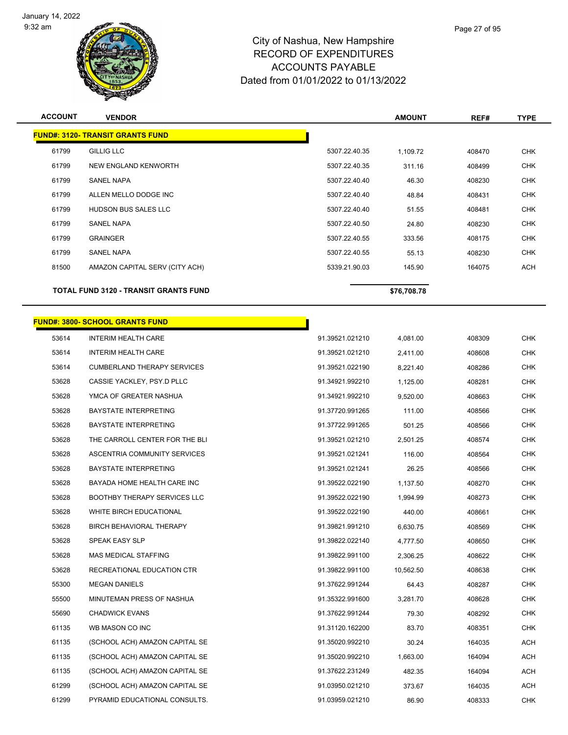# City of Nashua, New Hampshire
## RECORD OF EXPENDITURES
## ACCOUNTS PAYABLE
## Dated from 01/01/2022 to 01/13/2022

| ACCOUNT | VENDOR | | AMOUNT | REF# | TYPE |
|---|---|---|---|---|---|
| **FUND#: 3120- TRANSIT GRANTS FUND** | | | | | |
| 61799 | GILLIG LLC | 5307.22.40.35 | 1,109.72 | 408470 | CHK |
| 61799 | NEW ENGLAND KENWORTH | 5307.22.40.35 | 311.16 | 408499 | CHK |
| 61799 | SANEL NAPA | 5307.22.40.40 | 46.30 | 408230 | CHK |
| 61799 | ALLEN MELLO DODGE INC | 5307.22.40.40 | 48.84 | 408431 | CHK |
| 61799 | HUDSON BUS SALES LLC | 5307.22.40.40 | 51.55 | 408481 | CHK |
| 61799 | SANEL NAPA | 5307.22.40.50 | 24.80 | 408230 | CHK |
| 61799 | GRAINGER | 5307.22.40.55 | 333.56 | 408175 | CHK |
| 61799 | SANEL NAPA | 5307.22.40.55 | 55.13 | 408230 | CHK |
| 81500 | AMAZON CAPITAL SERV (CITY ACH) | 5339.21.90.03 | 145.90 | 164075 | ACH |
| **TOTAL FUND 3120 - TRANSIT GRANTS FUND** | | | **$76,708.78** | | |

| ACCOUNT | VENDOR | | AMOUNT | REF# | TYPE |
|---|---|---|---|---|---|
| **FUND#: 3800- SCHOOL GRANTS FUND** | | | | | |
| 53614 | INTERIM HEALTH CARE | 91.39521.021210 | 4,081.00 | 408309 | CHK |
| 53614 | INTERIM HEALTH CARE | 91.39521.021210 | 2,411.00 | 408608 | CHK |
| 53614 | CUMBERLAND THERAPY SERVICES | 91.39521.022190 | 8,221.40 | 408286 | CHK |
| 53628 | CASSIE YACKLEY, PSY.D PLLC | 91.34921.992210 | 1,125.00 | 408281 | CHK |
| 53628 | YMCA OF GREATER NASHUA | 91.34921.992210 | 9,520.00 | 408663 | CHK |
| 53628 | BAYSTATE INTERPRETING | 91.37720.991265 | 111.00 | 408566 | CHK |
| 53628 | BAYSTATE INTERPRETING | 91.37722.991265 | 501.25 | 408566 | CHK |
| 53628 | THE CARROLL CENTER FOR THE BLI | 91.39521.021210 | 2,501.25 | 408574 | CHK |
| 53628 | ASCENTRIA COMMUNITY SERVICES | 91.39521.021241 | 116.00 | 408564 | CHK |
| 53628 | BAYSTATE INTERPRETING | 91.39521.021241 | 26.25 | 408566 | CHK |
| 53628 | BAYADA HOME HEALTH CARE INC | 91.39522.022190 | 1,137.50 | 408270 | CHK |
| 53628 | BOOTHBY THERAPY SERVICES LLC | 91.39522.022190 | 1,994.99 | 408273 | CHK |
| 53628 | WHITE BIRCH EDUCATIONAL | 91.39522.022190 | 440.00 | 408661 | CHK |
| 53628 | BIRCH BEHAVIORAL THERAPY | 91.39821.991210 | 6,630.75 | 408569 | CHK |
| 53628 | SPEAK EASY SLP | 91.39822.022140 | 4,777.50 | 408650 | CHK |
| 53628 | MAS MEDICAL STAFFING | 91.39822.991100 | 2,306.25 | 408622 | CHK |
| 53628 | RECREATIONAL EDUCATION CTR | 91.39822.991100 | 10,562.50 | 408638 | CHK |
| 55300 | MEGAN DANIELS | 91.37622.991244 | 64.43 | 408287 | CHK |
| 55500 | MINUTEMAN PRESS OF NASHUA | 91.35322.991600 | 3,281.70 | 408628 | CHK |
| 55690 | CHADWICK EVANS | 91.37622.991244 | 79.30 | 408292 | CHK |
| 61135 | WB MASON CO INC | 91.31120.162200 | 83.70 | 408351 | CHK |
| 61135 | (SCHOOL ACH) AMAZON CAPITAL SE | 91.35020.992210 | 30.24 | 164035 | ACH |
| 61135 | (SCHOOL ACH) AMAZON CAPITAL SE | 91.35020.992210 | 1,663.00 | 164094 | ACH |
| 61135 | (SCHOOL ACH) AMAZON CAPITAL SE | 91.37622.231249 | 482.35 | 164094 | ACH |
| 61299 | (SCHOOL ACH) AMAZON CAPITAL SE | 91.03950.021210 | 373.67 | 164035 | ACH |
| 61299 | PYRAMID EDUCATIONAL CONSULTS. | 91.03959.021210 | 86.90 | 408333 | CHK |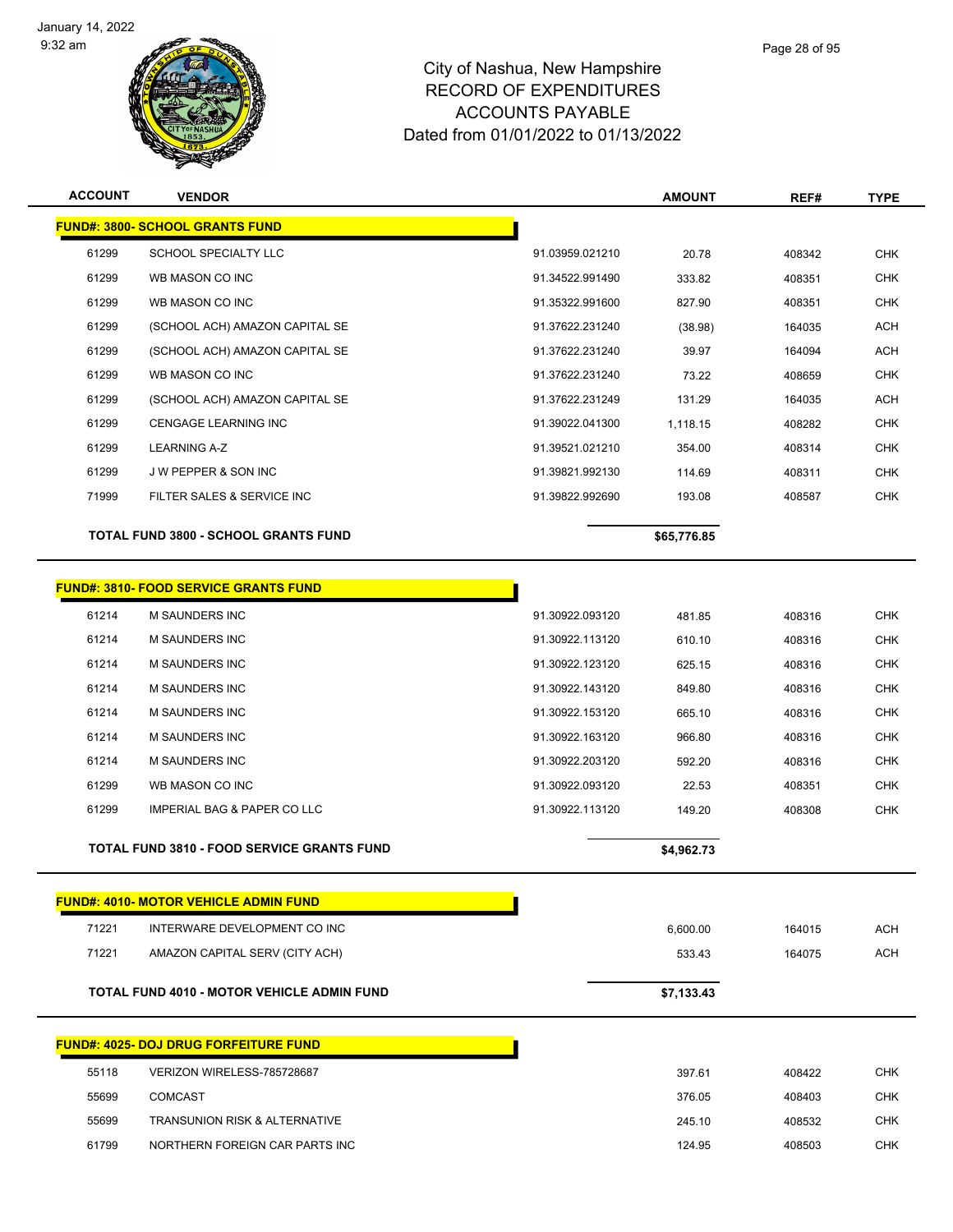# City of Nashua, New Hampshire
## RECORD OF EXPENDITURES
## ACCOUNTS PAYABLE
## Dated from 01/01/2022 to 01/13/2022

| ACCOUNT | VENDOR | | AMOUNT | REF# | TYPE |
|---|---|---|---|---|---|
| **FUND#: 3800- SCHOOL GRANTS FUND** | | | | | |
| 61299 | SCHOOL SPECIALTY LLC | 91.03959.021210 | 20.78 | 408342 | CHK |
| 61299 | WB MASON CO INC | 91.34522.991490 | 333.82 | 408351 | CHK |
| 61299 | WB MASON CO INC | 91.35322.991600 | 827.90 | 408351 | CHK |
| 61299 | (SCHOOL ACH) AMAZON CAPITAL SE | 91.37622.231240 | (38.98) | 164035 | ACH |
| 61299 | (SCHOOL ACH) AMAZON CAPITAL SE | 91.37622.231240 | 39.97 | 164094 | ACH |
| 61299 | WB MASON CO INC | 91.37622.231240 | 73.22 | 408659 | CHK |
| 61299 | (SCHOOL ACH) AMAZON CAPITAL SE | 91.37622.231249 | 131.29 | 164035 | ACH |
| 61299 | CENGAGE LEARNING INC | 91.39022.041300 | 1,118.15 | 408282 | CHK |
| 61299 | LEARNING A-Z | 91.39521.021210 | 354.00 | 408314 | CHK |
| 61299 | J W PEPPER & SON INC | 91.39821.992130 | 114.69 | 408311 | CHK |
| 71999 | FILTER SALES & SERVICE INC | 91.39822.992690 | 193.08 | 408587 | CHK |
| **TOTAL FUND 3800 - SCHOOL GRANTS FUND** | | | **$65,776.85** | | |
| **FUND#: 3810- FOOD SERVICE GRANTS FUND** | | | | | |
| 61214 | M SAUNDERS INC | 91.30922.093120 | 481.85 | 408316 | CHK |
| 61214 | M SAUNDERS INC | 91.30922.113120 | 610.10 | 408316 | CHK |
| 61214 | M SAUNDERS INC | 91.30922.123120 | 625.15 | 408316 | CHK |
| 61214 | M SAUNDERS INC | 91.30922.143120 | 849.80 | 408316 | CHK |
| 61214 | M SAUNDERS INC | 91.30922.153120 | 665.10 | 408316 | CHK |
| 61214 | M SAUNDERS INC | 91.30922.163120 | 966.80 | 408316 | CHK |
| 61214 | M SAUNDERS INC | 91.30922.203120 | 592.20 | 408316 | CHK |
| 61299 | WB MASON CO INC | 91.30922.093120 | 22.53 | 408351 | CHK |
| 61299 | IMPERIAL BAG & PAPER CO LLC | 91.30922.113120 | 149.20 | 408308 | CHK |
| **TOTAL FUND 3810 - FOOD SERVICE GRANTS FUND** | | | **$4,962.73** | | |
| **FUND#: 4010- MOTOR VEHICLE ADMIN FUND** | | | | | |
| 71221 | INTERWARE DEVELOPMENT CO INC | | 6,600.00 | 164015 | ACH |
| 71221 | AMAZON CAPITAL SERV (CITY ACH) | | 533.43 | 164075 | ACH |
| **TOTAL FUND 4010 - MOTOR VEHICLE ADMIN FUND** | | | **$7,133.43** | | |
| **FUND#: 4025- DOJ DRUG FORFEITURE FUND** | | | | | |
| 55118 | VERIZON WIRELESS-785728687 | | 397.61 | 408422 | CHK |
| 55699 | COMCAST | | 376.05 | 408403 | CHK |
| 55699 | TRANSUNION RISK & ALTERNATIVE | | 245.10 | 408532 | CHK |
| 61799 | NORTHERN FOREIGN CAR PARTS INC | | 124.95 | 408503 | CHK |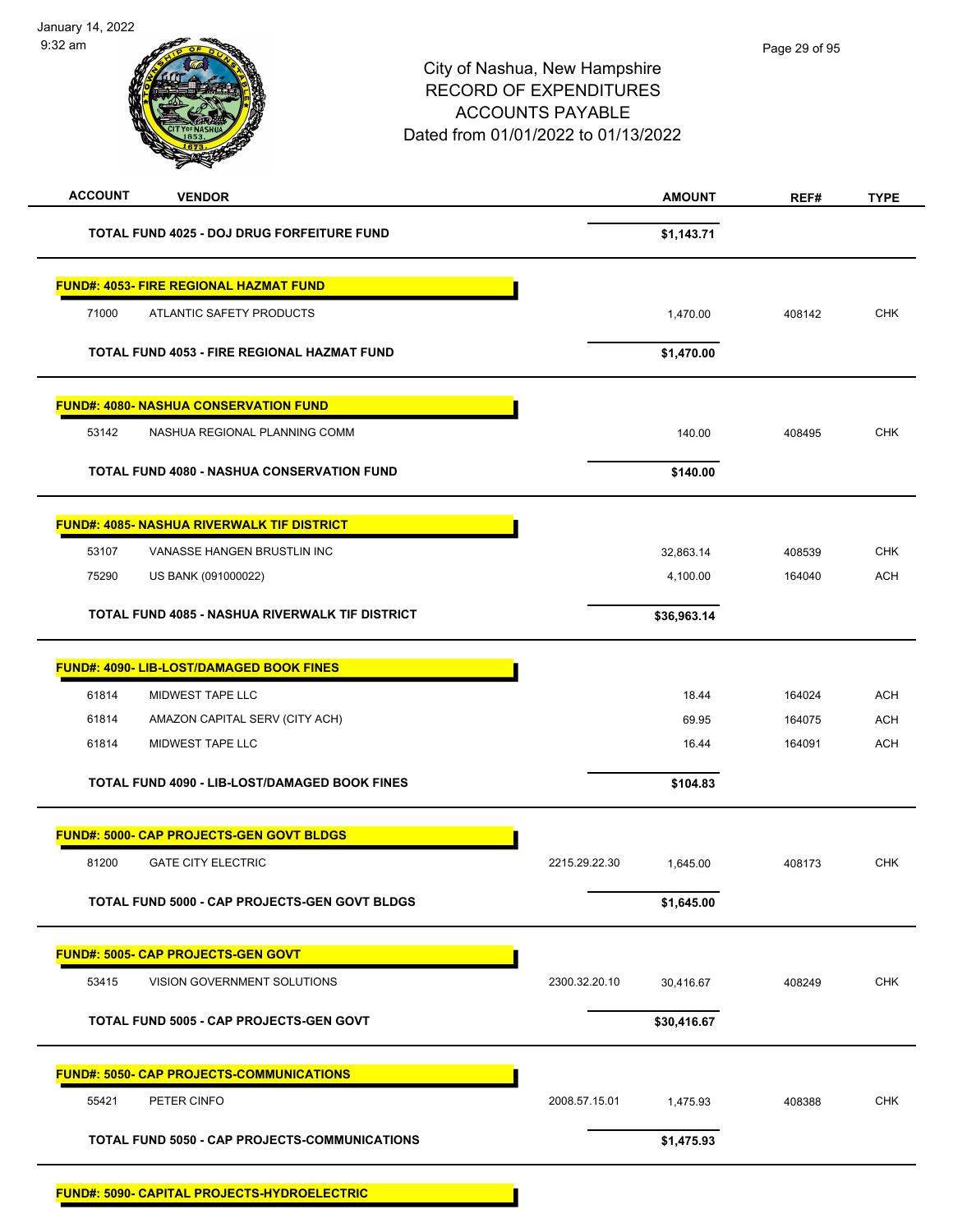City of Nashua, New Hampshire
RECORD OF EXPENDITURES
ACCOUNTS PAYABLE
Dated from 01/01/2022 to 01/13/2022

| ACCOUNT | VENDOR | | AMOUNT | REF# | TYPE |
|---|---|---|---|---|---|
| | **TOTAL FUND 4025 - DOJ DRUG FORFEITURE FUND** | | **$1,143.71** | | |
| **FUND#: 4053- FIRE REGIONAL HAZMAT FUND** | | | | | |
| 71000 | ATLANTIC SAFETY PRODUCTS | | 1,470.00 | 408142 | CHK |
| | **TOTAL FUND 4053 - FIRE REGIONAL HAZMAT FUND** | | **$1,470.00** | | |
| **FUND#: 4080- NASHUA CONSERVATION FUND** | | | | | |
| 53142 | NASHUA REGIONAL PLANNING COMM | | 140.00 | 408495 | CHK |
| | **TOTAL FUND 4080 - NASHUA CONSERVATION FUND** | | **$140.00** | | |
| **FUND#: 4085- NASHUA RIVERWALK TIF DISTRICT** | | | | | |
| 53107 | VANASSE HANGEN BRUSTLIN INC | | 32,863.14 | 408539 | CHK |
| 75290 | US BANK (091000022) | | 4,100.00 | 164040 | ACH |
| | **TOTAL FUND 4085 - NASHUA RIVERWALK TIF DISTRICT** | | **$36,963.14** | | |
| **FUND#: 4090- LIB-LOST/DAMAGED BOOK FINES** | | | | | |
| 61814 | MIDWEST TAPE LLC | | 18.44 | 164024 | ACH |
| 61814 | AMAZON CAPITAL SERV (CITY ACH) | | 69.95 | 164075 | ACH |
| 61814 | MIDWEST TAPE LLC | | 16.44 | 164091 | ACH |
| | **TOTAL FUND 4090 - LIB-LOST/DAMAGED BOOK FINES** | | **$104.83** | | |
| **FUND#: 5000- CAP PROJECTS-GEN GOVT BLDGS** | | | | | |
| 81200 | GATE CITY ELECTRIC | 2215.29.22.30 | 1,645.00 | 408173 | CHK |
| | **TOTAL FUND 5000 - CAP PROJECTS-GEN GOVT BLDGS** | | **$1,645.00** | | |
| **FUND#: 5005- CAP PROJECTS-GEN GOVT** | | | | | |
| 53415 | VISION GOVERNMENT SOLUTIONS | 2300.32.20.10 | 30,416.67 | 408249 | CHK |
| | **TOTAL FUND 5005 - CAP PROJECTS-GEN GOVT** | | **$30,416.67** | | |
| **FUND#: 5050- CAP PROJECTS-COMMUNICATIONS** | | | | | |
| 55421 | PETER CINFO | 2008.57.15.01 | 1,475.93 | 408388 | CHK |
| | **TOTAL FUND 5050 - CAP PROJECTS-COMMUNICATIONS** | | **$1,475.93** | | |
| **FUND#: 5090- CAPITAL PROJECTS-HYDROELECTRIC** | | | | | |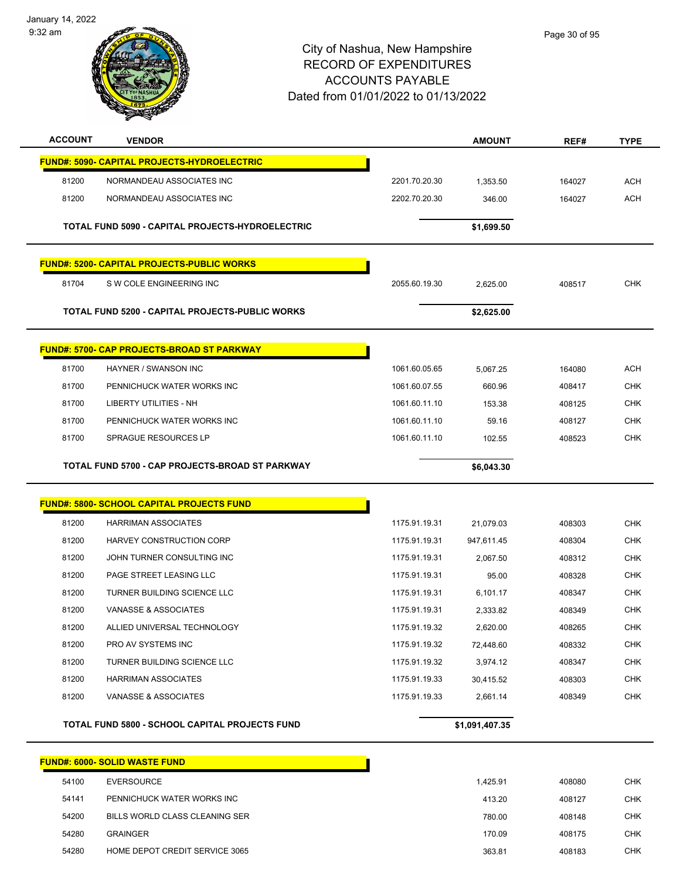City of Nashua, New Hampshire
RECORD OF EXPENDITURES
ACCOUNTS PAYABLE
Dated from 01/01/2022 to 01/13/2022

| ACCOUNT | VENDOR | | AMOUNT | REF# | TYPE |
|---|---|---|---|---|---|
| **FUND#: 5090- CAPITAL PROJECTS-HYDROELECTRIC** | | | | | |
| 81200 | NORMANDEAU ASSOCIATES INC | 2201.70.20.30 | 1,353.50 | 164027 | ACH |
| 81200 | NORMANDEAU ASSOCIATES INC | 2202.70.20.30 | 346.00 | 164027 | ACH |
| | **TOTAL FUND 5090 - CAPITAL PROJECTS-HYDROELECTRIC** | | **$1,699.50** | | |
| **FUND#: 5200- CAPITAL PROJECTS-PUBLIC WORKS** | | | | | |
| 81704 | S W COLE ENGINEERING INC | 2055.60.19.30 | 2,625.00 | 408517 | CHK |
| | **TOTAL FUND 5200 - CAPITAL PROJECTS-PUBLIC WORKS** | | **$2,625.00** | | |
| **FUND#: 5700- CAP PROJECTS-BROAD ST PARKWAY** | | | | | |
| 81700 | HAYNER / SWANSON INC | 1061.60.05.65 | 5,067.25 | 164080 | ACH |
| 81700 | PENNICHUCK WATER WORKS INC | 1061.60.07.55 | 660.96 | 408417 | CHK |
| 81700 | LIBERTY UTILITIES - NH | 1061.60.11.10 | 153.38 | 408125 | CHK |
| 81700 | PENNICHUCK WATER WORKS INC | 1061.60.11.10 | 59.16 | 408127 | CHK |
| 81700 | SPRAGUE RESOURCES LP | 1061.60.11.10 | 102.55 | 408523 | CHK |
| | **TOTAL FUND 5700 - CAP PROJECTS-BROAD ST PARKWAY** | | **$6,043.30** | | |
| **FUND#: 5800- SCHOOL CAPITAL PROJECTS FUND** | | | | | |
| 81200 | HARRIMAN ASSOCIATES | 1175.91.19.31 | 21,079.03 | 408303 | CHK |
| 81200 | HARVEY CONSTRUCTION CORP | 1175.91.19.31 | 947,611.45 | 408304 | CHK |
| 81200 | JOHN TURNER CONSULTING INC | 1175.91.19.31 | 2,067.50 | 408312 | CHK |
| 81200 | PAGE STREET LEASING LLC | 1175.91.19.31 | 95.00 | 408328 | CHK |
| 81200 | TURNER BUILDING SCIENCE LLC | 1175.91.19.31 | 6,101.17 | 408347 | CHK |
| 81200 | VANASSE & ASSOCIATES | 1175.91.19.31 | 2,333.82 | 408349 | CHK |
| 81200 | ALLIED UNIVERSAL TECHNOLOGY | 1175.91.19.32 | 2,620.00 | 408265 | CHK |
| 81200 | PRO AV SYSTEMS INC | 1175.91.19.32 | 72,448.60 | 408332 | CHK |
| 81200 | TURNER BUILDING SCIENCE LLC | 1175.91.19.32 | 3,974.12 | 408347 | CHK |
| 81200 | HARRIMAN ASSOCIATES | 1175.91.19.33 | 30,415.52 | 408303 | CHK |
| 81200 | VANASSE & ASSOCIATES | 1175.91.19.33 | 2,661.14 | 408349 | CHK |
| | **TOTAL FUND 5800 - SCHOOL CAPITAL PROJECTS FUND** | | **$1,091,407.35** | | |
| **FUND#: 6000- SOLID WASTE FUND** | | | | | |
| 54100 | EVERSOURCE | | 1,425.91 | 408080 | CHK |
| 54141 | PENNICHUCK WATER WORKS INC | | 413.20 | 408127 | CHK |
| 54200 | BILLS WORLD CLASS CLEANING SER | | 780.00 | 408148 | CHK |
| 54280 | GRAINGER | | 170.09 | 408175 | CHK |
| 54280 | HOME DEPOT CREDIT SERVICE 3065 | | 363.81 | 408183 | CHK |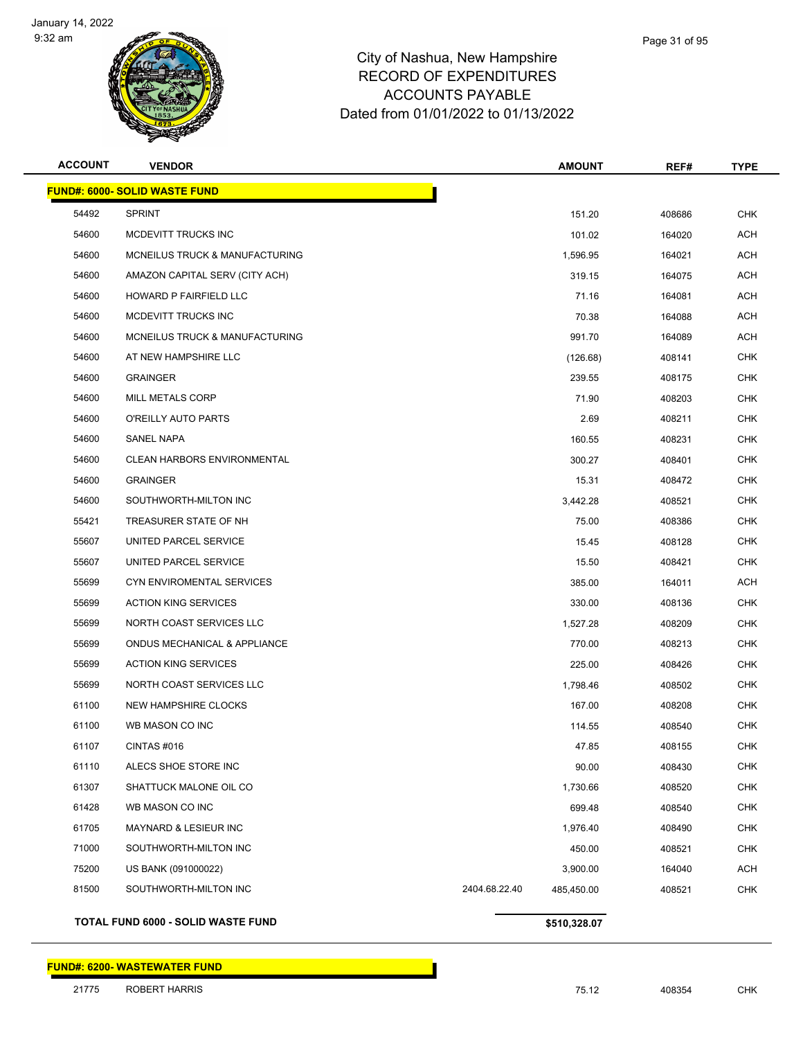# City of Nashua, New Hampshire
## RECORD OF EXPENDITURES
## ACCOUNTS PAYABLE
### Dated from 01/01/2022 to 01/13/2022

| ACCOUNT | VENDOR | | AMOUNT | REF# | TYPE |
|---|---|---|---|---|---|
| **FUND#: 6000- SOLID WASTE FUND** | | | | | |
| 54492 | SPRINT | | 151.20 | 408686 | CHK |
| 54600 | MCDEVITT TRUCKS INC | | 101.02 | 164020 | ACH |
| 54600 | MCNEILUS TRUCK & MANUFACTURING | | 1,596.95 | 164021 | ACH |
| 54600 | AMAZON CAPITAL SERV (CITY ACH) | | 319.15 | 164075 | ACH |
| 54600 | HOWARD P FAIRFIELD LLC | | 71.16 | 164081 | ACH |
| 54600 | MCDEVITT TRUCKS INC | | 70.38 | 164088 | ACH |
| 54600 | MCNEILUS TRUCK & MANUFACTURING | | 991.70 | 164089 | ACH |
| 54600 | AT NEW HAMPSHIRE LLC | | (126.68) | 408141 | CHK |
| 54600 | GRAINGER | | 239.55 | 408175 | CHK |
| 54600 | MILL METALS CORP | | 71.90 | 408203 | CHK |
| 54600 | O'REILLY AUTO PARTS | | 2.69 | 408211 | CHK |
| 54600 | SANEL NAPA | | 160.55 | 408231 | CHK |
| 54600 | CLEAN HARBORS ENVIRONMENTAL | | 300.27 | 408401 | CHK |
| 54600 | GRAINGER | | 15.31 | 408472 | CHK |
| 54600 | SOUTHWORTH-MILTON INC | | 3,442.28 | 408521 | CHK |
| 55421 | TREASURER STATE OF NH | | 75.00 | 408386 | CHK |
| 55607 | UNITED PARCEL SERVICE | | 15.45 | 408128 | CHK |
| 55607 | UNITED PARCEL SERVICE | | 15.50 | 408421 | CHK |
| 55699 | CYN ENVIROMENTAL SERVICES | | 385.00 | 164011 | ACH |
| 55699 | ACTION KING SERVICES | | 330.00 | 408136 | CHK |
| 55699 | NORTH COAST SERVICES LLC | | 1,527.28 | 408209 | CHK |
| 55699 | ONDUS MECHANICAL & APPLIANCE | | 770.00 | 408213 | CHK |
| 55699 | ACTION KING SERVICES | | 225.00 | 408426 | CHK |
| 55699 | NORTH COAST SERVICES LLC | | 1,798.46 | 408502 | CHK |
| 61100 | NEW HAMPSHIRE CLOCKS | | 167.00 | 408208 | CHK |
| 61100 | WB MASON CO INC | | 114.55 | 408540 | CHK |
| 61107 | CINTAS #016 | | 47.85 | 408155 | CHK |
| 61110 | ALECS SHOE STORE INC | | 90.00 | 408430 | CHK |
| 61307 | SHATTUCK MALONE OIL CO | | 1,730.66 | 408520 | CHK |
| 61428 | WB MASON CO INC | | 699.48 | 408540 | CHK |
| 61705 | MAYNARD & LESIEUR INC | | 1,976.40 | 408490 | CHK |
| 71000 | SOUTHWORTH-MILTON INC | | 450.00 | 408521 | CHK |
| 75200 | US BANK (091000022) | | 3,900.00 | 164040 | ACH |
| 81500 | SOUTHWORTH-MILTON INC | 2404.68.22.40 | 485,450.00 | 408521 | CHK |
| **TOTAL FUND 6000 - SOLID WASTE FUND** | | | **$510,328.07** | | |

| ACCOUNT | VENDOR | | AMOUNT | REF# | TYPE |
|---|---|---|---|---|---|
| **FUND#: 6200- WASTEWATER FUND** | | | | | |
| 21775 | ROBERT HARRIS | | 75.12 | 408354 | CHK |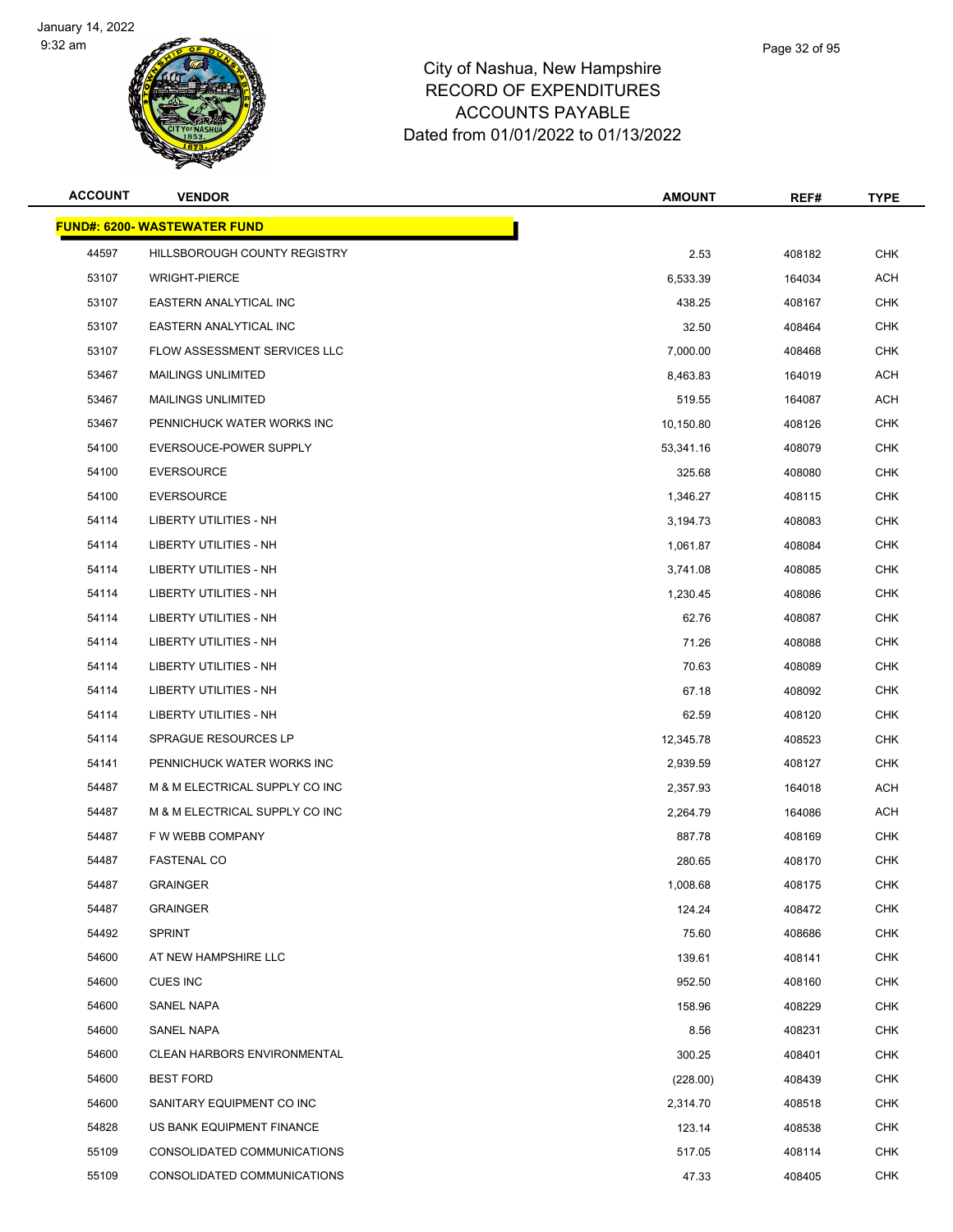# City of Nashua, New Hampshire
## RECORD OF EXPENDITURES
## ACCOUNTS PAYABLE
## Dated from 01/01/2022 to 01/13/2022

| ACCOUNT | VENDOR | AMOUNT | REF# | TYPE |
|---|---|---|---|---|
| **FUND#: 6200- WASTEWATER FUND** | | | | |
| 44597 | HILLSBOROUGH COUNTY REGISTRY | 2.53 | 408182 | CHK |
| 53107 | WRIGHT-PIERCE | 6,533.39 | 164034 | ACH |
| 53107 | EASTERN ANALYTICAL INC | 438.25 | 408167 | CHK |
| 53107 | EASTERN ANALYTICAL INC | 32.50 | 408464 | CHK |
| 53107 | FLOW ASSESSMENT SERVICES LLC | 7,000.00 | 408468 | CHK |
| 53467 | MAILINGS UNLIMITED | 8,463.83 | 164019 | ACH |
| 53467 | MAILINGS UNLIMITED | 519.55 | 164087 | ACH |
| 53467 | PENNICHUCK WATER WORKS INC | 10,150.80 | 408126 | CHK |
| 54100 | EVERSOUCE-POWER SUPPLY | 53,341.16 | 408079 | CHK |
| 54100 | EVERSOURCE | 325.68 | 408080 | CHK |
| 54100 | EVERSOURCE | 1,346.27 | 408115 | CHK |
| 54114 | LIBERTY UTILITIES - NH | 3,194.73 | 408083 | CHK |
| 54114 | LIBERTY UTILITIES - NH | 1,061.87 | 408084 | CHK |
| 54114 | LIBERTY UTILITIES - NH | 3,741.08 | 408085 | CHK |
| 54114 | LIBERTY UTILITIES - NH | 1,230.45 | 408086 | CHK |
| 54114 | LIBERTY UTILITIES - NH | 62.76 | 408087 | CHK |
| 54114 | LIBERTY UTILITIES - NH | 71.26 | 408088 | CHK |
| 54114 | LIBERTY UTILITIES - NH | 70.63 | 408089 | CHK |
| 54114 | LIBERTY UTILITIES - NH | 67.18 | 408092 | CHK |
| 54114 | LIBERTY UTILITIES - NH | 62.59 | 408120 | CHK |
| 54114 | SPRAGUE RESOURCES LP | 12,345.78 | 408523 | CHK |
| 54141 | PENNICHUCK WATER WORKS INC | 2,939.59 | 408127 | CHK |
| 54487 | M & M ELECTRICAL SUPPLY CO INC | 2,357.93 | 164018 | ACH |
| 54487 | M & M ELECTRICAL SUPPLY CO INC | 2,264.79 | 164086 | ACH |
| 54487 | F W WEBB COMPANY | 887.78 | 408169 | CHK |
| 54487 | FASTENAL CO | 280.65 | 408170 | CHK |
| 54487 | GRAINGER | 1,008.68 | 408175 | CHK |
| 54487 | GRAINGER | 124.24 | 408472 | CHK |
| 54492 | SPRINT | 75.60 | 408686 | CHK |
| 54600 | AT NEW HAMPSHIRE LLC | 139.61 | 408141 | CHK |
| 54600 | CUES INC | 952.50 | 408160 | CHK |
| 54600 | SANEL NAPA | 158.96 | 408229 | CHK |
| 54600 | SANEL NAPA | 8.56 | 408231 | CHK |
| 54600 | CLEAN HARBORS ENVIRONMENTAL | 300.25 | 408401 | CHK |
| 54600 | BEST FORD | (228.00) | 408439 | CHK |
| 54600 | SANITARY EQUIPMENT CO INC | 2,314.70 | 408518 | CHK |
| 54828 | US BANK EQUIPMENT FINANCE | 123.14 | 408538 | CHK |
| 55109 | CONSOLIDATED COMMUNICATIONS | 517.05 | 408114 | CHK |
| 55109 | CONSOLIDATED COMMUNICATIONS | 47.33 | 408405 | CHK |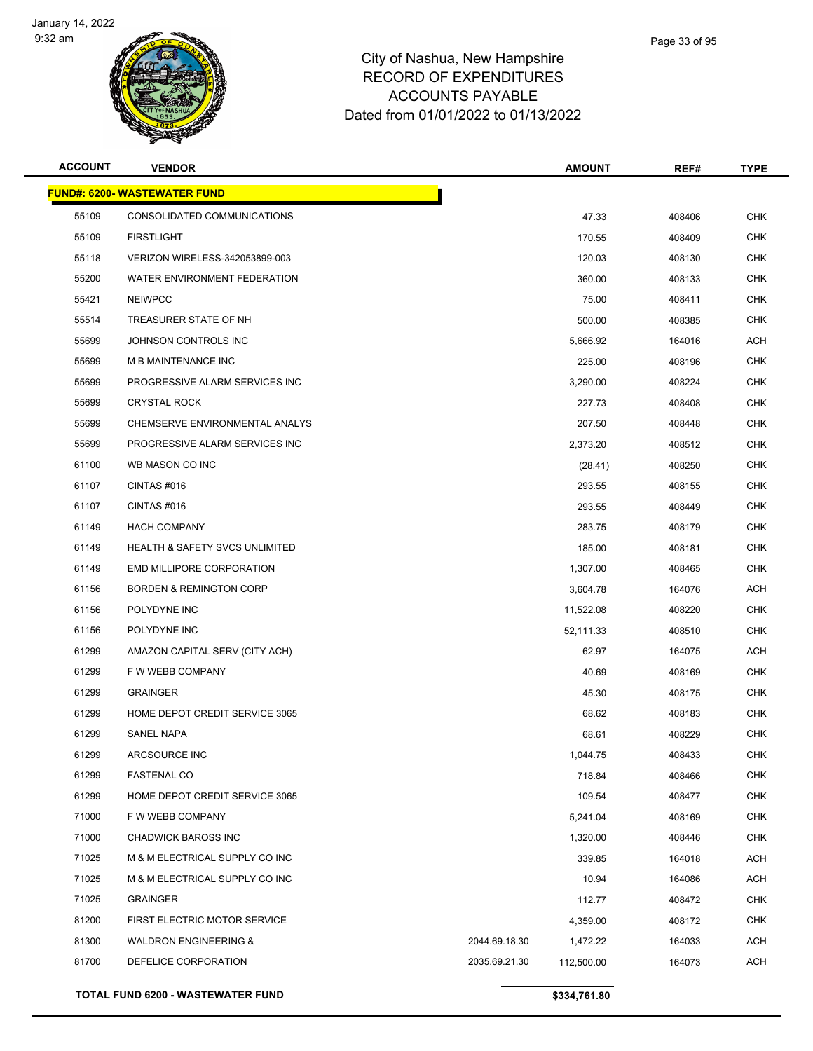# City of Nashua, New Hampshire
## RECORD OF EXPENDITURES
## ACCOUNTS PAYABLE
## Dated from 01/01/2022 to 01/13/2022

| ACCOUNT | VENDOR | | AMOUNT | REF# | TYPE |
|---|---|---|---|---|---|
| **FUND#: 6200- WASTEWATER FUND** | | | | | |
| 55109 | CONSOLIDATED COMMUNICATIONS | | 47.33 | 408406 | CHK |
| 55109 | FIRSTLIGHT | | 170.55 | 408409 | CHK |
| 55118 | VERIZON WIRELESS-342053899-003 | | 120.03 | 408130 | CHK |
| 55200 | WATER ENVIRONMENT FEDERATION | | 360.00 | 408133 | CHK |
| 55421 | NEIWPCC | | 75.00 | 408411 | CHK |
| 55514 | TREASURER STATE OF NH | | 500.00 | 408385 | CHK |
| 55699 | JOHNSON CONTROLS INC | | 5,666.92 | 164016 | ACH |
| 55699 | M B MAINTENANCE INC | | 225.00 | 408196 | CHK |
| 55699 | PROGRESSIVE ALARM SERVICES INC | | 3,290.00 | 408224 | CHK |
| 55699 | CRYSTAL ROCK | | 227.73 | 408408 | CHK |
| 55699 | CHEMSERVE ENVIRONMENTAL ANALYS | | 207.50 | 408448 | CHK |
| 55699 | PROGRESSIVE ALARM SERVICES INC | | 2,373.20 | 408512 | CHK |
| 61100 | WB MASON CO INC | | (28.41) | 408250 | CHK |
| 61107 | CINTAS #016 | | 293.55 | 408155 | CHK |
| 61107 | CINTAS #016 | | 293.55 | 408449 | CHK |
| 61149 | HACH COMPANY | | 283.75 | 408179 | CHK |
| 61149 | HEALTH & SAFETY SVCS UNLIMITED | | 185.00 | 408181 | CHK |
| 61149 | EMD MILLIPORE CORPORATION | | 1,307.00 | 408465 | CHK |
| 61156 | BORDEN & REMINGTON CORP | | 3,604.78 | 164076 | ACH |
| 61156 | POLYDYNE INC | | 11,522.08 | 408220 | CHK |
| 61156 | POLYDYNE INC | | 52,111.33 | 408510 | CHK |
| 61299 | AMAZON CAPITAL SERV (CITY ACH) | | 62.97 | 164075 | ACH |
| 61299 | F W WEBB COMPANY | | 40.69 | 408169 | CHK |
| 61299 | GRAINGER | | 45.30 | 408175 | CHK |
| 61299 | HOME DEPOT CREDIT SERVICE 3065 | | 68.62 | 408183 | CHK |
| 61299 | SANEL NAPA | | 68.61 | 408229 | CHK |
| 61299 | ARCSOURCE INC | | 1,044.75 | 408433 | CHK |
| 61299 | FASTENAL CO | | 718.84 | 408466 | CHK |
| 61299 | HOME DEPOT CREDIT SERVICE 3065 | | 109.54 | 408477 | CHK |
| 71000 | F W WEBB COMPANY | | 5,241.04 | 408169 | CHK |
| 71000 | CHADWICK BAROSS INC | | 1,320.00 | 408446 | CHK |
| 71025 | M & M ELECTRICAL SUPPLY CO INC | | 339.85 | 164018 | ACH |
| 71025 | M & M ELECTRICAL SUPPLY CO INC | | 10.94 | 164086 | ACH |
| 71025 | GRAINGER | | 112.77 | 408472 | CHK |
| 81200 | FIRST ELECTRIC MOTOR SERVICE | | 4,359.00 | 408172 | CHK |
| 81300 | WALDRON ENGINEERING & | 2044.69.18.30 | 1,472.22 | 164033 | ACH |
| 81700 | DEFELICE CORPORATION | 2035.69.21.30 | 112,500.00 | 164073 | ACH |
| **TOTAL FUND 6200 - WASTEWATER FUND** | | | **$334,761.80** | | |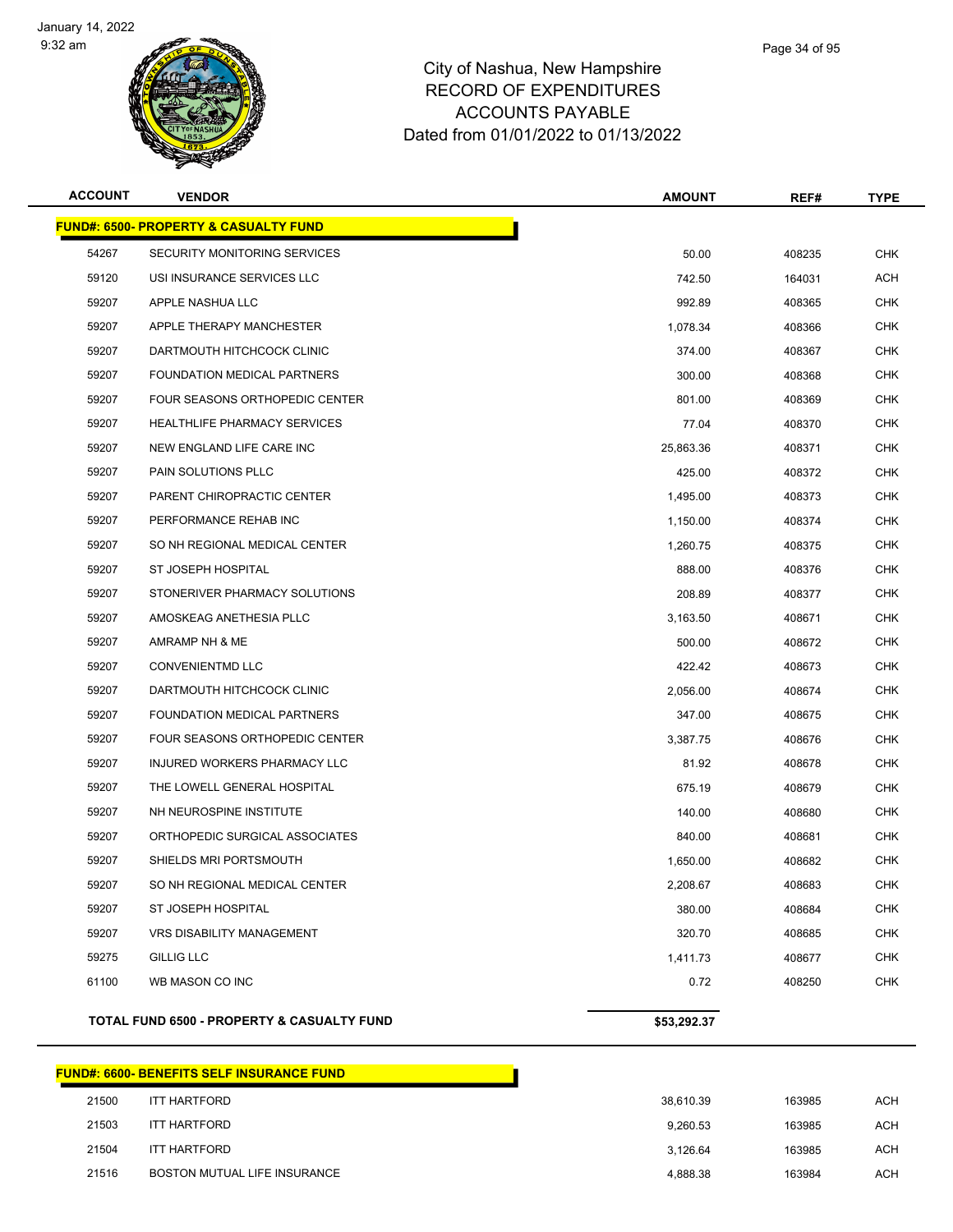# City of Nashua, New Hampshire
## RECORD OF EXPENDITURES
## ACCOUNTS PAYABLE
## Dated from 01/01/2022 to 01/13/2022

| ACCOUNT | VENDOR | AMOUNT | REF# | TYPE |
|---|---|---|---|---|
| **FUND#: 6500- PROPERTY & CASUALTY FUND** | | | | |
| 54267 | SECURITY MONITORING SERVICES | 50.00 | 408235 | CHK |
| 59120 | USI INSURANCE SERVICES LLC | 742.50 | 164031 | ACH |
| 59207 | APPLE NASHUA LLC | 992.89 | 408365 | CHK |
| 59207 | APPLE THERAPY MANCHESTER | 1,078.34 | 408366 | CHK |
| 59207 | DARTMOUTH HITCHCOCK CLINIC | 374.00 | 408367 | CHK |
| 59207 | FOUNDATION MEDICAL PARTNERS | 300.00 | 408368 | CHK |
| 59207 | FOUR SEASONS ORTHOPEDIC CENTER | 801.00 | 408369 | CHK |
| 59207 | HEALTHLIFE PHARMACY SERVICES | 77.04 | 408370 | CHK |
| 59207 | NEW ENGLAND LIFE CARE INC | 25,863.36 | 408371 | CHK |
| 59207 | PAIN SOLUTIONS PLLC | 425.00 | 408372 | CHK |
| 59207 | PARENT CHIROPRACTIC CENTER | 1,495.00 | 408373 | CHK |
| 59207 | PERFORMANCE REHAB INC | 1,150.00 | 408374 | CHK |
| 59207 | SO NH REGIONAL MEDICAL CENTER | 1,260.75 | 408375 | CHK |
| 59207 | ST JOSEPH HOSPITAL | 888.00 | 408376 | CHK |
| 59207 | STONERIVER PHARMACY SOLUTIONS | 208.89 | 408377 | CHK |
| 59207 | AMOSKEAG ANETHESIA PLLC | 3,163.50 | 408671 | CHK |
| 59207 | AMRAMP NH & ME | 500.00 | 408672 | CHK |
| 59207 | CONVENIENTMD LLC | 422.42 | 408673 | CHK |
| 59207 | DARTMOUTH HITCHCOCK CLINIC | 2,056.00 | 408674 | CHK |
| 59207 | FOUNDATION MEDICAL PARTNERS | 347.00 | 408675 | CHK |
| 59207 | FOUR SEASONS ORTHOPEDIC CENTER | 3,387.75 | 408676 | CHK |
| 59207 | INJURED WORKERS PHARMACY LLC | 81.92 | 408678 | CHK |
| 59207 | THE LOWELL GENERAL HOSPITAL | 675.19 | 408679 | CHK |
| 59207 | NH NEUROSPINE INSTITUTE | 140.00 | 408680 | CHK |
| 59207 | ORTHOPEDIC SURGICAL ASSOCIATES | 840.00 | 408681 | CHK |
| 59207 | SHIELDS MRI PORTSMOUTH | 1,650.00 | 408682 | CHK |
| 59207 | SO NH REGIONAL MEDICAL CENTER | 2,208.67 | 408683 | CHK |
| 59207 | ST JOSEPH HOSPITAL | 380.00 | 408684 | CHK |
| 59207 | VRS DISABILITY MANAGEMENT | 320.70 | 408685 | CHK |
| 59275 | GILLIG LLC | 1,411.73 | 408677 | CHK |
| 61100 | WB MASON CO INC | 0.72 | 408250 | CHK |
| **TOTAL FUND 6500 - PROPERTY & CASUALTY FUND** | | **$53,292.37** | | |

| ACCOUNT | VENDOR | AMOUNT | REF# | TYPE |
|---|---|---|---|---|
| **FUND#: 6600- BENEFITS SELF INSURANCE FUND** | | | | |
| 21500 | ITT HARTFORD | 38,610.39 | 163985 | ACH |
| 21503 | ITT HARTFORD | 9,260.53 | 163985 | ACH |
| 21504 | ITT HARTFORD | 3,126.64 | 163985 | ACH |
| 21516 | BOSTON MUTUAL LIFE INSURANCE | 4,888.38 | 163984 | ACH |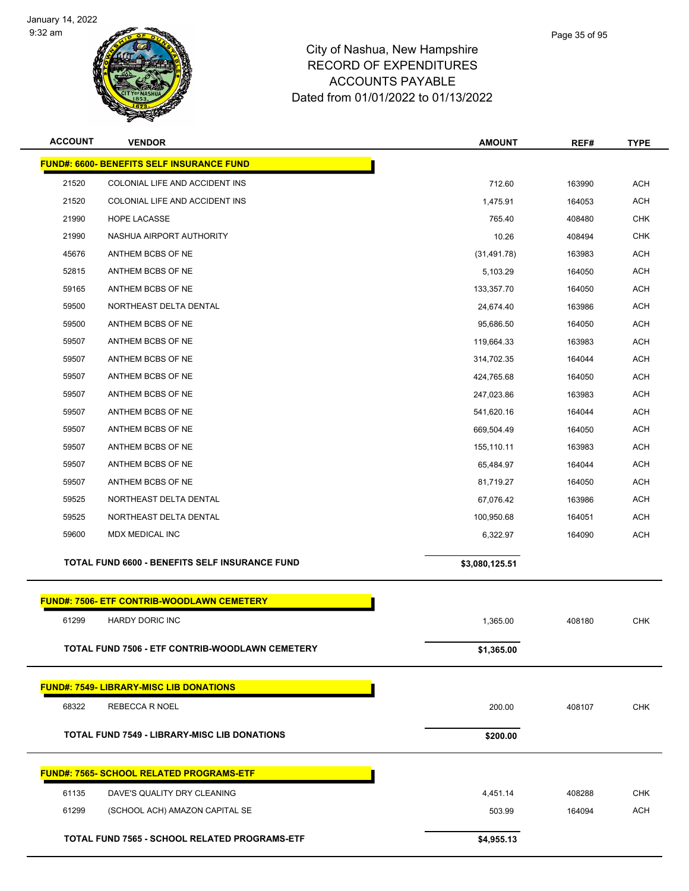# City of Nashua, New Hampshire
## RECORD OF EXPENDITURES
## ACCOUNTS PAYABLE
## Dated from 01/01/2022 to 01/13/2022

| ACCOUNT | VENDOR | AMOUNT | REF# | TYPE |
|---|---|---|---|---|
| **FUND#: 6600- BENEFITS SELF INSURANCE FUND** | | | | |
| 21520 | COLONIAL LIFE AND ACCIDENT INS | 712.60 | 163990 | ACH |
| 21520 | COLONIAL LIFE AND ACCIDENT INS | 1,475.91 | 164053 | ACH |
| 21990 | HOPE LACASSE | 765.40 | 408480 | CHK |
| 21990 | NASHUA AIRPORT AUTHORITY | 10.26 | 408494 | CHK |
| 45676 | ANTHEM BCBS OF NE | (31,491.78) | 163983 | ACH |
| 52815 | ANTHEM BCBS OF NE | 5,103.29 | 164050 | ACH |
| 59165 | ANTHEM BCBS OF NE | 133,357.70 | 164050 | ACH |
| 59500 | NORTHEAST DELTA DENTAL | 24,674.40 | 163986 | ACH |
| 59500 | ANTHEM BCBS OF NE | 95,686.50 | 164050 | ACH |
| 59507 | ANTHEM BCBS OF NE | 119,664.33 | 163983 | ACH |
| 59507 | ANTHEM BCBS OF NE | 314,702.35 | 164044 | ACH |
| 59507 | ANTHEM BCBS OF NE | 424,765.68 | 164050 | ACH |
| 59507 | ANTHEM BCBS OF NE | 247,023.86 | 163983 | ACH |
| 59507 | ANTHEM BCBS OF NE | 541,620.16 | 164044 | ACH |
| 59507 | ANTHEM BCBS OF NE | 669,504.49 | 164050 | ACH |
| 59507 | ANTHEM BCBS OF NE | 155,110.11 | 163983 | ACH |
| 59507 | ANTHEM BCBS OF NE | 65,484.97 | 164044 | ACH |
| 59507 | ANTHEM BCBS OF NE | 81,719.27 | 164050 | ACH |
| 59525 | NORTHEAST DELTA DENTAL | 67,076.42 | 163986 | ACH |
| 59525 | NORTHEAST DELTA DENTAL | 100,950.68 | 164051 | ACH |
| 59600 | MDX MEDICAL INC | 6,322.97 | 164090 | ACH |
| | **TOTAL FUND 6600 - BENEFITS SELF INSURANCE FUND** | **$3,080,125.51** | | |
| **FUND#: 7506- ETF CONTRIB-WOODLAWN CEMETERY** | | | | |
| 61299 | HARDY DORIC INC | 1,365.00 | 408180 | CHK |
| | **TOTAL FUND 7506 - ETF CONTRIB-WOODLAWN CEMETERY** | **$1,365.00** | | |
| **FUND#: 7549- LIBRARY-MISC LIB DONATIONS** | | | | |
| 68322 | REBECCA R NOEL | 200.00 | 408107 | CHK |
| | **TOTAL FUND 7549 - LIBRARY-MISC LIB DONATIONS** | **$200.00** | | |
| **FUND#: 7565- SCHOOL RELATED PROGRAMS-ETF** | | | | |
| 61135 | DAVE'S QUALITY DRY CLEANING | 4,451.14 | 408288 | CHK |
| 61299 | (SCHOOL ACH) AMAZON CAPITAL SE | 503.99 | 164094 | ACH |
| | **TOTAL FUND 7565 - SCHOOL RELATED PROGRAMS-ETF** | **$4,955.13** | | |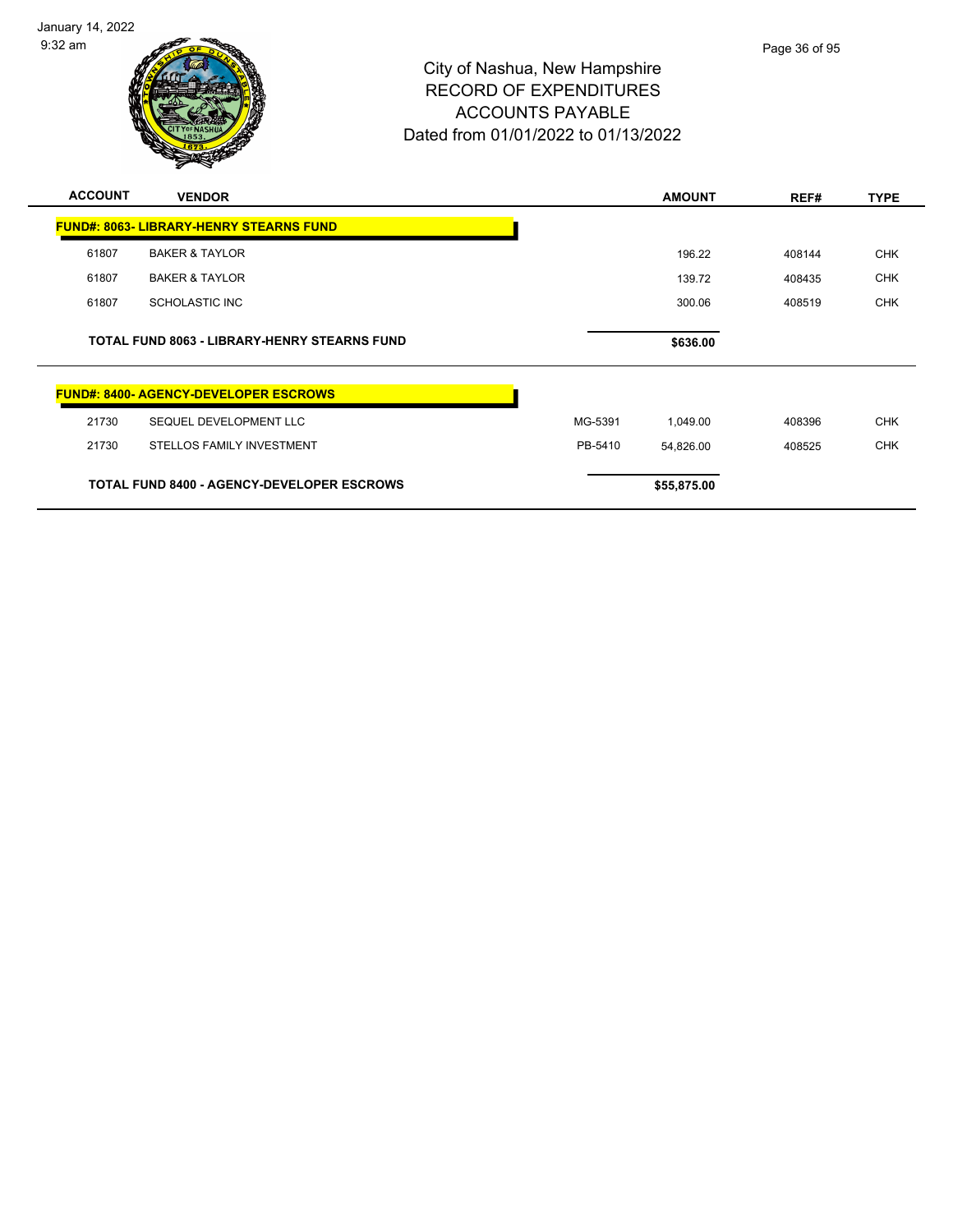City of Nashua, New Hampshire
RECORD OF EXPENDITURES
ACCOUNTS PAYABLE
Dated from 01/01/2022 to 01/13/2022

| ACCOUNT | VENDOR | | AMOUNT | REF# | TYPE |
|---|---|---|---|---|---|
| **FUND#: 8063- LIBRARY-HENRY STEARNS FUND** | | | | | |
| 61807 | BAKER & TAYLOR | | 196.22 | 408144 | CHK |
| 61807 | BAKER & TAYLOR | | 139.72 | 408435 | CHK |
| 61807 | SCHOLASTIC INC | | 300.06 | 408519 | CHK |
| | **TOTAL FUND 8063 - LIBRARY-HENRY STEARNS FUND** | | **$636.00** | | |
| **FUND#: 8400- AGENCY-DEVELOPER ESCROWS** | | | | | |
| 21730 | SEQUEL DEVELOPMENT LLC | MG-5391 | 1,049.00 | 408396 | CHK |
| 21730 | STELLOS FAMILY INVESTMENT | PB-5410 | 54,826.00 | 408525 | CHK |
| | **TOTAL FUND 8400 - AGENCY-DEVELOPER ESCROWS** | | **$55,875.00** | | |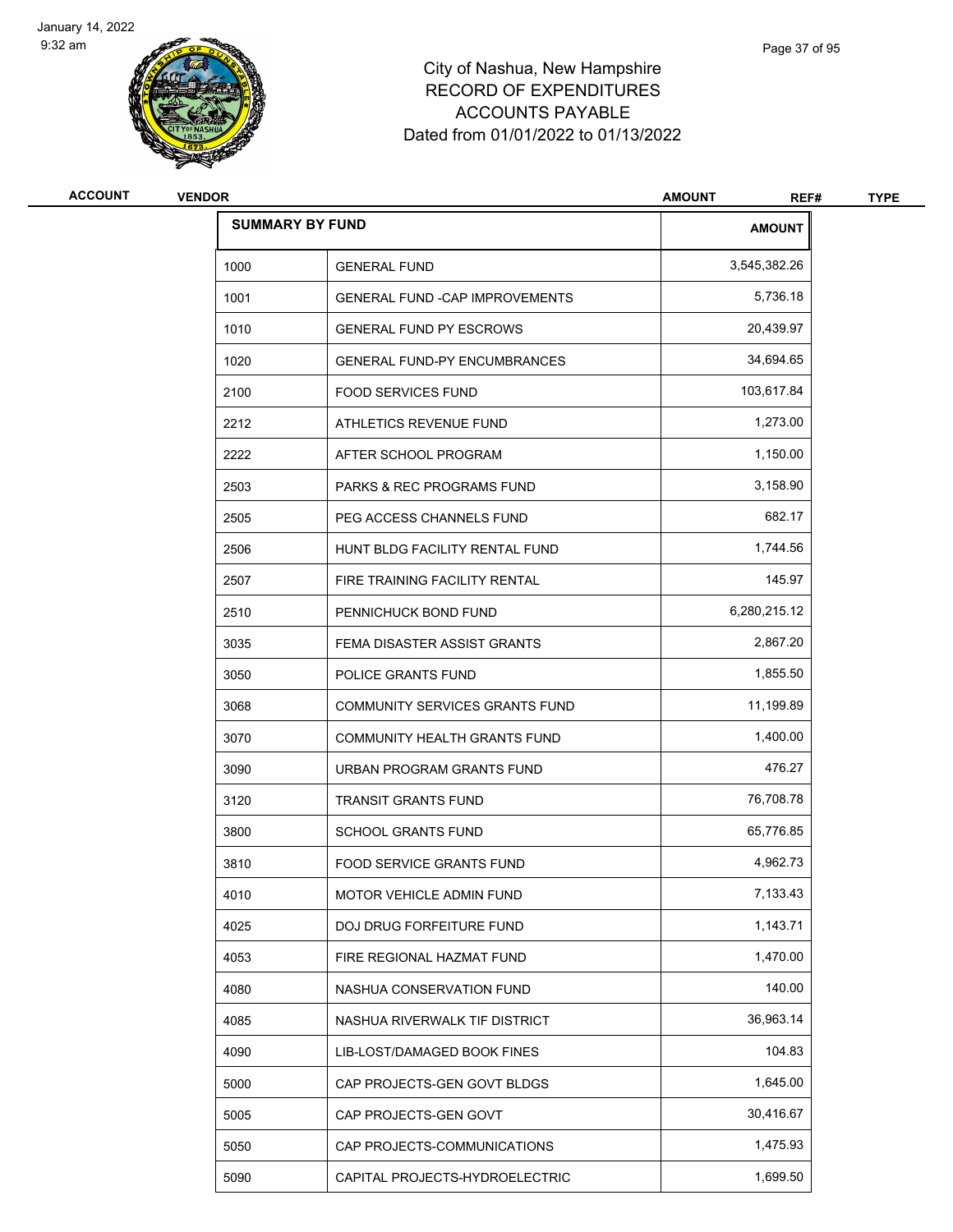# City of Nashua, New Hampshire
## RECORD OF EXPENDITURES
## ACCOUNTS PAYABLE
## Dated from 01/01/2022 to 01/13/2022

| ACCOUNT | VENDOR | AMOUNT | REF# | TYPE |
|---|---|---|---|---|

| SUMMARY BY FUND | | AMOUNT |
|---|---|---|
| 1000 | GENERAL FUND | 3,545,382.26 |
| 1001 | GENERAL FUND -CAP IMPROVEMENTS | 5,736.18 |
| 1010 | GENERAL FUND PY ESCROWS | 20,439.97 |
| 1020 | GENERAL FUND-PY ENCUMBRANCES | 34,694.65 |
| 2100 | FOOD SERVICES FUND | 103,617.84 |
| 2212 | ATHLETICS REVENUE FUND | 1,273.00 |
| 2222 | AFTER SCHOOL PROGRAM | 1,150.00 |
| 2503 | PARKS & REC PROGRAMS FUND | 3,158.90 |
| 2505 | PEG ACCESS CHANNELS FUND | 682.17 |
| 2506 | HUNT BLDG FACILITY RENTAL FUND | 1,744.56 |
| 2507 | FIRE TRAINING FACILITY RENTAL | 145.97 |
| 2510 | PENNICHUCK BOND FUND | 6,280,215.12 |
| 3035 | FEMA DISASTER ASSIST GRANTS | 2,867.20 |
| 3050 | POLICE GRANTS FUND | 1,855.50 |
| 3068 | COMMUNITY SERVICES GRANTS FUND | 11,199.89 |
| 3070 | COMMUNITY HEALTH GRANTS FUND | 1,400.00 |
| 3090 | URBAN PROGRAM GRANTS FUND | 476.27 |
| 3120 | TRANSIT GRANTS FUND | 76,708.78 |
| 3800 | SCHOOL GRANTS FUND | 65,776.85 |
| 3810 | FOOD SERVICE GRANTS FUND | 4,962.73 |
| 4010 | MOTOR VEHICLE ADMIN FUND | 7,133.43 |
| 4025 | DOJ DRUG FORFEITURE FUND | 1,143.71 |
| 4053 | FIRE REGIONAL HAZMAT FUND | 1,470.00 |
| 4080 | NASHUA CONSERVATION FUND | 140.00 |
| 4085 | NASHUA RIVERWALK TIF DISTRICT | 36,963.14 |
| 4090 | LIB-LOST/DAMAGED BOOK FINES | 104.83 |
| 5000 | CAP PROJECTS-GEN GOVT BLDGS | 1,645.00 |
| 5005 | CAP PROJECTS-GEN GOVT | 30,416.67 |
| 5050 | CAP PROJECTS-COMMUNICATIONS | 1,475.93 |
| 5090 | CAPITAL PROJECTS-HYDROELECTRIC | 1,699.50 |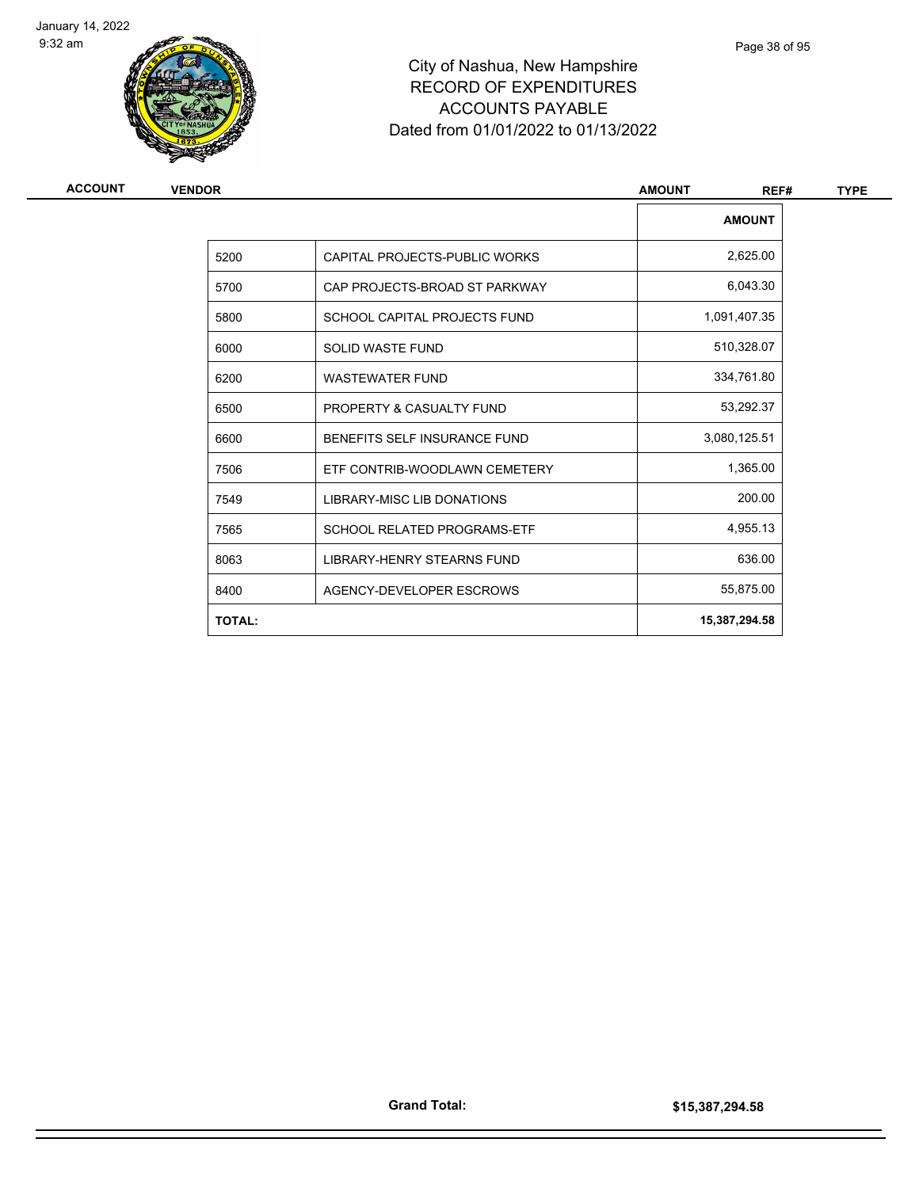# City of Nashua, New Hampshire
# RECORD OF EXPENDITURES
# ACCOUNTS PAYABLE
## Dated from 01/01/2022 to 01/13/2022

| ACCOUNT | VENDOR | AMOUNT | REF# | TYPE |
|---|---|---|---|---|

| | | AMOUNT |
|---|---|---|
| 5200 | CAPITAL PROJECTS-PUBLIC WORKS | 2,625.00 |
| 5700 | CAP PROJECTS-BROAD ST PARKWAY | 6,043.30 |
| 5800 | SCHOOL CAPITAL PROJECTS FUND | 1,091,407.35 |
| 6000 | SOLID WASTE FUND | 510,328.07 |
| 6200 | WASTEWATER FUND | 334,761.80 |
| 6500 | PROPERTY & CASUALTY FUND | 53,292.37 |
| 6600 | BENEFITS SELF INSURANCE FUND | 3,080,125.51 |
| 7506 | ETF CONTRIB-WOODLAWN CEMETERY | 1,365.00 |
| 7549 | LIBRARY-MISC LIB DONATIONS | 200.00 |
| 7565 | SCHOOL RELATED PROGRAMS-ETF | 4,955.13 |
| 8063 | LIBRARY-HENRY STEARNS FUND | 636.00 |
| 8400 | AGENCY-DEVELOPER ESCROWS | 55,875.00 |
| **TOTAL:** | | **15,387,294.58** |

**Grand Total:** **$15,387,294.58**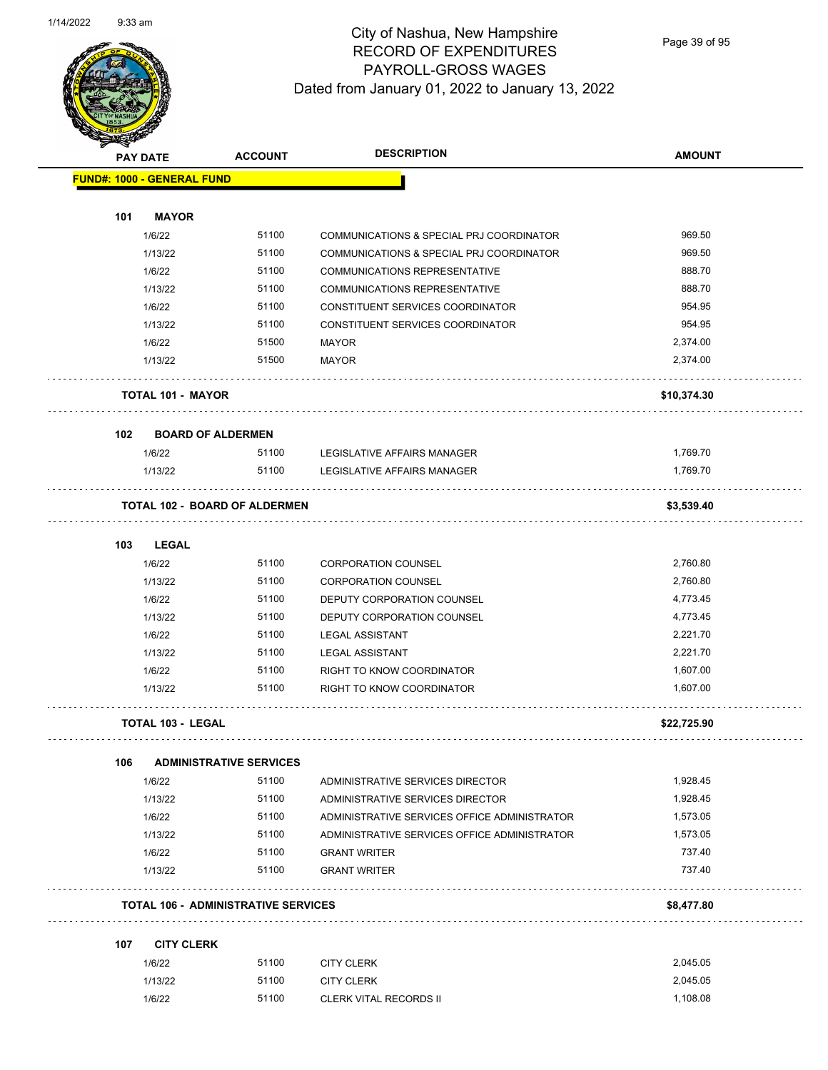# City of Nashua, New Hampshire
## RECORD OF EXPENDITURES
## PAYROLL-GROSS WAGES
## Dated from January 01, 2022 to January 13, 2022

| PAY DATE | ACCOUNT | DESCRIPTION | AMOUNT |
|---|---|---|---|
| **FUND#: 1000 - GENERAL FUND** | | | |
| **101 MAYOR** | | | |
| 1/6/22 | 51100 | COMMUNICATIONS & SPECIAL PRJ COORDINATOR | 969.50 |
| 1/13/22 | 51100 | COMMUNICATIONS & SPECIAL PRJ COORDINATOR | 969.50 |
| 1/6/22 | 51100 | COMMUNICATIONS REPRESENTATIVE | 888.70 |
| 1/13/22 | 51100 | COMMUNICATIONS REPRESENTATIVE | 888.70 |
| 1/6/22 | 51100 | CONSTITUENT SERVICES COORDINATOR | 954.95 |
| 1/13/22 | 51100 | CONSTITUENT SERVICES COORDINATOR | 954.95 |
| 1/6/22 | 51500 | MAYOR | 2,374.00 |
| 1/13/22 | 51500 | MAYOR | 2,374.00 |
| **TOTAL 101 - MAYOR** | | | **$10,374.30** |
| **102 BOARD OF ALDERMEN** | | | |
| 1/6/22 | 51100 | LEGISLATIVE AFFAIRS MANAGER | 1,769.70 |
| 1/13/22 | 51100 | LEGISLATIVE AFFAIRS MANAGER | 1,769.70 |
| **TOTAL 102 - BOARD OF ALDERMEN** | | | **$3,539.40** |
| **103 LEGAL** | | | |
| 1/6/22 | 51100 | CORPORATION COUNSEL | 2,760.80 |
| 1/13/22 | 51100 | CORPORATION COUNSEL | 2,760.80 |
| 1/6/22 | 51100 | DEPUTY CORPORATION COUNSEL | 4,773.45 |
| 1/13/22 | 51100 | DEPUTY CORPORATION COUNSEL | 4,773.45 |
| 1/6/22 | 51100 | LEGAL ASSISTANT | 2,221.70 |
| 1/13/22 | 51100 | LEGAL ASSISTANT | 2,221.70 |
| 1/6/22 | 51100 | RIGHT TO KNOW COORDINATOR | 1,607.00 |
| 1/13/22 | 51100 | RIGHT TO KNOW COORDINATOR | 1,607.00 |
| **TOTAL 103 - LEGAL** | | | **$22,725.90** |
| **106 ADMINISTRATIVE SERVICES** | | | |
| 1/6/22 | 51100 | ADMINISTRATIVE SERVICES DIRECTOR | 1,928.45 |
| 1/13/22 | 51100 | ADMINISTRATIVE SERVICES DIRECTOR | 1,928.45 |
| 1/6/22 | 51100 | ADMINISTRATIVE SERVICES OFFICE ADMINISTRATOR | 1,573.05 |
| 1/13/22 | 51100 | ADMINISTRATIVE SERVICES OFFICE ADMINISTRATOR | 1,573.05 |
| 1/6/22 | 51100 | GRANT WRITER | 737.40 |
| 1/13/22 | 51100 | GRANT WRITER | 737.40 |
| **TOTAL 106 - ADMINISTRATIVE SERVICES** | | | **$8,477.80** |
| **107 CITY CLERK** | | | |
| 1/6/22 | 51100 | CITY CLERK | 2,045.05 |
| 1/13/22 | 51100 | CITY CLERK | 2,045.05 |
| 1/6/22 | 51100 | CLERK VITAL RECORDS II | 1,108.08 |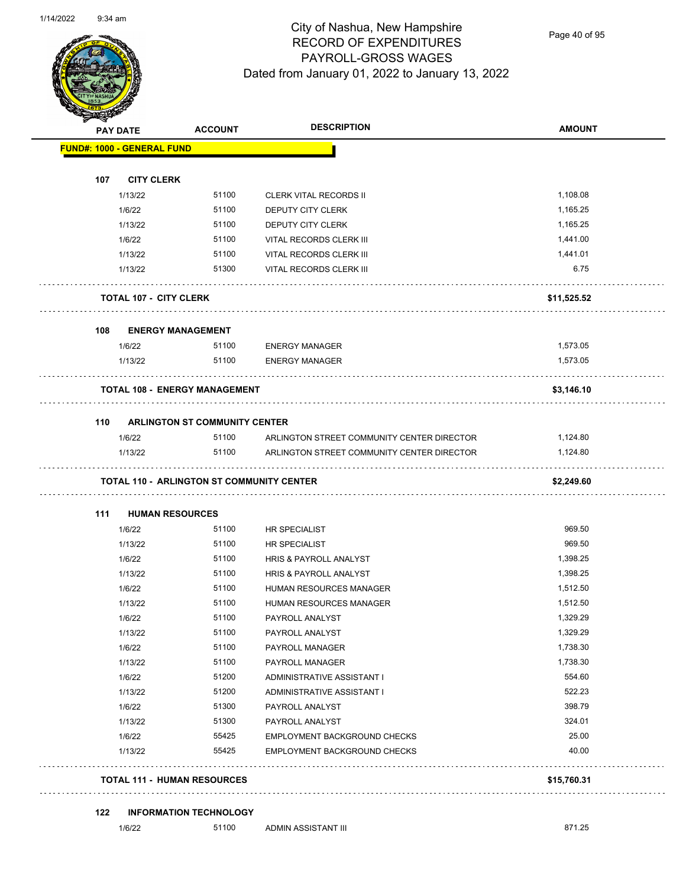# City of Nashua, New Hampshire
## RECORD OF EXPENDITURES
## PAYROLL-GROSS WAGES
## Dated from January 01, 2022 to January 13, 2022

| PAY DATE | ACCOUNT | DESCRIPTION | AMOUNT |
|---|---|---|---|
| **FUND#: 1000 - GENERAL FUND** | | | |
| **107 CITY CLERK** | | | |
| 1/13/22 | 51100 | CLERK VITAL RECORDS II | 1,108.08 |
| 1/6/22 | 51100 | DEPUTY CITY CLERK | 1,165.25 |
| 1/13/22 | 51100 | DEPUTY CITY CLERK | 1,165.25 |
| 1/6/22 | 51100 | VITAL RECORDS CLERK III | 1,441.00 |
| 1/13/22 | 51100 | VITAL RECORDS CLERK III | 1,441.01 |
| 1/13/22 | 51300 | VITAL RECORDS CLERK III | 6.75 |
| **TOTAL 107 - CITY CLERK** | | | **$11,525.52** |
| **108 ENERGY MANAGEMENT** | | | |
| 1/6/22 | 51100 | ENERGY MANAGER | 1,573.05 |
| 1/13/22 | 51100 | ENERGY MANAGER | 1,573.05 |
| **TOTAL 108 - ENERGY MANAGEMENT** | | | **$3,146.10** |
| **110 ARLINGTON ST COMMUNITY CENTER** | | | |
| 1/6/22 | 51100 | ARLINGTON STREET COMMUNITY CENTER DIRECTOR | 1,124.80 |
| 1/13/22 | 51100 | ARLINGTON STREET COMMUNITY CENTER DIRECTOR | 1,124.80 |
| **TOTAL 110 - ARLINGTON ST COMMUNITY CENTER** | | | **$2,249.60** |
| **111 HUMAN RESOURCES** | | | |
| 1/6/22 | 51100 | HR SPECIALIST | 969.50 |
| 1/13/22 | 51100 | HR SPECIALIST | 969.50 |
| 1/6/22 | 51100 | HRIS & PAYROLL ANALYST | 1,398.25 |
| 1/13/22 | 51100 | HRIS & PAYROLL ANALYST | 1,398.25 |
| 1/6/22 | 51100 | HUMAN RESOURCES MANAGER | 1,512.50 |
| 1/13/22 | 51100 | HUMAN RESOURCES MANAGER | 1,512.50 |
| 1/6/22 | 51100 | PAYROLL ANALYST | 1,329.29 |
| 1/13/22 | 51100 | PAYROLL ANALYST | 1,329.29 |
| 1/6/22 | 51100 | PAYROLL MANAGER | 1,738.30 |
| 1/13/22 | 51100 | PAYROLL MANAGER | 1,738.30 |
| 1/6/22 | 51200 | ADMINISTRATIVE ASSISTANT I | 554.60 |
| 1/13/22 | 51200 | ADMINISTRATIVE ASSISTANT I | 522.23 |
| 1/6/22 | 51300 | PAYROLL ANALYST | 398.79 |
| 1/13/22 | 51300 | PAYROLL ANALYST | 324.01 |
| 1/6/22 | 55425 | EMPLOYMENT BACKGROUND CHECKS | 25.00 |
| 1/13/22 | 55425 | EMPLOYMENT BACKGROUND CHECKS | 40.00 |
| **TOTAL 111 - HUMAN RESOURCES** | | | **$15,760.31** |
| **122 INFORMATION TECHNOLOGY** | | | |
| 1/6/22 | 51100 | ADMIN ASSISTANT III | 871.25 |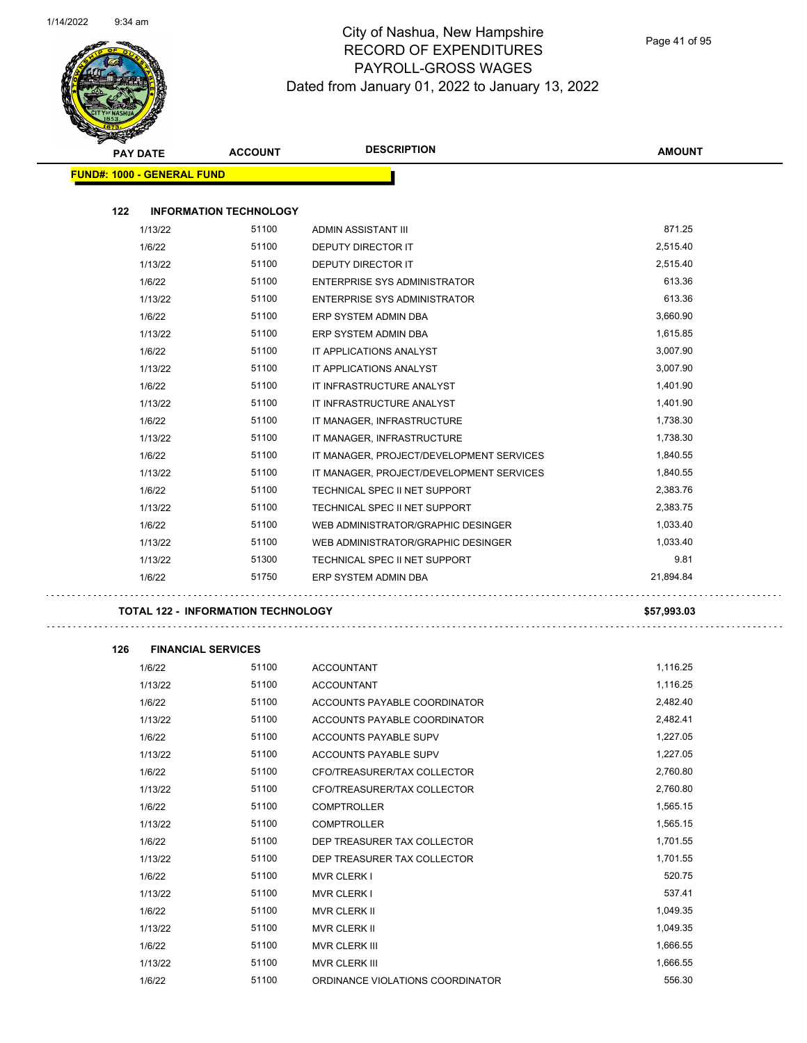# City of Nashua, New Hampshire
## RECORD OF EXPENDITURES
## PAYROLL-GROSS WAGES
### Dated from January 01, 2022 to January 13, 2022

| PAY DATE | ACCOUNT | DESCRIPTION | AMOUNT |
|---|---|---|---|
| **FUND#: 1000 - GENERAL FUND** | | | |
| **122 INFORMATION TECHNOLOGY** | | | |
| 1/13/22 | 51100 | ADMIN ASSISTANT III | 871.25 |
| 1/6/22 | 51100 | DEPUTY DIRECTOR IT | 2,515.40 |
| 1/13/22 | 51100 | DEPUTY DIRECTOR IT | 2,515.40 |
| 1/6/22 | 51100 | ENTERPRISE SYS ADMINISTRATOR | 613.36 |
| 1/13/22 | 51100 | ENTERPRISE SYS ADMINISTRATOR | 613.36 |
| 1/6/22 | 51100 | ERP SYSTEM ADMIN DBA | 3,660.90 |
| 1/13/22 | 51100 | ERP SYSTEM ADMIN DBA | 1,615.85 |
| 1/6/22 | 51100 | IT APPLICATIONS ANALYST | 3,007.90 |
| 1/13/22 | 51100 | IT APPLICATIONS ANALYST | 3,007.90 |
| 1/6/22 | 51100 | IT INFRASTRUCTURE ANALYST | 1,401.90 |
| 1/13/22 | 51100 | IT INFRASTRUCTURE ANALYST | 1,401.90 |
| 1/6/22 | 51100 | IT MANAGER, INFRASTRUCTURE | 1,738.30 |
| 1/13/22 | 51100 | IT MANAGER, INFRASTRUCTURE | 1,738.30 |
| 1/6/22 | 51100 | IT MANAGER, PROJECT/DEVELOPMENT SERVICES | 1,840.55 |
| 1/13/22 | 51100 | IT MANAGER, PROJECT/DEVELOPMENT SERVICES | 1,840.55 |
| 1/6/22 | 51100 | TECHNICAL SPEC II NET SUPPORT | 2,383.76 |
| 1/13/22 | 51100 | TECHNICAL SPEC II NET SUPPORT | 2,383.75 |
| 1/6/22 | 51100 | WEB ADMINISTRATOR/GRAPHIC DESINGER | 1,033.40 |
| 1/13/22 | 51100 | WEB ADMINISTRATOR/GRAPHIC DESINGER | 1,033.40 |
| 1/13/22 | 51300 | TECHNICAL SPEC II NET SUPPORT | 9.81 |
| 1/6/22 | 51750 | ERP SYSTEM ADMIN DBA | 21,894.84 |
| **TOTAL 122 - INFORMATION TECHNOLOGY** | | | **$57,993.03** |
| **126 FINANCIAL SERVICES** | | | |
| 1/6/22 | 51100 | ACCOUNTANT | 1,116.25 |
| 1/13/22 | 51100 | ACCOUNTANT | 1,116.25 |
| 1/6/22 | 51100 | ACCOUNTS PAYABLE COORDINATOR | 2,482.40 |
| 1/13/22 | 51100 | ACCOUNTS PAYABLE COORDINATOR | 2,482.41 |
| 1/6/22 | 51100 | ACCOUNTS PAYABLE SUPV | 1,227.05 |
| 1/13/22 | 51100 | ACCOUNTS PAYABLE SUPV | 1,227.05 |
| 1/6/22 | 51100 | CFO/TREASURER/TAX COLLECTOR | 2,760.80 |
| 1/13/22 | 51100 | CFO/TREASURER/TAX COLLECTOR | 2,760.80 |
| 1/6/22 | 51100 | COMPTROLLER | 1,565.15 |
| 1/13/22 | 51100 | COMPTROLLER | 1,565.15 |
| 1/6/22 | 51100 | DEP TREASURER TAX COLLECTOR | 1,701.55 |
| 1/13/22 | 51100 | DEP TREASURER TAX COLLECTOR | 1,701.55 |
| 1/6/22 | 51100 | MVR CLERK I | 520.75 |
| 1/13/22 | 51100 | MVR CLERK I | 537.41 |
| 1/6/22 | 51100 | MVR CLERK II | 1,049.35 |
| 1/13/22 | 51100 | MVR CLERK II | 1,049.35 |
| 1/6/22 | 51100 | MVR CLERK III | 1,666.55 |
| 1/13/22 | 51100 | MVR CLERK III | 1,666.55 |
| 1/6/22 | 51100 | ORDINANCE VIOLATIONS COORDINATOR | 556.30 |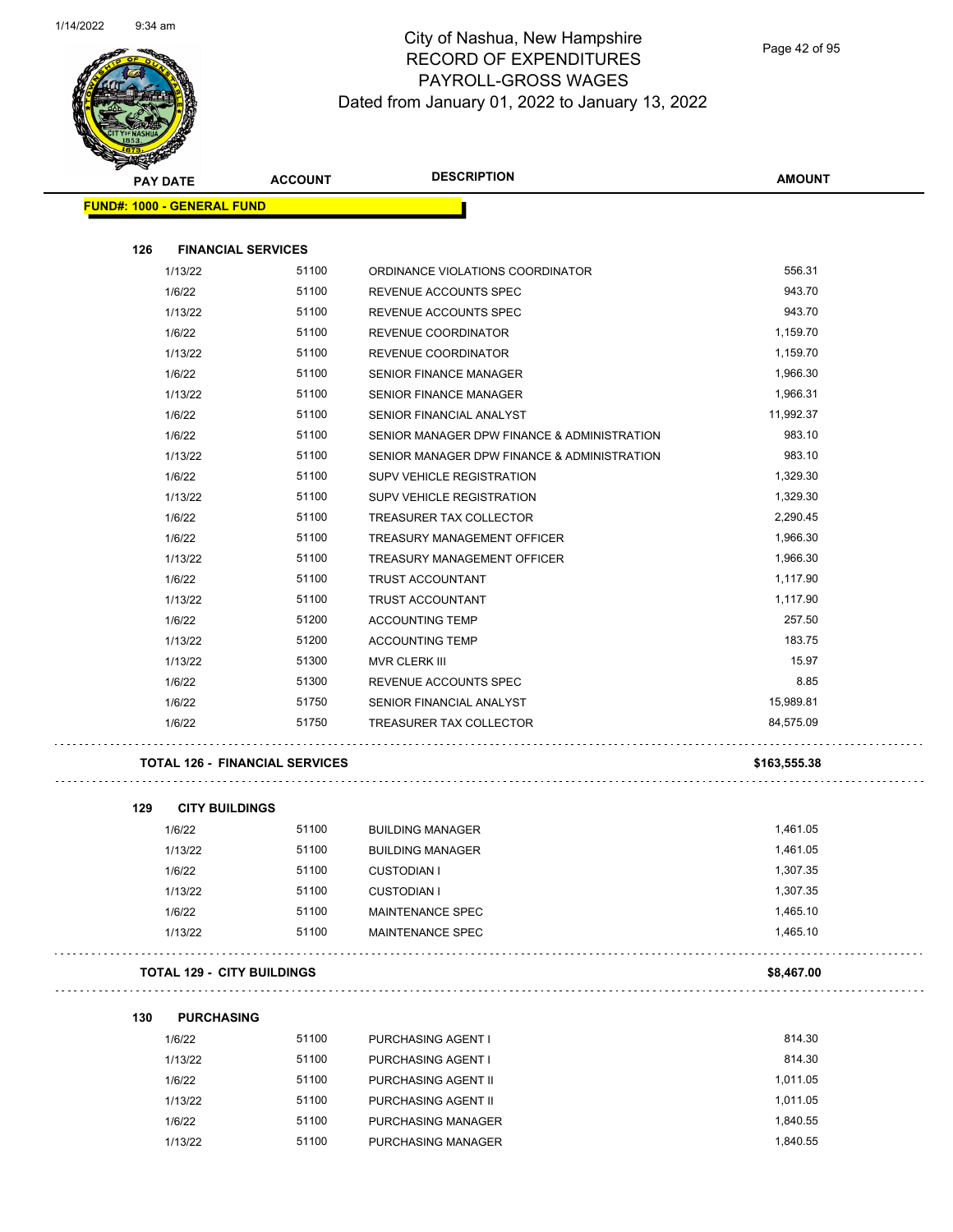# City of Nashua, New Hampshire
## RECORD OF EXPENDITURES
## PAYROLL-GROSS WAGES
## Dated from January 01, 2022 to January 13, 2022

| PAY DATE | ACCOUNT | DESCRIPTION | AMOUNT |
|---|---|---|---|
| **FUND#: 1000 - GENERAL FUND** | | | |
| **126 FINANCIAL SERVICES** | | | |
| 1/13/22 | 51100 | ORDINANCE VIOLATIONS COORDINATOR | 556.31 |
| 1/6/22 | 51100 | REVENUE ACCOUNTS SPEC | 943.70 |
| 1/13/22 | 51100 | REVENUE ACCOUNTS SPEC | 943.70 |
| 1/6/22 | 51100 | REVENUE COORDINATOR | 1,159.70 |
| 1/13/22 | 51100 | REVENUE COORDINATOR | 1,159.70 |
| 1/6/22 | 51100 | SENIOR FINANCE MANAGER | 1,966.30 |
| 1/13/22 | 51100 | SENIOR FINANCE MANAGER | 1,966.31 |
| 1/6/22 | 51100 | SENIOR FINANCIAL ANALYST | 11,992.37 |
| 1/6/22 | 51100 | SENIOR MANAGER DPW FINANCE & ADMINISTRATION | 983.10 |
| 1/13/22 | 51100 | SENIOR MANAGER DPW FINANCE & ADMINISTRATION | 983.10 |
| 1/6/22 | 51100 | SUPV VEHICLE REGISTRATION | 1,329.30 |
| 1/13/22 | 51100 | SUPV VEHICLE REGISTRATION | 1,329.30 |
| 1/6/22 | 51100 | TREASURER TAX COLLECTOR | 2,290.45 |
| 1/6/22 | 51100 | TREASURY MANAGEMENT OFFICER | 1,966.30 |
| 1/13/22 | 51100 | TREASURY MANAGEMENT OFFICER | 1,966.30 |
| 1/6/22 | 51100 | TRUST ACCOUNTANT | 1,117.90 |
| 1/13/22 | 51100 | TRUST ACCOUNTANT | 1,117.90 |
| 1/6/22 | 51200 | ACCOUNTING TEMP | 257.50 |
| 1/13/22 | 51200 | ACCOUNTING TEMP | 183.75 |
| 1/13/22 | 51300 | MVR CLERK III | 15.97 |
| 1/6/22 | 51300 | REVENUE ACCOUNTS SPEC | 8.85 |
| 1/6/22 | 51750 | SENIOR FINANCIAL ANALYST | 15,989.81 |
| 1/6/22 | 51750 | TREASURER TAX COLLECTOR | 84,575.09 |
| **TOTAL 126 - FINANCIAL SERVICES** | | | **$163,555.38** |
| **129 CITY BUILDINGS** | | | |
| 1/6/22 | 51100 | BUILDING MANAGER | 1,461.05 |
| 1/13/22 | 51100 | BUILDING MANAGER | 1,461.05 |
| 1/6/22 | 51100 | CUSTODIAN I | 1,307.35 |
| 1/13/22 | 51100 | CUSTODIAN I | 1,307.35 |
| 1/6/22 | 51100 | MAINTENANCE SPEC | 1,465.10 |
| 1/13/22 | 51100 | MAINTENANCE SPEC | 1,465.10 |
| **TOTAL 129 - CITY BUILDINGS** | | | **$8,467.00** |
| **130 PURCHASING** | | | |
| 1/6/22 | 51100 | PURCHASING AGENT I | 814.30 |
| 1/13/22 | 51100 | PURCHASING AGENT I | 814.30 |
| 1/6/22 | 51100 | PURCHASING AGENT II | 1,011.05 |
| 1/13/22 | 51100 | PURCHASING AGENT II | 1,011.05 |
| 1/6/22 | 51100 | PURCHASING MANAGER | 1,840.55 |
| 1/13/22 | 51100 | PURCHASING MANAGER | 1,840.55 |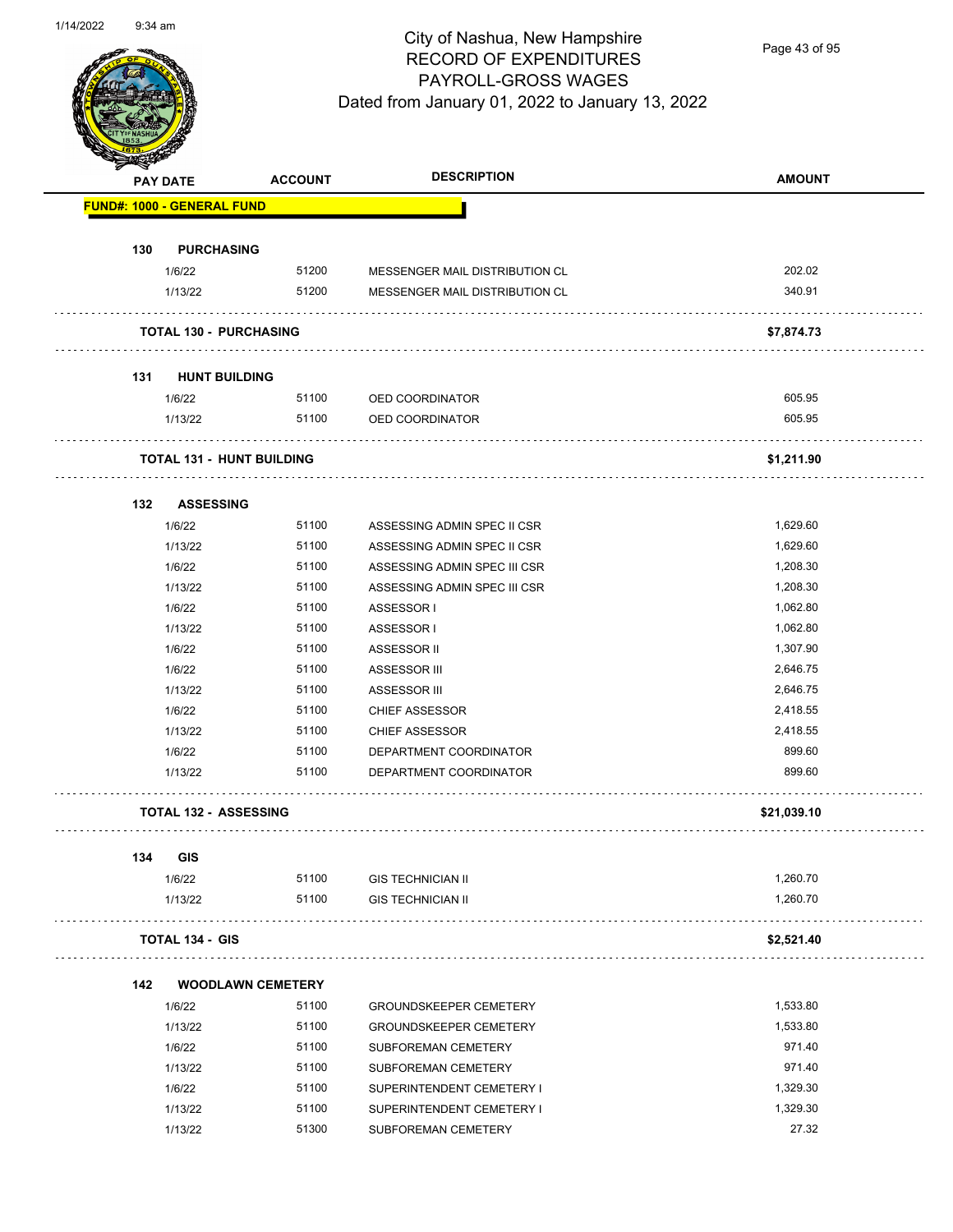City of Nashua, New Hampshire
RECORD OF EXPENDITURES
PAYROLL-GROSS WAGES
Dated from January 01, 2022 to January 13, 2022

| PAY DATE | ACCOUNT | DESCRIPTION | AMOUNT |
|---|---|---|---|
| **FUND#: 1000 - GENERAL FUND** | | | |
| **130 PURCHASING** | | | |
| 1/6/22 | 51200 | MESSENGER MAIL DISTRIBUTION CL | 202.02 |
| 1/13/22 | 51200 | MESSENGER MAIL DISTRIBUTION CL | 340.91 |
| **TOTAL 130 - PURCHASING** | | | **$7,874.73** |
| **131 HUNT BUILDING** | | | |
| 1/6/22 | 51100 | OED COORDINATOR | 605.95 |
| 1/13/22 | 51100 | OED COORDINATOR | 605.95 |
| **TOTAL 131 - HUNT BUILDING** | | | **$1,211.90** |
| **132 ASSESSING** | | | |
| 1/6/22 | 51100 | ASSESSING ADMIN SPEC II CSR | 1,629.60 |
| 1/13/22 | 51100 | ASSESSING ADMIN SPEC II CSR | 1,629.60 |
| 1/6/22 | 51100 | ASSESSING ADMIN SPEC III CSR | 1,208.30 |
| 1/13/22 | 51100 | ASSESSING ADMIN SPEC III CSR | 1,208.30 |
| 1/6/22 | 51100 | ASSESSOR I | 1,062.80 |
| 1/13/22 | 51100 | ASSESSOR I | 1,062.80 |
| 1/6/22 | 51100 | ASSESSOR II | 1,307.90 |
| 1/6/22 | 51100 | ASSESSOR III | 2,646.75 |
| 1/13/22 | 51100 | ASSESSOR III | 2,646.75 |
| 1/6/22 | 51100 | CHIEF ASSESSOR | 2,418.55 |
| 1/13/22 | 51100 | CHIEF ASSESSOR | 2,418.55 |
| 1/6/22 | 51100 | DEPARTMENT COORDINATOR | 899.60 |
| 1/13/22 | 51100 | DEPARTMENT COORDINATOR | 899.60 |
| **TOTAL 132 - ASSESSING** | | | **$21,039.10** |
| **134 GIS** | | | |
| 1/6/22 | 51100 | GIS TECHNICIAN II | 1,260.70 |
| 1/13/22 | 51100 | GIS TECHNICIAN II | 1,260.70 |
| **TOTAL 134 - GIS** | | | **$2,521.40** |
| **142 WOODLAWN CEMETERY** | | | |
| 1/6/22 | 51100 | GROUNDSKEEPER CEMETERY | 1,533.80 |
| 1/13/22 | 51100 | GROUNDSKEEPER CEMETERY | 1,533.80 |
| 1/6/22 | 51100 | SUBFOREMAN CEMETERY | 971.40 |
| 1/13/22 | 51100 | SUBFOREMAN CEMETERY | 971.40 |
| 1/6/22 | 51100 | SUPERINTENDENT CEMETERY I | 1,329.30 |
| 1/13/22 | 51100 | SUPERINTENDENT CEMETERY I | 1,329.30 |
| 1/13/22 | 51300 | SUBFOREMAN CEMETERY | 27.32 |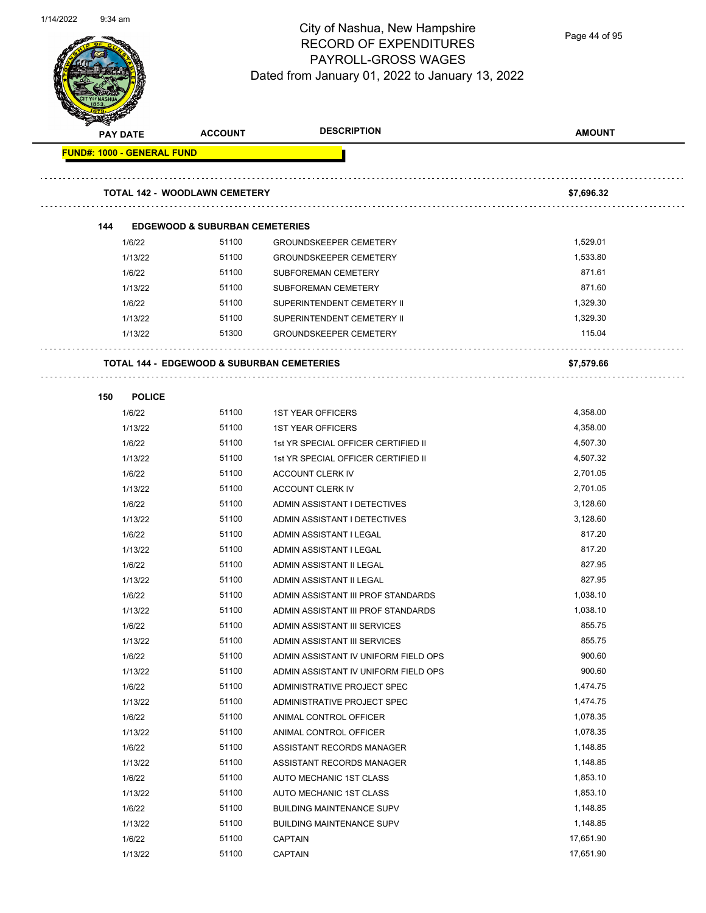# City of Nashua, New Hampshire
## RECORD OF EXPENDITURES
## PAYROLL-GROSS WAGES
### Dated from January 01, 2022 to January 13, 2022

| PAY DATE | ACCOUNT | DESCRIPTION | AMOUNT |
|---|---|---|---|
| **FUND#: 1000 - GENERAL FUND** | | | |
| **TOTAL 142 - WOODLAWN CEMETERY** | | | **$7,696.32** |
| **144 EDGEWOOD & SUBURBAN CEMETERIES** | | | |
| 1/6/22 | 51100 | GROUNDSKEEPER CEMETERY | 1,529.01 |
| 1/13/22 | 51100 | GROUNDSKEEPER CEMETERY | 1,533.80 |
| 1/6/22 | 51100 | SUBFOREMAN CEMETERY | 871.61 |
| 1/13/22 | 51100 | SUBFOREMAN CEMETERY | 871.60 |
| 1/6/22 | 51100 | SUPERINTENDENT CEMETERY II | 1,329.30 |
| 1/13/22 | 51100 | SUPERINTENDENT CEMETERY II | 1,329.30 |
| 1/13/22 | 51300 | GROUNDSKEEPER CEMETERY | 115.04 |
| **TOTAL 144 - EDGEWOOD & SUBURBAN CEMETERIES** | | | **$7,579.66** |
| **150 POLICE** | | | |
| 1/6/22 | 51100 | 1ST YEAR OFFICERS | 4,358.00 |
| 1/13/22 | 51100 | 1ST YEAR OFFICERS | 4,358.00 |
| 1/6/22 | 51100 | 1st YR SPECIAL OFFICER CERTIFIED II | 4,507.30 |
| 1/13/22 | 51100 | 1st YR SPECIAL OFFICER CERTIFIED II | 4,507.32 |
| 1/6/22 | 51100 | ACCOUNT CLERK IV | 2,701.05 |
| 1/13/22 | 51100 | ACCOUNT CLERK IV | 2,701.05 |
| 1/6/22 | 51100 | ADMIN ASSISTANT I DETECTIVES | 3,128.60 |
| 1/13/22 | 51100 | ADMIN ASSISTANT I DETECTIVES | 3,128.60 |
| 1/6/22 | 51100 | ADMIN ASSISTANT I LEGAL | 817.20 |
| 1/13/22 | 51100 | ADMIN ASSISTANT I LEGAL | 817.20 |
| 1/6/22 | 51100 | ADMIN ASSISTANT II LEGAL | 827.95 |
| 1/13/22 | 51100 | ADMIN ASSISTANT II LEGAL | 827.95 |
| 1/6/22 | 51100 | ADMIN ASSISTANT III PROF STANDARDS | 1,038.10 |
| 1/13/22 | 51100 | ADMIN ASSISTANT III PROF STANDARDS | 1,038.10 |
| 1/6/22 | 51100 | ADMIN ASSISTANT III SERVICES | 855.75 |
| 1/13/22 | 51100 | ADMIN ASSISTANT III SERVICES | 855.75 |
| 1/6/22 | 51100 | ADMIN ASSISTANT IV UNIFORM FIELD OPS | 900.60 |
| 1/13/22 | 51100 | ADMIN ASSISTANT IV UNIFORM FIELD OPS | 900.60 |
| 1/6/22 | 51100 | ADMINISTRATIVE PROJECT SPEC | 1,474.75 |
| 1/13/22 | 51100 | ADMINISTRATIVE PROJECT SPEC | 1,474.75 |
| 1/6/22 | 51100 | ANIMAL CONTROL OFFICER | 1,078.35 |
| 1/13/22 | 51100 | ANIMAL CONTROL OFFICER | 1,078.35 |
| 1/6/22 | 51100 | ASSISTANT RECORDS MANAGER | 1,148.85 |
| 1/13/22 | 51100 | ASSISTANT RECORDS MANAGER | 1,148.85 |
| 1/6/22 | 51100 | AUTO MECHANIC 1ST CLASS | 1,853.10 |
| 1/13/22 | 51100 | AUTO MECHANIC 1ST CLASS | 1,853.10 |
| 1/6/22 | 51100 | BUILDING MAINTENANCE SUPV | 1,148.85 |
| 1/13/22 | 51100 | BUILDING MAINTENANCE SUPV | 1,148.85 |
| 1/6/22 | 51100 | CAPTAIN | 17,651.90 |
| 1/13/22 | 51100 | CAPTAIN | 17,651.90 |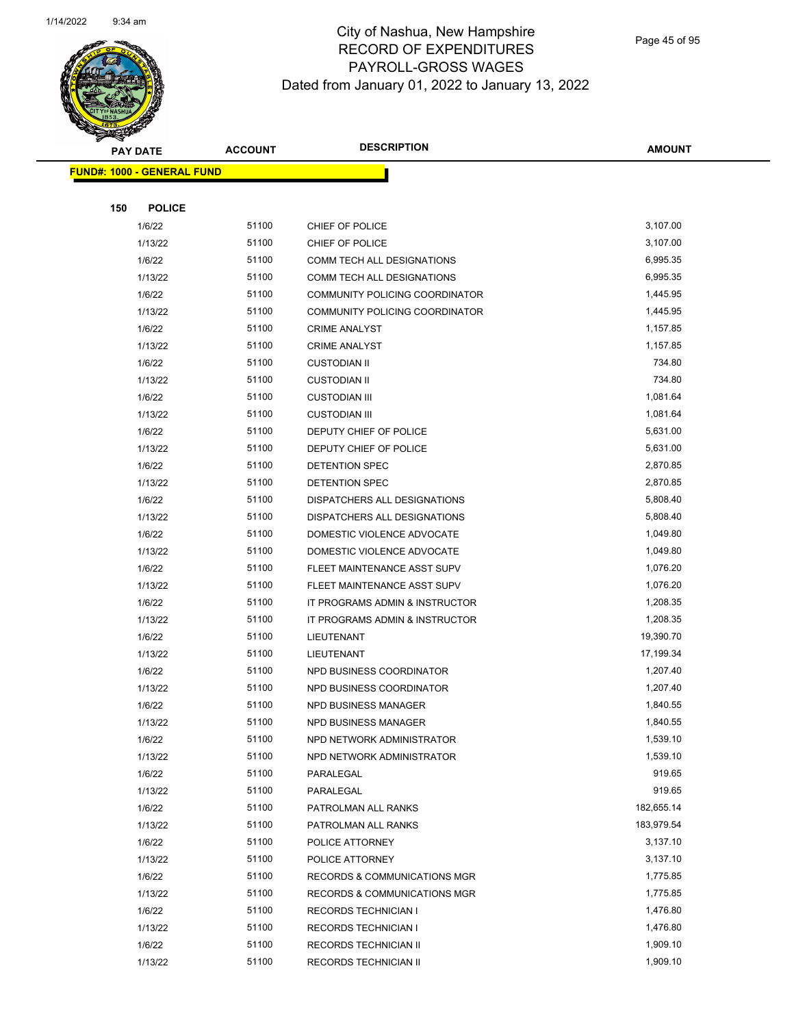# City of Nashua, New Hampshire
## RECORD OF EXPENDITURES
## PAYROLL-GROSS WAGES
## Dated from January 01, 2022 to January 13, 2022

| PAY DATE | ACCOUNT | DESCRIPTION | AMOUNT |
|---|---|---|---|

**FUND#: 1000 - GENERAL FUND**

**150 POLICE**

| PAY DATE | ACCOUNT | DESCRIPTION | AMOUNT |
|---|---|---|---|
| 1/6/22 | 51100 | CHIEF OF POLICE | 3,107.00 |
| 1/13/22 | 51100 | CHIEF OF POLICE | 3,107.00 |
| 1/6/22 | 51100 | COMM TECH ALL DESIGNATIONS | 6,995.35 |
| 1/13/22 | 51100 | COMM TECH ALL DESIGNATIONS | 6,995.35 |
| 1/6/22 | 51100 | COMMUNITY POLICING COORDINATOR | 1,445.95 |
| 1/13/22 | 51100 | COMMUNITY POLICING COORDINATOR | 1,445.95 |
| 1/6/22 | 51100 | CRIME ANALYST | 1,157.85 |
| 1/13/22 | 51100 | CRIME ANALYST | 1,157.85 |
| 1/6/22 | 51100 | CUSTODIAN II | 734.80 |
| 1/13/22 | 51100 | CUSTODIAN II | 734.80 |
| 1/6/22 | 51100 | CUSTODIAN III | 1,081.64 |
| 1/13/22 | 51100 | CUSTODIAN III | 1,081.64 |
| 1/6/22 | 51100 | DEPUTY CHIEF OF POLICE | 5,631.00 |
| 1/13/22 | 51100 | DEPUTY CHIEF OF POLICE | 5,631.00 |
| 1/6/22 | 51100 | DETENTION SPEC | 2,870.85 |
| 1/13/22 | 51100 | DETENTION SPEC | 2,870.85 |
| 1/6/22 | 51100 | DISPATCHERS ALL DESIGNATIONS | 5,808.40 |
| 1/13/22 | 51100 | DISPATCHERS ALL DESIGNATIONS | 5,808.40 |
| 1/6/22 | 51100 | DOMESTIC VIOLENCE ADVOCATE | 1,049.80 |
| 1/13/22 | 51100 | DOMESTIC VIOLENCE ADVOCATE | 1,049.80 |
| 1/6/22 | 51100 | FLEET MAINTENANCE ASST SUPV | 1,076.20 |
| 1/13/22 | 51100 | FLEET MAINTENANCE ASST SUPV | 1,076.20 |
| 1/6/22 | 51100 | IT PROGRAMS ADMIN & INSTRUCTOR | 1,208.35 |
| 1/13/22 | 51100 | IT PROGRAMS ADMIN & INSTRUCTOR | 1,208.35 |
| 1/6/22 | 51100 | LIEUTENANT | 19,390.70 |
| 1/13/22 | 51100 | LIEUTENANT | 17,199.34 |
| 1/6/22 | 51100 | NPD BUSINESS COORDINATOR | 1,207.40 |
| 1/13/22 | 51100 | NPD BUSINESS COORDINATOR | 1,207.40 |
| 1/6/22 | 51100 | NPD BUSINESS MANAGER | 1,840.55 |
| 1/13/22 | 51100 | NPD BUSINESS MANAGER | 1,840.55 |
| 1/6/22 | 51100 | NPD NETWORK ADMINISTRATOR | 1,539.10 |
| 1/13/22 | 51100 | NPD NETWORK ADMINISTRATOR | 1,539.10 |
| 1/6/22 | 51100 | PARALEGAL | 919.65 |
| 1/13/22 | 51100 | PARALEGAL | 919.65 |
| 1/6/22 | 51100 | PATROLMAN ALL RANKS | 182,655.14 |
| 1/13/22 | 51100 | PATROLMAN ALL RANKS | 183,979.54 |
| 1/6/22 | 51100 | POLICE ATTORNEY | 3,137.10 |
| 1/13/22 | 51100 | POLICE ATTORNEY | 3,137.10 |
| 1/6/22 | 51100 | RECORDS & COMMUNICATIONS MGR | 1,775.85 |
| 1/13/22 | 51100 | RECORDS & COMMUNICATIONS MGR | 1,775.85 |
| 1/6/22 | 51100 | RECORDS TECHNICIAN I | 1,476.80 |
| 1/13/22 | 51100 | RECORDS TECHNICIAN I | 1,476.80 |
| 1/6/22 | 51100 | RECORDS TECHNICIAN II | 1,909.10 |
| 1/13/22 | 51100 | RECORDS TECHNICIAN II | 1,909.10 |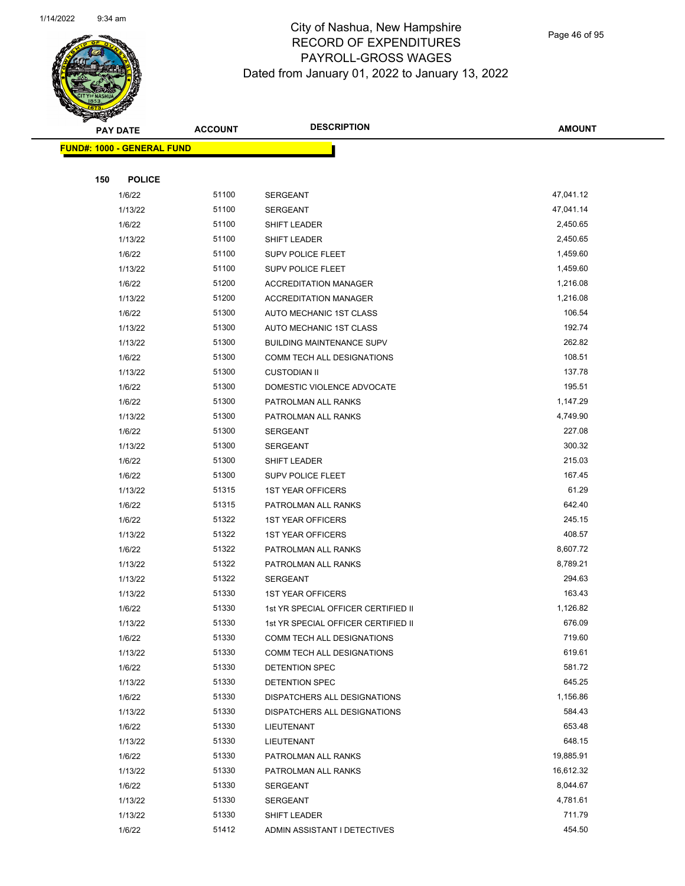# City of Nashua, New Hampshire
## RECORD OF EXPENDITURES
## PAYROLL-GROSS WAGES
### Dated from January 01, 2022 to January 13, 2022

| PAY DATE | ACCOUNT | DESCRIPTION | AMOUNT |
|---|---|---|---|

**FUND#: 1000 - GENERAL FUND**

**150 POLICE**

| PAY DATE | ACCOUNT | DESCRIPTION | AMOUNT |
|---|---|---|---|
| 1/6/22 | 51100 | SERGEANT | 47,041.12 |
| 1/13/22 | 51100 | SERGEANT | 47,041.14 |
| 1/6/22 | 51100 | SHIFT LEADER | 2,450.65 |
| 1/13/22 | 51100 | SHIFT LEADER | 2,450.65 |
| 1/6/22 | 51100 | SUPV POLICE FLEET | 1,459.60 |
| 1/13/22 | 51100 | SUPV POLICE FLEET | 1,459.60 |
| 1/6/22 | 51200 | ACCREDITATION MANAGER | 1,216.08 |
| 1/13/22 | 51200 | ACCREDITATION MANAGER | 1,216.08 |
| 1/6/22 | 51300 | AUTO MECHANIC 1ST CLASS | 106.54 |
| 1/13/22 | 51300 | AUTO MECHANIC 1ST CLASS | 192.74 |
| 1/13/22 | 51300 | BUILDING MAINTENANCE SUPV | 262.82 |
| 1/6/22 | 51300 | COMM TECH ALL DESIGNATIONS | 108.51 |
| 1/13/22 | 51300 | CUSTODIAN II | 137.78 |
| 1/6/22 | 51300 | DOMESTIC VIOLENCE ADVOCATE | 195.51 |
| 1/6/22 | 51300 | PATROLMAN ALL RANKS | 1,147.29 |
| 1/13/22 | 51300 | PATROLMAN ALL RANKS | 4,749.90 |
| 1/6/22 | 51300 | SERGEANT | 227.08 |
| 1/13/22 | 51300 | SERGEANT | 300.32 |
| 1/6/22 | 51300 | SHIFT LEADER | 215.03 |
| 1/6/22 | 51300 | SUPV POLICE FLEET | 167.45 |
| 1/13/22 | 51315 | 1ST YEAR OFFICERS | 61.29 |
| 1/6/22 | 51315 | PATROLMAN ALL RANKS | 642.40 |
| 1/6/22 | 51322 | 1ST YEAR OFFICERS | 245.15 |
| 1/13/22 | 51322 | 1ST YEAR OFFICERS | 408.57 |
| 1/6/22 | 51322 | PATROLMAN ALL RANKS | 8,607.72 |
| 1/13/22 | 51322 | PATROLMAN ALL RANKS | 8,789.21 |
| 1/13/22 | 51322 | SERGEANT | 294.63 |
| 1/13/22 | 51330 | 1ST YEAR OFFICERS | 163.43 |
| 1/6/22 | 51330 | 1st YR SPECIAL OFFICER CERTIFIED II | 1,126.82 |
| 1/13/22 | 51330 | 1st YR SPECIAL OFFICER CERTIFIED II | 676.09 |
| 1/6/22 | 51330 | COMM TECH ALL DESIGNATIONS | 719.60 |
| 1/13/22 | 51330 | COMM TECH ALL DESIGNATIONS | 619.61 |
| 1/6/22 | 51330 | DETENTION SPEC | 581.72 |
| 1/13/22 | 51330 | DETENTION SPEC | 645.25 |
| 1/6/22 | 51330 | DISPATCHERS ALL DESIGNATIONS | 1,156.86 |
| 1/13/22 | 51330 | DISPATCHERS ALL DESIGNATIONS | 584.43 |
| 1/6/22 | 51330 | LIEUTENANT | 653.48 |
| 1/13/22 | 51330 | LIEUTENANT | 648.15 |
| 1/6/22 | 51330 | PATROLMAN ALL RANKS | 19,885.91 |
| 1/13/22 | 51330 | PATROLMAN ALL RANKS | 16,612.32 |
| 1/6/22 | 51330 | SERGEANT | 8,044.67 |
| 1/13/22 | 51330 | SERGEANT | 4,781.61 |
| 1/13/22 | 51330 | SHIFT LEADER | 711.79 |
| 1/6/22 | 51412 | ADMIN ASSISTANT I DETECTIVES | 454.50 |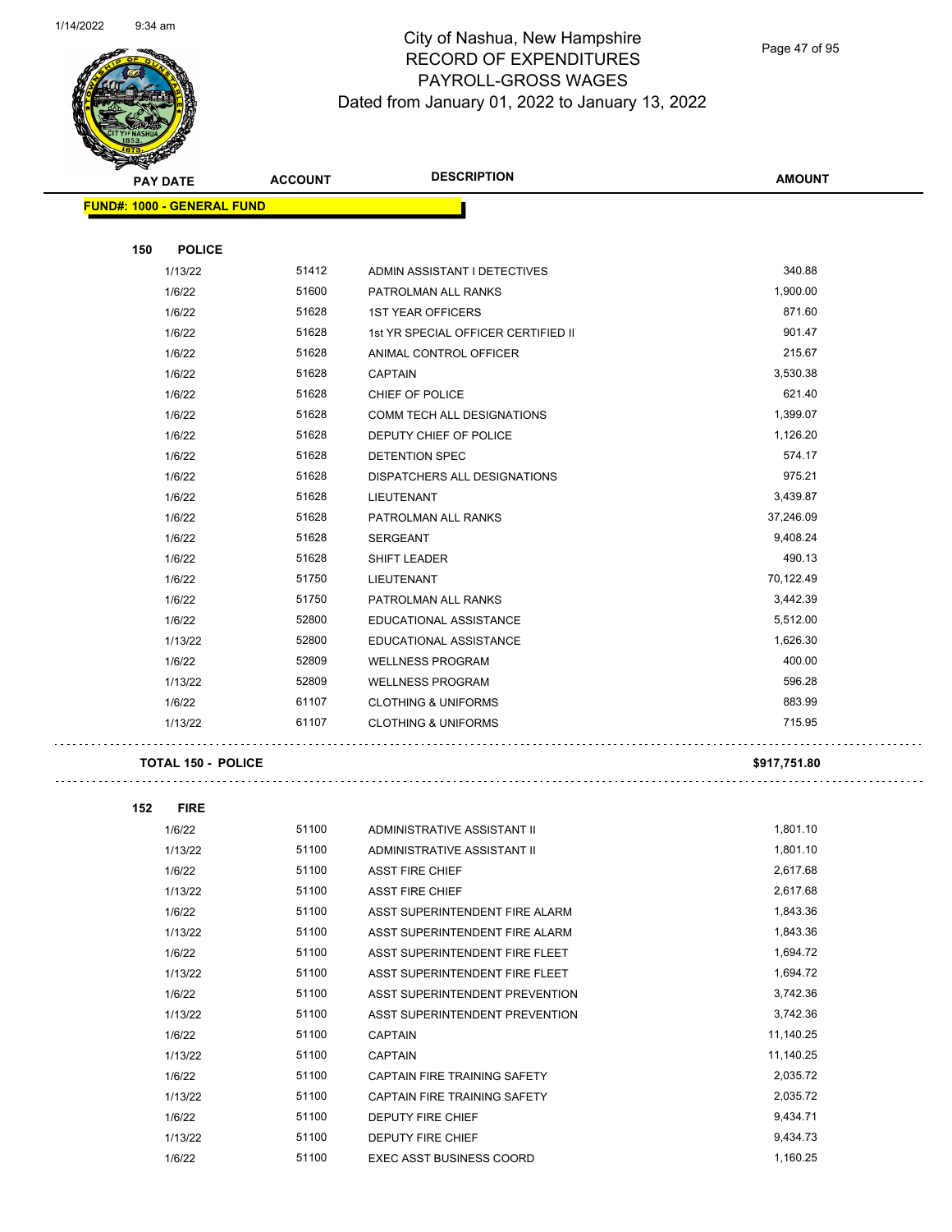# City of Nashua, New Hampshire
## RECORD OF EXPENDITURES
## PAYROLL-GROSS WAGES
### Dated from January 01, 2022 to January 13, 2022

| PAY DATE | ACCOUNT | DESCRIPTION | AMOUNT |
|---|---|---|---|
| **FUND#: 1000 - GENERAL FUND** | | | |
| **150 POLICE** | | | |
| 1/13/22 | 51412 | ADMIN ASSISTANT I DETECTIVES | 340.88 |
| 1/6/22 | 51600 | PATROLMAN ALL RANKS | 1,900.00 |
| 1/6/22 | 51628 | 1ST YEAR OFFICERS | 871.60 |
| 1/6/22 | 51628 | 1st YR SPECIAL OFFICER CERTIFIED II | 901.47 |
| 1/6/22 | 51628 | ANIMAL CONTROL OFFICER | 215.67 |
| 1/6/22 | 51628 | CAPTAIN | 3,530.38 |
| 1/6/22 | 51628 | CHIEF OF POLICE | 621.40 |
| 1/6/22 | 51628 | COMM TECH ALL DESIGNATIONS | 1,399.07 |
| 1/6/22 | 51628 | DEPUTY CHIEF OF POLICE | 1,126.20 |
| 1/6/22 | 51628 | DETENTION SPEC | 574.17 |
| 1/6/22 | 51628 | DISPATCHERS ALL DESIGNATIONS | 975.21 |
| 1/6/22 | 51628 | LIEUTENANT | 3,439.87 |
| 1/6/22 | 51628 | PATROLMAN ALL RANKS | 37,246.09 |
| 1/6/22 | 51628 | SERGEANT | 9,408.24 |
| 1/6/22 | 51628 | SHIFT LEADER | 490.13 |
| 1/6/22 | 51750 | LIEUTENANT | 70,122.49 |
| 1/6/22 | 51750 | PATROLMAN ALL RANKS | 3,442.39 |
| 1/6/22 | 52800 | EDUCATIONAL ASSISTANCE | 5,512.00 |
| 1/13/22 | 52800 | EDUCATIONAL ASSISTANCE | 1,626.30 |
| 1/6/22 | 52809 | WELLNESS PROGRAM | 400.00 |
| 1/13/22 | 52809 | WELLNESS PROGRAM | 596.28 |
| 1/6/22 | 61107 | CLOTHING & UNIFORMS | 883.99 |
| 1/13/22 | 61107 | CLOTHING & UNIFORMS | 715.95 |
| **TOTAL 150 - POLICE** | | | **$917,751.80** |
| **152 FIRE** | | | |
| 1/6/22 | 51100 | ADMINISTRATIVE ASSISTANT II | 1,801.10 |
| 1/13/22 | 51100 | ADMINISTRATIVE ASSISTANT II | 1,801.10 |
| 1/6/22 | 51100 | ASST FIRE CHIEF | 2,617.68 |
| 1/13/22 | 51100 | ASST FIRE CHIEF | 2,617.68 |
| 1/6/22 | 51100 | ASST SUPERINTENDENT FIRE ALARM | 1,843.36 |
| 1/13/22 | 51100 | ASST SUPERINTENDENT FIRE ALARM | 1,843.36 |
| 1/6/22 | 51100 | ASST SUPERINTENDENT FIRE FLEET | 1,694.72 |
| 1/13/22 | 51100 | ASST SUPERINTENDENT FIRE FLEET | 1,694.72 |
| 1/6/22 | 51100 | ASST SUPERINTENDENT PREVENTION | 3,742.36 |
| 1/13/22 | 51100 | ASST SUPERINTENDENT PREVENTION | 3,742.36 |
| 1/6/22 | 51100 | CAPTAIN | 11,140.25 |
| 1/13/22 | 51100 | CAPTAIN | 11,140.25 |
| 1/6/22 | 51100 | CAPTAIN FIRE TRAINING SAFETY | 2,035.72 |
| 1/13/22 | 51100 | CAPTAIN FIRE TRAINING SAFETY | 2,035.72 |
| 1/6/22 | 51100 | DEPUTY FIRE CHIEF | 9,434.71 |
| 1/13/22 | 51100 | DEPUTY FIRE CHIEF | 9,434.73 |
| 1/6/22 | 51100 | EXEC ASST BUSINESS COORD | 1,160.25 |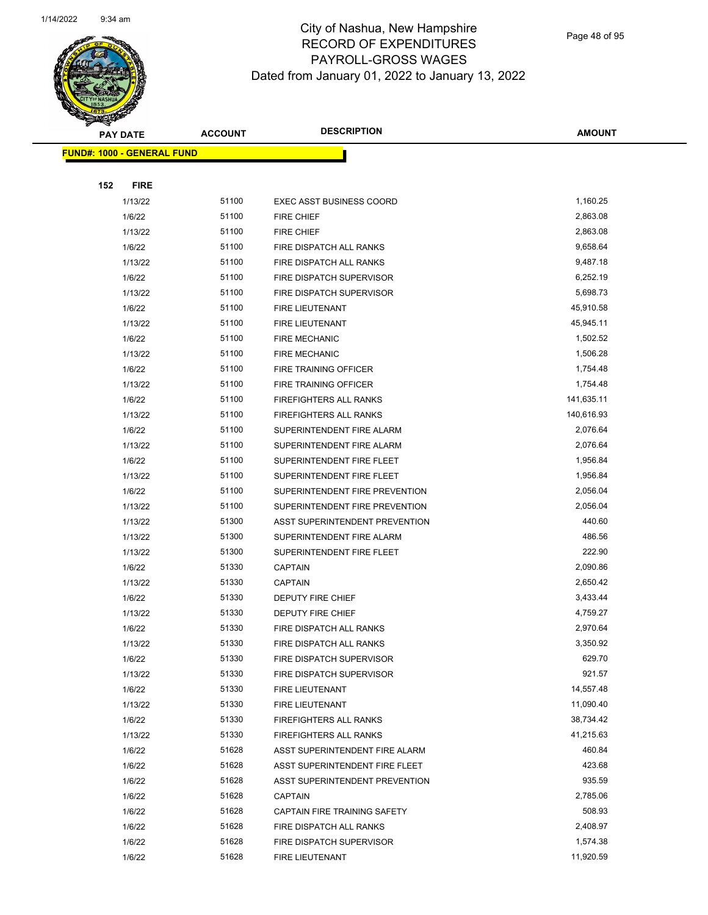# City of Nashua, New Hampshire
## RECORD OF EXPENDITURES
## PAYROLL-GROSS WAGES
## Dated from January 01, 2022 to January 13, 2022

| PAY DATE | ACCOUNT | DESCRIPTION | AMOUNT |
|---|---|---|---|

**FUND#: 1000 - GENERAL FUND**

**152 FIRE**

| PAY DATE | ACCOUNT | DESCRIPTION | AMOUNT |
|---|---|---|---|
| 1/13/22 | 51100 | EXEC ASST BUSINESS COORD | 1,160.25 |
| 1/6/22 | 51100 | FIRE CHIEF | 2,863.08 |
| 1/13/22 | 51100 | FIRE CHIEF | 2,863.08 |
| 1/6/22 | 51100 | FIRE DISPATCH ALL RANKS | 9,658.64 |
| 1/13/22 | 51100 | FIRE DISPATCH ALL RANKS | 9,487.18 |
| 1/6/22 | 51100 | FIRE DISPATCH SUPERVISOR | 6,252.19 |
| 1/13/22 | 51100 | FIRE DISPATCH SUPERVISOR | 5,698.73 |
| 1/6/22 | 51100 | FIRE LIEUTENANT | 45,910.58 |
| 1/13/22 | 51100 | FIRE LIEUTENANT | 45,945.11 |
| 1/6/22 | 51100 | FIRE MECHANIC | 1,502.52 |
| 1/13/22 | 51100 | FIRE MECHANIC | 1,506.28 |
| 1/6/22 | 51100 | FIRE TRAINING OFFICER | 1,754.48 |
| 1/13/22 | 51100 | FIRE TRAINING OFFICER | 1,754.48 |
| 1/6/22 | 51100 | FIREFIGHTERS ALL RANKS | 141,635.11 |
| 1/13/22 | 51100 | FIREFIGHTERS ALL RANKS | 140,616.93 |
| 1/6/22 | 51100 | SUPERINTENDENT FIRE ALARM | 2,076.64 |
| 1/13/22 | 51100 | SUPERINTENDENT FIRE ALARM | 2,076.64 |
| 1/6/22 | 51100 | SUPERINTENDENT FIRE FLEET | 1,956.84 |
| 1/13/22 | 51100 | SUPERINTENDENT FIRE FLEET | 1,956.84 |
| 1/6/22 | 51100 | SUPERINTENDENT FIRE PREVENTION | 2,056.04 |
| 1/13/22 | 51100 | SUPERINTENDENT FIRE PREVENTION | 2,056.04 |
| 1/13/22 | 51300 | ASST SUPERINTENDENT PREVENTION | 440.60 |
| 1/13/22 | 51300 | SUPERINTENDENT FIRE ALARM | 486.56 |
| 1/13/22 | 51300 | SUPERINTENDENT FIRE FLEET | 222.90 |
| 1/6/22 | 51330 | CAPTAIN | 2,090.86 |
| 1/13/22 | 51330 | CAPTAIN | 2,650.42 |
| 1/6/22 | 51330 | DEPUTY FIRE CHIEF | 3,433.44 |
| 1/13/22 | 51330 | DEPUTY FIRE CHIEF | 4,759.27 |
| 1/6/22 | 51330 | FIRE DISPATCH ALL RANKS | 2,970.64 |
| 1/13/22 | 51330 | FIRE DISPATCH ALL RANKS | 3,350.92 |
| 1/6/22 | 51330 | FIRE DISPATCH SUPERVISOR | 629.70 |
| 1/13/22 | 51330 | FIRE DISPATCH SUPERVISOR | 921.57 |
| 1/6/22 | 51330 | FIRE LIEUTENANT | 14,557.48 |
| 1/13/22 | 51330 | FIRE LIEUTENANT | 11,090.40 |
| 1/6/22 | 51330 | FIREFIGHTERS ALL RANKS | 38,734.42 |
| 1/13/22 | 51330 | FIREFIGHTERS ALL RANKS | 41,215.63 |
| 1/6/22 | 51628 | ASST SUPERINTENDENT FIRE ALARM | 460.84 |
| 1/6/22 | 51628 | ASST SUPERINTENDENT FIRE FLEET | 423.68 |
| 1/6/22 | 51628 | ASST SUPERINTENDENT PREVENTION | 935.59 |
| 1/6/22 | 51628 | CAPTAIN | 2,785.06 |
| 1/6/22 | 51628 | CAPTAIN FIRE TRAINING SAFETY | 508.93 |
| 1/6/22 | 51628 | FIRE DISPATCH ALL RANKS | 2,408.97 |
| 1/6/22 | 51628 | FIRE DISPATCH SUPERVISOR | 1,574.38 |
| 1/6/22 | 51628 | FIRE LIEUTENANT | 11,920.59 |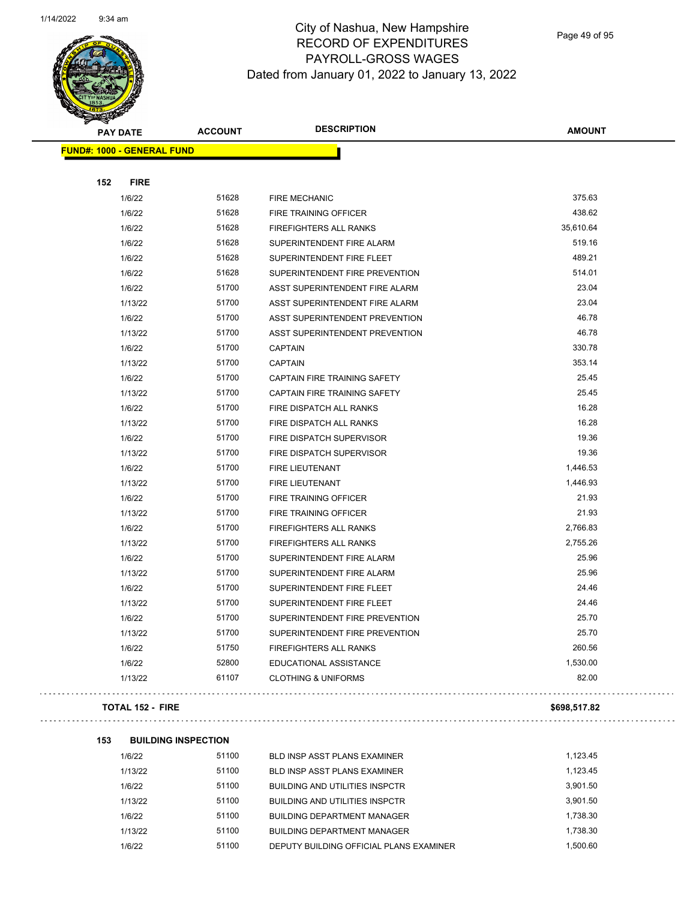# City of Nashua, New Hampshire
## RECORD OF EXPENDITURES
## PAYROLL-GROSS WAGES
### Dated from January 01, 2022 to January 13, 2022

| PAY DATE | ACCOUNT | DESCRIPTION | AMOUNT |
|---|---|---|---|

**FUND#: 1000 - GENERAL FUND**

**152 FIRE**

| PAY DATE | ACCOUNT | DESCRIPTION | AMOUNT |
|---|---|---|---|
| 1/6/22 | 51628 | FIRE MECHANIC | 375.63 |
| 1/6/22 | 51628 | FIRE TRAINING OFFICER | 438.62 |
| 1/6/22 | 51628 | FIREFIGHTERS ALL RANKS | 35,610.64 |
| 1/6/22 | 51628 | SUPERINTENDENT FIRE ALARM | 519.16 |
| 1/6/22 | 51628 | SUPERINTENDENT FIRE FLEET | 489.21 |
| 1/6/22 | 51628 | SUPERINTENDENT FIRE PREVENTION | 514.01 |
| 1/6/22 | 51700 | ASST SUPERINTENDENT FIRE ALARM | 23.04 |
| 1/13/22 | 51700 | ASST SUPERINTENDENT FIRE ALARM | 23.04 |
| 1/6/22 | 51700 | ASST SUPERINTENDENT PREVENTION | 46.78 |
| 1/13/22 | 51700 | ASST SUPERINTENDENT PREVENTION | 46.78 |
| 1/6/22 | 51700 | CAPTAIN | 330.78 |
| 1/13/22 | 51700 | CAPTAIN | 353.14 |
| 1/6/22 | 51700 | CAPTAIN FIRE TRAINING SAFETY | 25.45 |
| 1/13/22 | 51700 | CAPTAIN FIRE TRAINING SAFETY | 25.45 |
| 1/6/22 | 51700 | FIRE DISPATCH ALL RANKS | 16.28 |
| 1/13/22 | 51700 | FIRE DISPATCH ALL RANKS | 16.28 |
| 1/6/22 | 51700 | FIRE DISPATCH SUPERVISOR | 19.36 |
| 1/13/22 | 51700 | FIRE DISPATCH SUPERVISOR | 19.36 |
| 1/6/22 | 51700 | FIRE LIEUTENANT | 1,446.53 |
| 1/13/22 | 51700 | FIRE LIEUTENANT | 1,446.93 |
| 1/6/22 | 51700 | FIRE TRAINING OFFICER | 21.93 |
| 1/13/22 | 51700 | FIRE TRAINING OFFICER | 21.93 |
| 1/6/22 | 51700 | FIREFIGHTERS ALL RANKS | 2,766.83 |
| 1/13/22 | 51700 | FIREFIGHTERS ALL RANKS | 2,755.26 |
| 1/6/22 | 51700 | SUPERINTENDENT FIRE ALARM | 25.96 |
| 1/13/22 | 51700 | SUPERINTENDENT FIRE ALARM | 25.96 |
| 1/6/22 | 51700 | SUPERINTENDENT FIRE FLEET | 24.46 |
| 1/13/22 | 51700 | SUPERINTENDENT FIRE FLEET | 24.46 |
| 1/6/22 | 51700 | SUPERINTENDENT FIRE PREVENTION | 25.70 |
| 1/13/22 | 51700 | SUPERINTENDENT FIRE PREVENTION | 25.70 |
| 1/6/22 | 51750 | FIREFIGHTERS ALL RANKS | 260.56 |
| 1/6/22 | 52800 | EDUCATIONAL ASSISTANCE | 1,530.00 |
| 1/13/22 | 61107 | CLOTHING & UNIFORMS | 82.00 |

**TOTAL 152 - FIRE** **$698,517.82**

**153 BUILDING INSPECTION**

| PAY DATE | ACCOUNT | DESCRIPTION | AMOUNT |
|---|---|---|---|
| 1/6/22 | 51100 | BLD INSP ASST PLANS EXAMINER | 1,123.45 |
| 1/13/22 | 51100 | BLD INSP ASST PLANS EXAMINER | 1,123.45 |
| 1/6/22 | 51100 | BUILDING AND UTILITIES INSPCTR | 3,901.50 |
| 1/13/22 | 51100 | BUILDING AND UTILITIES INSPCTR | 3,901.50 |
| 1/6/22 | 51100 | BUILDING DEPARTMENT MANAGER | 1,738.30 |
| 1/13/22 | 51100 | BUILDING DEPARTMENT MANAGER | 1,738.30 |
| 1/6/22 | 51100 | DEPUTY BUILDING OFFICIAL PLANS EXAMINER | 1,500.60 |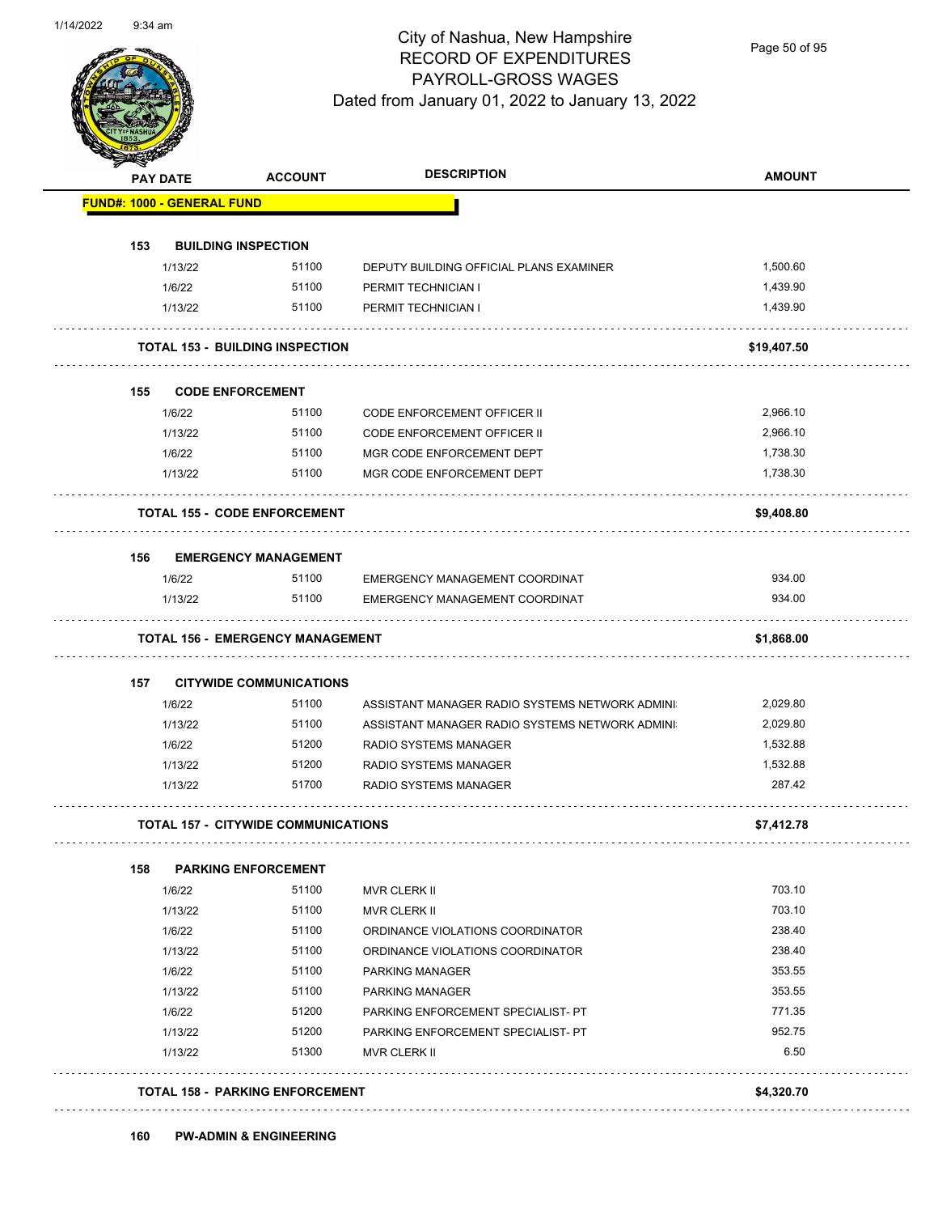# City of Nashua, New Hampshire
## RECORD OF EXPENDITURES
## PAYROLL-GROSS WAGES
Dated from January 01, 2022 to January 13, 2022

| PAY DATE | ACCOUNT | DESCRIPTION | AMOUNT |
|---|---|---|---|
| **FUND#: 1000 - GENERAL FUND** | | | |
| **153 BUILDING INSPECTION** | | | |
| 1/13/22 | 51100 | DEPUTY BUILDING OFFICIAL PLANS EXAMINER | 1,500.60 |
| 1/6/22 | 51100 | PERMIT TECHNICIAN I | 1,439.90 |
| 1/13/22 | 51100 | PERMIT TECHNICIAN I | 1,439.90 |
| **TOTAL 153 - BUILDING INSPECTION** | | | **$19,407.50** |
| **155 CODE ENFORCEMENT** | | | |
| 1/6/22 | 51100 | CODE ENFORCEMENT OFFICER II | 2,966.10 |
| 1/13/22 | 51100 | CODE ENFORCEMENT OFFICER II | 2,966.10 |
| 1/6/22 | 51100 | MGR CODE ENFORCEMENT DEPT | 1,738.30 |
| 1/13/22 | 51100 | MGR CODE ENFORCEMENT DEPT | 1,738.30 |
| **TOTAL 155 - CODE ENFORCEMENT** | | | **$9,408.80** |
| **156 EMERGENCY MANAGEMENT** | | | |
| 1/6/22 | 51100 | EMERGENCY MANAGEMENT COORDINAT | 934.00 |
| 1/13/22 | 51100 | EMERGENCY MANAGEMENT COORDINAT | 934.00 |
| **TOTAL 156 - EMERGENCY MANAGEMENT** | | | **$1,868.00** |
| **157 CITYWIDE COMMUNICATIONS** | | | |
| 1/6/22 | 51100 | ASSISTANT MANAGER RADIO SYSTEMS NETWORK ADMINI | 2,029.80 |
| 1/13/22 | 51100 | ASSISTANT MANAGER RADIO SYSTEMS NETWORK ADMINI | 2,029.80 |
| 1/6/22 | 51200 | RADIO SYSTEMS MANAGER | 1,532.88 |
| 1/13/22 | 51200 | RADIO SYSTEMS MANAGER | 1,532.88 |
| 1/13/22 | 51700 | RADIO SYSTEMS MANAGER | 287.42 |
| **TOTAL 157 - CITYWIDE COMMUNICATIONS** | | | **$7,412.78** |
| **158 PARKING ENFORCEMENT** | | | |
| 1/6/22 | 51100 | MVR CLERK II | 703.10 |
| 1/13/22 | 51100 | MVR CLERK II | 703.10 |
| 1/6/22 | 51100 | ORDINANCE VIOLATIONS COORDINATOR | 238.40 |
| 1/13/22 | 51100 | ORDINANCE VIOLATIONS COORDINATOR | 238.40 |
| 1/6/22 | 51100 | PARKING MANAGER | 353.55 |
| 1/13/22 | 51100 | PARKING MANAGER | 353.55 |
| 1/6/22 | 51200 | PARKING ENFORCEMENT SPECIALIST- PT | 771.35 |
| 1/13/22 | 51200 | PARKING ENFORCEMENT SPECIALIST- PT | 952.75 |
| 1/13/22 | 51300 | MVR CLERK II | 6.50 |
| **TOTAL 158 - PARKING ENFORCEMENT** | | | **$4,320.70** |
| **160 PW-ADMIN & ENGINEERING** | | | |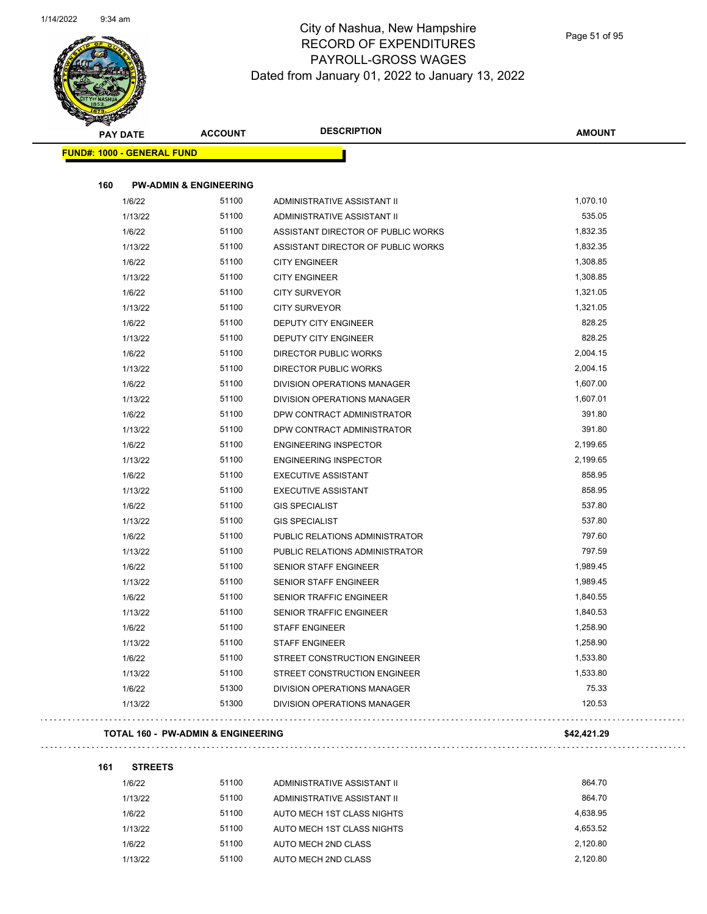# City of Nashua, New Hampshire
## RECORD OF EXPENDITURES
## PAYROLL-GROSS WAGES
### Dated from January 01, 2022 to January 13, 2022

| PAY DATE | ACCOUNT | DESCRIPTION | AMOUNT |
|---|---|---|---|

**FUND#: 1000 - GENERAL FUND**

**160 PW-ADMIN & ENGINEERING**

| PAY DATE | ACCOUNT | DESCRIPTION | AMOUNT |
|---|---|---|---|
| 1/6/22 | 51100 | ADMINISTRATIVE ASSISTANT II | 1,070.10 |
| 1/13/22 | 51100 | ADMINISTRATIVE ASSISTANT II | 535.05 |
| 1/6/22 | 51100 | ASSISTANT DIRECTOR OF PUBLIC WORKS | 1,832.35 |
| 1/13/22 | 51100 | ASSISTANT DIRECTOR OF PUBLIC WORKS | 1,832.35 |
| 1/6/22 | 51100 | CITY ENGINEER | 1,308.85 |
| 1/13/22 | 51100 | CITY ENGINEER | 1,308.85 |
| 1/6/22 | 51100 | CITY SURVEYOR | 1,321.05 |
| 1/13/22 | 51100 | CITY SURVEYOR | 1,321.05 |
| 1/6/22 | 51100 | DEPUTY CITY ENGINEER | 828.25 |
| 1/13/22 | 51100 | DEPUTY CITY ENGINEER | 828.25 |
| 1/6/22 | 51100 | DIRECTOR PUBLIC WORKS | 2,004.15 |
| 1/13/22 | 51100 | DIRECTOR PUBLIC WORKS | 2,004.15 |
| 1/6/22 | 51100 | DIVISION OPERATIONS MANAGER | 1,607.00 |
| 1/13/22 | 51100 | DIVISION OPERATIONS MANAGER | 1,607.01 |
| 1/6/22 | 51100 | DPW CONTRACT ADMINISTRATOR | 391.80 |
| 1/13/22 | 51100 | DPW CONTRACT ADMINISTRATOR | 391.80 |
| 1/6/22 | 51100 | ENGINEERING INSPECTOR | 2,199.65 |
| 1/13/22 | 51100 | ENGINEERING INSPECTOR | 2,199.65 |
| 1/6/22 | 51100 | EXECUTIVE ASSISTANT | 858.95 |
| 1/13/22 | 51100 | EXECUTIVE ASSISTANT | 858.95 |
| 1/6/22 | 51100 | GIS SPECIALIST | 537.80 |
| 1/13/22 | 51100 | GIS SPECIALIST | 537.80 |
| 1/6/22 | 51100 | PUBLIC RELATIONS ADMINISTRATOR | 797.60 |
| 1/13/22 | 51100 | PUBLIC RELATIONS ADMINISTRATOR | 797.59 |
| 1/6/22 | 51100 | SENIOR STAFF ENGINEER | 1,989.45 |
| 1/13/22 | 51100 | SENIOR STAFF ENGINEER | 1,989.45 |
| 1/6/22 | 51100 | SENIOR TRAFFIC ENGINEER | 1,840.55 |
| 1/13/22 | 51100 | SENIOR TRAFFIC ENGINEER | 1,840.53 |
| 1/6/22 | 51100 | STAFF ENGINEER | 1,258.90 |
| 1/13/22 | 51100 | STAFF ENGINEER | 1,258.90 |
| 1/6/22 | 51100 | STREET CONSTRUCTION ENGINEER | 1,533.80 |
| 1/13/22 | 51100 | STREET CONSTRUCTION ENGINEER | 1,533.80 |
| 1/6/22 | 51300 | DIVISION OPERATIONS MANAGER | 75.33 |
| 1/13/22 | 51300 | DIVISION OPERATIONS MANAGER | 120.53 |

**TOTAL 160 - PW-ADMIN & ENGINEERING** **$42,421.29**

**161 STREETS**

| PAY DATE | ACCOUNT | DESCRIPTION | AMOUNT |
|---|---|---|---|
| 1/6/22 | 51100 | ADMINISTRATIVE ASSISTANT II | 864.70 |
| 1/13/22 | 51100 | ADMINISTRATIVE ASSISTANT II | 864.70 |
| 1/6/22 | 51100 | AUTO MECH 1ST CLASS NIGHTS | 4,638.95 |
| 1/13/22 | 51100 | AUTO MECH 1ST CLASS NIGHTS | 4,653.52 |
| 1/6/22 | 51100 | AUTO MECH 2ND CLASS | 2,120.80 |
| 1/13/22 | 51100 | AUTO MECH 2ND CLASS | 2,120.80 |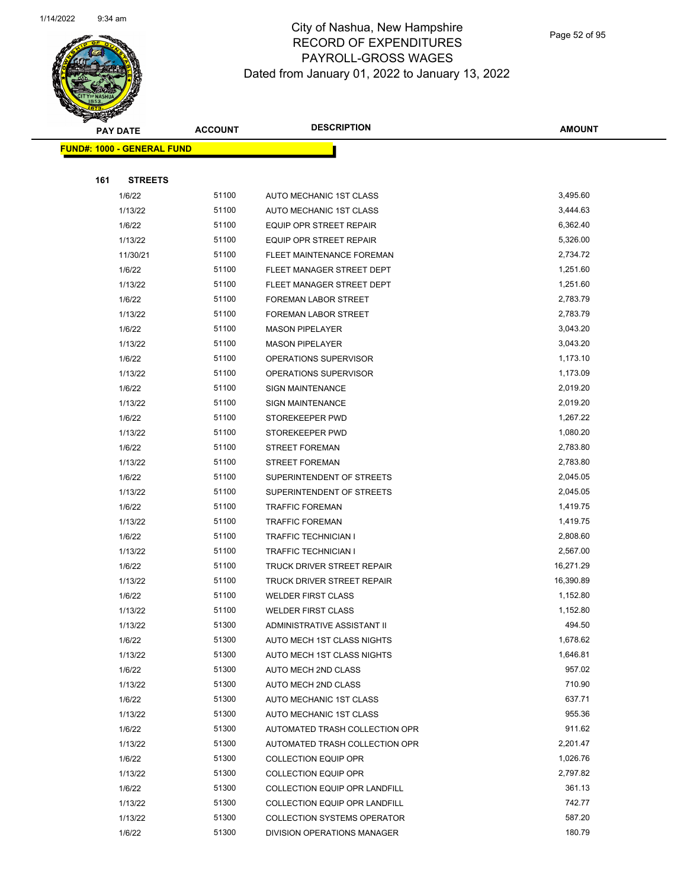# City of Nashua, New Hampshire
## RECORD OF EXPENDITURES
## PAYROLL-GROSS WAGES
### Dated from January 01, 2022 to January 13, 2022

| PAY DATE | ACCOUNT | DESCRIPTION | AMOUNT |
|---|---|---|---|
| **FUND#: 1000 - GENERAL FUND** | | | |
| **161 STREETS** | | | |
| 1/6/22 | 51100 | AUTO MECHANIC 1ST CLASS | 3,495.60 |
| 1/13/22 | 51100 | AUTO MECHANIC 1ST CLASS | 3,444.63 |
| 1/6/22 | 51100 | EQUIP OPR STREET REPAIR | 6,362.40 |
| 1/13/22 | 51100 | EQUIP OPR STREET REPAIR | 5,326.00 |
| 11/30/21 | 51100 | FLEET MAINTENANCE FOREMAN | 2,734.72 |
| 1/6/22 | 51100 | FLEET MANAGER STREET DEPT | 1,251.60 |
| 1/13/22 | 51100 | FLEET MANAGER STREET DEPT | 1,251.60 |
| 1/6/22 | 51100 | FOREMAN LABOR STREET | 2,783.79 |
| 1/13/22 | 51100 | FOREMAN LABOR STREET | 2,783.79 |
| 1/6/22 | 51100 | MASON PIPELAYER | 3,043.20 |
| 1/13/22 | 51100 | MASON PIPELAYER | 3,043.20 |
| 1/6/22 | 51100 | OPERATIONS SUPERVISOR | 1,173.10 |
| 1/13/22 | 51100 | OPERATIONS SUPERVISOR | 1,173.09 |
| 1/6/22 | 51100 | SIGN MAINTENANCE | 2,019.20 |
| 1/13/22 | 51100 | SIGN MAINTENANCE | 2,019.20 |
| 1/6/22 | 51100 | STOREKEEPER PWD | 1,267.22 |
| 1/13/22 | 51100 | STOREKEEPER PWD | 1,080.20 |
| 1/6/22 | 51100 | STREET FOREMAN | 2,783.80 |
| 1/13/22 | 51100 | STREET FOREMAN | 2,783.80 |
| 1/6/22 | 51100 | SUPERINTENDENT OF STREETS | 2,045.05 |
| 1/13/22 | 51100 | SUPERINTENDENT OF STREETS | 2,045.05 |
| 1/6/22 | 51100 | TRAFFIC FOREMAN | 1,419.75 |
| 1/13/22 | 51100 | TRAFFIC FOREMAN | 1,419.75 |
| 1/6/22 | 51100 | TRAFFIC TECHNICIAN I | 2,808.60 |
| 1/13/22 | 51100 | TRAFFIC TECHNICIAN I | 2,567.00 |
| 1/6/22 | 51100 | TRUCK DRIVER STREET REPAIR | 16,271.29 |
| 1/13/22 | 51100 | TRUCK DRIVER STREET REPAIR | 16,390.89 |
| 1/6/22 | 51100 | WELDER FIRST CLASS | 1,152.80 |
| 1/13/22 | 51100 | WELDER FIRST CLASS | 1,152.80 |
| 1/13/22 | 51300 | ADMINISTRATIVE ASSISTANT II | 494.50 |
| 1/6/22 | 51300 | AUTO MECH 1ST CLASS NIGHTS | 1,678.62 |
| 1/13/22 | 51300 | AUTO MECH 1ST CLASS NIGHTS | 1,646.81 |
| 1/6/22 | 51300 | AUTO MECH 2ND CLASS | 957.02 |
| 1/13/22 | 51300 | AUTO MECH 2ND CLASS | 710.90 |
| 1/6/22 | 51300 | AUTO MECHANIC 1ST CLASS | 637.71 |
| 1/13/22 | 51300 | AUTO MECHANIC 1ST CLASS | 955.36 |
| 1/6/22 | 51300 | AUTOMATED TRASH COLLECTION OPR | 911.62 |
| 1/13/22 | 51300 | AUTOMATED TRASH COLLECTION OPR | 2,201.47 |
| 1/6/22 | 51300 | COLLECTION EQUIP OPR | 1,026.76 |
| 1/13/22 | 51300 | COLLECTION EQUIP OPR | 2,797.82 |
| 1/6/22 | 51300 | COLLECTION EQUIP OPR LANDFILL | 361.13 |
| 1/13/22 | 51300 | COLLECTION EQUIP OPR LANDFILL | 742.77 |
| 1/13/22 | 51300 | COLLECTION SYSTEMS OPERATOR | 587.20 |
| 1/6/22 | 51300 | DIVISION OPERATIONS MANAGER | 180.79 |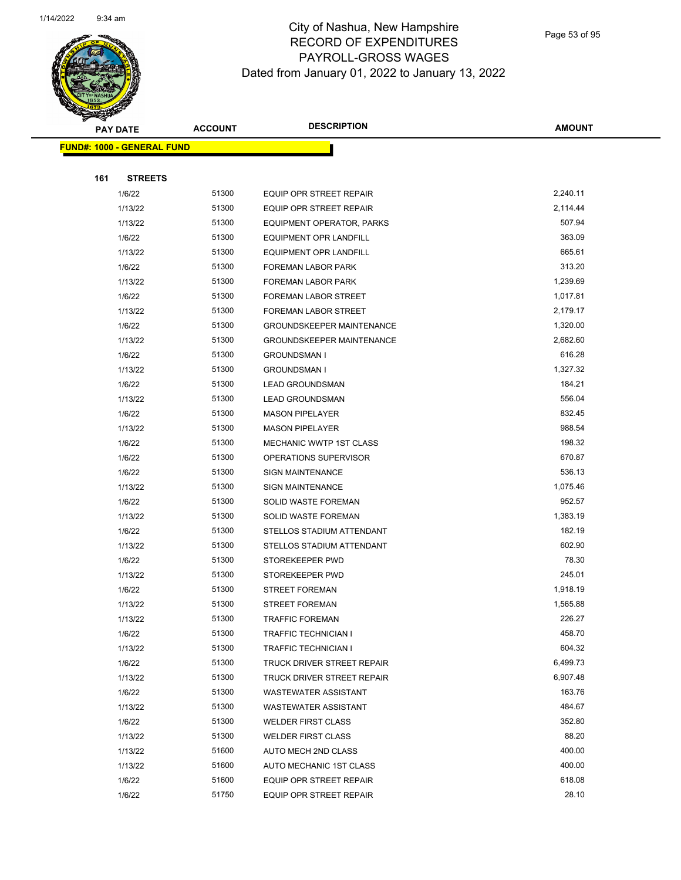# City of Nashua, New Hampshire
## RECORD OF EXPENDITURES
## PAYROLL-GROSS WAGES
### Dated from January 01, 2022 to January 13, 2022

| PAY DATE | ACCOUNT | DESCRIPTION | AMOUNT |
|---|---|---|---|
| **FUND#: 1000 - GENERAL FUND** | | | |
| **161 STREETS** | | | |
| 1/6/22 | 51300 | EQUIP OPR STREET REPAIR | 2,240.11 |
| 1/13/22 | 51300 | EQUIP OPR STREET REPAIR | 2,114.44 |
| 1/13/22 | 51300 | EQUIPMENT OPERATOR, PARKS | 507.94 |
| 1/6/22 | 51300 | EQUIPMENT OPR LANDFILL | 363.09 |
| 1/13/22 | 51300 | EQUIPMENT OPR LANDFILL | 665.61 |
| 1/6/22 | 51300 | FOREMAN LABOR PARK | 313.20 |
| 1/13/22 | 51300 | FOREMAN LABOR PARK | 1,239.69 |
| 1/6/22 | 51300 | FOREMAN LABOR STREET | 1,017.81 |
| 1/13/22 | 51300 | FOREMAN LABOR STREET | 2,179.17 |
| 1/6/22 | 51300 | GROUNDSKEEPER MAINTENANCE | 1,320.00 |
| 1/13/22 | 51300 | GROUNDSKEEPER MAINTENANCE | 2,682.60 |
| 1/6/22 | 51300 | GROUNDSMAN I | 616.28 |
| 1/13/22 | 51300 | GROUNDSMAN I | 1,327.32 |
| 1/6/22 | 51300 | LEAD GROUNDSMAN | 184.21 |
| 1/13/22 | 51300 | LEAD GROUNDSMAN | 556.04 |
| 1/6/22 | 51300 | MASON PIPELAYER | 832.45 |
| 1/13/22 | 51300 | MASON PIPELAYER | 988.54 |
| 1/6/22 | 51300 | MECHANIC WWTP 1ST CLASS | 198.32 |
| 1/6/22 | 51300 | OPERATIONS SUPERVISOR | 670.87 |
| 1/6/22 | 51300 | SIGN MAINTENANCE | 536.13 |
| 1/13/22 | 51300 | SIGN MAINTENANCE | 1,075.46 |
| 1/6/22 | 51300 | SOLID WASTE FOREMAN | 952.57 |
| 1/13/22 | 51300 | SOLID WASTE FOREMAN | 1,383.19 |
| 1/6/22 | 51300 | STELLOS STADIUM ATTENDANT | 182.19 |
| 1/13/22 | 51300 | STELLOS STADIUM ATTENDANT | 602.90 |
| 1/6/22 | 51300 | STOREKEEPER PWD | 78.30 |
| 1/13/22 | 51300 | STOREKEEPER PWD | 245.01 |
| 1/6/22 | 51300 | STREET FOREMAN | 1,918.19 |
| 1/13/22 | 51300 | STREET FOREMAN | 1,565.88 |
| 1/13/22 | 51300 | TRAFFIC FOREMAN | 226.27 |
| 1/6/22 | 51300 | TRAFFIC TECHNICIAN I | 458.70 |
| 1/13/22 | 51300 | TRAFFIC TECHNICIAN I | 604.32 |
| 1/6/22 | 51300 | TRUCK DRIVER STREET REPAIR | 6,499.73 |
| 1/13/22 | 51300 | TRUCK DRIVER STREET REPAIR | 6,907.48 |
| 1/6/22 | 51300 | WASTEWATER ASSISTANT | 163.76 |
| 1/13/22 | 51300 | WASTEWATER ASSISTANT | 484.67 |
| 1/6/22 | 51300 | WELDER FIRST CLASS | 352.80 |
| 1/13/22 | 51300 | WELDER FIRST CLASS | 88.20 |
| 1/13/22 | 51600 | AUTO MECH 2ND CLASS | 400.00 |
| 1/13/22 | 51600 | AUTO MECHANIC 1ST CLASS | 400.00 |
| 1/6/22 | 51600 | EQUIP OPR STREET REPAIR | 618.08 |
| 1/6/22 | 51750 | EQUIP OPR STREET REPAIR | 28.10 |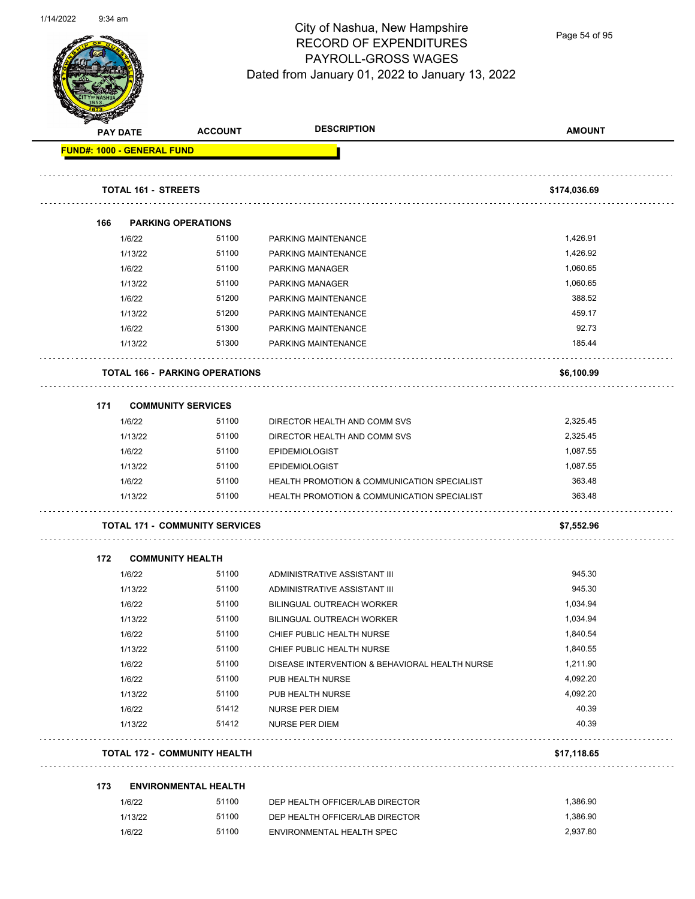# City of Nashua, New Hampshire
## RECORD OF EXPENDITURES
## PAYROLL-GROSS WAGES
### Dated from January 01, 2022 to January 13, 2022

| PAY DATE | ACCOUNT | DESCRIPTION | AMOUNT |
|---|---|---|---|
| **FUND#: 1000 - GENERAL FUND** | | | |
| **TOTAL 161 - STREETS** | | | **$174,036.69** |
| **166 PARKING OPERATIONS** | | | |
| 1/6/22 | 51100 | PARKING MAINTENANCE | 1,426.91 |
| 1/13/22 | 51100 | PARKING MAINTENANCE | 1,426.92 |
| 1/6/22 | 51100 | PARKING MANAGER | 1,060.65 |
| 1/13/22 | 51100 | PARKING MANAGER | 1,060.65 |
| 1/6/22 | 51200 | PARKING MAINTENANCE | 388.52 |
| 1/13/22 | 51200 | PARKING MAINTENANCE | 459.17 |
| 1/6/22 | 51300 | PARKING MAINTENANCE | 92.73 |
| 1/13/22 | 51300 | PARKING MAINTENANCE | 185.44 |
| **TOTAL 166 - PARKING OPERATIONS** | | | **$6,100.99** |
| **171 COMMUNITY SERVICES** | | | |
| 1/6/22 | 51100 | DIRECTOR HEALTH AND COMM SVS | 2,325.45 |
| 1/13/22 | 51100 | DIRECTOR HEALTH AND COMM SVS | 2,325.45 |
| 1/6/22 | 51100 | EPIDEMIOLOGIST | 1,087.55 |
| 1/13/22 | 51100 | EPIDEMIOLOGIST | 1,087.55 |
| 1/6/22 | 51100 | HEALTH PROMOTION & COMMUNICATION SPECIALIST | 363.48 |
| 1/13/22 | 51100 | HEALTH PROMOTION & COMMUNICATION SPECIALIST | 363.48 |
| **TOTAL 171 - COMMUNITY SERVICES** | | | **$7,552.96** |
| **172 COMMUNITY HEALTH** | | | |
| 1/6/22 | 51100 | ADMINISTRATIVE ASSISTANT III | 945.30 |
| 1/13/22 | 51100 | ADMINISTRATIVE ASSISTANT III | 945.30 |
| 1/6/22 | 51100 | BILINGUAL OUTREACH WORKER | 1,034.94 |
| 1/13/22 | 51100 | BILINGUAL OUTREACH WORKER | 1,034.94 |
| 1/6/22 | 51100 | CHIEF PUBLIC HEALTH NURSE | 1,840.54 |
| 1/13/22 | 51100 | CHIEF PUBLIC HEALTH NURSE | 1,840.55 |
| 1/6/22 | 51100 | DISEASE INTERVENTION & BEHAVIORAL HEALTH NURSE | 1,211.90 |
| 1/6/22 | 51100 | PUB HEALTH NURSE | 4,092.20 |
| 1/13/22 | 51100 | PUB HEALTH NURSE | 4,092.20 |
| 1/6/22 | 51412 | NURSE PER DIEM | 40.39 |
| 1/13/22 | 51412 | NURSE PER DIEM | 40.39 |
| **TOTAL 172 - COMMUNITY HEALTH** | | | **$17,118.65** |
| **173 ENVIRONMENTAL HEALTH** | | | |
| 1/6/22 | 51100 | DEP HEALTH OFFICER/LAB DIRECTOR | 1,386.90 |
| 1/13/22 | 51100 | DEP HEALTH OFFICER/LAB DIRECTOR | 1,386.90 |
| 1/6/22 | 51100 | ENVIRONMENTAL HEALTH SPEC | 2,937.80 |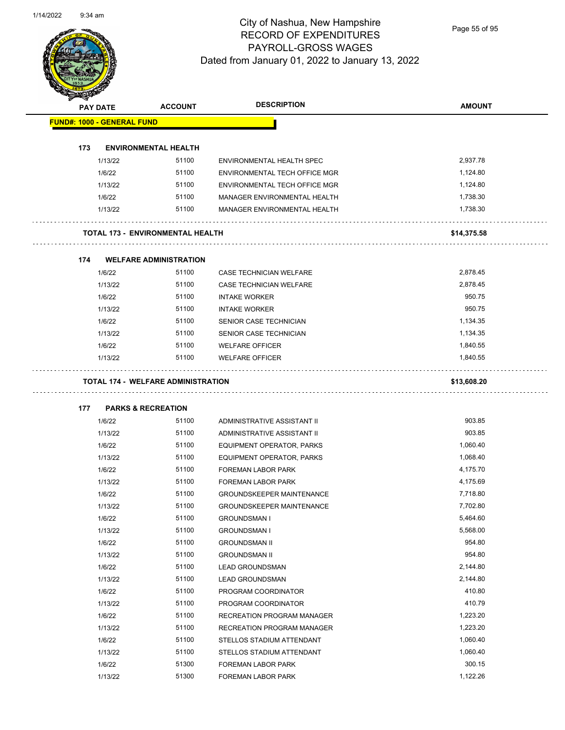# City of Nashua, New Hampshire
## RECORD OF EXPENDITURES
## PAYROLL-GROSS WAGES
### Dated from January 01, 2022 to January 13, 2022

| PAY DATE | ACCOUNT | DESCRIPTION | AMOUNT |
|---|---|---|---|
| **FUND#: 1000 - GENERAL FUND** | | | |
| **173 ENVIRONMENTAL HEALTH** | | | |
| 1/13/22 | 51100 | ENVIRONMENTAL HEALTH SPEC | 2,937.78 |
| 1/6/22 | 51100 | ENVIRONMENTAL TECH OFFICE MGR | 1,124.80 |
| 1/13/22 | 51100 | ENVIRONMENTAL TECH OFFICE MGR | 1,124.80 |
| 1/6/22 | 51100 | MANAGER ENVIRONMENTAL HEALTH | 1,738.30 |
| 1/13/22 | 51100 | MANAGER ENVIRONMENTAL HEALTH | 1,738.30 |
| **TOTAL 173 - ENVIRONMENTAL HEALTH** | | | **$14,375.58** |
| **174 WELFARE ADMINISTRATION** | | | |
| 1/6/22 | 51100 | CASE TECHNICIAN WELFARE | 2,878.45 |
| 1/13/22 | 51100 | CASE TECHNICIAN WELFARE | 2,878.45 |
| 1/6/22 | 51100 | INTAKE WORKER | 950.75 |
| 1/13/22 | 51100 | INTAKE WORKER | 950.75 |
| 1/6/22 | 51100 | SENIOR CASE TECHNICIAN | 1,134.35 |
| 1/13/22 | 51100 | SENIOR CASE TECHNICIAN | 1,134.35 |
| 1/6/22 | 51100 | WELFARE OFFICER | 1,840.55 |
| 1/13/22 | 51100 | WELFARE OFFICER | 1,840.55 |
| **TOTAL 174 - WELFARE ADMINISTRATION** | | | **$13,608.20** |
| **177 PARKS & RECREATION** | | | |
| 1/6/22 | 51100 | ADMINISTRATIVE ASSISTANT II | 903.85 |
| 1/13/22 | 51100 | ADMINISTRATIVE ASSISTANT II | 903.85 |
| 1/6/22 | 51100 | EQUIPMENT OPERATOR, PARKS | 1,060.40 |
| 1/13/22 | 51100 | EQUIPMENT OPERATOR, PARKS | 1,068.40 |
| 1/6/22 | 51100 | FOREMAN LABOR PARK | 4,175.70 |
| 1/13/22 | 51100 | FOREMAN LABOR PARK | 4,175.69 |
| 1/6/22 | 51100 | GROUNDSKEEPER MAINTENANCE | 7,718.80 |
| 1/13/22 | 51100 | GROUNDSKEEPER MAINTENANCE | 7,702.80 |
| 1/6/22 | 51100 | GROUNDSMAN I | 5,464.60 |
| 1/13/22 | 51100 | GROUNDSMAN I | 5,568.00 |
| 1/6/22 | 51100 | GROUNDSMAN II | 954.80 |
| 1/13/22 | 51100 | GROUNDSMAN II | 954.80 |
| 1/6/22 | 51100 | LEAD GROUNDSMAN | 2,144.80 |
| 1/13/22 | 51100 | LEAD GROUNDSMAN | 2,144.80 |
| 1/6/22 | 51100 | PROGRAM COORDINATOR | 410.80 |
| 1/13/22 | 51100 | PROGRAM COORDINATOR | 410.79 |
| 1/6/22 | 51100 | RECREATION PROGRAM MANAGER | 1,223.20 |
| 1/13/22 | 51100 | RECREATION PROGRAM MANAGER | 1,223.20 |
| 1/6/22 | 51100 | STELLOS STADIUM ATTENDANT | 1,060.40 |
| 1/13/22 | 51100 | STELLOS STADIUM ATTENDANT | 1,060.40 |
| 1/6/22 | 51300 | FOREMAN LABOR PARK | 300.15 |
| 1/13/22 | 51300 | FOREMAN LABOR PARK | 1,122.26 |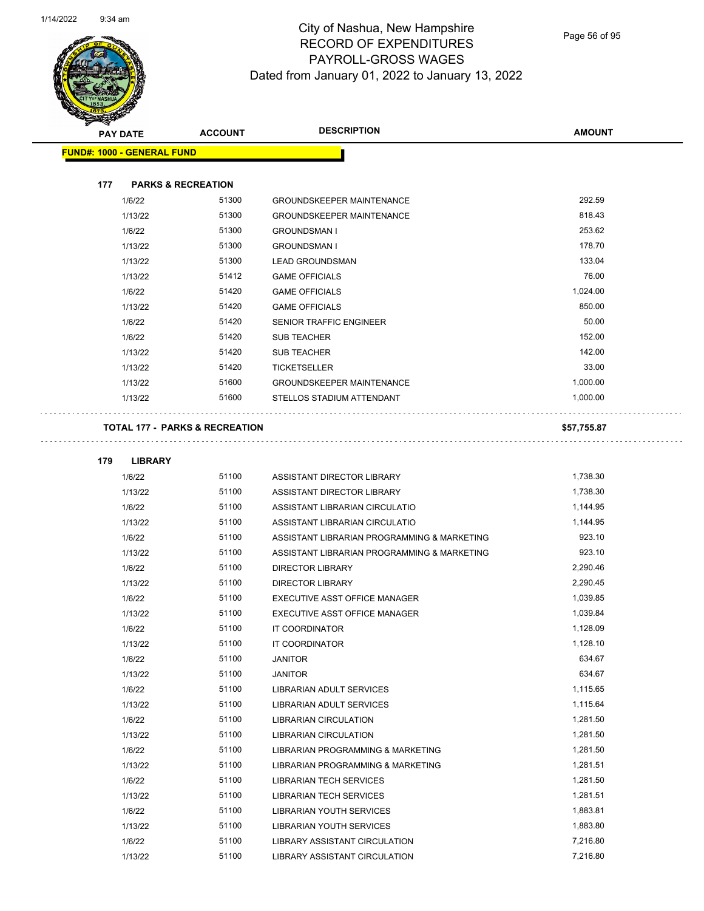# City of Nashua, New Hampshire
# RECORD OF EXPENDITURES
# PAYROLL-GROSS WAGES
# Dated from January 01, 2022 to January 13, 2022

| PAY DATE | ACCOUNT | DESCRIPTION | AMOUNT |
|---|---|---|---|

**FUND#: 1000 - GENERAL FUND**

**177 PARKS & RECREATION**

| PAY DATE | ACCOUNT | DESCRIPTION | AMOUNT |
|---|---|---|---|
| 1/6/22 | 51300 | GROUNDSKEEPER MAINTENANCE | 292.59 |
| 1/13/22 | 51300 | GROUNDSKEEPER MAINTENANCE | 818.43 |
| 1/6/22 | 51300 | GROUNDSMAN I | 253.62 |
| 1/13/22 | 51300 | GROUNDSMAN I | 178.70 |
| 1/13/22 | 51300 | LEAD GROUNDSMAN | 133.04 |
| 1/13/22 | 51412 | GAME OFFICIALS | 76.00 |
| 1/6/22 | 51420 | GAME OFFICIALS | 1,024.00 |
| 1/13/22 | 51420 | GAME OFFICIALS | 850.00 |
| 1/6/22 | 51420 | SENIOR TRAFFIC ENGINEER | 50.00 |
| 1/6/22 | 51420 | SUB TEACHER | 152.00 |
| 1/13/22 | 51420 | SUB TEACHER | 142.00 |
| 1/13/22 | 51420 | TICKETSELLER | 33.00 |
| 1/13/22 | 51600 | GROUNDSKEEPER MAINTENANCE | 1,000.00 |
| 1/13/22 | 51600 | STELLOS STADIUM ATTENDANT | 1,000.00 |

**TOTAL 177 - PARKS & RECREATION** **$57,755.87**

**179 LIBRARY**

| PAY DATE | ACCOUNT | DESCRIPTION | AMOUNT |
|---|---|---|---|
| 1/6/22 | 51100 | ASSISTANT DIRECTOR LIBRARY | 1,738.30 |
| 1/13/22 | 51100 | ASSISTANT DIRECTOR LIBRARY | 1,738.30 |
| 1/6/22 | 51100 | ASSISTANT LIBRARIAN CIRCULATIO | 1,144.95 |
| 1/13/22 | 51100 | ASSISTANT LIBRARIAN CIRCULATIO | 1,144.95 |
| 1/6/22 | 51100 | ASSISTANT LIBRARIAN PROGRAMMING & MARKETING | 923.10 |
| 1/13/22 | 51100 | ASSISTANT LIBRARIAN PROGRAMMING & MARKETING | 923.10 |
| 1/6/22 | 51100 | DIRECTOR LIBRARY | 2,290.46 |
| 1/13/22 | 51100 | DIRECTOR LIBRARY | 2,290.45 |
| 1/6/22 | 51100 | EXECUTIVE ASST OFFICE MANAGER | 1,039.85 |
| 1/13/22 | 51100 | EXECUTIVE ASST OFFICE MANAGER | 1,039.84 |
| 1/6/22 | 51100 | IT COORDINATOR | 1,128.09 |
| 1/13/22 | 51100 | IT COORDINATOR | 1,128.10 |
| 1/6/22 | 51100 | JANITOR | 634.67 |
| 1/13/22 | 51100 | JANITOR | 634.67 |
| 1/6/22 | 51100 | LIBRARIAN ADULT SERVICES | 1,115.65 |
| 1/13/22 | 51100 | LIBRARIAN ADULT SERVICES | 1,115.64 |
| 1/6/22 | 51100 | LIBRARIAN CIRCULATION | 1,281.50 |
| 1/13/22 | 51100 | LIBRARIAN CIRCULATION | 1,281.50 |
| 1/6/22 | 51100 | LIBRARIAN PROGRAMMING & MARKETING | 1,281.50 |
| 1/13/22 | 51100 | LIBRARIAN PROGRAMMING & MARKETING | 1,281.51 |
| 1/6/22 | 51100 | LIBRARIAN TECH SERVICES | 1,281.50 |
| 1/13/22 | 51100 | LIBRARIAN TECH SERVICES | 1,281.51 |
| 1/6/22 | 51100 | LIBRARIAN YOUTH SERVICES | 1,883.81 |
| 1/13/22 | 51100 | LIBRARIAN YOUTH SERVICES | 1,883.80 |
| 1/6/22 | 51100 | LIBRARY ASSISTANT CIRCULATION | 7,216.80 |
| 1/13/22 | 51100 | LIBRARY ASSISTANT CIRCULATION | 7,216.80 |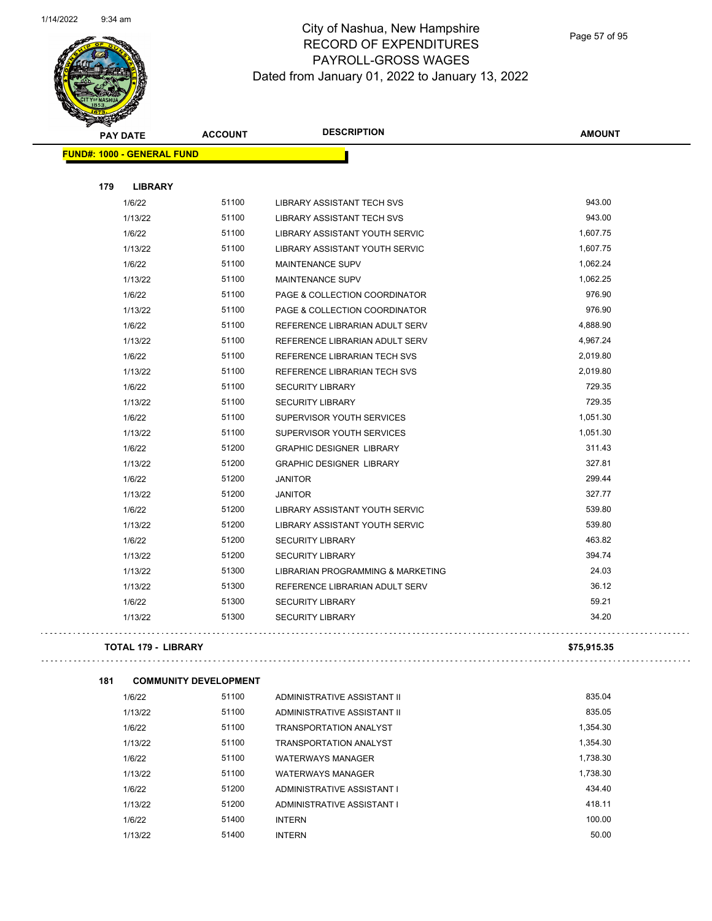# City of Nashua, New Hampshire
## RECORD OF EXPENDITURES
## PAYROLL-GROSS WAGES
## Dated from January 01, 2022 to January 13, 2022

| PAY DATE | ACCOUNT | DESCRIPTION | AMOUNT |
|---|---|---|---|
| **FUND#: 1000 - GENERAL FUND** | | | |
| **179 LIBRARY** | | | |
| 1/6/22 | 51100 | LIBRARY ASSISTANT TECH SVS | 943.00 |
| 1/13/22 | 51100 | LIBRARY ASSISTANT TECH SVS | 943.00 |
| 1/6/22 | 51100 | LIBRARY ASSISTANT YOUTH SERVIC | 1,607.75 |
| 1/13/22 | 51100 | LIBRARY ASSISTANT YOUTH SERVIC | 1,607.75 |
| 1/6/22 | 51100 | MAINTENANCE SUPV | 1,062.24 |
| 1/13/22 | 51100 | MAINTENANCE SUPV | 1,062.25 |
| 1/6/22 | 51100 | PAGE & COLLECTION COORDINATOR | 976.90 |
| 1/13/22 | 51100 | PAGE & COLLECTION COORDINATOR | 976.90 |
| 1/6/22 | 51100 | REFERENCE LIBRARIAN ADULT SERV | 4,888.90 |
| 1/13/22 | 51100 | REFERENCE LIBRARIAN ADULT SERV | 4,967.24 |
| 1/6/22 | 51100 | REFERENCE LIBRARIAN TECH SVS | 2,019.80 |
| 1/13/22 | 51100 | REFERENCE LIBRARIAN TECH SVS | 2,019.80 |
| 1/6/22 | 51100 | SECURITY LIBRARY | 729.35 |
| 1/13/22 | 51100 | SECURITY LIBRARY | 729.35 |
| 1/6/22 | 51100 | SUPERVISOR YOUTH SERVICES | 1,051.30 |
| 1/13/22 | 51100 | SUPERVISOR YOUTH SERVICES | 1,051.30 |
| 1/6/22 | 51200 | GRAPHIC DESIGNER LIBRARY | 311.43 |
| 1/13/22 | 51200 | GRAPHIC DESIGNER LIBRARY | 327.81 |
| 1/6/22 | 51200 | JANITOR | 299.44 |
| 1/13/22 | 51200 | JANITOR | 327.77 |
| 1/6/22 | 51200 | LIBRARY ASSISTANT YOUTH SERVIC | 539.80 |
| 1/13/22 | 51200 | LIBRARY ASSISTANT YOUTH SERVIC | 539.80 |
| 1/6/22 | 51200 | SECURITY LIBRARY | 463.82 |
| 1/13/22 | 51200 | SECURITY LIBRARY | 394.74 |
| 1/13/22 | 51300 | LIBRARIAN PROGRAMMING & MARKETING | 24.03 |
| 1/13/22 | 51300 | REFERENCE LIBRARIAN ADULT SERV | 36.12 |
| 1/6/22 | 51300 | SECURITY LIBRARY | 59.21 |
| 1/13/22 | 51300 | SECURITY LIBRARY | 34.20 |
| **TOTAL 179 - LIBRARY** | | | **$75,915.35** |
| **181 COMMUNITY DEVELOPMENT** | | | |
| 1/6/22 | 51100 | ADMINISTRATIVE ASSISTANT II | 835.04 |
| 1/13/22 | 51100 | ADMINISTRATIVE ASSISTANT II | 835.05 |
| 1/6/22 | 51100 | TRANSPORTATION ANALYST | 1,354.30 |
| 1/13/22 | 51100 | TRANSPORTATION ANALYST | 1,354.30 |
| 1/6/22 | 51100 | WATERWAYS MANAGER | 1,738.30 |
| 1/13/22 | 51100 | WATERWAYS MANAGER | 1,738.30 |
| 1/6/22 | 51200 | ADMINISTRATIVE ASSISTANT I | 434.40 |
| 1/13/22 | 51200 | ADMINISTRATIVE ASSISTANT I | 418.11 |
| 1/6/22 | 51400 | INTERN | 100.00 |
| 1/13/22 | 51400 | INTERN | 50.00 |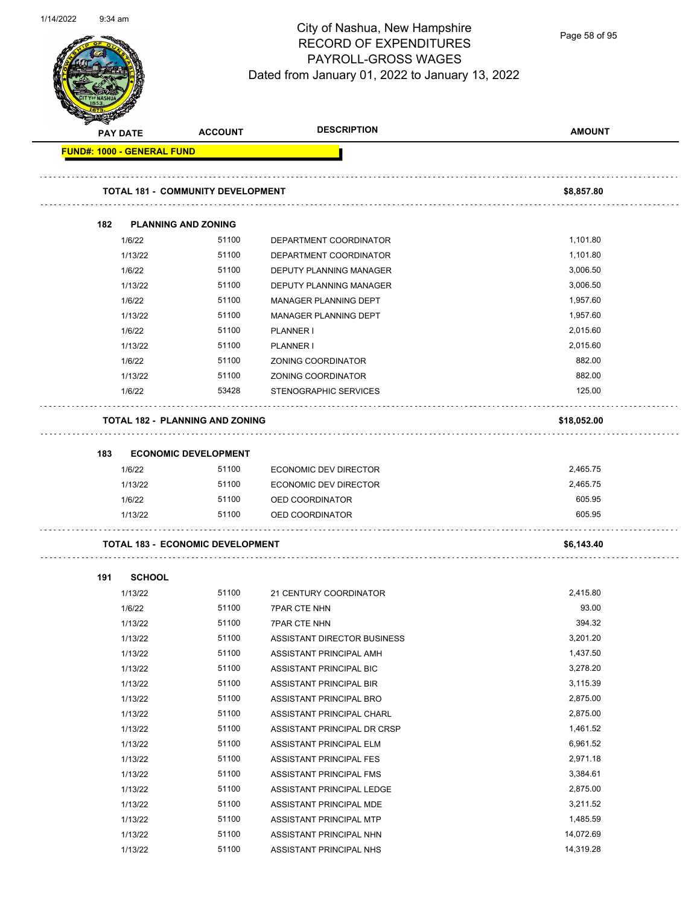# City of Nashua, New Hampshire
## RECORD OF EXPENDITURES
## PAYROLL-GROSS WAGES
### Dated from January 01, 2022 to January 13, 2022

| PAY DATE | ACCOUNT | DESCRIPTION | AMOUNT |
|---|---|---|---|
| **FUND#: 1000 - GENERAL FUND** | | | |
| **TOTAL 181 - COMMUNITY DEVELOPMENT** | | | **$8,857.80** |
| **182 PLANNING AND ZONING** | | | |
| 1/6/22 | 51100 | DEPARTMENT COORDINATOR | 1,101.80 |
| 1/13/22 | 51100 | DEPARTMENT COORDINATOR | 1,101.80 |
| 1/6/22 | 51100 | DEPUTY PLANNING MANAGER | 3,006.50 |
| 1/13/22 | 51100 | DEPUTY PLANNING MANAGER | 3,006.50 |
| 1/6/22 | 51100 | MANAGER PLANNING DEPT | 1,957.60 |
| 1/13/22 | 51100 | MANAGER PLANNING DEPT | 1,957.60 |
| 1/6/22 | 51100 | PLANNER I | 2,015.60 |
| 1/13/22 | 51100 | PLANNER I | 2,015.60 |
| 1/6/22 | 51100 | ZONING COORDINATOR | 882.00 |
| 1/13/22 | 51100 | ZONING COORDINATOR | 882.00 |
| 1/6/22 | 53428 | STENOGRAPHIC SERVICES | 125.00 |
| **TOTAL 182 - PLANNING AND ZONING** | | | **$18,052.00** |
| **183 ECONOMIC DEVELOPMENT** | | | |
| 1/6/22 | 51100 | ECONOMIC DEV DIRECTOR | 2,465.75 |
| 1/13/22 | 51100 | ECONOMIC DEV DIRECTOR | 2,465.75 |
| 1/6/22 | 51100 | OED COORDINATOR | 605.95 |
| 1/13/22 | 51100 | OED COORDINATOR | 605.95 |
| **TOTAL 183 - ECONOMIC DEVELOPMENT** | | | **$6,143.40** |
| **191 SCHOOL** | | | |
| 1/13/22 | 51100 | 21 CENTURY COORDINATOR | 2,415.80 |
| 1/6/22 | 51100 | 7PAR CTE NHN | 93.00 |
| 1/13/22 | 51100 | 7PAR CTE NHN | 394.32 |
| 1/13/22 | 51100 | ASSISTANT DIRECTOR BUSINESS | 3,201.20 |
| 1/13/22 | 51100 | ASSISTANT PRINCIPAL AMH | 1,437.50 |
| 1/13/22 | 51100 | ASSISTANT PRINCIPAL BIC | 3,278.20 |
| 1/13/22 | 51100 | ASSISTANT PRINCIPAL BIR | 3,115.39 |
| 1/13/22 | 51100 | ASSISTANT PRINCIPAL BRO | 2,875.00 |
| 1/13/22 | 51100 | ASSISTANT PRINCIPAL CHARL | 2,875.00 |
| 1/13/22 | 51100 | ASSISTANT PRINCIPAL DR CRSP | 1,461.52 |
| 1/13/22 | 51100 | ASSISTANT PRINCIPAL ELM | 6,961.52 |
| 1/13/22 | 51100 | ASSISTANT PRINCIPAL FES | 2,971.18 |
| 1/13/22 | 51100 | ASSISTANT PRINCIPAL FMS | 3,384.61 |
| 1/13/22 | 51100 | ASSISTANT PRINCIPAL LEDGE | 2,875.00 |
| 1/13/22 | 51100 | ASSISTANT PRINCIPAL MDE | 3,211.52 |
| 1/13/22 | 51100 | ASSISTANT PRINCIPAL MTP | 1,485.59 |
| 1/13/22 | 51100 | ASSISTANT PRINCIPAL NHN | 14,072.69 |
| 1/13/22 | 51100 | ASSISTANT PRINCIPAL NHS | 14,319.28 |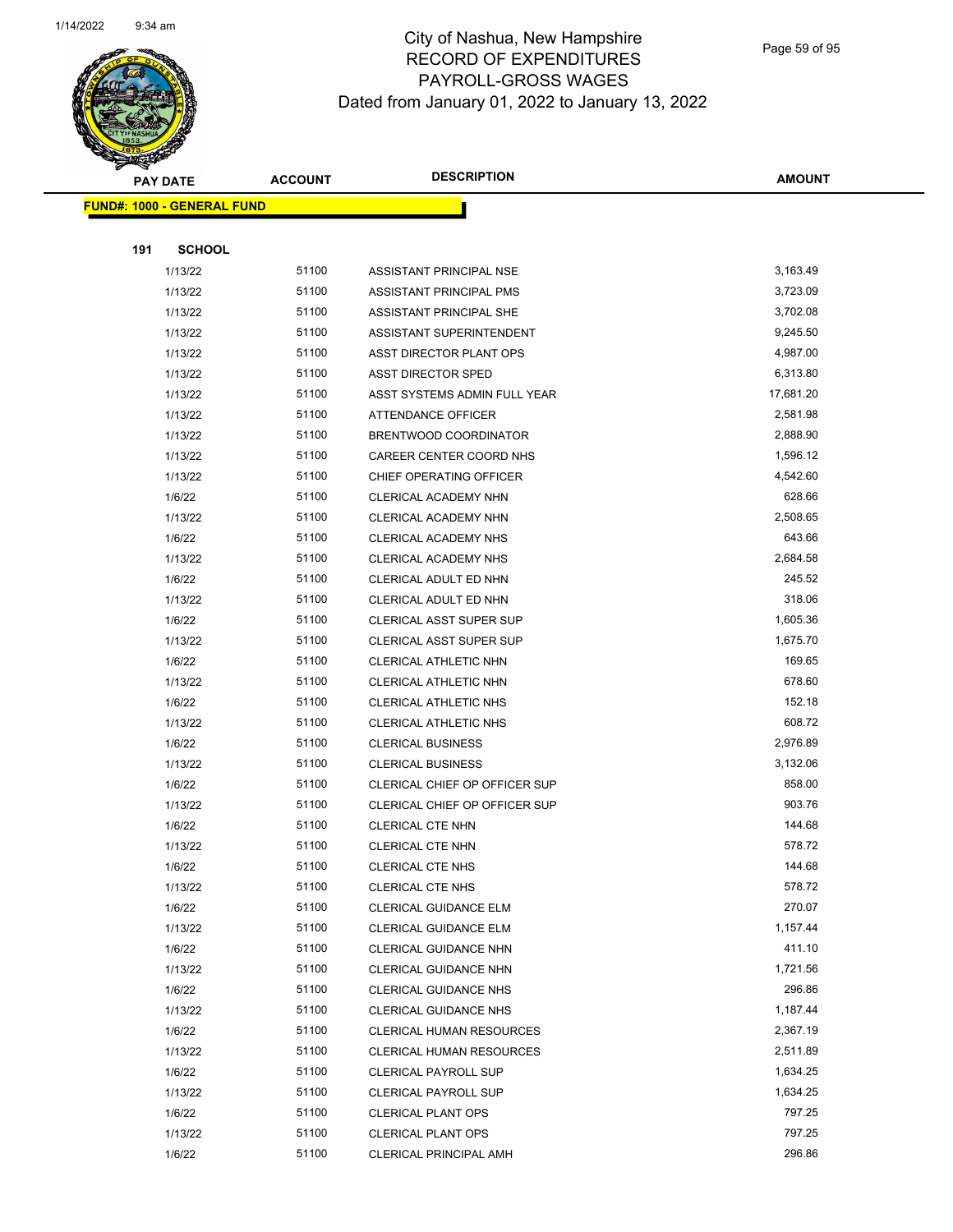# City of Nashua, New Hampshire
# RECORD OF EXPENDITURES
# PAYROLL-GROSS WAGES
Dated from January 01, 2022 to January 13, 2022

| PAY DATE | ACCOUNT | DESCRIPTION | AMOUNT |
|---|---|---|---|
| **FUND#: 1000 - GENERAL FUND** | | | |
| **191 SCHOOL** | | | |
| 1/13/22 | 51100 | ASSISTANT PRINCIPAL NSE | 3,163.49 |
| 1/13/22 | 51100 | ASSISTANT PRINCIPAL PMS | 3,723.09 |
| 1/13/22 | 51100 | ASSISTANT PRINCIPAL SHE | 3,702.08 |
| 1/13/22 | 51100 | ASSISTANT SUPERINTENDENT | 9,245.50 |
| 1/13/22 | 51100 | ASST DIRECTOR PLANT OPS | 4,987.00 |
| 1/13/22 | 51100 | ASST DIRECTOR SPED | 6,313.80 |
| 1/13/22 | 51100 | ASST SYSTEMS ADMIN FULL YEAR | 17,681.20 |
| 1/13/22 | 51100 | ATTENDANCE OFFICER | 2,581.98 |
| 1/13/22 | 51100 | BRENTWOOD COORDINATOR | 2,888.90 |
| 1/13/22 | 51100 | CAREER CENTER COORD NHS | 1,596.12 |
| 1/13/22 | 51100 | CHIEF OPERATING OFFICER | 4,542.60 |
| 1/6/22 | 51100 | CLERICAL ACADEMY NHN | 628.66 |
| 1/13/22 | 51100 | CLERICAL ACADEMY NHN | 2,508.65 |
| 1/6/22 | 51100 | CLERICAL ACADEMY NHS | 643.66 |
| 1/13/22 | 51100 | CLERICAL ACADEMY NHS | 2,684.58 |
| 1/6/22 | 51100 | CLERICAL ADULT ED NHN | 245.52 |
| 1/13/22 | 51100 | CLERICAL ADULT ED NHN | 318.06 |
| 1/6/22 | 51100 | CLERICAL ASST SUPER SUP | 1,605.36 |
| 1/13/22 | 51100 | CLERICAL ASST SUPER SUP | 1,675.70 |
| 1/6/22 | 51100 | CLERICAL ATHLETIC NHN | 169.65 |
| 1/13/22 | 51100 | CLERICAL ATHLETIC NHN | 678.60 |
| 1/6/22 | 51100 | CLERICAL ATHLETIC NHS | 152.18 |
| 1/13/22 | 51100 | CLERICAL ATHLETIC NHS | 608.72 |
| 1/6/22 | 51100 | CLERICAL BUSINESS | 2,976.89 |
| 1/13/22 | 51100 | CLERICAL BUSINESS | 3,132.06 |
| 1/6/22 | 51100 | CLERICAL CHIEF OP OFFICER SUP | 858.00 |
| 1/13/22 | 51100 | CLERICAL CHIEF OP OFFICER SUP | 903.76 |
| 1/6/22 | 51100 | CLERICAL CTE NHN | 144.68 |
| 1/13/22 | 51100 | CLERICAL CTE NHN | 578.72 |
| 1/6/22 | 51100 | CLERICAL CTE NHS | 144.68 |
| 1/13/22 | 51100 | CLERICAL CTE NHS | 578.72 |
| 1/6/22 | 51100 | CLERICAL GUIDANCE ELM | 270.07 |
| 1/13/22 | 51100 | CLERICAL GUIDANCE ELM | 1,157.44 |
| 1/6/22 | 51100 | CLERICAL GUIDANCE NHN | 411.10 |
| 1/13/22 | 51100 | CLERICAL GUIDANCE NHN | 1,721.56 |
| 1/6/22 | 51100 | CLERICAL GUIDANCE NHS | 296.86 |
| 1/13/22 | 51100 | CLERICAL GUIDANCE NHS | 1,187.44 |
| 1/6/22 | 51100 | CLERICAL HUMAN RESOURCES | 2,367.19 |
| 1/13/22 | 51100 | CLERICAL HUMAN RESOURCES | 2,511.89 |
| 1/6/22 | 51100 | CLERICAL PAYROLL SUP | 1,634.25 |
| 1/13/22 | 51100 | CLERICAL PAYROLL SUP | 1,634.25 |
| 1/6/22 | 51100 | CLERICAL PLANT OPS | 797.25 |
| 1/13/22 | 51100 | CLERICAL PLANT OPS | 797.25 |
| 1/6/22 | 51100 | CLERICAL PRINCIPAL AMH | 296.86 |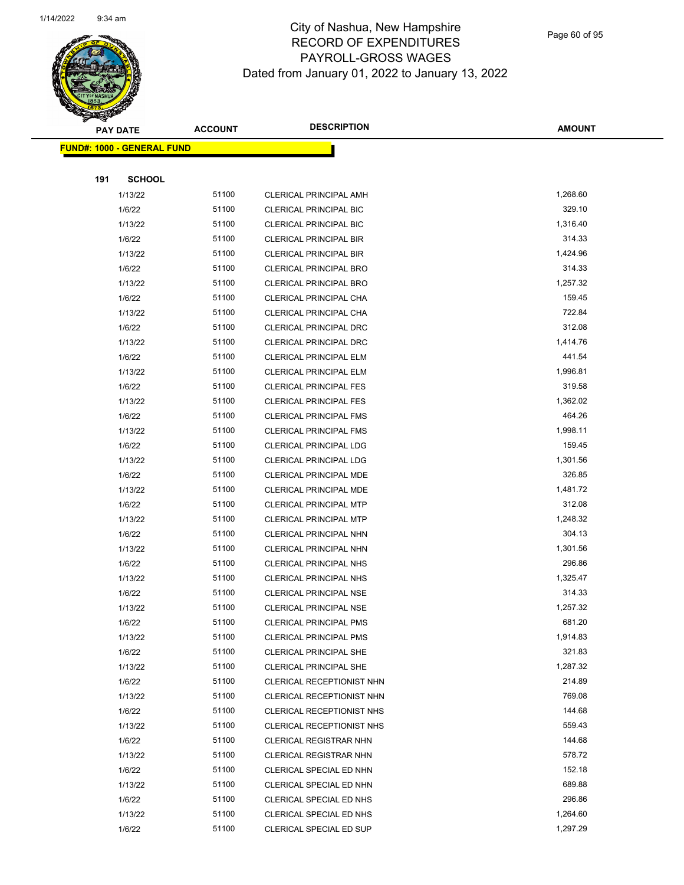City of Nashua, New Hampshire
RECORD OF EXPENDITURES
PAYROLL-GROSS WAGES
Dated from January 01, 2022 to January 13, 2022

**FUND#: 1000 - GENERAL FUND**

**191 SCHOOL**

| PAY DATE | ACCOUNT | DESCRIPTION | AMOUNT |
|---|---|---|---|
| 1/13/22 | 51100 | CLERICAL PRINCIPAL AMH | 1,268.60 |
| 1/6/22 | 51100 | CLERICAL PRINCIPAL BIC | 329.10 |
| 1/13/22 | 51100 | CLERICAL PRINCIPAL BIC | 1,316.40 |
| 1/6/22 | 51100 | CLERICAL PRINCIPAL BIR | 314.33 |
| 1/13/22 | 51100 | CLERICAL PRINCIPAL BIR | 1,424.96 |
| 1/6/22 | 51100 | CLERICAL PRINCIPAL BRO | 314.33 |
| 1/13/22 | 51100 | CLERICAL PRINCIPAL BRO | 1,257.32 |
| 1/6/22 | 51100 | CLERICAL PRINCIPAL CHA | 159.45 |
| 1/13/22 | 51100 | CLERICAL PRINCIPAL CHA | 722.84 |
| 1/6/22 | 51100 | CLERICAL PRINCIPAL DRC | 312.08 |
| 1/13/22 | 51100 | CLERICAL PRINCIPAL DRC | 1,414.76 |
| 1/6/22 | 51100 | CLERICAL PRINCIPAL ELM | 441.54 |
| 1/13/22 | 51100 | CLERICAL PRINCIPAL ELM | 1,996.81 |
| 1/6/22 | 51100 | CLERICAL PRINCIPAL FES | 319.58 |
| 1/13/22 | 51100 | CLERICAL PRINCIPAL FES | 1,362.02 |
| 1/6/22 | 51100 | CLERICAL PRINCIPAL FMS | 464.26 |
| 1/13/22 | 51100 | CLERICAL PRINCIPAL FMS | 1,998.11 |
| 1/6/22 | 51100 | CLERICAL PRINCIPAL LDG | 159.45 |
| 1/13/22 | 51100 | CLERICAL PRINCIPAL LDG | 1,301.56 |
| 1/6/22 | 51100 | CLERICAL PRINCIPAL MDE | 326.85 |
| 1/13/22 | 51100 | CLERICAL PRINCIPAL MDE | 1,481.72 |
| 1/6/22 | 51100 | CLERICAL PRINCIPAL MTP | 312.08 |
| 1/13/22 | 51100 | CLERICAL PRINCIPAL MTP | 1,248.32 |
| 1/6/22 | 51100 | CLERICAL PRINCIPAL NHN | 304.13 |
| 1/13/22 | 51100 | CLERICAL PRINCIPAL NHN | 1,301.56 |
| 1/6/22 | 51100 | CLERICAL PRINCIPAL NHS | 296.86 |
| 1/13/22 | 51100 | CLERICAL PRINCIPAL NHS | 1,325.47 |
| 1/6/22 | 51100 | CLERICAL PRINCIPAL NSE | 314.33 |
| 1/13/22 | 51100 | CLERICAL PRINCIPAL NSE | 1,257.32 |
| 1/6/22 | 51100 | CLERICAL PRINCIPAL PMS | 681.20 |
| 1/13/22 | 51100 | CLERICAL PRINCIPAL PMS | 1,914.83 |
| 1/6/22 | 51100 | CLERICAL PRINCIPAL SHE | 321.83 |
| 1/13/22 | 51100 | CLERICAL PRINCIPAL SHE | 1,287.32 |
| 1/6/22 | 51100 | CLERICAL RECEPTIONIST NHN | 214.89 |
| 1/13/22 | 51100 | CLERICAL RECEPTIONIST NHN | 769.08 |
| 1/6/22 | 51100 | CLERICAL RECEPTIONIST NHS | 144.68 |
| 1/13/22 | 51100 | CLERICAL RECEPTIONIST NHS | 559.43 |
| 1/6/22 | 51100 | CLERICAL REGISTRAR NHN | 144.68 |
| 1/13/22 | 51100 | CLERICAL REGISTRAR NHN | 578.72 |
| 1/6/22 | 51100 | CLERICAL SPECIAL ED NHN | 152.18 |
| 1/13/22 | 51100 | CLERICAL SPECIAL ED NHN | 689.88 |
| 1/6/22 | 51100 | CLERICAL SPECIAL ED NHS | 296.86 |
| 1/13/22 | 51100 | CLERICAL SPECIAL ED NHS | 1,264.60 |
| 1/6/22 | 51100 | CLERICAL SPECIAL ED SUP | 1,297.29 |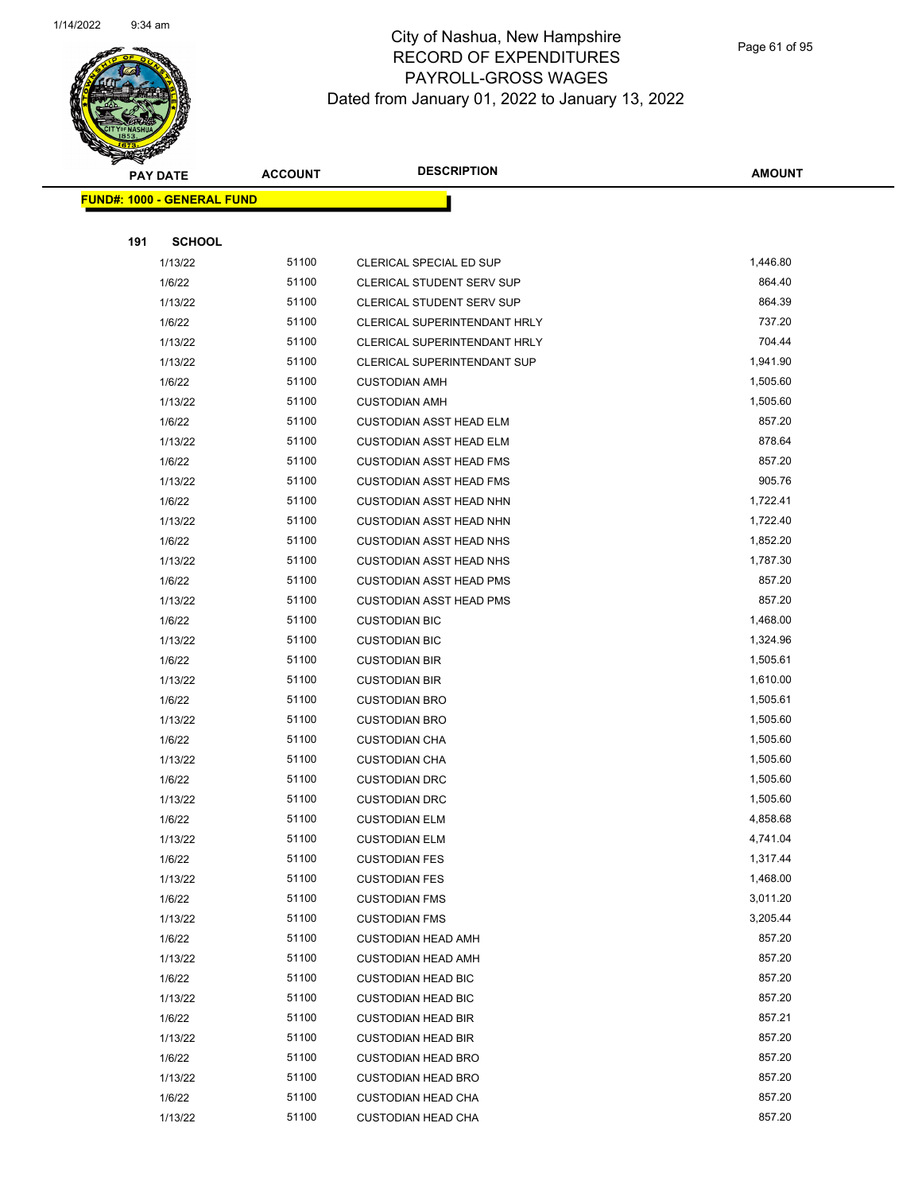# City of Nashua, New Hampshire
## RECORD OF EXPENDITURES
## PAYROLL-GROSS WAGES
### Dated from January 01, 2022 to January 13, 2022

**FUND#: 1000 - GENERAL FUND**

**191 SCHOOL**

| PAY DATE | ACCOUNT | DESCRIPTION | AMOUNT |
|---|---|---|---|
| 1/13/22 | 51100 | CLERICAL SPECIAL ED SUP | 1,446.80 |
| 1/6/22 | 51100 | CLERICAL STUDENT SERV SUP | 864.40 |
| 1/13/22 | 51100 | CLERICAL STUDENT SERV SUP | 864.39 |
| 1/6/22 | 51100 | CLERICAL SUPERINTENDANT HRLY | 737.20 |
| 1/13/22 | 51100 | CLERICAL SUPERINTENDANT HRLY | 704.44 |
| 1/13/22 | 51100 | CLERICAL SUPERINTENDANT SUP | 1,941.90 |
| 1/6/22 | 51100 | CUSTODIAN AMH | 1,505.60 |
| 1/13/22 | 51100 | CUSTODIAN AMH | 1,505.60 |
| 1/6/22 | 51100 | CUSTODIAN ASST HEAD ELM | 857.20 |
| 1/13/22 | 51100 | CUSTODIAN ASST HEAD ELM | 878.64 |
| 1/6/22 | 51100 | CUSTODIAN ASST HEAD FMS | 857.20 |
| 1/13/22 | 51100 | CUSTODIAN ASST HEAD FMS | 905.76 |
| 1/6/22 | 51100 | CUSTODIAN ASST HEAD NHN | 1,722.41 |
| 1/13/22 | 51100 | CUSTODIAN ASST HEAD NHN | 1,722.40 |
| 1/6/22 | 51100 | CUSTODIAN ASST HEAD NHS | 1,852.20 |
| 1/13/22 | 51100 | CUSTODIAN ASST HEAD NHS | 1,787.30 |
| 1/6/22 | 51100 | CUSTODIAN ASST HEAD PMS | 857.20 |
| 1/13/22 | 51100 | CUSTODIAN ASST HEAD PMS | 857.20 |
| 1/6/22 | 51100 | CUSTODIAN BIC | 1,468.00 |
| 1/13/22 | 51100 | CUSTODIAN BIC | 1,324.96 |
| 1/6/22 | 51100 | CUSTODIAN BIR | 1,505.61 |
| 1/13/22 | 51100 | CUSTODIAN BIR | 1,610.00 |
| 1/6/22 | 51100 | CUSTODIAN BRO | 1,505.61 |
| 1/13/22 | 51100 | CUSTODIAN BRO | 1,505.60 |
| 1/6/22 | 51100 | CUSTODIAN CHA | 1,505.60 |
| 1/13/22 | 51100 | CUSTODIAN CHA | 1,505.60 |
| 1/6/22 | 51100 | CUSTODIAN DRC | 1,505.60 |
| 1/13/22 | 51100 | CUSTODIAN DRC | 1,505.60 |
| 1/6/22 | 51100 | CUSTODIAN ELM | 4,858.68 |
| 1/13/22 | 51100 | CUSTODIAN ELM | 4,741.04 |
| 1/6/22 | 51100 | CUSTODIAN FES | 1,317.44 |
| 1/13/22 | 51100 | CUSTODIAN FES | 1,468.00 |
| 1/6/22 | 51100 | CUSTODIAN FMS | 3,011.20 |
| 1/13/22 | 51100 | CUSTODIAN FMS | 3,205.44 |
| 1/6/22 | 51100 | CUSTODIAN HEAD AMH | 857.20 |
| 1/13/22 | 51100 | CUSTODIAN HEAD AMH | 857.20 |
| 1/6/22 | 51100 | CUSTODIAN HEAD BIC | 857.20 |
| 1/13/22 | 51100 | CUSTODIAN HEAD BIC | 857.20 |
| 1/6/22 | 51100 | CUSTODIAN HEAD BIR | 857.21 |
| 1/13/22 | 51100 | CUSTODIAN HEAD BIR | 857.20 |
| 1/6/22 | 51100 | CUSTODIAN HEAD BRO | 857.20 |
| 1/13/22 | 51100 | CUSTODIAN HEAD BRO | 857.20 |
| 1/6/22 | 51100 | CUSTODIAN HEAD CHA | 857.20 |
| 1/13/22 | 51100 | CUSTODIAN HEAD CHA | 857.20 |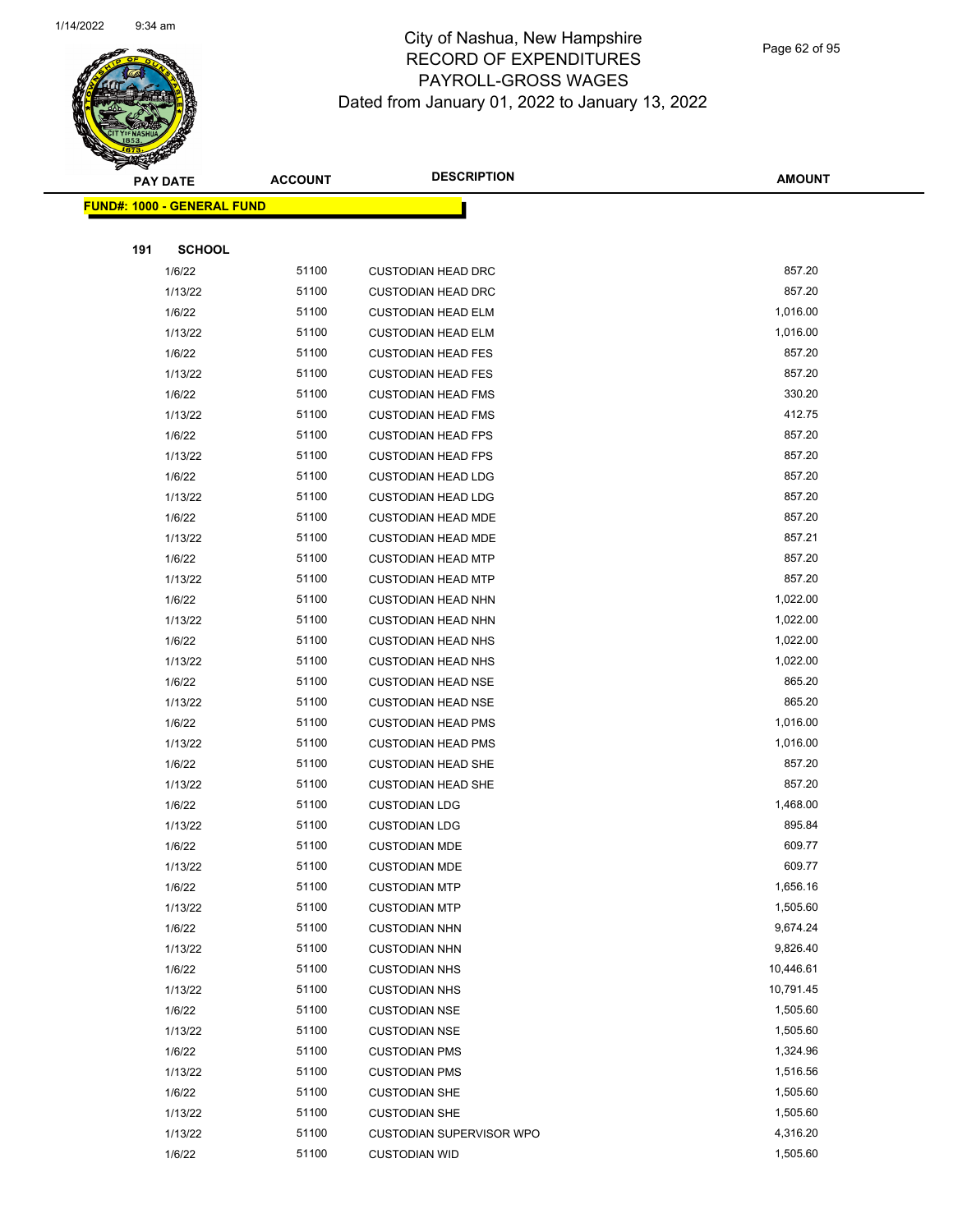# City of Nashua, New Hampshire
## RECORD OF EXPENDITURES
## PAYROLL-GROSS WAGES
## Dated from January 01, 2022 to January 13, 2022

**FUND#: 1000 - GENERAL FUND**

**191 SCHOOL**

| PAY DATE | ACCOUNT | DESCRIPTION | AMOUNT |
|---|---|---|---|
| 1/6/22 | 51100 | CUSTODIAN HEAD DRC | 857.20 |
| 1/13/22 | 51100 | CUSTODIAN HEAD DRC | 857.20 |
| 1/6/22 | 51100 | CUSTODIAN HEAD ELM | 1,016.00 |
| 1/13/22 | 51100 | CUSTODIAN HEAD ELM | 1,016.00 |
| 1/6/22 | 51100 | CUSTODIAN HEAD FES | 857.20 |
| 1/13/22 | 51100 | CUSTODIAN HEAD FES | 857.20 |
| 1/6/22 | 51100 | CUSTODIAN HEAD FMS | 330.20 |
| 1/13/22 | 51100 | CUSTODIAN HEAD FMS | 412.75 |
| 1/6/22 | 51100 | CUSTODIAN HEAD FPS | 857.20 |
| 1/13/22 | 51100 | CUSTODIAN HEAD FPS | 857.20 |
| 1/6/22 | 51100 | CUSTODIAN HEAD LDG | 857.20 |
| 1/13/22 | 51100 | CUSTODIAN HEAD LDG | 857.20 |
| 1/6/22 | 51100 | CUSTODIAN HEAD MDE | 857.20 |
| 1/13/22 | 51100 | CUSTODIAN HEAD MDE | 857.21 |
| 1/6/22 | 51100 | CUSTODIAN HEAD MTP | 857.20 |
| 1/13/22 | 51100 | CUSTODIAN HEAD MTP | 857.20 |
| 1/6/22 | 51100 | CUSTODIAN HEAD NHN | 1,022.00 |
| 1/13/22 | 51100 | CUSTODIAN HEAD NHN | 1,022.00 |
| 1/6/22 | 51100 | CUSTODIAN HEAD NHS | 1,022.00 |
| 1/13/22 | 51100 | CUSTODIAN HEAD NHS | 1,022.00 |
| 1/6/22 | 51100 | CUSTODIAN HEAD NSE | 865.20 |
| 1/13/22 | 51100 | CUSTODIAN HEAD NSE | 865.20 |
| 1/6/22 | 51100 | CUSTODIAN HEAD PMS | 1,016.00 |
| 1/13/22 | 51100 | CUSTODIAN HEAD PMS | 1,016.00 |
| 1/6/22 | 51100 | CUSTODIAN HEAD SHE | 857.20 |
| 1/13/22 | 51100 | CUSTODIAN HEAD SHE | 857.20 |
| 1/6/22 | 51100 | CUSTODIAN LDG | 1,468.00 |
| 1/13/22 | 51100 | CUSTODIAN LDG | 895.84 |
| 1/6/22 | 51100 | CUSTODIAN MDE | 609.77 |
| 1/13/22 | 51100 | CUSTODIAN MDE | 609.77 |
| 1/6/22 | 51100 | CUSTODIAN MTP | 1,656.16 |
| 1/13/22 | 51100 | CUSTODIAN MTP | 1,505.60 |
| 1/6/22 | 51100 | CUSTODIAN NHN | 9,674.24 |
| 1/13/22 | 51100 | CUSTODIAN NHN | 9,826.40 |
| 1/6/22 | 51100 | CUSTODIAN NHS | 10,446.61 |
| 1/13/22 | 51100 | CUSTODIAN NHS | 10,791.45 |
| 1/6/22 | 51100 | CUSTODIAN NSE | 1,505.60 |
| 1/13/22 | 51100 | CUSTODIAN NSE | 1,505.60 |
| 1/6/22 | 51100 | CUSTODIAN PMS | 1,324.96 |
| 1/13/22 | 51100 | CUSTODIAN PMS | 1,516.56 |
| 1/6/22 | 51100 | CUSTODIAN SHE | 1,505.60 |
| 1/13/22 | 51100 | CUSTODIAN SHE | 1,505.60 |
| 1/13/22 | 51100 | CUSTODIAN SUPERVISOR WPO | 4,316.20 |
| 1/6/22 | 51100 | CUSTODIAN WID | 1,505.60 |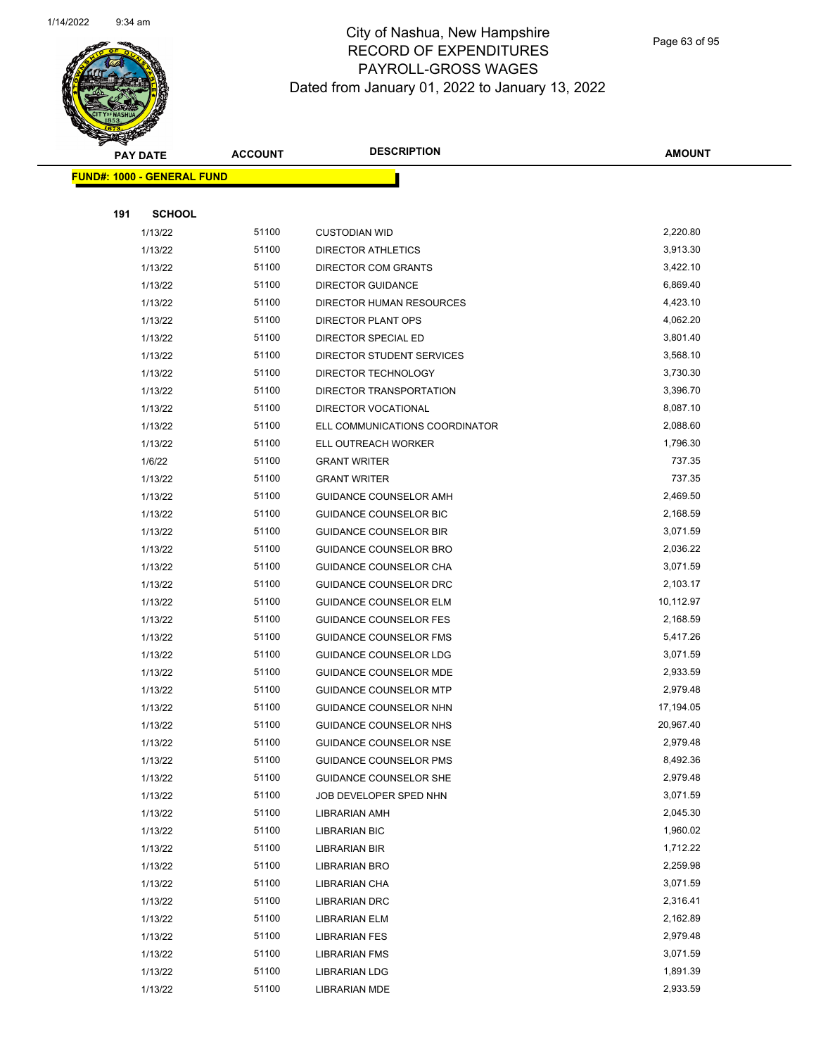# City of Nashua, New Hampshire
# RECORD OF EXPENDITURES
# PAYROLL-GROSS WAGES
Dated from January 01, 2022 to January 13, 2022

| PAY DATE | ACCOUNT | DESCRIPTION | AMOUNT |
|---|---|---|---|
| **FUND#: 1000 - GENERAL FUND** | | | |
| **191 SCHOOL** | | | |
| 1/13/22 | 51100 | CUSTODIAN WID | 2,220.80 |
| 1/13/22 | 51100 | DIRECTOR ATHLETICS | 3,913.30 |
| 1/13/22 | 51100 | DIRECTOR COM GRANTS | 3,422.10 |
| 1/13/22 | 51100 | DIRECTOR GUIDANCE | 6,869.40 |
| 1/13/22 | 51100 | DIRECTOR HUMAN RESOURCES | 4,423.10 |
| 1/13/22 | 51100 | DIRECTOR PLANT OPS | 4,062.20 |
| 1/13/22 | 51100 | DIRECTOR SPECIAL ED | 3,801.40 |
| 1/13/22 | 51100 | DIRECTOR STUDENT SERVICES | 3,568.10 |
| 1/13/22 | 51100 | DIRECTOR TECHNOLOGY | 3,730.30 |
| 1/13/22 | 51100 | DIRECTOR TRANSPORTATION | 3,396.70 |
| 1/13/22 | 51100 | DIRECTOR VOCATIONAL | 8,087.10 |
| 1/13/22 | 51100 | ELL COMMUNICATIONS COORDINATOR | 2,088.60 |
| 1/13/22 | 51100 | ELL OUTREACH WORKER | 1,796.30 |
| 1/6/22 | 51100 | GRANT WRITER | 737.35 |
| 1/13/22 | 51100 | GRANT WRITER | 737.35 |
| 1/13/22 | 51100 | GUIDANCE COUNSELOR AMH | 2,469.50 |
| 1/13/22 | 51100 | GUIDANCE COUNSELOR BIC | 2,168.59 |
| 1/13/22 | 51100 | GUIDANCE COUNSELOR BIR | 3,071.59 |
| 1/13/22 | 51100 | GUIDANCE COUNSELOR BRO | 2,036.22 |
| 1/13/22 | 51100 | GUIDANCE COUNSELOR CHA | 3,071.59 |
| 1/13/22 | 51100 | GUIDANCE COUNSELOR DRC | 2,103.17 |
| 1/13/22 | 51100 | GUIDANCE COUNSELOR ELM | 10,112.97 |
| 1/13/22 | 51100 | GUIDANCE COUNSELOR FES | 2,168.59 |
| 1/13/22 | 51100 | GUIDANCE COUNSELOR FMS | 5,417.26 |
| 1/13/22 | 51100 | GUIDANCE COUNSELOR LDG | 3,071.59 |
| 1/13/22 | 51100 | GUIDANCE COUNSELOR MDE | 2,933.59 |
| 1/13/22 | 51100 | GUIDANCE COUNSELOR MTP | 2,979.48 |
| 1/13/22 | 51100 | GUIDANCE COUNSELOR NHN | 17,194.05 |
| 1/13/22 | 51100 | GUIDANCE COUNSELOR NHS | 20,967.40 |
| 1/13/22 | 51100 | GUIDANCE COUNSELOR NSE | 2,979.48 |
| 1/13/22 | 51100 | GUIDANCE COUNSELOR PMS | 8,492.36 |
| 1/13/22 | 51100 | GUIDANCE COUNSELOR SHE | 2,979.48 |
| 1/13/22 | 51100 | JOB DEVELOPER SPED NHN | 3,071.59 |
| 1/13/22 | 51100 | LIBRARIAN AMH | 2,045.30 |
| 1/13/22 | 51100 | LIBRARIAN BIC | 1,960.02 |
| 1/13/22 | 51100 | LIBRARIAN BIR | 1,712.22 |
| 1/13/22 | 51100 | LIBRARIAN BRO | 2,259.98 |
| 1/13/22 | 51100 | LIBRARIAN CHA | 3,071.59 |
| 1/13/22 | 51100 | LIBRARIAN DRC | 2,316.41 |
| 1/13/22 | 51100 | LIBRARIAN ELM | 2,162.89 |
| 1/13/22 | 51100 | LIBRARIAN FES | 2,979.48 |
| 1/13/22 | 51100 | LIBRARIAN FMS | 3,071.59 |
| 1/13/22 | 51100 | LIBRARIAN LDG | 1,891.39 |
| 1/13/22 | 51100 | LIBRARIAN MDE | 2,933.59 |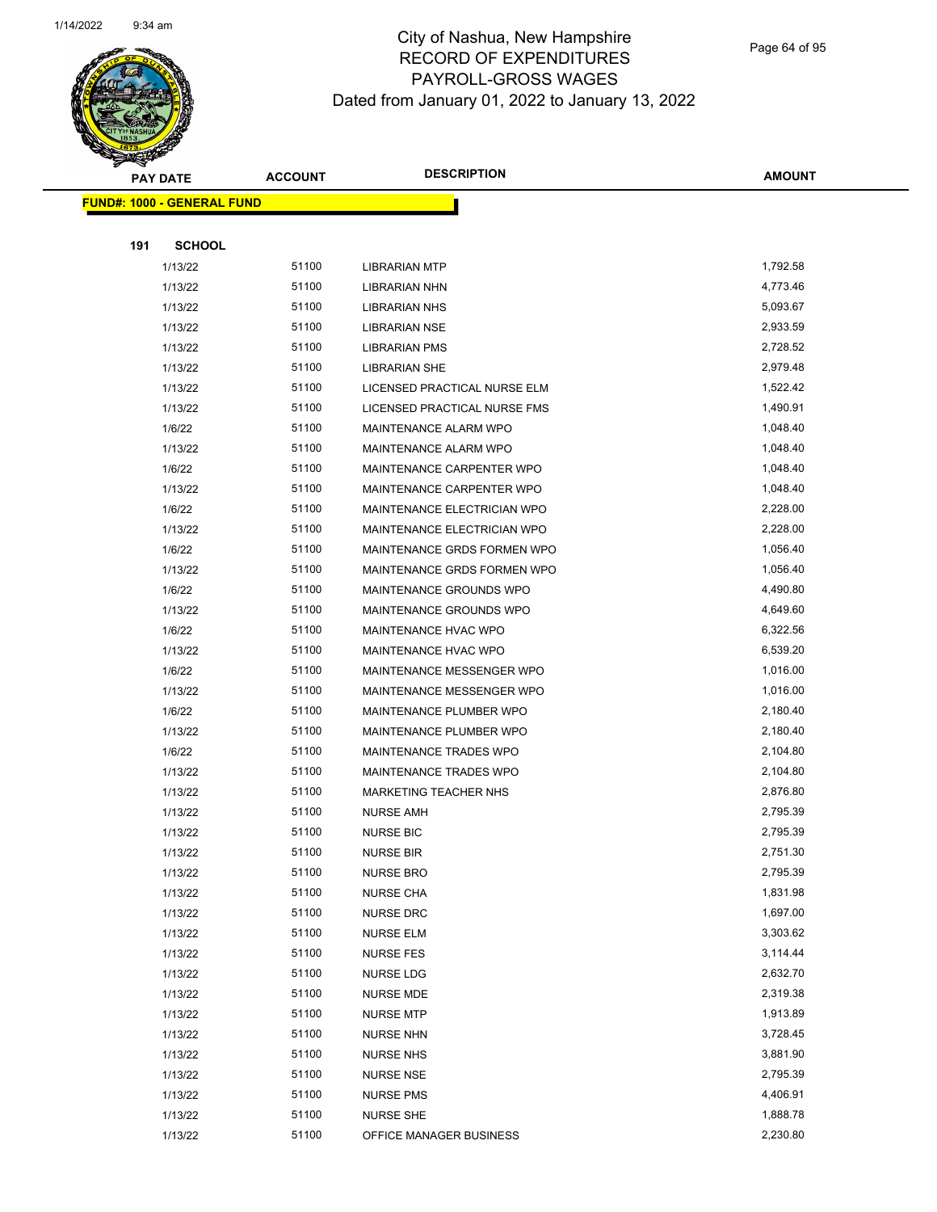# City of Nashua, New Hampshire
## RECORD OF EXPENDITURES
## PAYROLL-GROSS WAGES
### Dated from January 01, 2022 to January 13, 2022

| PAY DATE | ACCOUNT | DESCRIPTION | AMOUNT |
|---|---|---|---|
| **FUND#: 1000 - GENERAL FUND** | | | |
| **191 SCHOOL** | | | |
| 1/13/22 | 51100 | LIBRARIAN MTP | 1,792.58 |
| 1/13/22 | 51100 | LIBRARIAN NHN | 4,773.46 |
| 1/13/22 | 51100 | LIBRARIAN NHS | 5,093.67 |
| 1/13/22 | 51100 | LIBRARIAN NSE | 2,933.59 |
| 1/13/22 | 51100 | LIBRARIAN PMS | 2,728.52 |
| 1/13/22 | 51100 | LIBRARIAN SHE | 2,979.48 |
| 1/13/22 | 51100 | LICENSED PRACTICAL NURSE ELM | 1,522.42 |
| 1/13/22 | 51100 | LICENSED PRACTICAL NURSE FMS | 1,490.91 |
| 1/6/22 | 51100 | MAINTENANCE ALARM WPO | 1,048.40 |
| 1/13/22 | 51100 | MAINTENANCE ALARM WPO | 1,048.40 |
| 1/6/22 | 51100 | MAINTENANCE CARPENTER WPO | 1,048.40 |
| 1/13/22 | 51100 | MAINTENANCE CARPENTER WPO | 1,048.40 |
| 1/6/22 | 51100 | MAINTENANCE ELECTRICIAN WPO | 2,228.00 |
| 1/13/22 | 51100 | MAINTENANCE ELECTRICIAN WPO | 2,228.00 |
| 1/6/22 | 51100 | MAINTENANCE GRDS FORMEN WPO | 1,056.40 |
| 1/13/22 | 51100 | MAINTENANCE GRDS FORMEN WPO | 1,056.40 |
| 1/6/22 | 51100 | MAINTENANCE GROUNDS WPO | 4,490.80 |
| 1/13/22 | 51100 | MAINTENANCE GROUNDS WPO | 4,649.60 |
| 1/6/22 | 51100 | MAINTENANCE HVAC WPO | 6,322.56 |
| 1/13/22 | 51100 | MAINTENANCE HVAC WPO | 6,539.20 |
| 1/6/22 | 51100 | MAINTENANCE MESSENGER WPO | 1,016.00 |
| 1/13/22 | 51100 | MAINTENANCE MESSENGER WPO | 1,016.00 |
| 1/6/22 | 51100 | MAINTENANCE PLUMBER WPO | 2,180.40 |
| 1/13/22 | 51100 | MAINTENANCE PLUMBER WPO | 2,180.40 |
| 1/6/22 | 51100 | MAINTENANCE TRADES WPO | 2,104.80 |
| 1/13/22 | 51100 | MAINTENANCE TRADES WPO | 2,104.80 |
| 1/13/22 | 51100 | MARKETING TEACHER NHS | 2,876.80 |
| 1/13/22 | 51100 | NURSE AMH | 2,795.39 |
| 1/13/22 | 51100 | NURSE BIC | 2,795.39 |
| 1/13/22 | 51100 | NURSE BIR | 2,751.30 |
| 1/13/22 | 51100 | NURSE BRO | 2,795.39 |
| 1/13/22 | 51100 | NURSE CHA | 1,831.98 |
| 1/13/22 | 51100 | NURSE DRC | 1,697.00 |
| 1/13/22 | 51100 | NURSE ELM | 3,303.62 |
| 1/13/22 | 51100 | NURSE FES | 3,114.44 |
| 1/13/22 | 51100 | NURSE LDG | 2,632.70 |
| 1/13/22 | 51100 | NURSE MDE | 2,319.38 |
| 1/13/22 | 51100 | NURSE MTP | 1,913.89 |
| 1/13/22 | 51100 | NURSE NHN | 3,728.45 |
| 1/13/22 | 51100 | NURSE NHS | 3,881.90 |
| 1/13/22 | 51100 | NURSE NSE | 2,795.39 |
| 1/13/22 | 51100 | NURSE PMS | 4,406.91 |
| 1/13/22 | 51100 | NURSE SHE | 1,888.78 |
| 1/13/22 | 51100 | OFFICE MANAGER BUSINESS | 2,230.80 |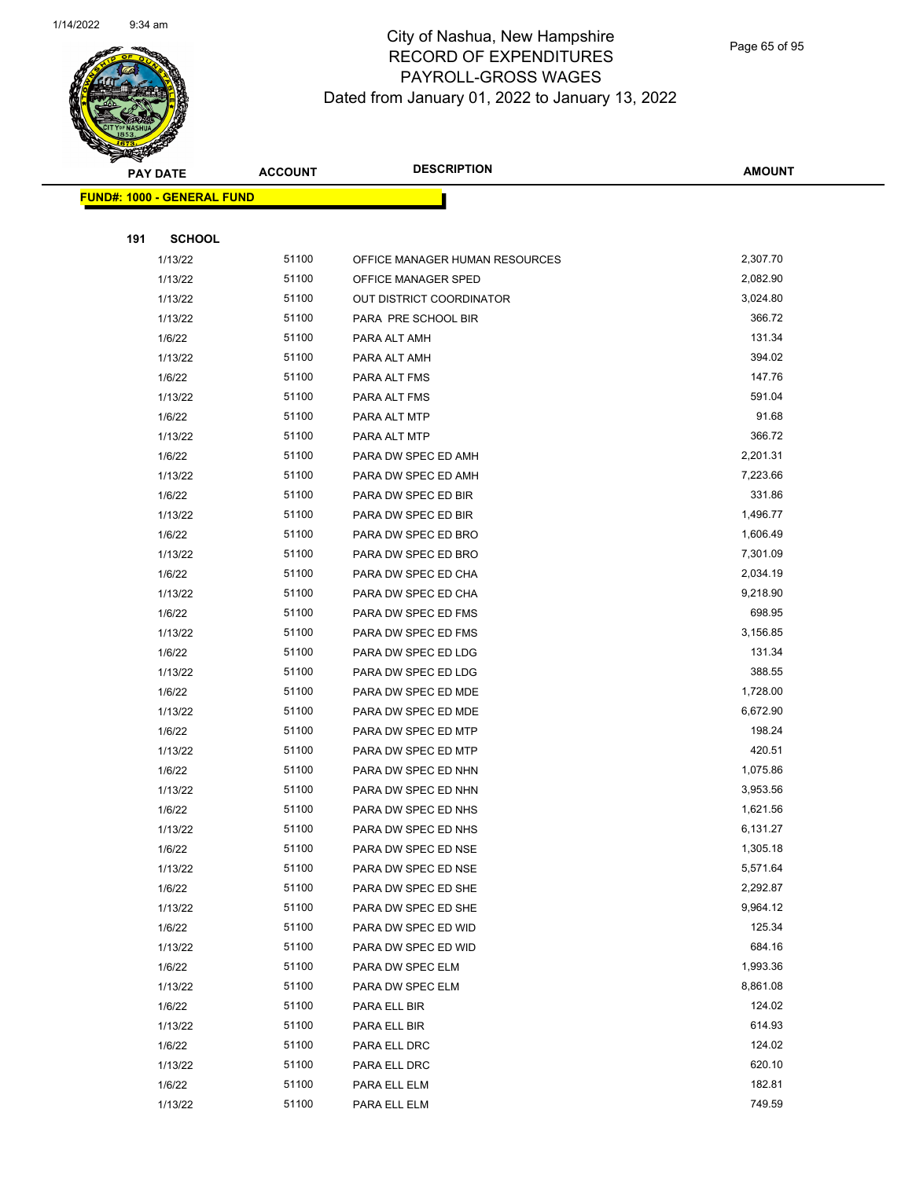# City of Nashua, New Hampshire
## RECORD OF EXPENDITURES
## PAYROLL-GROSS WAGES
## Dated from January 01, 2022 to January 13, 2022

**FUND#: 1000 - GENERAL FUND**

**191 SCHOOL**

| PAY DATE | ACCOUNT | DESCRIPTION | AMOUNT |
|---|---|---|---|
| 1/13/22 | 51100 | OFFICE MANAGER HUMAN RESOURCES | 2,307.70 |
| 1/13/22 | 51100 | OFFICE MANAGER SPED | 2,082.90 |
| 1/13/22 | 51100 | OUT DISTRICT COORDINATOR | 3,024.80 |
| 1/13/22 | 51100 | PARA PRE SCHOOL BIR | 366.72 |
| 1/6/22 | 51100 | PARA ALT AMH | 131.34 |
| 1/13/22 | 51100 | PARA ALT AMH | 394.02 |
| 1/6/22 | 51100 | PARA ALT FMS | 147.76 |
| 1/13/22 | 51100 | PARA ALT FMS | 591.04 |
| 1/6/22 | 51100 | PARA ALT MTP | 91.68 |
| 1/13/22 | 51100 | PARA ALT MTP | 366.72 |
| 1/6/22 | 51100 | PARA DW SPEC ED AMH | 2,201.31 |
| 1/13/22 | 51100 | PARA DW SPEC ED AMH | 7,223.66 |
| 1/6/22 | 51100 | PARA DW SPEC ED BIR | 331.86 |
| 1/13/22 | 51100 | PARA DW SPEC ED BIR | 1,496.77 |
| 1/6/22 | 51100 | PARA DW SPEC ED BRO | 1,606.49 |
| 1/13/22 | 51100 | PARA DW SPEC ED BRO | 7,301.09 |
| 1/6/22 | 51100 | PARA DW SPEC ED CHA | 2,034.19 |
| 1/13/22 | 51100 | PARA DW SPEC ED CHA | 9,218.90 |
| 1/6/22 | 51100 | PARA DW SPEC ED FMS | 698.95 |
| 1/13/22 | 51100 | PARA DW SPEC ED FMS | 3,156.85 |
| 1/6/22 | 51100 | PARA DW SPEC ED LDG | 131.34 |
| 1/13/22 | 51100 | PARA DW SPEC ED LDG | 388.55 |
| 1/6/22 | 51100 | PARA DW SPEC ED MDE | 1,728.00 |
| 1/13/22 | 51100 | PARA DW SPEC ED MDE | 6,672.90 |
| 1/6/22 | 51100 | PARA DW SPEC ED MTP | 198.24 |
| 1/13/22 | 51100 | PARA DW SPEC ED MTP | 420.51 |
| 1/6/22 | 51100 | PARA DW SPEC ED NHN | 1,075.86 |
| 1/13/22 | 51100 | PARA DW SPEC ED NHN | 3,953.56 |
| 1/6/22 | 51100 | PARA DW SPEC ED NHS | 1,621.56 |
| 1/13/22 | 51100 | PARA DW SPEC ED NHS | 6,131.27 |
| 1/6/22 | 51100 | PARA DW SPEC ED NSE | 1,305.18 |
| 1/13/22 | 51100 | PARA DW SPEC ED NSE | 5,571.64 |
| 1/6/22 | 51100 | PARA DW SPEC ED SHE | 2,292.87 |
| 1/13/22 | 51100 | PARA DW SPEC ED SHE | 9,964.12 |
| 1/6/22 | 51100 | PARA DW SPEC ED WID | 125.34 |
| 1/13/22 | 51100 | PARA DW SPEC ED WID | 684.16 |
| 1/6/22 | 51100 | PARA DW SPEC ELM | 1,993.36 |
| 1/13/22 | 51100 | PARA DW SPEC ELM | 8,861.08 |
| 1/6/22 | 51100 | PARA ELL BIR | 124.02 |
| 1/13/22 | 51100 | PARA ELL BIR | 614.93 |
| 1/6/22 | 51100 | PARA ELL DRC | 124.02 |
| 1/13/22 | 51100 | PARA ELL DRC | 620.10 |
| 1/6/22 | 51100 | PARA ELL ELM | 182.81 |
| 1/13/22 | 51100 | PARA ELL ELM | 749.59 |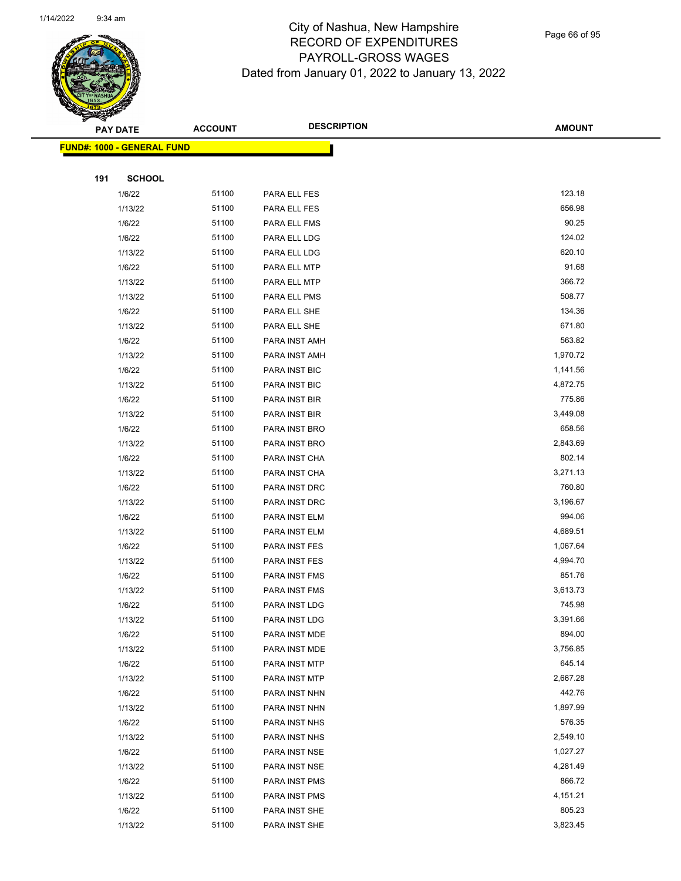# City of Nashua, New Hampshire
## RECORD OF EXPENDITURES
## PAYROLL-GROSS WAGES
## Dated from January 01, 2022 to January 13, 2022

| PAY DATE | ACCOUNT | DESCRIPTION | AMOUNT |
|---|---|---|---|

**FUND#: 1000 - GENERAL FUND**

**191 SCHOOL**

| PAY DATE | ACCOUNT | DESCRIPTION | AMOUNT |
|---|---|---|---|
| 1/6/22 | 51100 | PARA ELL FES | 123.18 |
| 1/13/22 | 51100 | PARA ELL FES | 656.98 |
| 1/6/22 | 51100 | PARA ELL FMS | 90.25 |
| 1/6/22 | 51100 | PARA ELL LDG | 124.02 |
| 1/13/22 | 51100 | PARA ELL LDG | 620.10 |
| 1/6/22 | 51100 | PARA ELL MTP | 91.68 |
| 1/13/22 | 51100 | PARA ELL MTP | 366.72 |
| 1/13/22 | 51100 | PARA ELL PMS | 508.77 |
| 1/6/22 | 51100 | PARA ELL SHE | 134.36 |
| 1/13/22 | 51100 | PARA ELL SHE | 671.80 |
| 1/6/22 | 51100 | PARA INST AMH | 563.82 |
| 1/13/22 | 51100 | PARA INST AMH | 1,970.72 |
| 1/6/22 | 51100 | PARA INST BIC | 1,141.56 |
| 1/13/22 | 51100 | PARA INST BIC | 4,872.75 |
| 1/6/22 | 51100 | PARA INST BIR | 775.86 |
| 1/13/22 | 51100 | PARA INST BIR | 3,449.08 |
| 1/6/22 | 51100 | PARA INST BRO | 658.56 |
| 1/13/22 | 51100 | PARA INST BRO | 2,843.69 |
| 1/6/22 | 51100 | PARA INST CHA | 802.14 |
| 1/13/22 | 51100 | PARA INST CHA | 3,271.13 |
| 1/6/22 | 51100 | PARA INST DRC | 760.80 |
| 1/13/22 | 51100 | PARA INST DRC | 3,196.67 |
| 1/6/22 | 51100 | PARA INST ELM | 994.06 |
| 1/13/22 | 51100 | PARA INST ELM | 4,689.51 |
| 1/6/22 | 51100 | PARA INST FES | 1,067.64 |
| 1/13/22 | 51100 | PARA INST FES | 4,994.70 |
| 1/6/22 | 51100 | PARA INST FMS | 851.76 |
| 1/13/22 | 51100 | PARA INST FMS | 3,613.73 |
| 1/6/22 | 51100 | PARA INST LDG | 745.98 |
| 1/13/22 | 51100 | PARA INST LDG | 3,391.66 |
| 1/6/22 | 51100 | PARA INST MDE | 894.00 |
| 1/13/22 | 51100 | PARA INST MDE | 3,756.85 |
| 1/6/22 | 51100 | PARA INST MTP | 645.14 |
| 1/13/22 | 51100 | PARA INST MTP | 2,667.28 |
| 1/6/22 | 51100 | PARA INST NHN | 442.76 |
| 1/13/22 | 51100 | PARA INST NHN | 1,897.99 |
| 1/6/22 | 51100 | PARA INST NHS | 576.35 |
| 1/13/22 | 51100 | PARA INST NHS | 2,549.10 |
| 1/6/22 | 51100 | PARA INST NSE | 1,027.27 |
| 1/13/22 | 51100 | PARA INST NSE | 4,281.49 |
| 1/6/22 | 51100 | PARA INST PMS | 866.72 |
| 1/13/22 | 51100 | PARA INST PMS | 4,151.21 |
| 1/6/22 | 51100 | PARA INST SHE | 805.23 |
| 1/13/22 | 51100 | PARA INST SHE | 3,823.45 |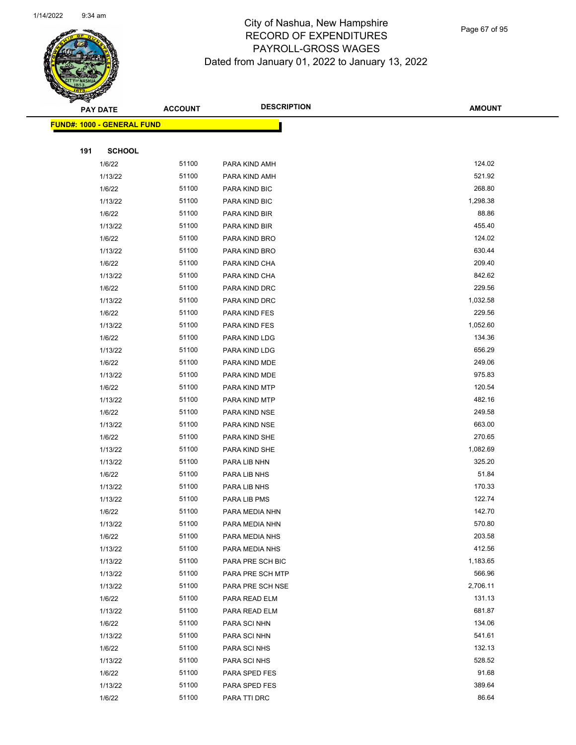# City of Nashua, New Hampshire
## RECORD OF EXPENDITURES
## PAYROLL-GROSS WAGES
## Dated from January 01, 2022 to January 13, 2022

**FUND#: 1000 - GENERAL FUND**

**191 SCHOOL**

| PAY DATE | ACCOUNT | DESCRIPTION | AMOUNT |
|---|---|---|---|
| 1/6/22 | 51100 | PARA KIND AMH | 124.02 |
| 1/13/22 | 51100 | PARA KIND AMH | 521.92 |
| 1/6/22 | 51100 | PARA KIND BIC | 268.80 |
| 1/13/22 | 51100 | PARA KIND BIC | 1,298.38 |
| 1/6/22 | 51100 | PARA KIND BIR | 88.86 |
| 1/13/22 | 51100 | PARA KIND BIR | 455.40 |
| 1/6/22 | 51100 | PARA KIND BRO | 124.02 |
| 1/13/22 | 51100 | PARA KIND BRO | 630.44 |
| 1/6/22 | 51100 | PARA KIND CHA | 209.40 |
| 1/13/22 | 51100 | PARA KIND CHA | 842.62 |
| 1/6/22 | 51100 | PARA KIND DRC | 229.56 |
| 1/13/22 | 51100 | PARA KIND DRC | 1,032.58 |
| 1/6/22 | 51100 | PARA KIND FES | 229.56 |
| 1/13/22 | 51100 | PARA KIND FES | 1,052.60 |
| 1/6/22 | 51100 | PARA KIND LDG | 134.36 |
| 1/13/22 | 51100 | PARA KIND LDG | 656.29 |
| 1/6/22 | 51100 | PARA KIND MDE | 249.06 |
| 1/13/22 | 51100 | PARA KIND MDE | 975.83 |
| 1/6/22 | 51100 | PARA KIND MTP | 120.54 |
| 1/13/22 | 51100 | PARA KIND MTP | 482.16 |
| 1/6/22 | 51100 | PARA KIND NSE | 249.58 |
| 1/13/22 | 51100 | PARA KIND NSE | 663.00 |
| 1/6/22 | 51100 | PARA KIND SHE | 270.65 |
| 1/13/22 | 51100 | PARA KIND SHE | 1,082.69 |
| 1/13/22 | 51100 | PARA LIB NHN | 325.20 |
| 1/6/22 | 51100 | PARA LIB NHS | 51.84 |
| 1/13/22 | 51100 | PARA LIB NHS | 170.33 |
| 1/13/22 | 51100 | PARA LIB PMS | 122.74 |
| 1/6/22 | 51100 | PARA MEDIA NHN | 142.70 |
| 1/13/22 | 51100 | PARA MEDIA NHN | 570.80 |
| 1/6/22 | 51100 | PARA MEDIA NHS | 203.58 |
| 1/13/22 | 51100 | PARA MEDIA NHS | 412.56 |
| 1/13/22 | 51100 | PARA PRE SCH BIC | 1,183.65 |
| 1/13/22 | 51100 | PARA PRE SCH MTP | 566.96 |
| 1/13/22 | 51100 | PARA PRE SCH NSE | 2,706.11 |
| 1/6/22 | 51100 | PARA READ ELM | 131.13 |
| 1/13/22 | 51100 | PARA READ ELM | 681.87 |
| 1/6/22 | 51100 | PARA SCI NHN | 134.06 |
| 1/13/22 | 51100 | PARA SCI NHN | 541.61 |
| 1/6/22 | 51100 | PARA SCI NHS | 132.13 |
| 1/13/22 | 51100 | PARA SCI NHS | 528.52 |
| 1/6/22 | 51100 | PARA SPED FES | 91.68 |
| 1/13/22 | 51100 | PARA SPED FES | 389.64 |
| 1/6/22 | 51100 | PARA TTI DRC | 86.64 |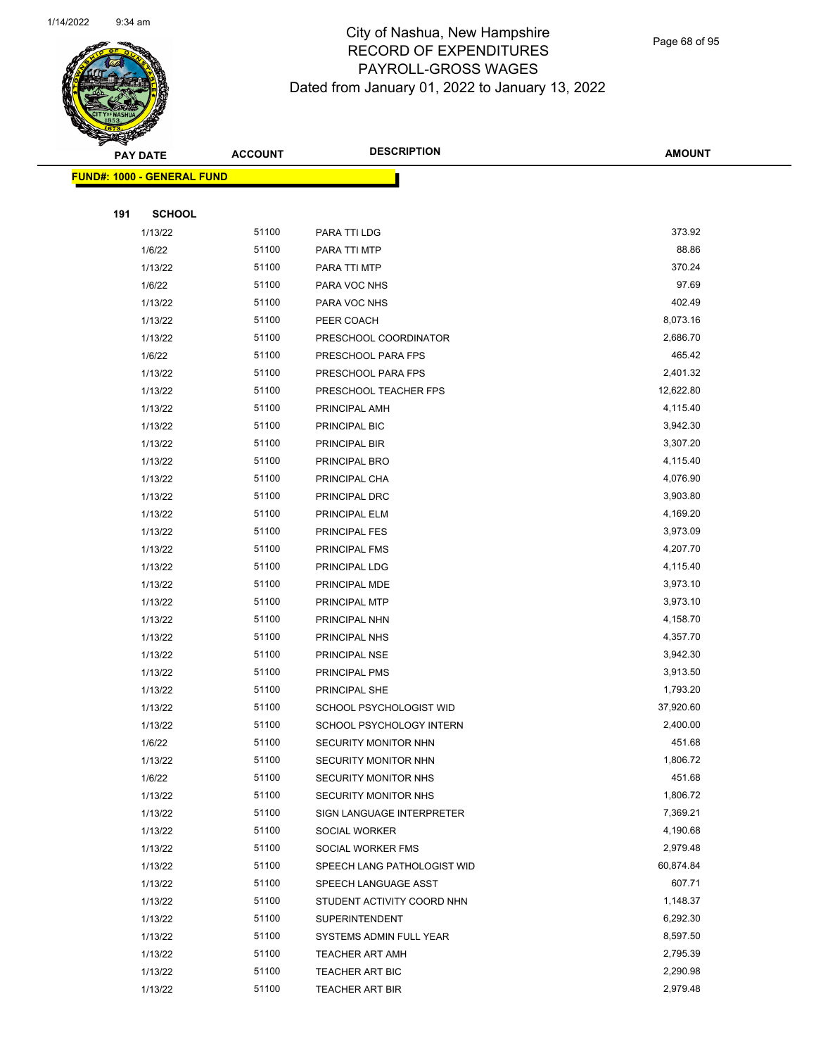# City of Nashua, New Hampshire
# RECORD OF EXPENDITURES
# PAYROLL-GROSS WAGES
# Dated from January 01, 2022 to January 13, 2022

| PAY DATE | ACCOUNT | DESCRIPTION | AMOUNT |
|---|---|---|---|
| **FUND#: 1000 - GENERAL FUND** | | | |
| **191 SCHOOL** | | | |
| 1/13/22 | 51100 | PARA TTI LDG | 373.92 |
| 1/6/22 | 51100 | PARA TTI MTP | 88.86 |
| 1/13/22 | 51100 | PARA TTI MTP | 370.24 |
| 1/6/22 | 51100 | PARA VOC NHS | 97.69 |
| 1/13/22 | 51100 | PARA VOC NHS | 402.49 |
| 1/13/22 | 51100 | PEER COACH | 8,073.16 |
| 1/13/22 | 51100 | PRESCHOOL COORDINATOR | 2,686.70 |
| 1/6/22 | 51100 | PRESCHOOL PARA FPS | 465.42 |
| 1/13/22 | 51100 | PRESCHOOL PARA FPS | 2,401.32 |
| 1/13/22 | 51100 | PRESCHOOL TEACHER FPS | 12,622.80 |
| 1/13/22 | 51100 | PRINCIPAL AMH | 4,115.40 |
| 1/13/22 | 51100 | PRINCIPAL BIC | 3,942.30 |
| 1/13/22 | 51100 | PRINCIPAL BIR | 3,307.20 |
| 1/13/22 | 51100 | PRINCIPAL BRO | 4,115.40 |
| 1/13/22 | 51100 | PRINCIPAL CHA | 4,076.90 |
| 1/13/22 | 51100 | PRINCIPAL DRC | 3,903.80 |
| 1/13/22 | 51100 | PRINCIPAL ELM | 4,169.20 |
| 1/13/22 | 51100 | PRINCIPAL FES | 3,973.09 |
| 1/13/22 | 51100 | PRINCIPAL FMS | 4,207.70 |
| 1/13/22 | 51100 | PRINCIPAL LDG | 4,115.40 |
| 1/13/22 | 51100 | PRINCIPAL MDE | 3,973.10 |
| 1/13/22 | 51100 | PRINCIPAL MTP | 3,973.10 |
| 1/13/22 | 51100 | PRINCIPAL NHN | 4,158.70 |
| 1/13/22 | 51100 | PRINCIPAL NHS | 4,357.70 |
| 1/13/22 | 51100 | PRINCIPAL NSE | 3,942.30 |
| 1/13/22 | 51100 | PRINCIPAL PMS | 3,913.50 |
| 1/13/22 | 51100 | PRINCIPAL SHE | 1,793.20 |
| 1/13/22 | 51100 | SCHOOL PSYCHOLOGIST WID | 37,920.60 |
| 1/13/22 | 51100 | SCHOOL PSYCHOLOGY INTERN | 2,400.00 |
| 1/6/22 | 51100 | SECURITY MONITOR NHN | 451.68 |
| 1/13/22 | 51100 | SECURITY MONITOR NHN | 1,806.72 |
| 1/6/22 | 51100 | SECURITY MONITOR NHS | 451.68 |
| 1/13/22 | 51100 | SECURITY MONITOR NHS | 1,806.72 |
| 1/13/22 | 51100 | SIGN LANGUAGE INTERPRETER | 7,369.21 |
| 1/13/22 | 51100 | SOCIAL WORKER | 4,190.68 |
| 1/13/22 | 51100 | SOCIAL WORKER FMS | 2,979.48 |
| 1/13/22 | 51100 | SPEECH LANG PATHOLOGIST WID | 60,874.84 |
| 1/13/22 | 51100 | SPEECH LANGUAGE ASST | 607.71 |
| 1/13/22 | 51100 | STUDENT ACTIVITY COORD NHN | 1,148.37 |
| 1/13/22 | 51100 | SUPERINTENDENT | 6,292.30 |
| 1/13/22 | 51100 | SYSTEMS ADMIN FULL YEAR | 8,597.50 |
| 1/13/22 | 51100 | TEACHER ART AMH | 2,795.39 |
| 1/13/22 | 51100 | TEACHER ART BIC | 2,290.98 |
| 1/13/22 | 51100 | TEACHER ART BIR | 2,979.48 |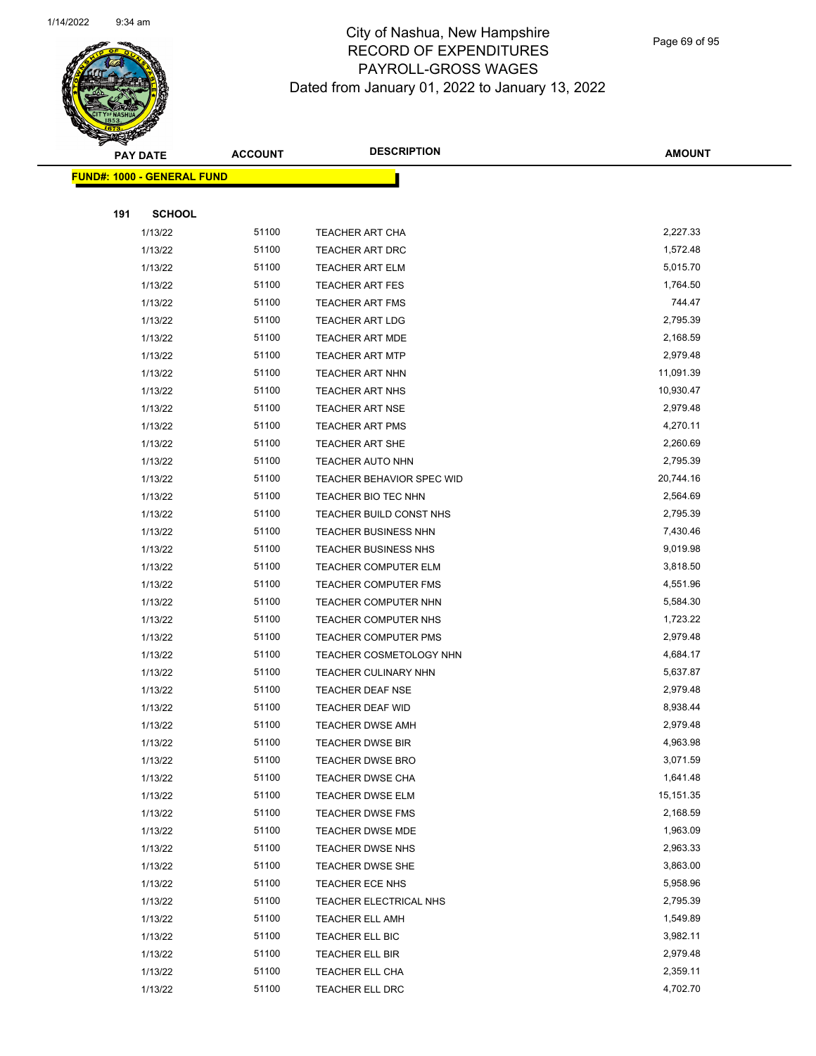# City of Nashua, New Hampshire
## RECORD OF EXPENDITURES
## PAYROLL-GROSS WAGES
## Dated from January 01, 2022 to January 13, 2022

| PAY DATE | ACCOUNT | DESCRIPTION | AMOUNT |
|---|---|---|---|
| **FUND#: 1000 - GENERAL FUND** | | | |
| **191 SCHOOL** | | | |
| 1/13/22 | 51100 | TEACHER ART CHA | 2,227.33 |
| 1/13/22 | 51100 | TEACHER ART DRC | 1,572.48 |
| 1/13/22 | 51100 | TEACHER ART ELM | 5,015.70 |
| 1/13/22 | 51100 | TEACHER ART FES | 1,764.50 |
| 1/13/22 | 51100 | TEACHER ART FMS | 744.47 |
| 1/13/22 | 51100 | TEACHER ART LDG | 2,795.39 |
| 1/13/22 | 51100 | TEACHER ART MDE | 2,168.59 |
| 1/13/22 | 51100 | TEACHER ART MTP | 2,979.48 |
| 1/13/22 | 51100 | TEACHER ART NHN | 11,091.39 |
| 1/13/22 | 51100 | TEACHER ART NHS | 10,930.47 |
| 1/13/22 | 51100 | TEACHER ART NSE | 2,979.48 |
| 1/13/22 | 51100 | TEACHER ART PMS | 4,270.11 |
| 1/13/22 | 51100 | TEACHER ART SHE | 2,260.69 |
| 1/13/22 | 51100 | TEACHER AUTO NHN | 2,795.39 |
| 1/13/22 | 51100 | TEACHER BEHAVIOR SPEC WID | 20,744.16 |
| 1/13/22 | 51100 | TEACHER BIO TEC NHN | 2,564.69 |
| 1/13/22 | 51100 | TEACHER BUILD CONST NHS | 2,795.39 |
| 1/13/22 | 51100 | TEACHER BUSINESS NHN | 7,430.46 |
| 1/13/22 | 51100 | TEACHER BUSINESS NHS | 9,019.98 |
| 1/13/22 | 51100 | TEACHER COMPUTER ELM | 3,818.50 |
| 1/13/22 | 51100 | TEACHER COMPUTER FMS | 4,551.96 |
| 1/13/22 | 51100 | TEACHER COMPUTER NHN | 5,584.30 |
| 1/13/22 | 51100 | TEACHER COMPUTER NHS | 1,723.22 |
| 1/13/22 | 51100 | TEACHER COMPUTER PMS | 2,979.48 |
| 1/13/22 | 51100 | TEACHER COSMETOLOGY NHN | 4,684.17 |
| 1/13/22 | 51100 | TEACHER CULINARY NHN | 5,637.87 |
| 1/13/22 | 51100 | TEACHER DEAF NSE | 2,979.48 |
| 1/13/22 | 51100 | TEACHER DEAF WID | 8,938.44 |
| 1/13/22 | 51100 | TEACHER DWSE AMH | 2,979.48 |
| 1/13/22 | 51100 | TEACHER DWSE BIR | 4,963.98 |
| 1/13/22 | 51100 | TEACHER DWSE BRO | 3,071.59 |
| 1/13/22 | 51100 | TEACHER DWSE CHA | 1,641.48 |
| 1/13/22 | 51100 | TEACHER DWSE ELM | 15,151.35 |
| 1/13/22 | 51100 | TEACHER DWSE FMS | 2,168.59 |
| 1/13/22 | 51100 | TEACHER DWSE MDE | 1,963.09 |
| 1/13/22 | 51100 | TEACHER DWSE NHS | 2,963.33 |
| 1/13/22 | 51100 | TEACHER DWSE SHE | 3,863.00 |
| 1/13/22 | 51100 | TEACHER ECE NHS | 5,958.96 |
| 1/13/22 | 51100 | TEACHER ELECTRICAL NHS | 2,795.39 |
| 1/13/22 | 51100 | TEACHER ELL AMH | 1,549.89 |
| 1/13/22 | 51100 | TEACHER ELL BIC | 3,982.11 |
| 1/13/22 | 51100 | TEACHER ELL BIR | 2,979.48 |
| 1/13/22 | 51100 | TEACHER ELL CHA | 2,359.11 |
| 1/13/22 | 51100 | TEACHER ELL DRC | 4,702.70 |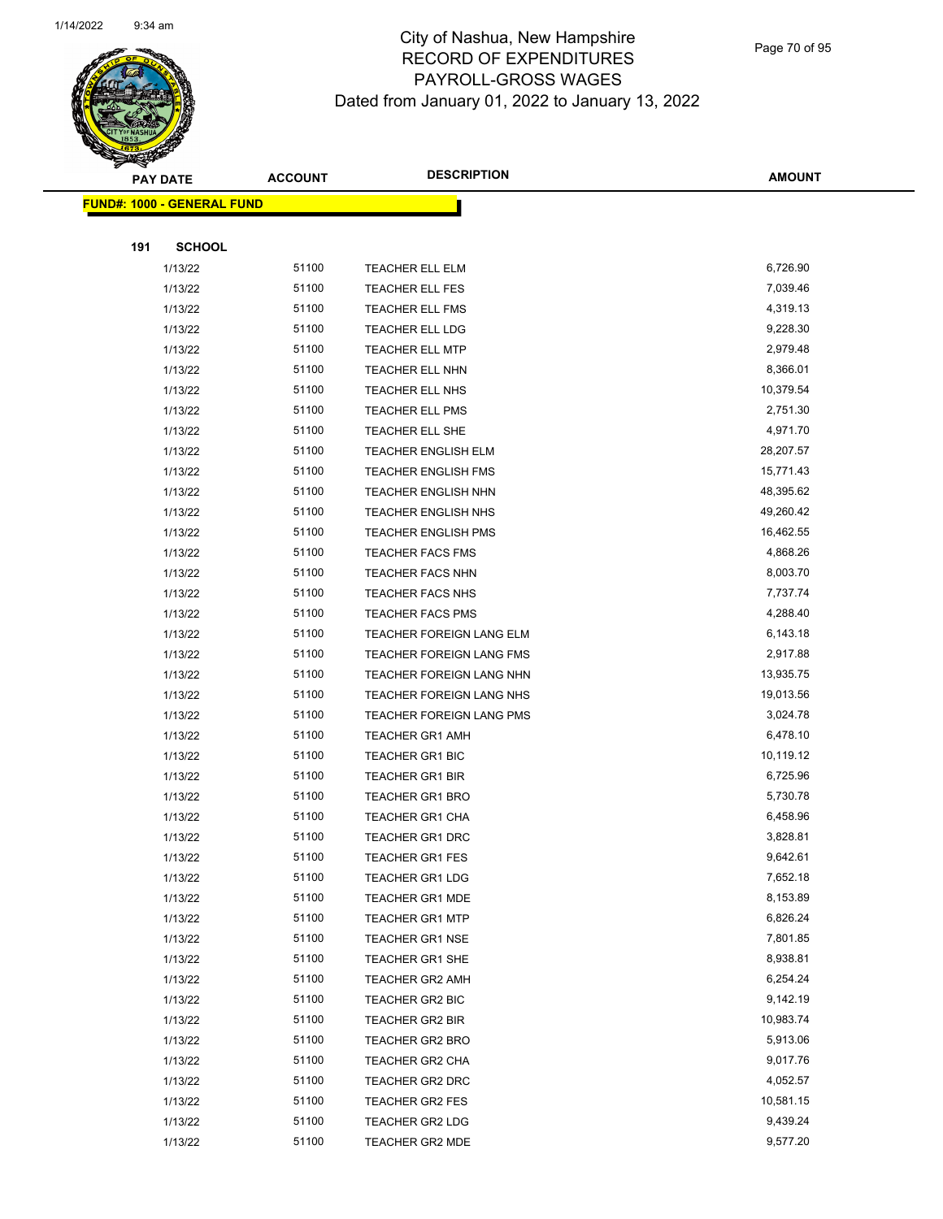# City of Nashua, New Hampshire
## RECORD OF EXPENDITURES
## PAYROLL-GROSS WAGES
### Dated from January 01, 2022 to January 13, 2022

| PAY DATE | ACCOUNT | DESCRIPTION | AMOUNT |
|---|---|---|---|

**FUND#: 1000 - GENERAL FUND**

**191 SCHOOL**

| PAY DATE | ACCOUNT | DESCRIPTION | AMOUNT |
|---|---|---|---|
| 1/13/22 | 51100 | TEACHER ELL ELM | 6,726.90 |
| 1/13/22 | 51100 | TEACHER ELL FES | 7,039.46 |
| 1/13/22 | 51100 | TEACHER ELL FMS | 4,319.13 |
| 1/13/22 | 51100 | TEACHER ELL LDG | 9,228.30 |
| 1/13/22 | 51100 | TEACHER ELL MTP | 2,979.48 |
| 1/13/22 | 51100 | TEACHER ELL NHN | 8,366.01 |
| 1/13/22 | 51100 | TEACHER ELL NHS | 10,379.54 |
| 1/13/22 | 51100 | TEACHER ELL PMS | 2,751.30 |
| 1/13/22 | 51100 | TEACHER ELL SHE | 4,971.70 |
| 1/13/22 | 51100 | TEACHER ENGLISH ELM | 28,207.57 |
| 1/13/22 | 51100 | TEACHER ENGLISH FMS | 15,771.43 |
| 1/13/22 | 51100 | TEACHER ENGLISH NHN | 48,395.62 |
| 1/13/22 | 51100 | TEACHER ENGLISH NHS | 49,260.42 |
| 1/13/22 | 51100 | TEACHER ENGLISH PMS | 16,462.55 |
| 1/13/22 | 51100 | TEACHER FACS FMS | 4,868.26 |
| 1/13/22 | 51100 | TEACHER FACS NHN | 8,003.70 |
| 1/13/22 | 51100 | TEACHER FACS NHS | 7,737.74 |
| 1/13/22 | 51100 | TEACHER FACS PMS | 4,288.40 |
| 1/13/22 | 51100 | TEACHER FOREIGN LANG ELM | 6,143.18 |
| 1/13/22 | 51100 | TEACHER FOREIGN LANG FMS | 2,917.88 |
| 1/13/22 | 51100 | TEACHER FOREIGN LANG NHN | 13,935.75 |
| 1/13/22 | 51100 | TEACHER FOREIGN LANG NHS | 19,013.56 |
| 1/13/22 | 51100 | TEACHER FOREIGN LANG PMS | 3,024.78 |
| 1/13/22 | 51100 | TEACHER GR1 AMH | 6,478.10 |
| 1/13/22 | 51100 | TEACHER GR1 BIC | 10,119.12 |
| 1/13/22 | 51100 | TEACHER GR1 BIR | 6,725.96 |
| 1/13/22 | 51100 | TEACHER GR1 BRO | 5,730.78 |
| 1/13/22 | 51100 | TEACHER GR1 CHA | 6,458.96 |
| 1/13/22 | 51100 | TEACHER GR1 DRC | 3,828.81 |
| 1/13/22 | 51100 | TEACHER GR1 FES | 9,642.61 |
| 1/13/22 | 51100 | TEACHER GR1 LDG | 7,652.18 |
| 1/13/22 | 51100 | TEACHER GR1 MDE | 8,153.89 |
| 1/13/22 | 51100 | TEACHER GR1 MTP | 6,826.24 |
| 1/13/22 | 51100 | TEACHER GR1 NSE | 7,801.85 |
| 1/13/22 | 51100 | TEACHER GR1 SHE | 8,938.81 |
| 1/13/22 | 51100 | TEACHER GR2 AMH | 6,254.24 |
| 1/13/22 | 51100 | TEACHER GR2 BIC | 9,142.19 |
| 1/13/22 | 51100 | TEACHER GR2 BIR | 10,983.74 |
| 1/13/22 | 51100 | TEACHER GR2 BRO | 5,913.06 |
| 1/13/22 | 51100 | TEACHER GR2 CHA | 9,017.76 |
| 1/13/22 | 51100 | TEACHER GR2 DRC | 4,052.57 |
| 1/13/22 | 51100 | TEACHER GR2 FES | 10,581.15 |
| 1/13/22 | 51100 | TEACHER GR2 LDG | 9,439.24 |
| 1/13/22 | 51100 | TEACHER GR2 MDE | 9,577.20 |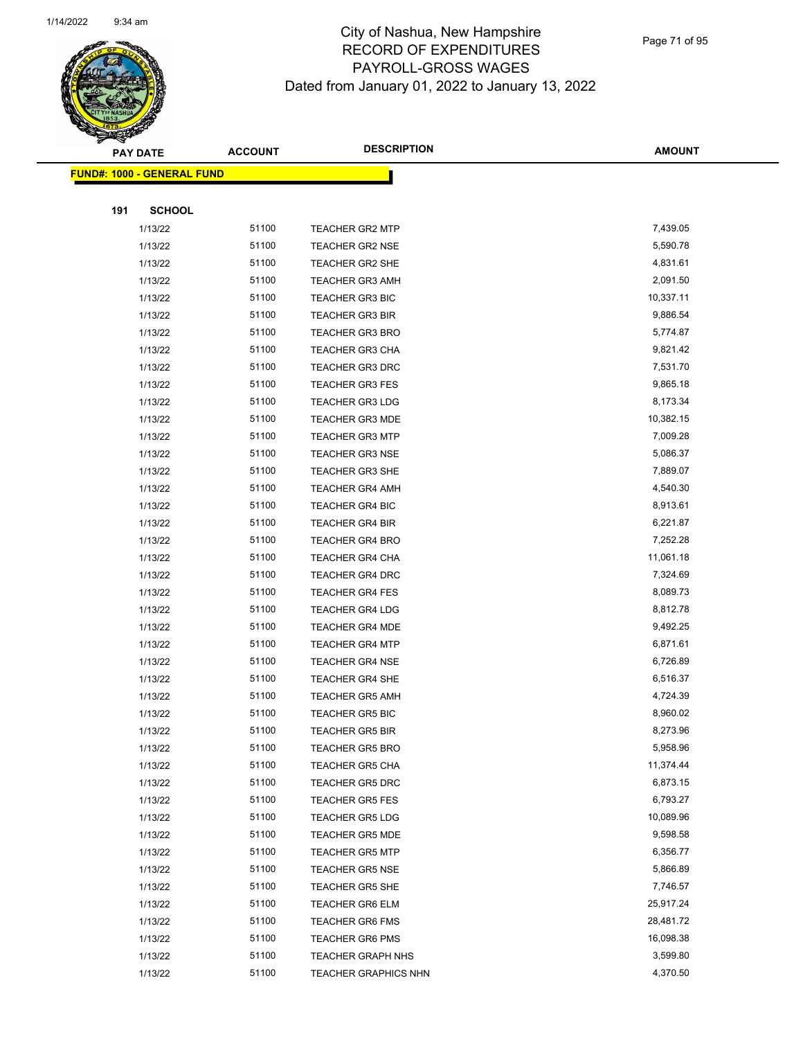# City of Nashua, New Hampshire
## RECORD OF EXPENDITURES
## PAYROLL-GROSS WAGES
### Dated from January 01, 2022 to January 13, 2022

**FUND#: 1000 - GENERAL FUND**

**191 SCHOOL**

| PAY DATE | ACCOUNT | DESCRIPTION | AMOUNT |
|---|---|---|---|
| 1/13/22 | 51100 | TEACHER GR2 MTP | 7,439.05 |
| 1/13/22 | 51100 | TEACHER GR2 NSE | 5,590.78 |
| 1/13/22 | 51100 | TEACHER GR2 SHE | 4,831.61 |
| 1/13/22 | 51100 | TEACHER GR3 AMH | 2,091.50 |
| 1/13/22 | 51100 | TEACHER GR3 BIC | 10,337.11 |
| 1/13/22 | 51100 | TEACHER GR3 BIR | 9,886.54 |
| 1/13/22 | 51100 | TEACHER GR3 BRO | 5,774.87 |
| 1/13/22 | 51100 | TEACHER GR3 CHA | 9,821.42 |
| 1/13/22 | 51100 | TEACHER GR3 DRC | 7,531.70 |
| 1/13/22 | 51100 | TEACHER GR3 FES | 9,865.18 |
| 1/13/22 | 51100 | TEACHER GR3 LDG | 8,173.34 |
| 1/13/22 | 51100 | TEACHER GR3 MDE | 10,382.15 |
| 1/13/22 | 51100 | TEACHER GR3 MTP | 7,009.28 |
| 1/13/22 | 51100 | TEACHER GR3 NSE | 5,086.37 |
| 1/13/22 | 51100 | TEACHER GR3 SHE | 7,889.07 |
| 1/13/22 | 51100 | TEACHER GR4 AMH | 4,540.30 |
| 1/13/22 | 51100 | TEACHER GR4 BIC | 8,913.61 |
| 1/13/22 | 51100 | TEACHER GR4 BIR | 6,221.87 |
| 1/13/22 | 51100 | TEACHER GR4 BRO | 7,252.28 |
| 1/13/22 | 51100 | TEACHER GR4 CHA | 11,061.18 |
| 1/13/22 | 51100 | TEACHER GR4 DRC | 7,324.69 |
| 1/13/22 | 51100 | TEACHER GR4 FES | 8,089.73 |
| 1/13/22 | 51100 | TEACHER GR4 LDG | 8,812.78 |
| 1/13/22 | 51100 | TEACHER GR4 MDE | 9,492.25 |
| 1/13/22 | 51100 | TEACHER GR4 MTP | 6,871.61 |
| 1/13/22 | 51100 | TEACHER GR4 NSE | 6,726.89 |
| 1/13/22 | 51100 | TEACHER GR4 SHE | 6,516.37 |
| 1/13/22 | 51100 | TEACHER GR5 AMH | 4,724.39 |
| 1/13/22 | 51100 | TEACHER GR5 BIC | 8,960.02 |
| 1/13/22 | 51100 | TEACHER GR5 BIR | 8,273.96 |
| 1/13/22 | 51100 | TEACHER GR5 BRO | 5,958.96 |
| 1/13/22 | 51100 | TEACHER GR5 CHA | 11,374.44 |
| 1/13/22 | 51100 | TEACHER GR5 DRC | 6,873.15 |
| 1/13/22 | 51100 | TEACHER GR5 FES | 6,793.27 |
| 1/13/22 | 51100 | TEACHER GR5 LDG | 10,089.96 |
| 1/13/22 | 51100 | TEACHER GR5 MDE | 9,598.58 |
| 1/13/22 | 51100 | TEACHER GR5 MTP | 6,356.77 |
| 1/13/22 | 51100 | TEACHER GR5 NSE | 5,866.89 |
| 1/13/22 | 51100 | TEACHER GR5 SHE | 7,746.57 |
| 1/13/22 | 51100 | TEACHER GR6 ELM | 25,917.24 |
| 1/13/22 | 51100 | TEACHER GR6 FMS | 28,481.72 |
| 1/13/22 | 51100 | TEACHER GR6 PMS | 16,098.38 |
| 1/13/22 | 51100 | TEACHER GRAPH NHS | 3,599.80 |
| 1/13/22 | 51100 | TEACHER GRAPHICS NHN | 4,370.50 |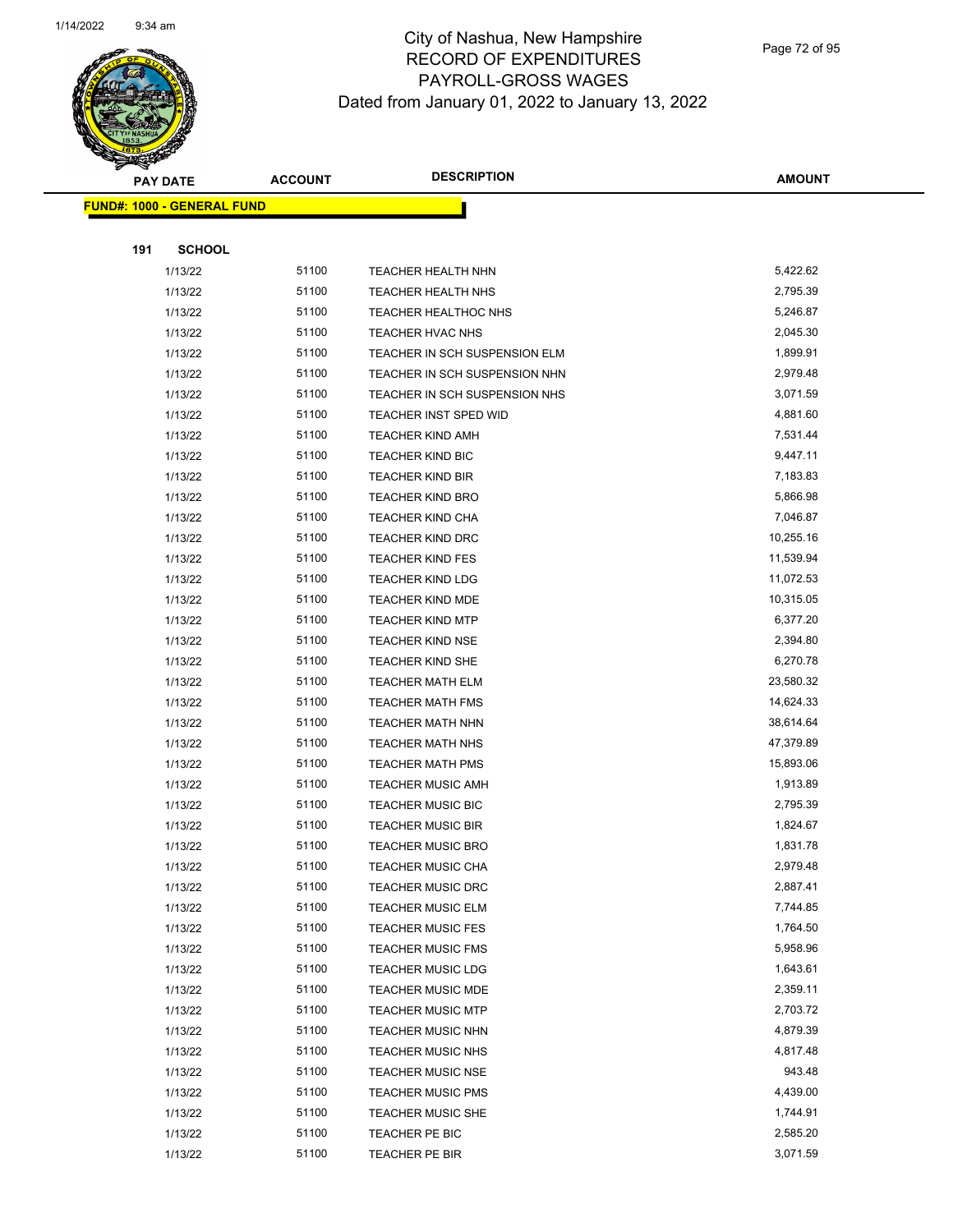# City of Nashua, New Hampshire
## RECORD OF EXPENDITURES
## PAYROLL-GROSS WAGES
## Dated from January 01, 2022 to January 13, 2022

**FUND#: 1000 - GENERAL FUND**

**191 SCHOOL**

| PAY DATE | ACCOUNT | DESCRIPTION | AMOUNT |
|---|---|---|---|
| 1/13/22 | 51100 | TEACHER HEALTH NHN | 5,422.62 |
| 1/13/22 | 51100 | TEACHER HEALTH NHS | 2,795.39 |
| 1/13/22 | 51100 | TEACHER HEALTHOC NHS | 5,246.87 |
| 1/13/22 | 51100 | TEACHER HVAC NHS | 2,045.30 |
| 1/13/22 | 51100 | TEACHER IN SCH SUSPENSION ELM | 1,899.91 |
| 1/13/22 | 51100 | TEACHER IN SCH SUSPENSION NHN | 2,979.48 |
| 1/13/22 | 51100 | TEACHER IN SCH SUSPENSION NHS | 3,071.59 |
| 1/13/22 | 51100 | TEACHER INST SPED WID | 4,881.60 |
| 1/13/22 | 51100 | TEACHER KIND AMH | 7,531.44 |
| 1/13/22 | 51100 | TEACHER KIND BIC | 9,447.11 |
| 1/13/22 | 51100 | TEACHER KIND BIR | 7,183.83 |
| 1/13/22 | 51100 | TEACHER KIND BRO | 5,866.98 |
| 1/13/22 | 51100 | TEACHER KIND CHA | 7,046.87 |
| 1/13/22 | 51100 | TEACHER KIND DRC | 10,255.16 |
| 1/13/22 | 51100 | TEACHER KIND FES | 11,539.94 |
| 1/13/22 | 51100 | TEACHER KIND LDG | 11,072.53 |
| 1/13/22 | 51100 | TEACHER KIND MDE | 10,315.05 |
| 1/13/22 | 51100 | TEACHER KIND MTP | 6,377.20 |
| 1/13/22 | 51100 | TEACHER KIND NSE | 2,394.80 |
| 1/13/22 | 51100 | TEACHER KIND SHE | 6,270.78 |
| 1/13/22 | 51100 | TEACHER MATH ELM | 23,580.32 |
| 1/13/22 | 51100 | TEACHER MATH FMS | 14,624.33 |
| 1/13/22 | 51100 | TEACHER MATH NHN | 38,614.64 |
| 1/13/22 | 51100 | TEACHER MATH NHS | 47,379.89 |
| 1/13/22 | 51100 | TEACHER MATH PMS | 15,893.06 |
| 1/13/22 | 51100 | TEACHER MUSIC AMH | 1,913.89 |
| 1/13/22 | 51100 | TEACHER MUSIC BIC | 2,795.39 |
| 1/13/22 | 51100 | TEACHER MUSIC BIR | 1,824.67 |
| 1/13/22 | 51100 | TEACHER MUSIC BRO | 1,831.78 |
| 1/13/22 | 51100 | TEACHER MUSIC CHA | 2,979.48 |
| 1/13/22 | 51100 | TEACHER MUSIC DRC | 2,887.41 |
| 1/13/22 | 51100 | TEACHER MUSIC ELM | 7,744.85 |
| 1/13/22 | 51100 | TEACHER MUSIC FES | 1,764.50 |
| 1/13/22 | 51100 | TEACHER MUSIC FMS | 5,958.96 |
| 1/13/22 | 51100 | TEACHER MUSIC LDG | 1,643.61 |
| 1/13/22 | 51100 | TEACHER MUSIC MDE | 2,359.11 |
| 1/13/22 | 51100 | TEACHER MUSIC MTP | 2,703.72 |
| 1/13/22 | 51100 | TEACHER MUSIC NHN | 4,879.39 |
| 1/13/22 | 51100 | TEACHER MUSIC NHS | 4,817.48 |
| 1/13/22 | 51100 | TEACHER MUSIC NSE | 943.48 |
| 1/13/22 | 51100 | TEACHER MUSIC PMS | 4,439.00 |
| 1/13/22 | 51100 | TEACHER MUSIC SHE | 1,744.91 |
| 1/13/22 | 51100 | TEACHER PE BIC | 2,585.20 |
| 1/13/22 | 51100 | TEACHER PE BIR | 3,071.59 |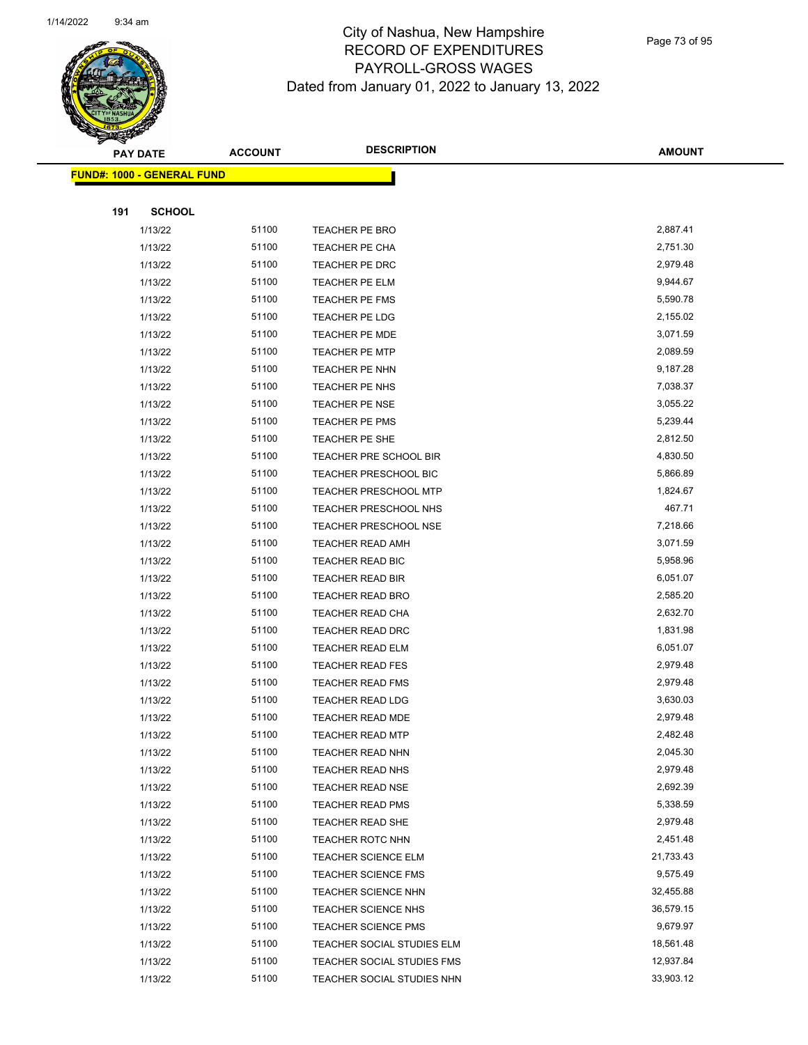# City of Nashua, New Hampshire
## RECORD OF EXPENDITURES
## PAYROLL-GROSS WAGES
### Dated from January 01, 2022 to January 13, 2022

**FUND#: 1000 - GENERAL FUND**

**191 SCHOOL**

| PAY DATE | ACCOUNT | DESCRIPTION | AMOUNT |
|---|---|---|---|
| 1/13/22 | 51100 | TEACHER PE BRO | 2,887.41 |
| 1/13/22 | 51100 | TEACHER PE CHA | 2,751.30 |
| 1/13/22 | 51100 | TEACHER PE DRC | 2,979.48 |
| 1/13/22 | 51100 | TEACHER PE ELM | 9,944.67 |
| 1/13/22 | 51100 | TEACHER PE FMS | 5,590.78 |
| 1/13/22 | 51100 | TEACHER PE LDG | 2,155.02 |
| 1/13/22 | 51100 | TEACHER PE MDE | 3,071.59 |
| 1/13/22 | 51100 | TEACHER PE MTP | 2,089.59 |
| 1/13/22 | 51100 | TEACHER PE NHN | 9,187.28 |
| 1/13/22 | 51100 | TEACHER PE NHS | 7,038.37 |
| 1/13/22 | 51100 | TEACHER PE NSE | 3,055.22 |
| 1/13/22 | 51100 | TEACHER PE PMS | 5,239.44 |
| 1/13/22 | 51100 | TEACHER PE SHE | 2,812.50 |
| 1/13/22 | 51100 | TEACHER PRE SCHOOL BIR | 4,830.50 |
| 1/13/22 | 51100 | TEACHER PRESCHOOL BIC | 5,866.89 |
| 1/13/22 | 51100 | TEACHER PRESCHOOL MTP | 1,824.67 |
| 1/13/22 | 51100 | TEACHER PRESCHOOL NHS | 467.71 |
| 1/13/22 | 51100 | TEACHER PRESCHOOL NSE | 7,218.66 |
| 1/13/22 | 51100 | TEACHER READ AMH | 3,071.59 |
| 1/13/22 | 51100 | TEACHER READ BIC | 5,958.96 |
| 1/13/22 | 51100 | TEACHER READ BIR | 6,051.07 |
| 1/13/22 | 51100 | TEACHER READ BRO | 2,585.20 |
| 1/13/22 | 51100 | TEACHER READ CHA | 2,632.70 |
| 1/13/22 | 51100 | TEACHER READ DRC | 1,831.98 |
| 1/13/22 | 51100 | TEACHER READ ELM | 6,051.07 |
| 1/13/22 | 51100 | TEACHER READ FES | 2,979.48 |
| 1/13/22 | 51100 | TEACHER READ FMS | 2,979.48 |
| 1/13/22 | 51100 | TEACHER READ LDG | 3,630.03 |
| 1/13/22 | 51100 | TEACHER READ MDE | 2,979.48 |
| 1/13/22 | 51100 | TEACHER READ MTP | 2,482.48 |
| 1/13/22 | 51100 | TEACHER READ NHN | 2,045.30 |
| 1/13/22 | 51100 | TEACHER READ NHS | 2,979.48 |
| 1/13/22 | 51100 | TEACHER READ NSE | 2,692.39 |
| 1/13/22 | 51100 | TEACHER READ PMS | 5,338.59 |
| 1/13/22 | 51100 | TEACHER READ SHE | 2,979.48 |
| 1/13/22 | 51100 | TEACHER ROTC NHN | 2,451.48 |
| 1/13/22 | 51100 | TEACHER SCIENCE ELM | 21,733.43 |
| 1/13/22 | 51100 | TEACHER SCIENCE FMS | 9,575.49 |
| 1/13/22 | 51100 | TEACHER SCIENCE NHN | 32,455.88 |
| 1/13/22 | 51100 | TEACHER SCIENCE NHS | 36,579.15 |
| 1/13/22 | 51100 | TEACHER SCIENCE PMS | 9,679.97 |
| 1/13/22 | 51100 | TEACHER SOCIAL STUDIES ELM | 18,561.48 |
| 1/13/22 | 51100 | TEACHER SOCIAL STUDIES FMS | 12,937.84 |
| 1/13/22 | 51100 | TEACHER SOCIAL STUDIES NHN | 33,903.12 |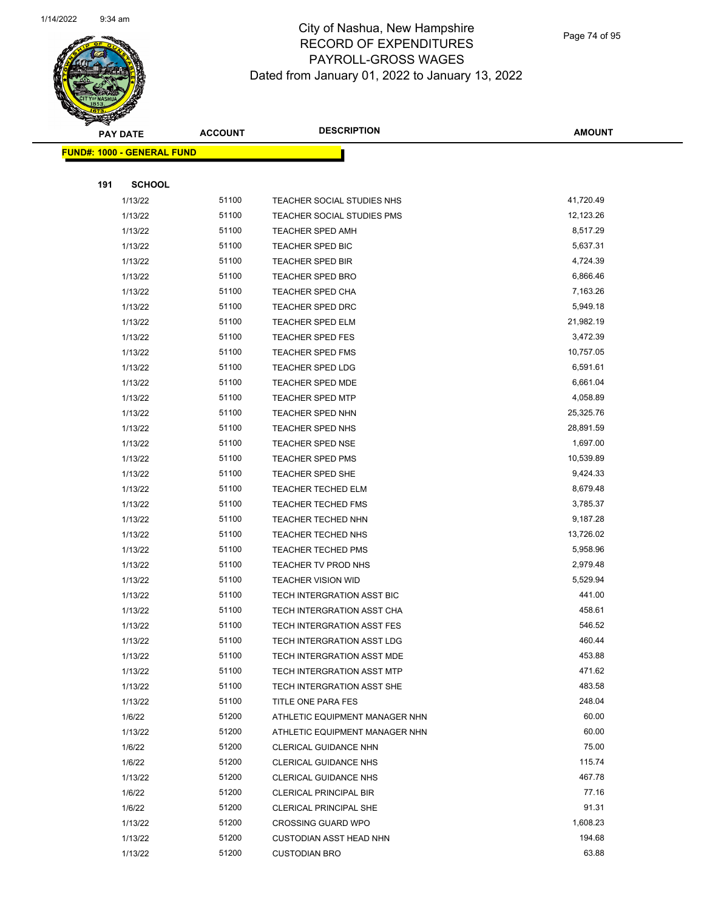# City of Nashua, New Hampshire
## RECORD OF EXPENDITURES
## PAYROLL-GROSS WAGES
## Dated from January 01, 2022 to January 13, 2022

| PAY DATE | ACCOUNT | DESCRIPTION | AMOUNT |
|---|---|---|---|
| **FUND#: 1000 - GENERAL FUND** | | | |
| **191 SCHOOL** | | | |
| 1/13/22 | 51100 | TEACHER SOCIAL STUDIES NHS | 41,720.49 |
| 1/13/22 | 51100 | TEACHER SOCIAL STUDIES PMS | 12,123.26 |
| 1/13/22 | 51100 | TEACHER SPED AMH | 8,517.29 |
| 1/13/22 | 51100 | TEACHER SPED BIC | 5,637.31 |
| 1/13/22 | 51100 | TEACHER SPED BIR | 4,724.39 |
| 1/13/22 | 51100 | TEACHER SPED BRO | 6,866.46 |
| 1/13/22 | 51100 | TEACHER SPED CHA | 7,163.26 |
| 1/13/22 | 51100 | TEACHER SPED DRC | 5,949.18 |
| 1/13/22 | 51100 | TEACHER SPED ELM | 21,982.19 |
| 1/13/22 | 51100 | TEACHER SPED FES | 3,472.39 |
| 1/13/22 | 51100 | TEACHER SPED FMS | 10,757.05 |
| 1/13/22 | 51100 | TEACHER SPED LDG | 6,591.61 |
| 1/13/22 | 51100 | TEACHER SPED MDE | 6,661.04 |
| 1/13/22 | 51100 | TEACHER SPED MTP | 4,058.89 |
| 1/13/22 | 51100 | TEACHER SPED NHN | 25,325.76 |
| 1/13/22 | 51100 | TEACHER SPED NHS | 28,891.59 |
| 1/13/22 | 51100 | TEACHER SPED NSE | 1,697.00 |
| 1/13/22 | 51100 | TEACHER SPED PMS | 10,539.89 |
| 1/13/22 | 51100 | TEACHER SPED SHE | 9,424.33 |
| 1/13/22 | 51100 | TEACHER TECHED ELM | 8,679.48 |
| 1/13/22 | 51100 | TEACHER TECHED FMS | 3,785.37 |
| 1/13/22 | 51100 | TEACHER TECHED NHN | 9,187.28 |
| 1/13/22 | 51100 | TEACHER TECHED NHS | 13,726.02 |
| 1/13/22 | 51100 | TEACHER TECHED PMS | 5,958.96 |
| 1/13/22 | 51100 | TEACHER TV PROD NHS | 2,979.48 |
| 1/13/22 | 51100 | TEACHER VISION WID | 5,529.94 |
| 1/13/22 | 51100 | TECH INTERGRATION ASST BIC | 441.00 |
| 1/13/22 | 51100 | TECH INTERGRATION ASST CHA | 458.61 |
| 1/13/22 | 51100 | TECH INTERGRATION ASST FES | 546.52 |
| 1/13/22 | 51100 | TECH INTERGRATION ASST LDG | 460.44 |
| 1/13/22 | 51100 | TECH INTERGRATION ASST MDE | 453.88 |
| 1/13/22 | 51100 | TECH INTERGRATION ASST MTP | 471.62 |
| 1/13/22 | 51100 | TECH INTERGRATION ASST SHE | 483.58 |
| 1/13/22 | 51100 | TITLE ONE PARA FES | 248.04 |
| 1/6/22 | 51200 | ATHLETIC EQUIPMENT MANAGER NHN | 60.00 |
| 1/13/22 | 51200 | ATHLETIC EQUIPMENT MANAGER NHN | 60.00 |
| 1/6/22 | 51200 | CLERICAL GUIDANCE NHN | 75.00 |
| 1/6/22 | 51200 | CLERICAL GUIDANCE NHS | 115.74 |
| 1/13/22 | 51200 | CLERICAL GUIDANCE NHS | 467.78 |
| 1/6/22 | 51200 | CLERICAL PRINCIPAL BIR | 77.16 |
| 1/6/22 | 51200 | CLERICAL PRINCIPAL SHE | 91.31 |
| 1/13/22 | 51200 | CROSSING GUARD WPO | 1,608.23 |
| 1/13/22 | 51200 | CUSTODIAN ASST HEAD NHN | 194.68 |
| 1/13/22 | 51200 | CUSTODIAN BRO | 63.88 |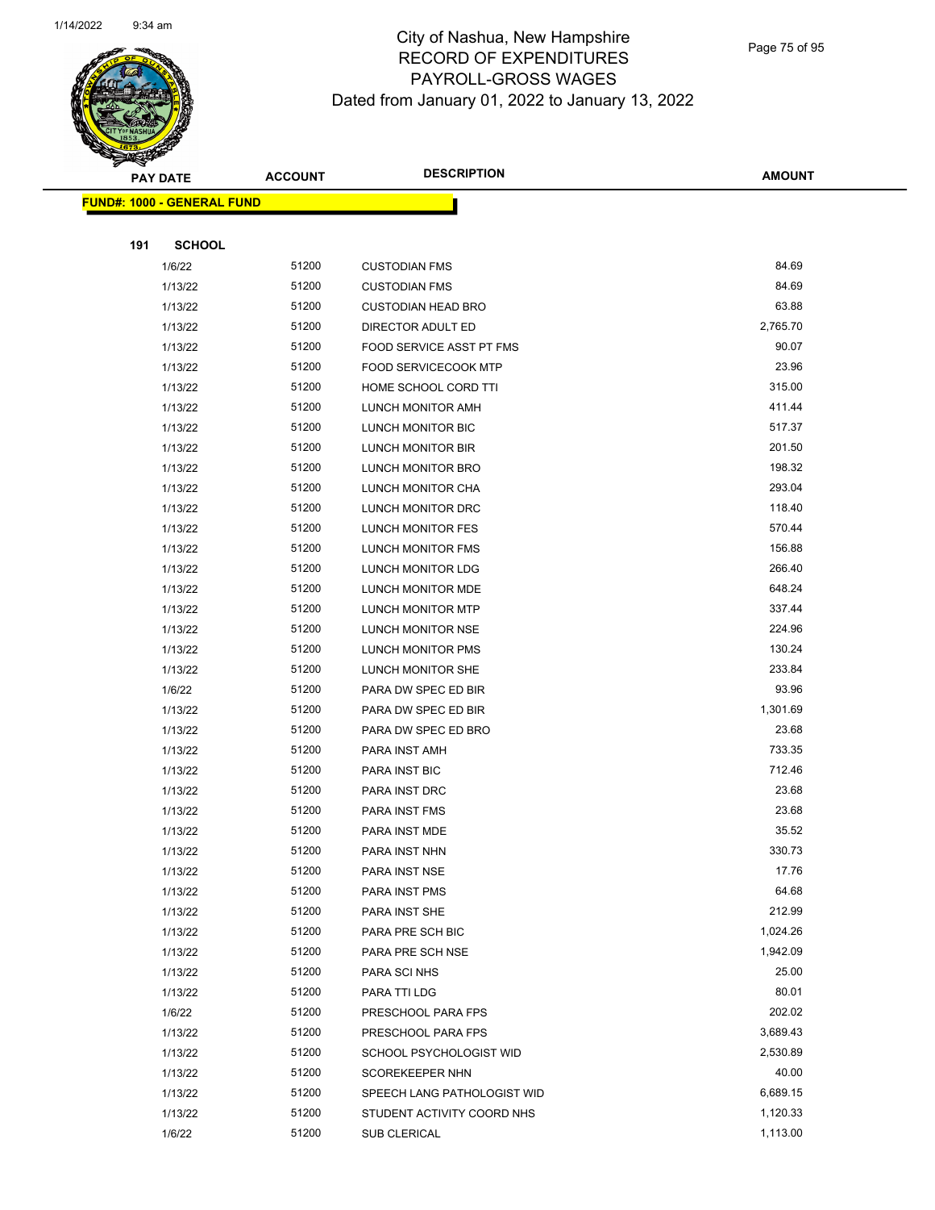# City of Nashua, New Hampshire
## RECORD OF EXPENDITURES
## PAYROLL-GROSS WAGES
## Dated from January 01, 2022 to January 13, 2022

**FUND#: 1000 - GENERAL FUND**

**191 SCHOOL**

| PAY DATE | ACCOUNT | DESCRIPTION | AMOUNT |
|---|---|---|---|
| 1/6/22 | 51200 | CUSTODIAN FMS | 84.69 |
| 1/13/22 | 51200 | CUSTODIAN FMS | 84.69 |
| 1/13/22 | 51200 | CUSTODIAN HEAD BRO | 63.88 |
| 1/13/22 | 51200 | DIRECTOR ADULT ED | 2,765.70 |
| 1/13/22 | 51200 | FOOD SERVICE ASST PT FMS | 90.07 |
| 1/13/22 | 51200 | FOOD SERVICECOOK MTP | 23.96 |
| 1/13/22 | 51200 | HOME SCHOOL CORD TTI | 315.00 |
| 1/13/22 | 51200 | LUNCH MONITOR AMH | 411.44 |
| 1/13/22 | 51200 | LUNCH MONITOR BIC | 517.37 |
| 1/13/22 | 51200 | LUNCH MONITOR BIR | 201.50 |
| 1/13/22 | 51200 | LUNCH MONITOR BRO | 198.32 |
| 1/13/22 | 51200 | LUNCH MONITOR CHA | 293.04 |
| 1/13/22 | 51200 | LUNCH MONITOR DRC | 118.40 |
| 1/13/22 | 51200 | LUNCH MONITOR FES | 570.44 |
| 1/13/22 | 51200 | LUNCH MONITOR FMS | 156.88 |
| 1/13/22 | 51200 | LUNCH MONITOR LDG | 266.40 |
| 1/13/22 | 51200 | LUNCH MONITOR MDE | 648.24 |
| 1/13/22 | 51200 | LUNCH MONITOR MTP | 337.44 |
| 1/13/22 | 51200 | LUNCH MONITOR NSE | 224.96 |
| 1/13/22 | 51200 | LUNCH MONITOR PMS | 130.24 |
| 1/13/22 | 51200 | LUNCH MONITOR SHE | 233.84 |
| 1/6/22 | 51200 | PARA DW SPEC ED BIR | 93.96 |
| 1/13/22 | 51200 | PARA DW SPEC ED BIR | 1,301.69 |
| 1/13/22 | 51200 | PARA DW SPEC ED BRO | 23.68 |
| 1/13/22 | 51200 | PARA INST AMH | 733.35 |
| 1/13/22 | 51200 | PARA INST BIC | 712.46 |
| 1/13/22 | 51200 | PARA INST DRC | 23.68 |
| 1/13/22 | 51200 | PARA INST FMS | 23.68 |
| 1/13/22 | 51200 | PARA INST MDE | 35.52 |
| 1/13/22 | 51200 | PARA INST NHN | 330.73 |
| 1/13/22 | 51200 | PARA INST NSE | 17.76 |
| 1/13/22 | 51200 | PARA INST PMS | 64.68 |
| 1/13/22 | 51200 | PARA INST SHE | 212.99 |
| 1/13/22 | 51200 | PARA PRE SCH BIC | 1,024.26 |
| 1/13/22 | 51200 | PARA PRE SCH NSE | 1,942.09 |
| 1/13/22 | 51200 | PARA SCI NHS | 25.00 |
| 1/13/22 | 51200 | PARA TTI LDG | 80.01 |
| 1/6/22 | 51200 | PRESCHOOL PARA FPS | 202.02 |
| 1/13/22 | 51200 | PRESCHOOL PARA FPS | 3,689.43 |
| 1/13/22 | 51200 | SCHOOL PSYCHOLOGIST WID | 2,530.89 |
| 1/13/22 | 51200 | SCOREKEEPER NHN | 40.00 |
| 1/13/22 | 51200 | SPEECH LANG PATHOLOGIST WID | 6,689.15 |
| 1/13/22 | 51200 | STUDENT ACTIVITY COORD NHS | 1,120.33 |
| 1/6/22 | 51200 | SUB CLERICAL | 1,113.00 |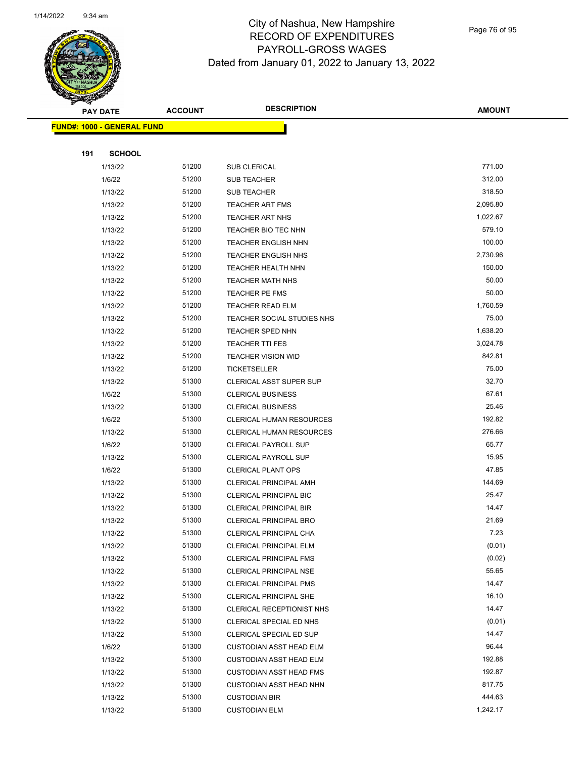# City of Nashua, New Hampshire
## RECORD OF EXPENDITURES
## PAYROLL-GROSS WAGES
### Dated from January 01, 2022 to January 13, 2022

**FUND#: 1000 - GENERAL FUND**

**191 SCHOOL**

| PAY DATE | ACCOUNT | DESCRIPTION | AMOUNT |
|---|---|---|---|
| 1/13/22 | 51200 | SUB CLERICAL | 771.00 |
| 1/6/22 | 51200 | SUB TEACHER | 312.00 |
| 1/13/22 | 51200 | SUB TEACHER | 318.50 |
| 1/13/22 | 51200 | TEACHER ART FMS | 2,095.80 |
| 1/13/22 | 51200 | TEACHER ART NHS | 1,022.67 |
| 1/13/22 | 51200 | TEACHER BIO TEC NHN | 579.10 |
| 1/13/22 | 51200 | TEACHER ENGLISH NHN | 100.00 |
| 1/13/22 | 51200 | TEACHER ENGLISH NHS | 2,730.96 |
| 1/13/22 | 51200 | TEACHER HEALTH NHN | 150.00 |
| 1/13/22 | 51200 | TEACHER MATH NHS | 50.00 |
| 1/13/22 | 51200 | TEACHER PE FMS | 50.00 |
| 1/13/22 | 51200 | TEACHER READ ELM | 1,760.59 |
| 1/13/22 | 51200 | TEACHER SOCIAL STUDIES NHS | 75.00 |
| 1/13/22 | 51200 | TEACHER SPED NHN | 1,638.20 |
| 1/13/22 | 51200 | TEACHER TTI FES | 3,024.78 |
| 1/13/22 | 51200 | TEACHER VISION WID | 842.81 |
| 1/13/22 | 51200 | TICKETSELLER | 75.00 |
| 1/13/22 | 51300 | CLERICAL ASST SUPER SUP | 32.70 |
| 1/6/22 | 51300 | CLERICAL BUSINESS | 67.61 |
| 1/13/22 | 51300 | CLERICAL BUSINESS | 25.46 |
| 1/6/22 | 51300 | CLERICAL HUMAN RESOURCES | 192.82 |
| 1/13/22 | 51300 | CLERICAL HUMAN RESOURCES | 276.66 |
| 1/6/22 | 51300 | CLERICAL PAYROLL SUP | 65.77 |
| 1/13/22 | 51300 | CLERICAL PAYROLL SUP | 15.95 |
| 1/6/22 | 51300 | CLERICAL PLANT OPS | 47.85 |
| 1/13/22 | 51300 | CLERICAL PRINCIPAL AMH | 144.69 |
| 1/13/22 | 51300 | CLERICAL PRINCIPAL BIC | 25.47 |
| 1/13/22 | 51300 | CLERICAL PRINCIPAL BIR | 14.47 |
| 1/13/22 | 51300 | CLERICAL PRINCIPAL BRO | 21.69 |
| 1/13/22 | 51300 | CLERICAL PRINCIPAL CHA | 7.23 |
| 1/13/22 | 51300 | CLERICAL PRINCIPAL ELM | (0.01) |
| 1/13/22 | 51300 | CLERICAL PRINCIPAL FMS | (0.02) |
| 1/13/22 | 51300 | CLERICAL PRINCIPAL NSE | 55.65 |
| 1/13/22 | 51300 | CLERICAL PRINCIPAL PMS | 14.47 |
| 1/13/22 | 51300 | CLERICAL PRINCIPAL SHE | 16.10 |
| 1/13/22 | 51300 | CLERICAL RECEPTIONIST NHS | 14.47 |
| 1/13/22 | 51300 | CLERICAL SPECIAL ED NHS | (0.01) |
| 1/13/22 | 51300 | CLERICAL SPECIAL ED SUP | 14.47 |
| 1/6/22 | 51300 | CUSTODIAN ASST HEAD ELM | 96.44 |
| 1/13/22 | 51300 | CUSTODIAN ASST HEAD ELM | 192.88 |
| 1/13/22 | 51300 | CUSTODIAN ASST HEAD FMS | 192.87 |
| 1/13/22 | 51300 | CUSTODIAN ASST HEAD NHN | 817.75 |
| 1/13/22 | 51300 | CUSTODIAN BIR | 444.63 |
| 1/13/22 | 51300 | CUSTODIAN ELM | 1,242.17 |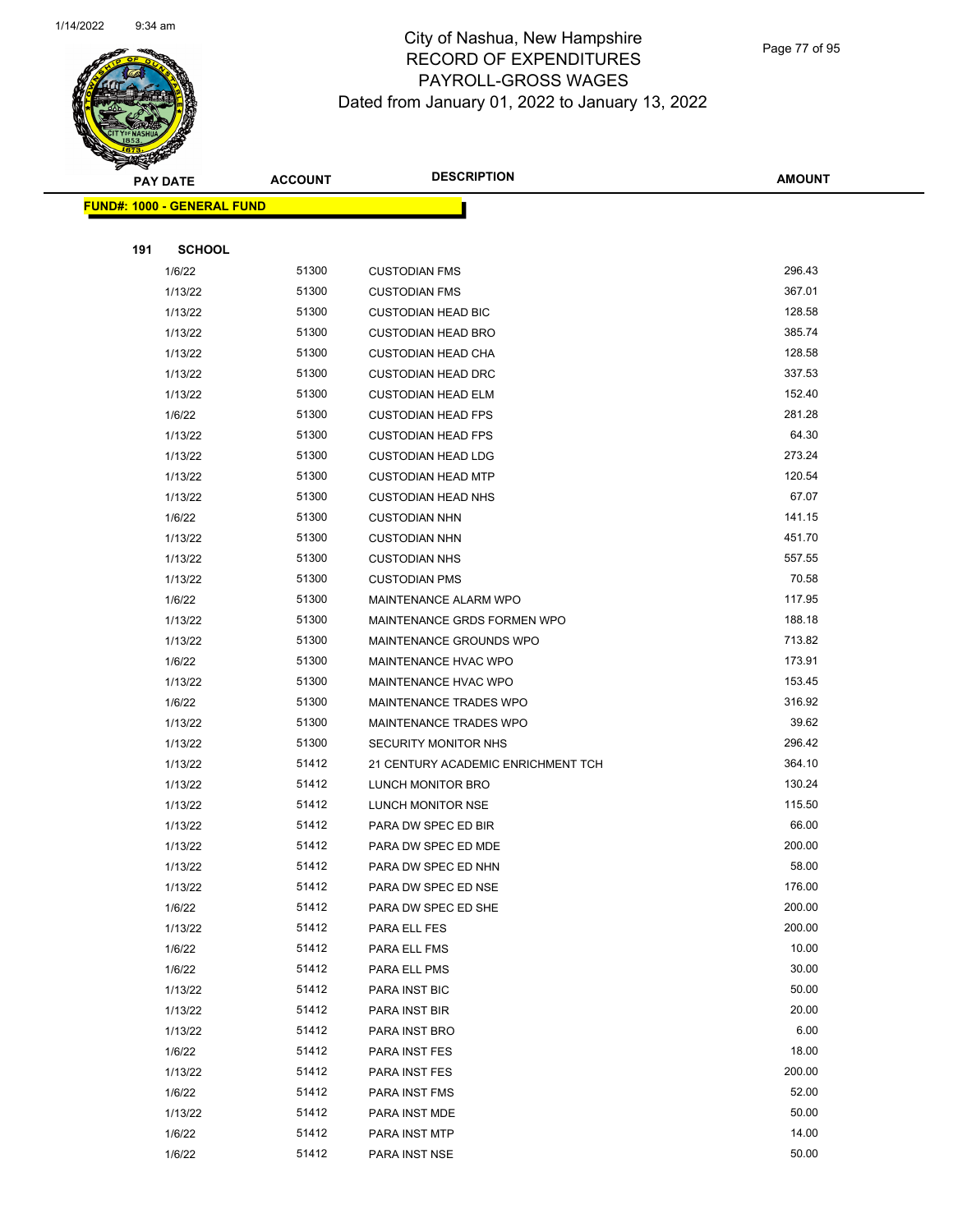# City of Nashua, New Hampshire
# RECORD OF EXPENDITURES
# PAYROLL-GROSS WAGES
# Dated from January 01, 2022 to January 13, 2022

**FUND#: 1000 - GENERAL FUND**

**191 SCHOOL**

| PAY DATE | ACCOUNT | DESCRIPTION | AMOUNT |
|---|---|---|---|
| 1/6/22 | 51300 | CUSTODIAN FMS | 296.43 |
| 1/13/22 | 51300 | CUSTODIAN FMS | 367.01 |
| 1/13/22 | 51300 | CUSTODIAN HEAD BIC | 128.58 |
| 1/13/22 | 51300 | CUSTODIAN HEAD BRO | 385.74 |
| 1/13/22 | 51300 | CUSTODIAN HEAD CHA | 128.58 |
| 1/13/22 | 51300 | CUSTODIAN HEAD DRC | 337.53 |
| 1/13/22 | 51300 | CUSTODIAN HEAD ELM | 152.40 |
| 1/6/22 | 51300 | CUSTODIAN HEAD FPS | 281.28 |
| 1/13/22 | 51300 | CUSTODIAN HEAD FPS | 64.30 |
| 1/13/22 | 51300 | CUSTODIAN HEAD LDG | 273.24 |
| 1/13/22 | 51300 | CUSTODIAN HEAD MTP | 120.54 |
| 1/13/22 | 51300 | CUSTODIAN HEAD NHS | 67.07 |
| 1/6/22 | 51300 | CUSTODIAN NHN | 141.15 |
| 1/13/22 | 51300 | CUSTODIAN NHN | 451.70 |
| 1/13/22 | 51300 | CUSTODIAN NHS | 557.55 |
| 1/13/22 | 51300 | CUSTODIAN PMS | 70.58 |
| 1/6/22 | 51300 | MAINTENANCE ALARM WPO | 117.95 |
| 1/13/22 | 51300 | MAINTENANCE GRDS FORMEN WPO | 188.18 |
| 1/13/22 | 51300 | MAINTENANCE GROUNDS WPO | 713.82 |
| 1/6/22 | 51300 | MAINTENANCE HVAC WPO | 173.91 |
| 1/13/22 | 51300 | MAINTENANCE HVAC WPO | 153.45 |
| 1/6/22 | 51300 | MAINTENANCE TRADES WPO | 316.92 |
| 1/13/22 | 51300 | MAINTENANCE TRADES WPO | 39.62 |
| 1/13/22 | 51300 | SECURITY MONITOR NHS | 296.42 |
| 1/13/22 | 51412 | 21 CENTURY ACADEMIC ENRICHMENT TCH | 364.10 |
| 1/13/22 | 51412 | LUNCH MONITOR BRO | 130.24 |
| 1/13/22 | 51412 | LUNCH MONITOR NSE | 115.50 |
| 1/13/22 | 51412 | PARA DW SPEC ED BIR | 66.00 |
| 1/13/22 | 51412 | PARA DW SPEC ED MDE | 200.00 |
| 1/13/22 | 51412 | PARA DW SPEC ED NHN | 58.00 |
| 1/13/22 | 51412 | PARA DW SPEC ED NSE | 176.00 |
| 1/6/22 | 51412 | PARA DW SPEC ED SHE | 200.00 |
| 1/13/22 | 51412 | PARA ELL FES | 200.00 |
| 1/6/22 | 51412 | PARA ELL FMS | 10.00 |
| 1/6/22 | 51412 | PARA ELL PMS | 30.00 |
| 1/13/22 | 51412 | PARA INST BIC | 50.00 |
| 1/13/22 | 51412 | PARA INST BIR | 20.00 |
| 1/13/22 | 51412 | PARA INST BRO | 6.00 |
| 1/6/22 | 51412 | PARA INST FES | 18.00 |
| 1/13/22 | 51412 | PARA INST FES | 200.00 |
| 1/6/22 | 51412 | PARA INST FMS | 52.00 |
| 1/13/22 | 51412 | PARA INST MDE | 50.00 |
| 1/6/22 | 51412 | PARA INST MTP | 14.00 |
| 1/6/22 | 51412 | PARA INST NSE | 50.00 |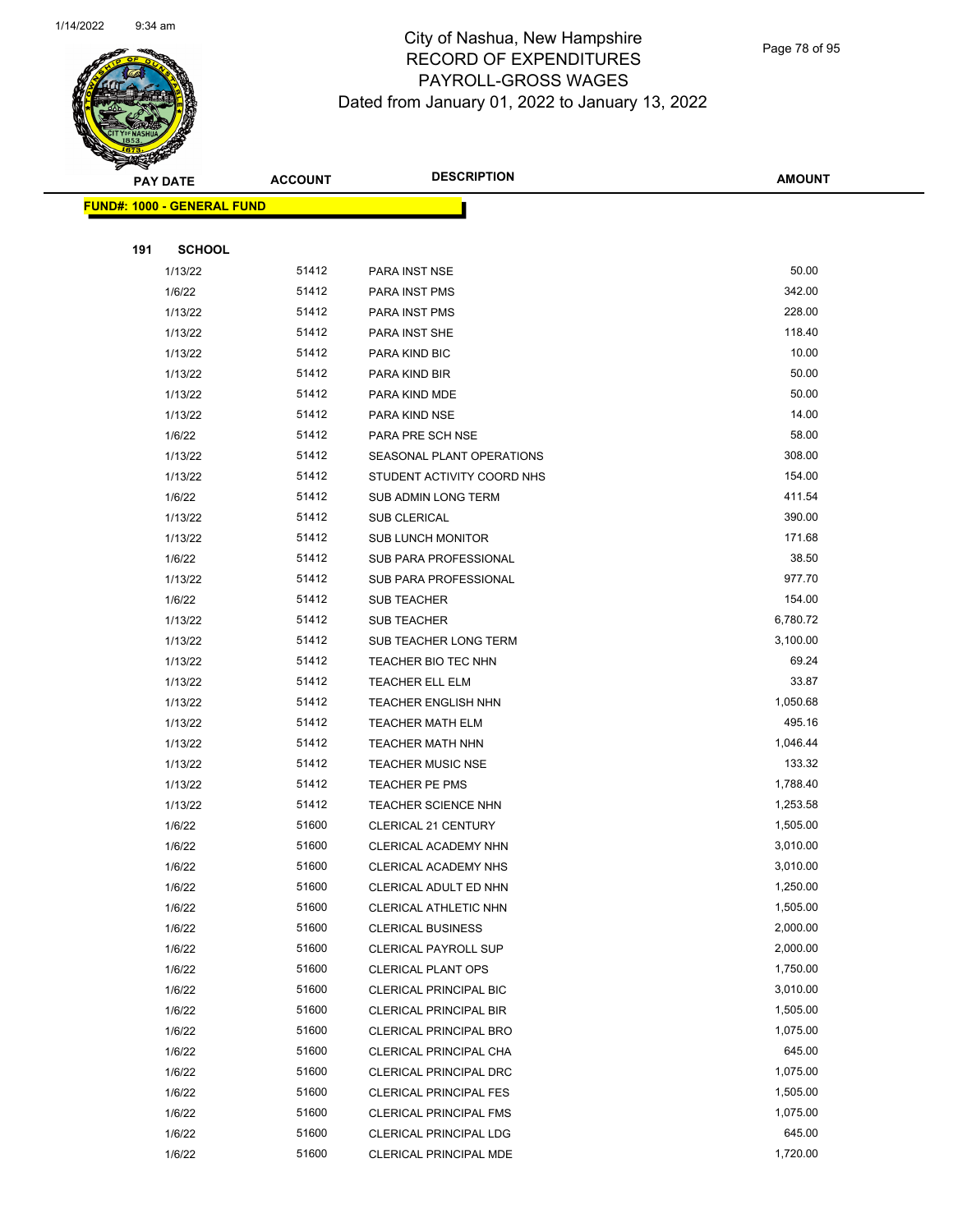# City of Nashua, New Hampshire
## RECORD OF EXPENDITURES
## PAYROLL-GROSS WAGES
## Dated from January 01, 2022 to January 13, 2022

| PAY DATE | ACCOUNT | DESCRIPTION | AMOUNT |
|---|---|---|---|

**FUND#: 1000 - GENERAL FUND**

**191 SCHOOL**

| PAY DATE | ACCOUNT | DESCRIPTION | AMOUNT |
|---|---|---|---|
| 1/13/22 | 51412 | PARA INST NSE | 50.00 |
| 1/6/22 | 51412 | PARA INST PMS | 342.00 |
| 1/13/22 | 51412 | PARA INST PMS | 228.00 |
| 1/13/22 | 51412 | PARA INST SHE | 118.40 |
| 1/13/22 | 51412 | PARA KIND BIC | 10.00 |
| 1/13/22 | 51412 | PARA KIND BIR | 50.00 |
| 1/13/22 | 51412 | PARA KIND MDE | 50.00 |
| 1/13/22 | 51412 | PARA KIND NSE | 14.00 |
| 1/6/22 | 51412 | PARA PRE SCH NSE | 58.00 |
| 1/13/22 | 51412 | SEASONAL PLANT OPERATIONS | 308.00 |
| 1/13/22 | 51412 | STUDENT ACTIVITY COORD NHS | 154.00 |
| 1/6/22 | 51412 | SUB ADMIN LONG TERM | 411.54 |
| 1/13/22 | 51412 | SUB CLERICAL | 390.00 |
| 1/13/22 | 51412 | SUB LUNCH MONITOR | 171.68 |
| 1/6/22 | 51412 | SUB PARA PROFESSIONAL | 38.50 |
| 1/13/22 | 51412 | SUB PARA PROFESSIONAL | 977.70 |
| 1/6/22 | 51412 | SUB TEACHER | 154.00 |
| 1/13/22 | 51412 | SUB TEACHER | 6,780.72 |
| 1/13/22 | 51412 | SUB TEACHER LONG TERM | 3,100.00 |
| 1/13/22 | 51412 | TEACHER BIO TEC NHN | 69.24 |
| 1/13/22 | 51412 | TEACHER ELL ELM | 33.87 |
| 1/13/22 | 51412 | TEACHER ENGLISH NHN | 1,050.68 |
| 1/13/22 | 51412 | TEACHER MATH ELM | 495.16 |
| 1/13/22 | 51412 | TEACHER MATH NHN | 1,046.44 |
| 1/13/22 | 51412 | TEACHER MUSIC NSE | 133.32 |
| 1/13/22 | 51412 | TEACHER PE PMS | 1,788.40 |
| 1/13/22 | 51412 | TEACHER SCIENCE NHN | 1,253.58 |
| 1/6/22 | 51600 | CLERICAL 21 CENTURY | 1,505.00 |
| 1/6/22 | 51600 | CLERICAL ACADEMY NHN | 3,010.00 |
| 1/6/22 | 51600 | CLERICAL ACADEMY NHS | 3,010.00 |
| 1/6/22 | 51600 | CLERICAL ADULT ED NHN | 1,250.00 |
| 1/6/22 | 51600 | CLERICAL ATHLETIC NHN | 1,505.00 |
| 1/6/22 | 51600 | CLERICAL BUSINESS | 2,000.00 |
| 1/6/22 | 51600 | CLERICAL PAYROLL SUP | 2,000.00 |
| 1/6/22 | 51600 | CLERICAL PLANT OPS | 1,750.00 |
| 1/6/22 | 51600 | CLERICAL PRINCIPAL BIC | 3,010.00 |
| 1/6/22 | 51600 | CLERICAL PRINCIPAL BIR | 1,505.00 |
| 1/6/22 | 51600 | CLERICAL PRINCIPAL BRO | 1,075.00 |
| 1/6/22 | 51600 | CLERICAL PRINCIPAL CHA | 645.00 |
| 1/6/22 | 51600 | CLERICAL PRINCIPAL DRC | 1,075.00 |
| 1/6/22 | 51600 | CLERICAL PRINCIPAL FES | 1,505.00 |
| 1/6/22 | 51600 | CLERICAL PRINCIPAL FMS | 1,075.00 |
| 1/6/22 | 51600 | CLERICAL PRINCIPAL LDG | 645.00 |
| 1/6/22 | 51600 | CLERICAL PRINCIPAL MDE | 1,720.00 |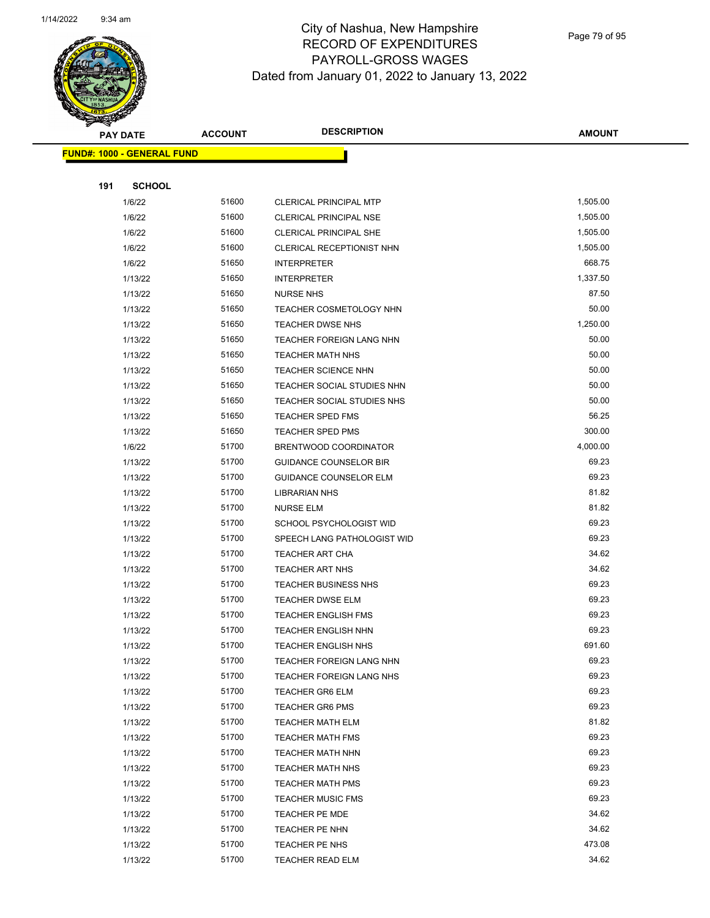# City of Nashua, New Hampshire
## RECORD OF EXPENDITURES
## PAYROLL-GROSS WAGES
## Dated from January 01, 2022 to January 13, 2022

| PAY DATE | ACCOUNT | DESCRIPTION | AMOUNT |
|---|---|---|---|
| **FUND#: 1000 - GENERAL FUND** | | | |
| **191 SCHOOL** | | | |
| 1/6/22 | 51600 | CLERICAL PRINCIPAL MTP | 1,505.00 |
| 1/6/22 | 51600 | CLERICAL PRINCIPAL NSE | 1,505.00 |
| 1/6/22 | 51600 | CLERICAL PRINCIPAL SHE | 1,505.00 |
| 1/6/22 | 51600 | CLERICAL RECEPTIONIST NHN | 1,505.00 |
| 1/6/22 | 51650 | INTERPRETER | 668.75 |
| 1/13/22 | 51650 | INTERPRETER | 1,337.50 |
| 1/13/22 | 51650 | NURSE NHS | 87.50 |
| 1/13/22 | 51650 | TEACHER COSMETOLOGY NHN | 50.00 |
| 1/13/22 | 51650 | TEACHER DWSE NHS | 1,250.00 |
| 1/13/22 | 51650 | TEACHER FOREIGN LANG NHN | 50.00 |
| 1/13/22 | 51650 | TEACHER MATH NHS | 50.00 |
| 1/13/22 | 51650 | TEACHER SCIENCE NHN | 50.00 |
| 1/13/22 | 51650 | TEACHER SOCIAL STUDIES NHN | 50.00 |
| 1/13/22 | 51650 | TEACHER SOCIAL STUDIES NHS | 50.00 |
| 1/13/22 | 51650 | TEACHER SPED FMS | 56.25 |
| 1/13/22 | 51650 | TEACHER SPED PMS | 300.00 |
| 1/6/22 | 51700 | BRENTWOOD COORDINATOR | 4,000.00 |
| 1/13/22 | 51700 | GUIDANCE COUNSELOR BIR | 69.23 |
| 1/13/22 | 51700 | GUIDANCE COUNSELOR ELM | 69.23 |
| 1/13/22 | 51700 | LIBRARIAN NHS | 81.82 |
| 1/13/22 | 51700 | NURSE ELM | 81.82 |
| 1/13/22 | 51700 | SCHOOL PSYCHOLOGIST WID | 69.23 |
| 1/13/22 | 51700 | SPEECH LANG PATHOLOGIST WID | 69.23 |
| 1/13/22 | 51700 | TEACHER ART CHA | 34.62 |
| 1/13/22 | 51700 | TEACHER ART NHS | 34.62 |
| 1/13/22 | 51700 | TEACHER BUSINESS NHS | 69.23 |
| 1/13/22 | 51700 | TEACHER DWSE ELM | 69.23 |
| 1/13/22 | 51700 | TEACHER ENGLISH FMS | 69.23 |
| 1/13/22 | 51700 | TEACHER ENGLISH NHN | 69.23 |
| 1/13/22 | 51700 | TEACHER ENGLISH NHS | 691.60 |
| 1/13/22 | 51700 | TEACHER FOREIGN LANG NHN | 69.23 |
| 1/13/22 | 51700 | TEACHER FOREIGN LANG NHS | 69.23 |
| 1/13/22 | 51700 | TEACHER GR6 ELM | 69.23 |
| 1/13/22 | 51700 | TEACHER GR6 PMS | 69.23 |
| 1/13/22 | 51700 | TEACHER MATH ELM | 81.82 |
| 1/13/22 | 51700 | TEACHER MATH FMS | 69.23 |
| 1/13/22 | 51700 | TEACHER MATH NHN | 69.23 |
| 1/13/22 | 51700 | TEACHER MATH NHS | 69.23 |
| 1/13/22 | 51700 | TEACHER MATH PMS | 69.23 |
| 1/13/22 | 51700 | TEACHER MUSIC FMS | 69.23 |
| 1/13/22 | 51700 | TEACHER PE MDE | 34.62 |
| 1/13/22 | 51700 | TEACHER PE NHN | 34.62 |
| 1/13/22 | 51700 | TEACHER PE NHS | 473.08 |
| 1/13/22 | 51700 | TEACHER READ ELM | 34.62 |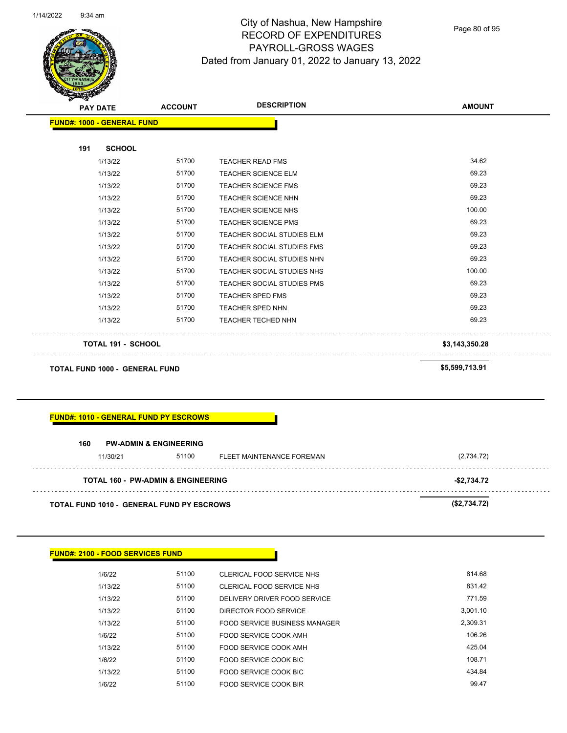# City of Nashua, New Hampshire
## RECORD OF EXPENDITURES
## PAYROLL-GROSS WAGES
### Dated from January 01, 2022 to January 13, 2022

| PAY DATE | ACCOUNT | DESCRIPTION | AMOUNT |
|---|---|---|---|
| **FUND#: 1000 - GENERAL FUND** | | | |
| **191 SCHOOL** | | | |
| 1/13/22 | 51700 | TEACHER READ FMS | 34.62 |
| 1/13/22 | 51700 | TEACHER SCIENCE ELM | 69.23 |
| 1/13/22 | 51700 | TEACHER SCIENCE FMS | 69.23 |
| 1/13/22 | 51700 | TEACHER SCIENCE NHN | 69.23 |
| 1/13/22 | 51700 | TEACHER SCIENCE NHS | 100.00 |
| 1/13/22 | 51700 | TEACHER SCIENCE PMS | 69.23 |
| 1/13/22 | 51700 | TEACHER SOCIAL STUDIES ELM | 69.23 |
| 1/13/22 | 51700 | TEACHER SOCIAL STUDIES FMS | 69.23 |
| 1/13/22 | 51700 | TEACHER SOCIAL STUDIES NHN | 69.23 |
| 1/13/22 | 51700 | TEACHER SOCIAL STUDIES NHS | 100.00 |
| 1/13/22 | 51700 | TEACHER SOCIAL STUDIES PMS | 69.23 |
| 1/13/22 | 51700 | TEACHER SPED FMS | 69.23 |
| 1/13/22 | 51700 | TEACHER SPED NHN | 69.23 |
| 1/13/22 | 51700 | TEACHER TECHED NHN | 69.23 |
| **TOTAL 191 - SCHOOL** | | | **$3,143,350.28** |
| **TOTAL FUND 1000 - GENERAL FUND** | | | **$5,599,713.91** |

| PAY DATE | ACCOUNT | DESCRIPTION | AMOUNT |
|---|---|---|---|
| **FUND#: 1010 - GENERAL FUND PY ESCROWS** | | | |
| **160 PW-ADMIN & ENGINEERING** | | | |
| 11/30/21 | 51100 | FLEET MAINTENANCE FOREMAN | (2,734.72) |
| **TOTAL 160 - PW-ADMIN & ENGINEERING** | | | **-$2,734.72** |
| **TOTAL FUND 1010 - GENERAL FUND PY ESCROWS** | | | **($2,734.72)** |

| PAY DATE | ACCOUNT | DESCRIPTION | AMOUNT |
|---|---|---|---|
| **FUND#: 2100 - FOOD SERVICES FUND** | | | |
| 1/6/22 | 51100 | CLERICAL FOOD SERVICE NHS | 814.68 |
| 1/13/22 | 51100 | CLERICAL FOOD SERVICE NHS | 831.42 |
| 1/13/22 | 51100 | DELIVERY DRIVER FOOD SERVICE | 771.59 |
| 1/13/22 | 51100 | DIRECTOR FOOD SERVICE | 3,001.10 |
| 1/13/22 | 51100 | FOOD SERVICE BUSINESS MANAGER | 2,309.31 |
| 1/6/22 | 51100 | FOOD SERVICE COOK AMH | 106.26 |
| 1/13/22 | 51100 | FOOD SERVICE COOK AMH | 425.04 |
| 1/6/22 | 51100 | FOOD SERVICE COOK BIC | 108.71 |
| 1/13/22 | 51100 | FOOD SERVICE COOK BIC | 434.84 |
| 1/6/22 | 51100 | FOOD SERVICE COOK BIR | 99.47 |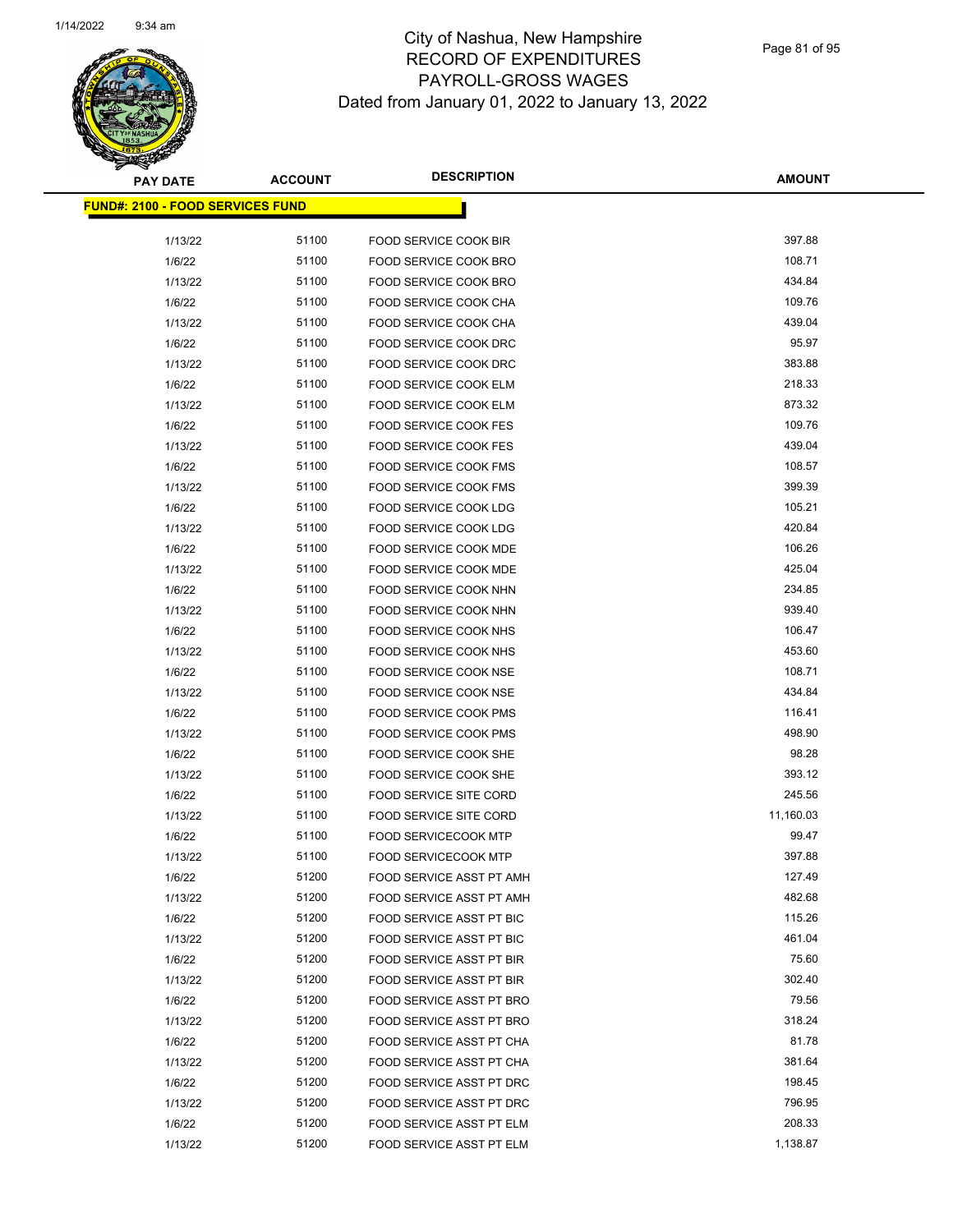# City of Nashua, New Hampshire
# RECORD OF EXPENDITURES
# PAYROLL-GROSS WAGES
# Dated from January 01, 2022 to January 13, 2022

**FUND#: 2100 - FOOD SERVICES FUND**

| PAY DATE | ACCOUNT | DESCRIPTION | AMOUNT |
|---|---|---|---|
| 1/13/22 | 51100 | FOOD SERVICE COOK BIR | 397.88 |
| 1/6/22 | 51100 | FOOD SERVICE COOK BRO | 108.71 |
| 1/13/22 | 51100 | FOOD SERVICE COOK BRO | 434.84 |
| 1/6/22 | 51100 | FOOD SERVICE COOK CHA | 109.76 |
| 1/13/22 | 51100 | FOOD SERVICE COOK CHA | 439.04 |
| 1/6/22 | 51100 | FOOD SERVICE COOK DRC | 95.97 |
| 1/13/22 | 51100 | FOOD SERVICE COOK DRC | 383.88 |
| 1/6/22 | 51100 | FOOD SERVICE COOK ELM | 218.33 |
| 1/13/22 | 51100 | FOOD SERVICE COOK ELM | 873.32 |
| 1/6/22 | 51100 | FOOD SERVICE COOK FES | 109.76 |
| 1/13/22 | 51100 | FOOD SERVICE COOK FES | 439.04 |
| 1/6/22 | 51100 | FOOD SERVICE COOK FMS | 108.57 |
| 1/13/22 | 51100 | FOOD SERVICE COOK FMS | 399.39 |
| 1/6/22 | 51100 | FOOD SERVICE COOK LDG | 105.21 |
| 1/13/22 | 51100 | FOOD SERVICE COOK LDG | 420.84 |
| 1/6/22 | 51100 | FOOD SERVICE COOK MDE | 106.26 |
| 1/13/22 | 51100 | FOOD SERVICE COOK MDE | 425.04 |
| 1/6/22 | 51100 | FOOD SERVICE COOK NHN | 234.85 |
| 1/13/22 | 51100 | FOOD SERVICE COOK NHN | 939.40 |
| 1/6/22 | 51100 | FOOD SERVICE COOK NHS | 106.47 |
| 1/13/22 | 51100 | FOOD SERVICE COOK NHS | 453.60 |
| 1/6/22 | 51100 | FOOD SERVICE COOK NSE | 108.71 |
| 1/13/22 | 51100 | FOOD SERVICE COOK NSE | 434.84 |
| 1/6/22 | 51100 | FOOD SERVICE COOK PMS | 116.41 |
| 1/13/22 | 51100 | FOOD SERVICE COOK PMS | 498.90 |
| 1/6/22 | 51100 | FOOD SERVICE COOK SHE | 98.28 |
| 1/13/22 | 51100 | FOOD SERVICE COOK SHE | 393.12 |
| 1/6/22 | 51100 | FOOD SERVICE SITE CORD | 245.56 |
| 1/13/22 | 51100 | FOOD SERVICE SITE CORD | 11,160.03 |
| 1/6/22 | 51100 | FOOD SERVICECOOK MTP | 99.47 |
| 1/13/22 | 51100 | FOOD SERVICECOOK MTP | 397.88 |
| 1/6/22 | 51200 | FOOD SERVICE ASST PT AMH | 127.49 |
| 1/13/22 | 51200 | FOOD SERVICE ASST PT AMH | 482.68 |
| 1/6/22 | 51200 | FOOD SERVICE ASST PT BIC | 115.26 |
| 1/13/22 | 51200 | FOOD SERVICE ASST PT BIC | 461.04 |
| 1/6/22 | 51200 | FOOD SERVICE ASST PT BIR | 75.60 |
| 1/13/22 | 51200 | FOOD SERVICE ASST PT BIR | 302.40 |
| 1/6/22 | 51200 | FOOD SERVICE ASST PT BRO | 79.56 |
| 1/13/22 | 51200 | FOOD SERVICE ASST PT BRO | 318.24 |
| 1/6/22 | 51200 | FOOD SERVICE ASST PT CHA | 81.78 |
| 1/13/22 | 51200 | FOOD SERVICE ASST PT CHA | 381.64 |
| 1/6/22 | 51200 | FOOD SERVICE ASST PT DRC | 198.45 |
| 1/13/22 | 51200 | FOOD SERVICE ASST PT DRC | 796.95 |
| 1/6/22 | 51200 | FOOD SERVICE ASST PT ELM | 208.33 |
| 1/13/22 | 51200 | FOOD SERVICE ASST PT ELM | 1,138.87 |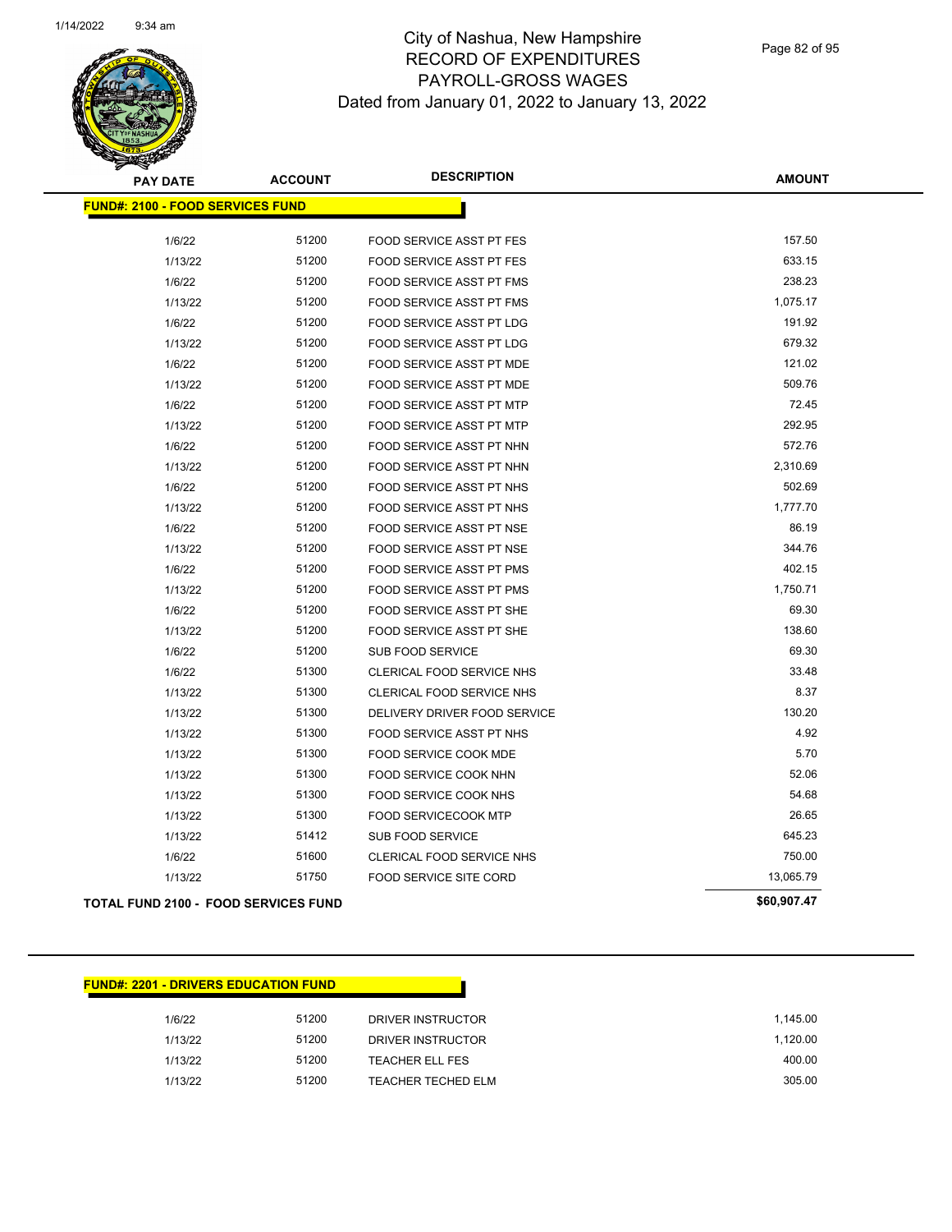# City of Nashua, New Hampshire
## RECORD OF EXPENDITURES
## PAYROLL-GROSS WAGES
### Dated from January 01, 2022 to January 13, 2022

**FUND#: 2100 - FOOD SERVICES FUND**

| PAY DATE | ACCOUNT | DESCRIPTION | AMOUNT |
|---|---|---|---|
| 1/6/22 | 51200 | FOOD SERVICE ASST PT FES | 157.50 |
| 1/13/22 | 51200 | FOOD SERVICE ASST PT FES | 633.15 |
| 1/6/22 | 51200 | FOOD SERVICE ASST PT FMS | 238.23 |
| 1/13/22 | 51200 | FOOD SERVICE ASST PT FMS | 1,075.17 |
| 1/6/22 | 51200 | FOOD SERVICE ASST PT LDG | 191.92 |
| 1/13/22 | 51200 | FOOD SERVICE ASST PT LDG | 679.32 |
| 1/6/22 | 51200 | FOOD SERVICE ASST PT MDE | 121.02 |
| 1/13/22 | 51200 | FOOD SERVICE ASST PT MDE | 509.76 |
| 1/6/22 | 51200 | FOOD SERVICE ASST PT MTP | 72.45 |
| 1/13/22 | 51200 | FOOD SERVICE ASST PT MTP | 292.95 |
| 1/6/22 | 51200 | FOOD SERVICE ASST PT NHN | 572.76 |
| 1/13/22 | 51200 | FOOD SERVICE ASST PT NHN | 2,310.69 |
| 1/6/22 | 51200 | FOOD SERVICE ASST PT NHS | 502.69 |
| 1/13/22 | 51200 | FOOD SERVICE ASST PT NHS | 1,777.70 |
| 1/6/22 | 51200 | FOOD SERVICE ASST PT NSE | 86.19 |
| 1/13/22 | 51200 | FOOD SERVICE ASST PT NSE | 344.76 |
| 1/6/22 | 51200 | FOOD SERVICE ASST PT PMS | 402.15 |
| 1/13/22 | 51200 | FOOD SERVICE ASST PT PMS | 1,750.71 |
| 1/6/22 | 51200 | FOOD SERVICE ASST PT SHE | 69.30 |
| 1/13/22 | 51200 | FOOD SERVICE ASST PT SHE | 138.60 |
| 1/6/22 | 51200 | SUB FOOD SERVICE | 69.30 |
| 1/6/22 | 51300 | CLERICAL FOOD SERVICE NHS | 33.48 |
| 1/13/22 | 51300 | CLERICAL FOOD SERVICE NHS | 8.37 |
| 1/13/22 | 51300 | DELIVERY DRIVER FOOD SERVICE | 130.20 |
| 1/13/22 | 51300 | FOOD SERVICE ASST PT NHS | 4.92 |
| 1/13/22 | 51300 | FOOD SERVICE COOK MDE | 5.70 |
| 1/13/22 | 51300 | FOOD SERVICE COOK NHN | 52.06 |
| 1/13/22 | 51300 | FOOD SERVICE COOK NHS | 54.68 |
| 1/13/22 | 51300 | FOOD SERVICECOOK MTP | 26.65 |
| 1/13/22 | 51412 | SUB FOOD SERVICE | 645.23 |
| 1/6/22 | 51600 | CLERICAL FOOD SERVICE NHS | 750.00 |
| 1/13/22 | 51750 | FOOD SERVICE SITE CORD | 13,065.79 |
| **TOTAL FUND 2100 - FOOD SERVICES FUND** | | | **$60,907.47** |

**FUND#: 2201 - DRIVERS EDUCATION FUND**

| PAY DATE | ACCOUNT | DESCRIPTION | AMOUNT |
|---|---|---|---|
| 1/6/22 | 51200 | DRIVER INSTRUCTOR | 1,145.00 |
| 1/13/22 | 51200 | DRIVER INSTRUCTOR | 1,120.00 |
| 1/13/22 | 51200 | TEACHER ELL FES | 400.00 |
| 1/13/22 | 51200 | TEACHER TECHED ELM | 305.00 |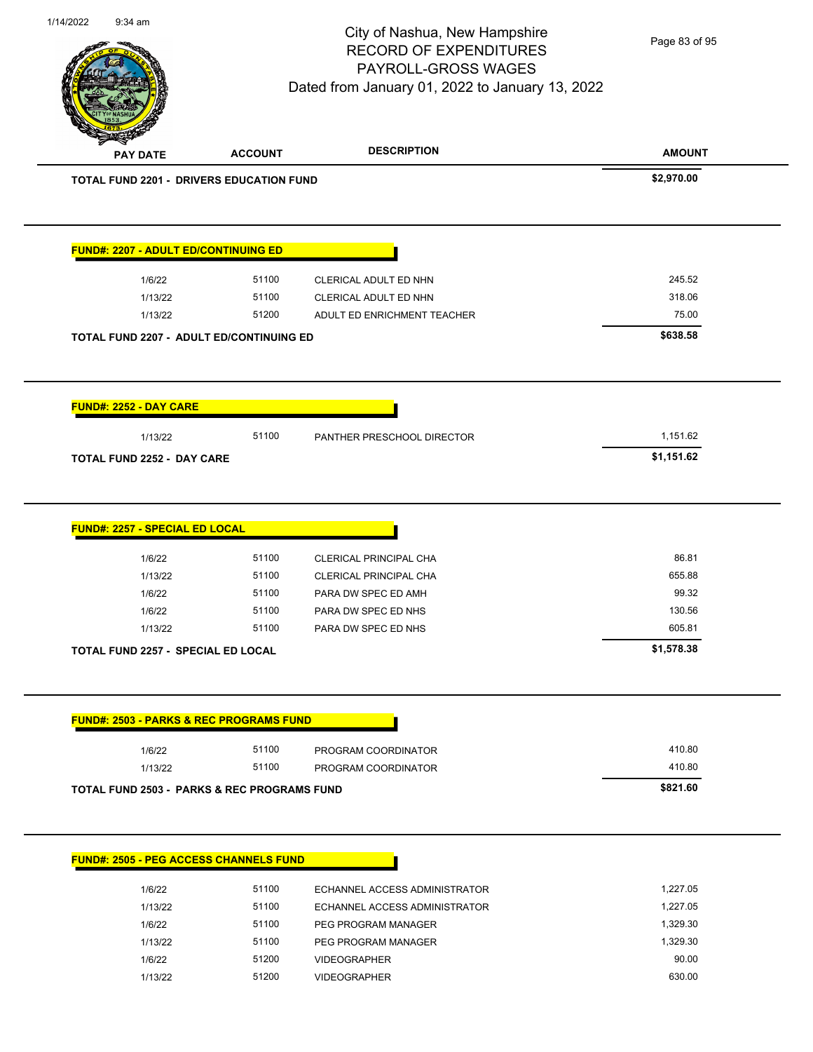| PAY DATE | ACCOUNT | DESCRIPTION | AMOUNT |
|---|---|---|---|
| **TOTAL FUND 2201 - DRIVERS EDUCATION FUND** | | | **$2,970.00** |

**FUND#: 2207 - ADULT ED/CONTINUING ED**

| PAY DATE | ACCOUNT | DESCRIPTION | AMOUNT |
|---|---|---|---|
| 1/6/22 | 51100 | CLERICAL ADULT ED NHN | 245.52 |
| 1/13/22 | 51100 | CLERICAL ADULT ED NHN | 318.06 |
| 1/13/22 | 51200 | ADULT ED ENRICHMENT TEACHER | 75.00 |
| **TOTAL FUND 2207 - ADULT ED/CONTINUING ED** | | | **$638.58** |

**FUND#: 2252 - DAY CARE**

| PAY DATE | ACCOUNT | DESCRIPTION | AMOUNT |
|---|---|---|---|
| 1/13/22 | 51100 | PANTHER PRESCHOOL DIRECTOR | 1,151.62 |
| **TOTAL FUND 2252 - DAY CARE** | | | **$1,151.62** |

**FUND#: 2257 - SPECIAL ED LOCAL**

| PAY DATE | ACCOUNT | DESCRIPTION | AMOUNT |
|---|---|---|---|
| 1/6/22 | 51100 | CLERICAL PRINCIPAL CHA | 86.81 |
| 1/13/22 | 51100 | CLERICAL PRINCIPAL CHA | 655.88 |
| 1/6/22 | 51100 | PARA DW SPEC ED AMH | 99.32 |
| 1/6/22 | 51100 | PARA DW SPEC ED NHS | 130.56 |
| 1/13/22 | 51100 | PARA DW SPEC ED NHS | 605.81 |
| **TOTAL FUND 2257 - SPECIAL ED LOCAL** | | | **$1,578.38** |

**FUND#: 2503 - PARKS & REC PROGRAMS FUND**

| PAY DATE | ACCOUNT | DESCRIPTION | AMOUNT |
|---|---|---|---|
| 1/6/22 | 51100 | PROGRAM COORDINATOR | 410.80 |
| 1/13/22 | 51100 | PROGRAM COORDINATOR | 410.80 |
| **TOTAL FUND 2503 - PARKS & REC PROGRAMS FUND** | | | **$821.60** |

**FUND#: 2505 - PEG ACCESS CHANNELS FUND**

| PAY DATE | ACCOUNT | DESCRIPTION | AMOUNT |
|---|---|---|---|
| 1/6/22 | 51100 | ECHANNEL ACCESS ADMINISTRATOR | 1,227.05 |
| 1/13/22 | 51100 | ECHANNEL ACCESS ADMINISTRATOR | 1,227.05 |
| 1/6/22 | 51100 | PEG PROGRAM MANAGER | 1,329.30 |
| 1/13/22 | 51100 | PEG PROGRAM MANAGER | 1,329.30 |
| 1/6/22 | 51200 | VIDEOGRAPHER | 90.00 |
| 1/13/22 | 51200 | VIDEOGRAPHER | 630.00 |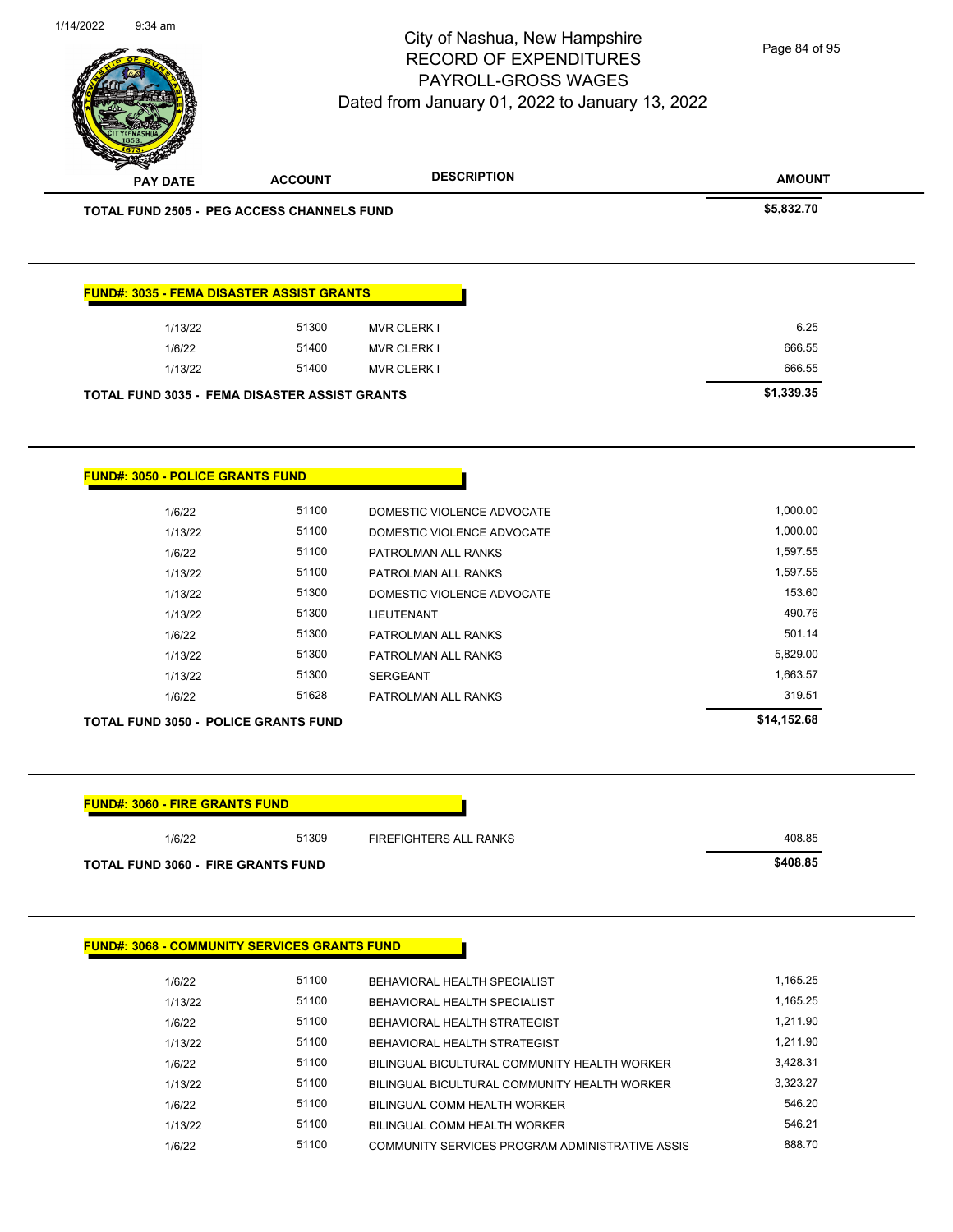| PAY DATE | ACCOUNT | DESCRIPTION | AMOUNT |
|---|---|---|---|
| **TOTAL FUND 2505 - PEG ACCESS CHANNELS FUND** | | | **$5,832.70** |

**FUND#: 3035 - FEMA DISASTER ASSIST GRANTS**

| PAY DATE | ACCOUNT | DESCRIPTION | AMOUNT |
|---|---|---|---|
| 1/13/22 | 51300 | MVR CLERK I | 6.25 |
| 1/6/22 | 51400 | MVR CLERK I | 666.55 |
| 1/13/22 | 51400 | MVR CLERK I | 666.55 |
| **TOTAL FUND 3035 - FEMA DISASTER ASSIST GRANTS** | | | **$1,339.35** |

**FUND#: 3050 - POLICE GRANTS FUND**

| PAY DATE | ACCOUNT | DESCRIPTION | AMOUNT |
|---|---|---|---|
| 1/6/22 | 51100 | DOMESTIC VIOLENCE ADVOCATE | 1,000.00 |
| 1/13/22 | 51100 | DOMESTIC VIOLENCE ADVOCATE | 1,000.00 |
| 1/6/22 | 51100 | PATROLMAN ALL RANKS | 1,597.55 |
| 1/13/22 | 51100 | PATROLMAN ALL RANKS | 1,597.55 |
| 1/13/22 | 51300 | DOMESTIC VIOLENCE ADVOCATE | 153.60 |
| 1/13/22 | 51300 | LIEUTENANT | 490.76 |
| 1/6/22 | 51300 | PATROLMAN ALL RANKS | 501.14 |
| 1/13/22 | 51300 | PATROLMAN ALL RANKS | 5,829.00 |
| 1/13/22 | 51300 | SERGEANT | 1,663.57 |
| 1/6/22 | 51628 | PATROLMAN ALL RANKS | 319.51 |
| **TOTAL FUND 3050 - POLICE GRANTS FUND** | | | **$14,152.68** |

**FUND#: 3060 - FIRE GRANTS FUND**

| PAY DATE | ACCOUNT | DESCRIPTION | AMOUNT |
|---|---|---|---|
| 1/6/22 | 51309 | FIREFIGHTERS ALL RANKS | 408.85 |
| **TOTAL FUND 3060 - FIRE GRANTS FUND** | | | **$408.85** |

**FUND#: 3068 - COMMUNITY SERVICES GRANTS FUND**

| PAY DATE | ACCOUNT | DESCRIPTION | AMOUNT |
|---|---|---|---|
| 1/6/22 | 51100 | BEHAVIORAL HEALTH SPECIALIST | 1,165.25 |
| 1/13/22 | 51100 | BEHAVIORAL HEALTH SPECIALIST | 1,165.25 |
| 1/6/22 | 51100 | BEHAVIORAL HEALTH STRATEGIST | 1,211.90 |
| 1/13/22 | 51100 | BEHAVIORAL HEALTH STRATEGIST | 1,211.90 |
| 1/6/22 | 51100 | BILINGUAL BICULTURAL COMMUNITY HEALTH WORKER | 3,428.31 |
| 1/13/22 | 51100 | BILINGUAL BICULTURAL COMMUNITY HEALTH WORKER | 3,323.27 |
| 1/6/22 | 51100 | BILINGUAL COMM HEALTH WORKER | 546.20 |
| 1/13/22 | 51100 | BILINGUAL COMM HEALTH WORKER | 546.21 |
| 1/6/22 | 51100 | COMMUNITY SERVICES PROGRAM ADMINISTRATIVE ASSIS | 888.70 |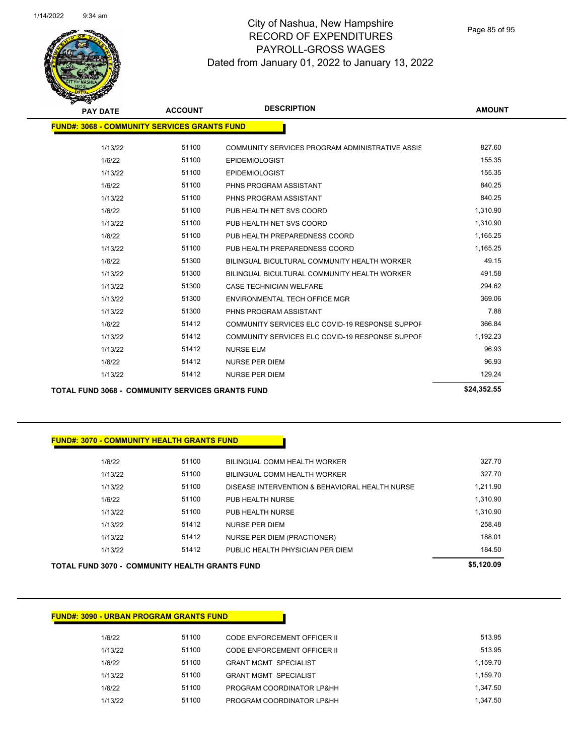# City of Nashua, New Hampshire
## RECORD OF EXPENDITURES
## PAYROLL-GROSS WAGES
### Dated from January 01, 2022 to January 13, 2022

| PAY DATE | ACCOUNT | DESCRIPTION | AMOUNT |
|---|---|---|---|
| **FUND#: 3068 - COMMUNITY SERVICES GRANTS FUND** | | | |
| 1/13/22 | 51100 | COMMUNITY SERVICES PROGRAM ADMINISTRATIVE ASSIS | 827.60 |
| 1/6/22 | 51100 | EPIDEMIOLOGIST | 155.35 |
| 1/13/22 | 51100 | EPIDEMIOLOGIST | 155.35 |
| 1/6/22 | 51100 | PHNS PROGRAM ASSISTANT | 840.25 |
| 1/13/22 | 51100 | PHNS PROGRAM ASSISTANT | 840.25 |
| 1/6/22 | 51100 | PUB HEALTH NET SVS COORD | 1,310.90 |
| 1/13/22 | 51100 | PUB HEALTH NET SVS COORD | 1,310.90 |
| 1/6/22 | 51100 | PUB HEALTH PREPAREDNESS COORD | 1,165.25 |
| 1/13/22 | 51100 | PUB HEALTH PREPAREDNESS COORD | 1,165.25 |
| 1/6/22 | 51300 | BILINGUAL BICULTURAL COMMUNITY HEALTH WORKER | 49.15 |
| 1/13/22 | 51300 | BILINGUAL BICULTURAL COMMUNITY HEALTH WORKER | 491.58 |
| 1/13/22 | 51300 | CASE TECHNICIAN WELFARE | 294.62 |
| 1/13/22 | 51300 | ENVIRONMENTAL TECH OFFICE MGR | 369.06 |
| 1/13/22 | 51300 | PHNS PROGRAM ASSISTANT | 7.88 |
| 1/6/22 | 51412 | COMMUNITY SERVICES ELC COVID-19 RESPONSE SUPPOF | 366.84 |
| 1/13/22 | 51412 | COMMUNITY SERVICES ELC COVID-19 RESPONSE SUPPOF | 1,192.23 |
| 1/13/22 | 51412 | NURSE ELM | 96.93 |
| 1/6/22 | 51412 | NURSE PER DIEM | 96.93 |
| 1/13/22 | 51412 | NURSE PER DIEM | 129.24 |
| **TOTAL FUND 3068 - COMMUNITY SERVICES GRANTS FUND** | | | **$24,352.55** |

| PAY DATE | ACCOUNT | DESCRIPTION | AMOUNT |
|---|---|---|---|
| **FUND#: 3070 - COMMUNITY HEALTH GRANTS FUND** | | | |
| 1/6/22 | 51100 | BILINGUAL COMM HEALTH WORKER | 327.70 |
| 1/13/22 | 51100 | BILINGUAL COMM HEALTH WORKER | 327.70 |
| 1/13/22 | 51100 | DISEASE INTERVENTION & BEHAVIORAL HEALTH NURSE | 1,211.90 |
| 1/6/22 | 51100 | PUB HEALTH NURSE | 1,310.90 |
| 1/13/22 | 51100 | PUB HEALTH NURSE | 1,310.90 |
| 1/13/22 | 51412 | NURSE PER DIEM | 258.48 |
| 1/13/22 | 51412 | NURSE PER DIEM (PRACTIONER) | 188.01 |
| 1/13/22 | 51412 | PUBLIC HEALTH PHYSICIAN PER DIEM | 184.50 |
| **TOTAL FUND 3070 - COMMUNITY HEALTH GRANTS FUND** | | | **$5,120.09** |

| PAY DATE | ACCOUNT | DESCRIPTION | AMOUNT |
|---|---|---|---|
| **FUND#: 3090 - URBAN PROGRAM GRANTS FUND** | | | |
| 1/6/22 | 51100 | CODE ENFORCEMENT OFFICER II | 513.95 |
| 1/13/22 | 51100 | CODE ENFORCEMENT OFFICER II | 513.95 |
| 1/6/22 | 51100 | GRANT MGMT SPECIALIST | 1,159.70 |
| 1/13/22 | 51100 | GRANT MGMT SPECIALIST | 1,159.70 |
| 1/6/22 | 51100 | PROGRAM COORDINATOR LP&HH | 1,347.50 |
| 1/13/22 | 51100 | PROGRAM COORDINATOR LP&HH | 1,347.50 |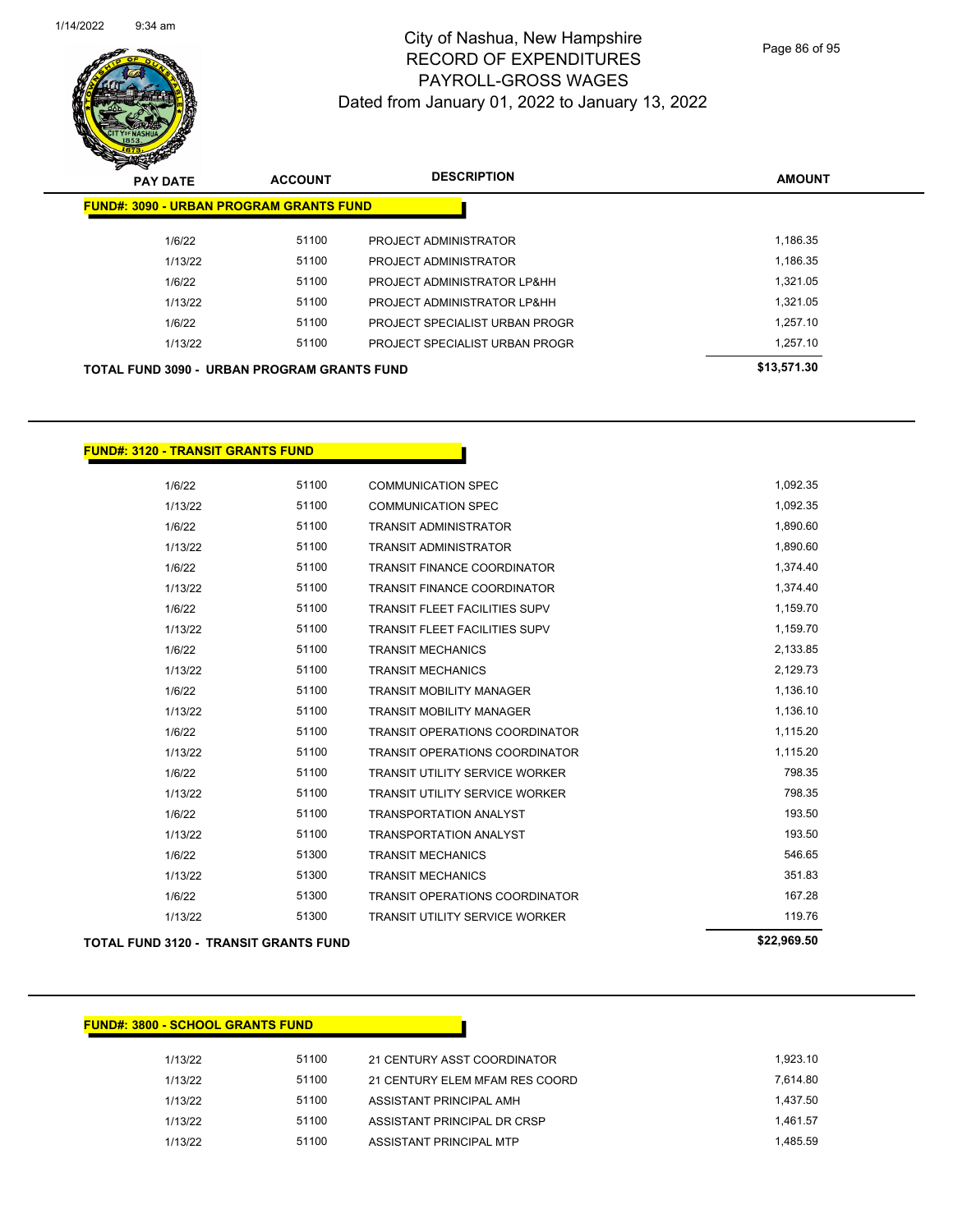# City of Nashua, New Hampshire
## RECORD OF EXPENDITURES
## PAYROLL-GROSS WAGES
### Dated from January 01, 2022 to January 13, 2022

| PAY DATE | ACCOUNT | DESCRIPTION | AMOUNT |
|---|---|---|---|
| **FUND#: 3090 - URBAN PROGRAM GRANTS FUND** | | | |
| 1/6/22 | 51100 | PROJECT ADMINISTRATOR | 1,186.35 |
| 1/13/22 | 51100 | PROJECT ADMINISTRATOR | 1,186.35 |
| 1/6/22 | 51100 | PROJECT ADMINISTRATOR LP&HH | 1,321.05 |
| 1/13/22 | 51100 | PROJECT ADMINISTRATOR LP&HH | 1,321.05 |
| 1/6/22 | 51100 | PROJECT SPECIALIST URBAN PROGR | 1,257.10 |
| 1/13/22 | 51100 | PROJECT SPECIALIST URBAN PROGR | 1,257.10 |
| **TOTAL FUND 3090 - URBAN PROGRAM GRANTS FUND** | | | **$13,571.30** |

| PAY DATE | ACCOUNT | DESCRIPTION | AMOUNT |
|---|---|---|---|
| **FUND#: 3120 - TRANSIT GRANTS FUND** | | | |
| 1/6/22 | 51100 | COMMUNICATION SPEC | 1,092.35 |
| 1/13/22 | 51100 | COMMUNICATION SPEC | 1,092.35 |
| 1/6/22 | 51100 | TRANSIT ADMINISTRATOR | 1,890.60 |
| 1/13/22 | 51100 | TRANSIT ADMINISTRATOR | 1,890.60 |
| 1/6/22 | 51100 | TRANSIT FINANCE COORDINATOR | 1,374.40 |
| 1/13/22 | 51100 | TRANSIT FINANCE COORDINATOR | 1,374.40 |
| 1/6/22 | 51100 | TRANSIT FLEET FACILITIES SUPV | 1,159.70 |
| 1/13/22 | 51100 | TRANSIT FLEET FACILITIES SUPV | 1,159.70 |
| 1/6/22 | 51100 | TRANSIT MECHANICS | 2,133.85 |
| 1/13/22 | 51100 | TRANSIT MECHANICS | 2,129.73 |
| 1/6/22 | 51100 | TRANSIT MOBILITY MANAGER | 1,136.10 |
| 1/13/22 | 51100 | TRANSIT MOBILITY MANAGER | 1,136.10 |
| 1/6/22 | 51100 | TRANSIT OPERATIONS COORDINATOR | 1,115.20 |
| 1/13/22 | 51100 | TRANSIT OPERATIONS COORDINATOR | 1,115.20 |
| 1/6/22 | 51100 | TRANSIT UTILITY SERVICE WORKER | 798.35 |
| 1/13/22 | 51100 | TRANSIT UTILITY SERVICE WORKER | 798.35 |
| 1/6/22 | 51100 | TRANSPORTATION ANALYST | 193.50 |
| 1/13/22 | 51100 | TRANSPORTATION ANALYST | 193.50 |
| 1/6/22 | 51300 | TRANSIT MECHANICS | 546.65 |
| 1/13/22 | 51300 | TRANSIT MECHANICS | 351.83 |
| 1/6/22 | 51300 | TRANSIT OPERATIONS COORDINATOR | 167.28 |
| 1/13/22 | 51300 | TRANSIT UTILITY SERVICE WORKER | 119.76 |
| **TOTAL FUND 3120 - TRANSIT GRANTS FUND** | | | **$22,969.50** |

| PAY DATE | ACCOUNT | DESCRIPTION | AMOUNT |
|---|---|---|---|
| **FUND#: 3800 - SCHOOL GRANTS FUND** | | | |
| 1/13/22 | 51100 | 21 CENTURY ASST COORDINATOR | 1,923.10 |
| 1/13/22 | 51100 | 21 CENTURY ELEM MFAM RES COORD | 7,614.80 |
| 1/13/22 | 51100 | ASSISTANT PRINCIPAL AMH | 1,437.50 |
| 1/13/22 | 51100 | ASSISTANT PRINCIPAL DR CRSP | 1,461.57 |
| 1/13/22 | 51100 | ASSISTANT PRINCIPAL MTP | 1,485.59 |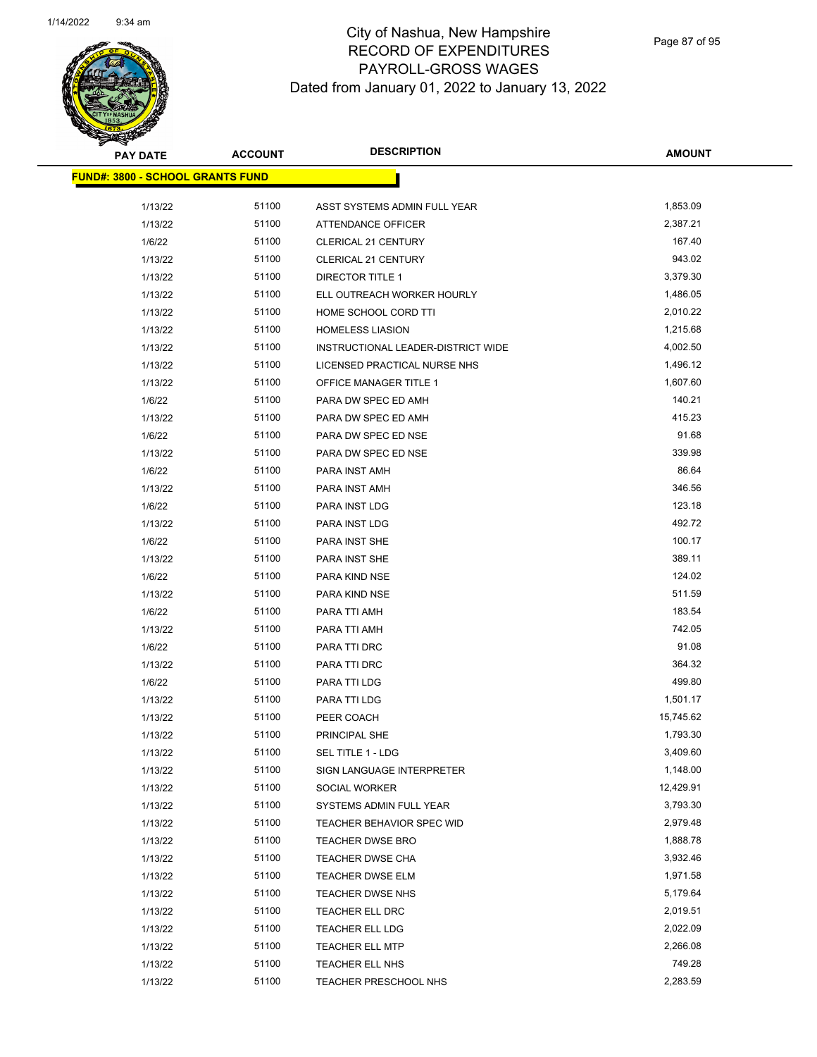# City of Nashua, New Hampshire
## RECORD OF EXPENDITURES
## PAYROLL-GROSS WAGES
### Dated from January 01, 2022 to January 13, 2022

| PAY DATE | ACCOUNT | DESCRIPTION | AMOUNT |
|---|---|---|---|
| **FUND#: 3800 - SCHOOL GRANTS FUND** | | | |
| 1/13/22 | 51100 | ASST SYSTEMS ADMIN FULL YEAR | 1,853.09 |
| 1/13/22 | 51100 | ATTENDANCE OFFICER | 2,387.21 |
| 1/6/22 | 51100 | CLERICAL 21 CENTURY | 167.40 |
| 1/13/22 | 51100 | CLERICAL 21 CENTURY | 943.02 |
| 1/13/22 | 51100 | DIRECTOR TITLE 1 | 3,379.30 |
| 1/13/22 | 51100 | ELL OUTREACH WORKER HOURLY | 1,486.05 |
| 1/13/22 | 51100 | HOME SCHOOL CORD TTI | 2,010.22 |
| 1/13/22 | 51100 | HOMELESS LIASION | 1,215.68 |
| 1/13/22 | 51100 | INSTRUCTIONAL LEADER-DISTRICT WIDE | 4,002.50 |
| 1/13/22 | 51100 | LICENSED PRACTICAL NURSE NHS | 1,496.12 |
| 1/13/22 | 51100 | OFFICE MANAGER TITLE 1 | 1,607.60 |
| 1/6/22 | 51100 | PARA DW SPEC ED AMH | 140.21 |
| 1/13/22 | 51100 | PARA DW SPEC ED AMH | 415.23 |
| 1/6/22 | 51100 | PARA DW SPEC ED NSE | 91.68 |
| 1/13/22 | 51100 | PARA DW SPEC ED NSE | 339.98 |
| 1/6/22 | 51100 | PARA INST AMH | 86.64 |
| 1/13/22 | 51100 | PARA INST AMH | 346.56 |
| 1/6/22 | 51100 | PARA INST LDG | 123.18 |
| 1/13/22 | 51100 | PARA INST LDG | 492.72 |
| 1/6/22 | 51100 | PARA INST SHE | 100.17 |
| 1/13/22 | 51100 | PARA INST SHE | 389.11 |
| 1/6/22 | 51100 | PARA KIND NSE | 124.02 |
| 1/13/22 | 51100 | PARA KIND NSE | 511.59 |
| 1/6/22 | 51100 | PARA TTI AMH | 183.54 |
| 1/13/22 | 51100 | PARA TTI AMH | 742.05 |
| 1/6/22 | 51100 | PARA TTI DRC | 91.08 |
| 1/13/22 | 51100 | PARA TTI DRC | 364.32 |
| 1/6/22 | 51100 | PARA TTI LDG | 499.80 |
| 1/13/22 | 51100 | PARA TTI LDG | 1,501.17 |
| 1/13/22 | 51100 | PEER COACH | 15,745.62 |
| 1/13/22 | 51100 | PRINCIPAL SHE | 1,793.30 |
| 1/13/22 | 51100 | SEL TITLE 1 - LDG | 3,409.60 |
| 1/13/22 | 51100 | SIGN LANGUAGE INTERPRETER | 1,148.00 |
| 1/13/22 | 51100 | SOCIAL WORKER | 12,429.91 |
| 1/13/22 | 51100 | SYSTEMS ADMIN FULL YEAR | 3,793.30 |
| 1/13/22 | 51100 | TEACHER BEHAVIOR SPEC WID | 2,979.48 |
| 1/13/22 | 51100 | TEACHER DWSE BRO | 1,888.78 |
| 1/13/22 | 51100 | TEACHER DWSE CHA | 3,932.46 |
| 1/13/22 | 51100 | TEACHER DWSE ELM | 1,971.58 |
| 1/13/22 | 51100 | TEACHER DWSE NHS | 5,179.64 |
| 1/13/22 | 51100 | TEACHER ELL DRC | 2,019.51 |
| 1/13/22 | 51100 | TEACHER ELL LDG | 2,022.09 |
| 1/13/22 | 51100 | TEACHER ELL MTP | 2,266.08 |
| 1/13/22 | 51100 | TEACHER ELL NHS | 749.28 |
| 1/13/22 | 51100 | TEACHER PRESCHOOL NHS | 2,283.59 |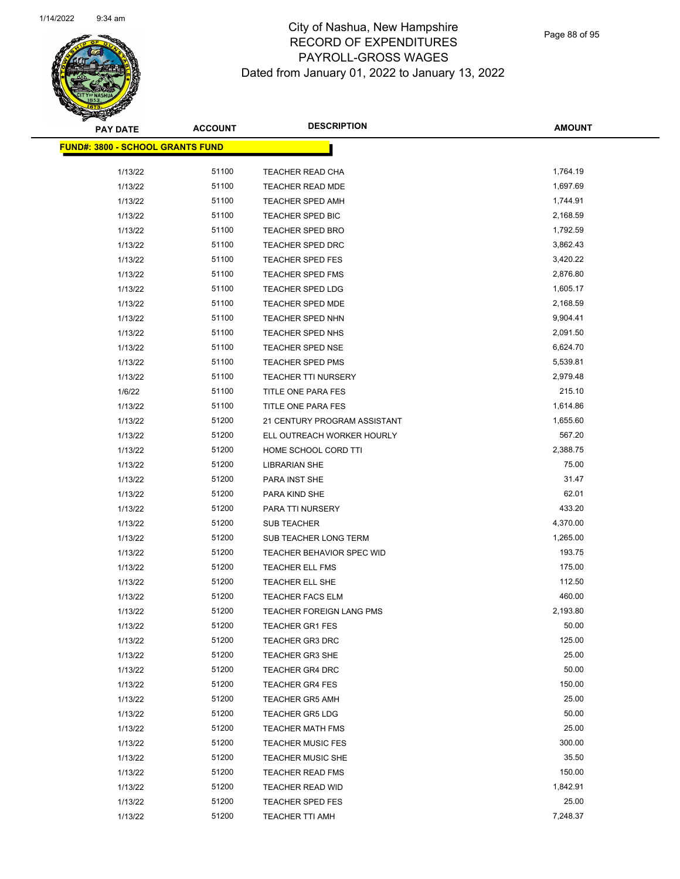# City of Nashua, New Hampshire
## RECORD OF EXPENDITURES
## PAYROLL-GROSS WAGES
## Dated from January 01, 2022 to January 13, 2022

| PAY DATE | ACCOUNT | DESCRIPTION | AMOUNT |
|---|---|---|---|
| **FUND#: 3800 - SCHOOL GRANTS FUND** | | | |
| 1/13/22 | 51100 | TEACHER READ CHA | 1,764.19 |
| 1/13/22 | 51100 | TEACHER READ MDE | 1,697.69 |
| 1/13/22 | 51100 | TEACHER SPED AMH | 1,744.91 |
| 1/13/22 | 51100 | TEACHER SPED BIC | 2,168.59 |
| 1/13/22 | 51100 | TEACHER SPED BRO | 1,792.59 |
| 1/13/22 | 51100 | TEACHER SPED DRC | 3,862.43 |
| 1/13/22 | 51100 | TEACHER SPED FES | 3,420.22 |
| 1/13/22 | 51100 | TEACHER SPED FMS | 2,876.80 |
| 1/13/22 | 51100 | TEACHER SPED LDG | 1,605.17 |
| 1/13/22 | 51100 | TEACHER SPED MDE | 2,168.59 |
| 1/13/22 | 51100 | TEACHER SPED NHN | 9,904.41 |
| 1/13/22 | 51100 | TEACHER SPED NHS | 2,091.50 |
| 1/13/22 | 51100 | TEACHER SPED NSE | 6,624.70 |
| 1/13/22 | 51100 | TEACHER SPED PMS | 5,539.81 |
| 1/13/22 | 51100 | TEACHER TTI NURSERY | 2,979.48 |
| 1/6/22 | 51100 | TITLE ONE PARA FES | 215.10 |
| 1/13/22 | 51100 | TITLE ONE PARA FES | 1,614.86 |
| 1/13/22 | 51200 | 21 CENTURY PROGRAM ASSISTANT | 1,655.60 |
| 1/13/22 | 51200 | ELL OUTREACH WORKER HOURLY | 567.20 |
| 1/13/22 | 51200 | HOME SCHOOL CORD TTI | 2,388.75 |
| 1/13/22 | 51200 | LIBRARIAN SHE | 75.00 |
| 1/13/22 | 51200 | PARA INST SHE | 31.47 |
| 1/13/22 | 51200 | PARA KIND SHE | 62.01 |
| 1/13/22 | 51200 | PARA TTI NURSERY | 433.20 |
| 1/13/22 | 51200 | SUB TEACHER | 4,370.00 |
| 1/13/22 | 51200 | SUB TEACHER LONG TERM | 1,265.00 |
| 1/13/22 | 51200 | TEACHER BEHAVIOR SPEC WID | 193.75 |
| 1/13/22 | 51200 | TEACHER ELL FMS | 175.00 |
| 1/13/22 | 51200 | TEACHER ELL SHE | 112.50 |
| 1/13/22 | 51200 | TEACHER FACS ELM | 460.00 |
| 1/13/22 | 51200 | TEACHER FOREIGN LANG PMS | 2,193.80 |
| 1/13/22 | 51200 | TEACHER GR1 FES | 50.00 |
| 1/13/22 | 51200 | TEACHER GR3 DRC | 125.00 |
| 1/13/22 | 51200 | TEACHER GR3 SHE | 25.00 |
| 1/13/22 | 51200 | TEACHER GR4 DRC | 50.00 |
| 1/13/22 | 51200 | TEACHER GR4 FES | 150.00 |
| 1/13/22 | 51200 | TEACHER GR5 AMH | 25.00 |
| 1/13/22 | 51200 | TEACHER GR5 LDG | 50.00 |
| 1/13/22 | 51200 | TEACHER MATH FMS | 25.00 |
| 1/13/22 | 51200 | TEACHER MUSIC FES | 300.00 |
| 1/13/22 | 51200 | TEACHER MUSIC SHE | 35.50 |
| 1/13/22 | 51200 | TEACHER READ FMS | 150.00 |
| 1/13/22 | 51200 | TEACHER READ WID | 1,842.91 |
| 1/13/22 | 51200 | TEACHER SPED FES | 25.00 |
| 1/13/22 | 51200 | TEACHER TTI AMH | 7,248.37 |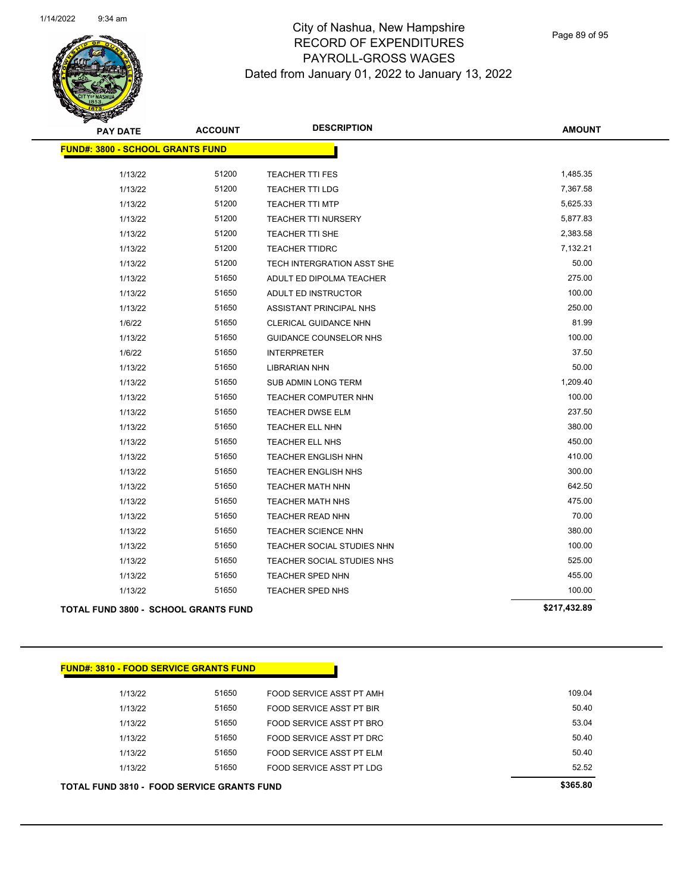# City of Nashua, New Hampshire
## RECORD OF EXPENDITURES
## PAYROLL-GROSS WAGES
## Dated from January 01, 2022 to January 13, 2022

**FUND#: 3800 - SCHOOL GRANTS FUND**

| PAY DATE | ACCOUNT | DESCRIPTION | AMOUNT |
|---|---|---|---|
| 1/13/22 | 51200 | TEACHER TTI FES | 1,485.35 |
| 1/13/22 | 51200 | TEACHER TTI LDG | 7,367.58 |
| 1/13/22 | 51200 | TEACHER TTI MTP | 5,625.33 |
| 1/13/22 | 51200 | TEACHER TTI NURSERY | 5,877.83 |
| 1/13/22 | 51200 | TEACHER TTI SHE | 2,383.58 |
| 1/13/22 | 51200 | TEACHER TTIDRC | 7,132.21 |
| 1/13/22 | 51200 | TECH INTERGRATION ASST SHE | 50.00 |
| 1/13/22 | 51650 | ADULT ED DIPOLMA TEACHER | 275.00 |
| 1/13/22 | 51650 | ADULT ED INSTRUCTOR | 100.00 |
| 1/13/22 | 51650 | ASSISTANT PRINCIPAL NHS | 250.00 |
| 1/6/22 | 51650 | CLERICAL GUIDANCE NHN | 81.99 |
| 1/13/22 | 51650 | GUIDANCE COUNSELOR NHS | 100.00 |
| 1/6/22 | 51650 | INTERPRETER | 37.50 |
| 1/13/22 | 51650 | LIBRARIAN NHN | 50.00 |
| 1/13/22 | 51650 | SUB ADMIN LONG TERM | 1,209.40 |
| 1/13/22 | 51650 | TEACHER COMPUTER NHN | 100.00 |
| 1/13/22 | 51650 | TEACHER DWSE ELM | 237.50 |
| 1/13/22 | 51650 | TEACHER ELL NHN | 380.00 |
| 1/13/22 | 51650 | TEACHER ELL NHS | 450.00 |
| 1/13/22 | 51650 | TEACHER ENGLISH NHN | 410.00 |
| 1/13/22 | 51650 | TEACHER ENGLISH NHS | 300.00 |
| 1/13/22 | 51650 | TEACHER MATH NHN | 642.50 |
| 1/13/22 | 51650 | TEACHER MATH NHS | 475.00 |
| 1/13/22 | 51650 | TEACHER READ NHN | 70.00 |
| 1/13/22 | 51650 | TEACHER SCIENCE NHN | 380.00 |
| 1/13/22 | 51650 | TEACHER SOCIAL STUDIES NHN | 100.00 |
| 1/13/22 | 51650 | TEACHER SOCIAL STUDIES NHS | 525.00 |
| 1/13/22 | 51650 | TEACHER SPED NHN | 455.00 |
| 1/13/22 | 51650 | TEACHER SPED NHS | 100.00 |
| **TOTAL FUND 3800 - SCHOOL GRANTS FUND** | | | **$217,432.89** |

**FUND#: 3810 - FOOD SERVICE GRANTS FUND**

| PAY DATE | ACCOUNT | DESCRIPTION | AMOUNT |
|---|---|---|---|
| 1/13/22 | 51650 | FOOD SERVICE ASST PT AMH | 109.04 |
| 1/13/22 | 51650 | FOOD SERVICE ASST PT BIR | 50.40 |
| 1/13/22 | 51650 | FOOD SERVICE ASST PT BRO | 53.04 |
| 1/13/22 | 51650 | FOOD SERVICE ASST PT DRC | 50.40 |
| 1/13/22 | 51650 | FOOD SERVICE ASST PT ELM | 50.40 |
| 1/13/22 | 51650 | FOOD SERVICE ASST PT LDG | 52.52 |
| **TOTAL FUND 3810 - FOOD SERVICE GRANTS FUND** | | | **$365.80** |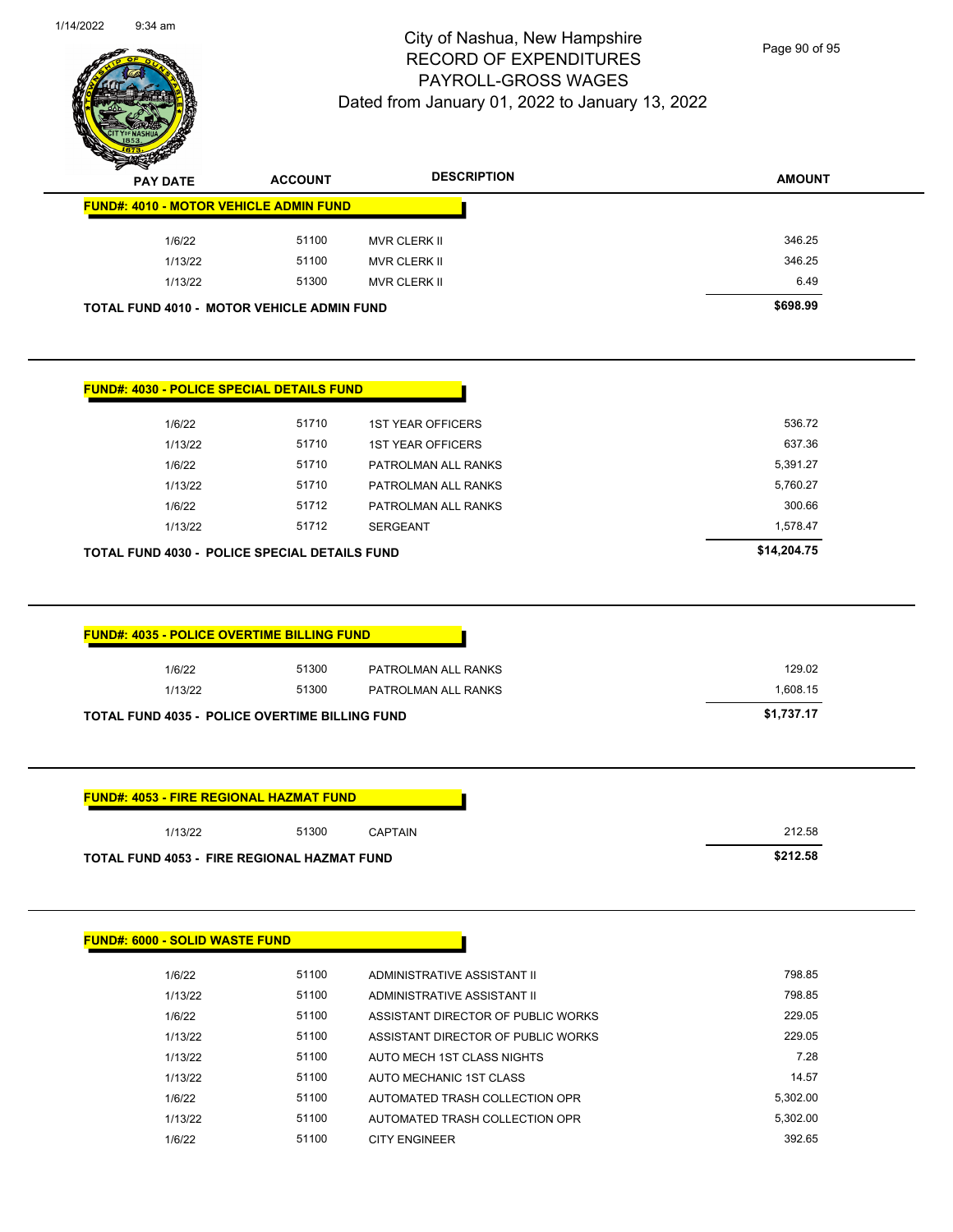# City of Nashua, New Hampshire
## RECORD OF EXPENDITURES
## PAYROLL-GROSS WAGES
## Dated from January 01, 2022 to January 13, 2022

| PAY DATE | ACCOUNT | DESCRIPTION | AMOUNT |
|---|---|---|---|
| **FUND#: 4010 - MOTOR VEHICLE ADMIN FUND** | | | |
| 1/6/22 | 51100 | MVR CLERK II | 346.25 |
| 1/13/22 | 51100 | MVR CLERK II | 346.25 |
| 1/13/22 | 51300 | MVR CLERK II | 6.49 |
| **TOTAL FUND 4010 - MOTOR VEHICLE ADMIN FUND** | | | **$698.99** |

| PAY DATE | ACCOUNT | DESCRIPTION | AMOUNT |
|---|---|---|---|
| **FUND#: 4030 - POLICE SPECIAL DETAILS FUND** | | | |
| 1/6/22 | 51710 | 1ST YEAR OFFICERS | 536.72 |
| 1/13/22 | 51710 | 1ST YEAR OFFICERS | 637.36 |
| 1/6/22 | 51710 | PATROLMAN ALL RANKS | 5,391.27 |
| 1/13/22 | 51710 | PATROLMAN ALL RANKS | 5,760.27 |
| 1/6/22 | 51712 | PATROLMAN ALL RANKS | 300.66 |
| 1/13/22 | 51712 | SERGEANT | 1,578.47 |
| **TOTAL FUND 4030 - POLICE SPECIAL DETAILS FUND** | | | **$14,204.75** |

| PAY DATE | ACCOUNT | DESCRIPTION | AMOUNT |
|---|---|---|---|
| **FUND#: 4035 - POLICE OVERTIME BILLING FUND** | | | |
| 1/6/22 | 51300 | PATROLMAN ALL RANKS | 129.02 |
| 1/13/22 | 51300 | PATROLMAN ALL RANKS | 1,608.15 |
| **TOTAL FUND 4035 - POLICE OVERTIME BILLING FUND** | | | **$1,737.17** |

| PAY DATE | ACCOUNT | DESCRIPTION | AMOUNT |
|---|---|---|---|
| **FUND#: 4053 - FIRE REGIONAL HAZMAT FUND** | | | |
| 1/13/22 | 51300 | CAPTAIN | 212.58 |
| **TOTAL FUND 4053 - FIRE REGIONAL HAZMAT FUND** | | | **$212.58** |

| PAY DATE | ACCOUNT | DESCRIPTION | AMOUNT |
|---|---|---|---|
| **FUND#: 6000 - SOLID WASTE FUND** | | | |
| 1/6/22 | 51100 | ADMINISTRATIVE ASSISTANT II | 798.85 |
| 1/13/22 | 51100 | ADMINISTRATIVE ASSISTANT II | 798.85 |
| 1/6/22 | 51100 | ASSISTANT DIRECTOR OF PUBLIC WORKS | 229.05 |
| 1/13/22 | 51100 | ASSISTANT DIRECTOR OF PUBLIC WORKS | 229.05 |
| 1/13/22 | 51100 | AUTO MECH 1ST CLASS NIGHTS | 7.28 |
| 1/13/22 | 51100 | AUTO MECHANIC 1ST CLASS | 14.57 |
| 1/6/22 | 51100 | AUTOMATED TRASH COLLECTION OPR | 5,302.00 |
| 1/13/22 | 51100 | AUTOMATED TRASH COLLECTION OPR | 5,302.00 |
| 1/6/22 | 51100 | CITY ENGINEER | 392.65 |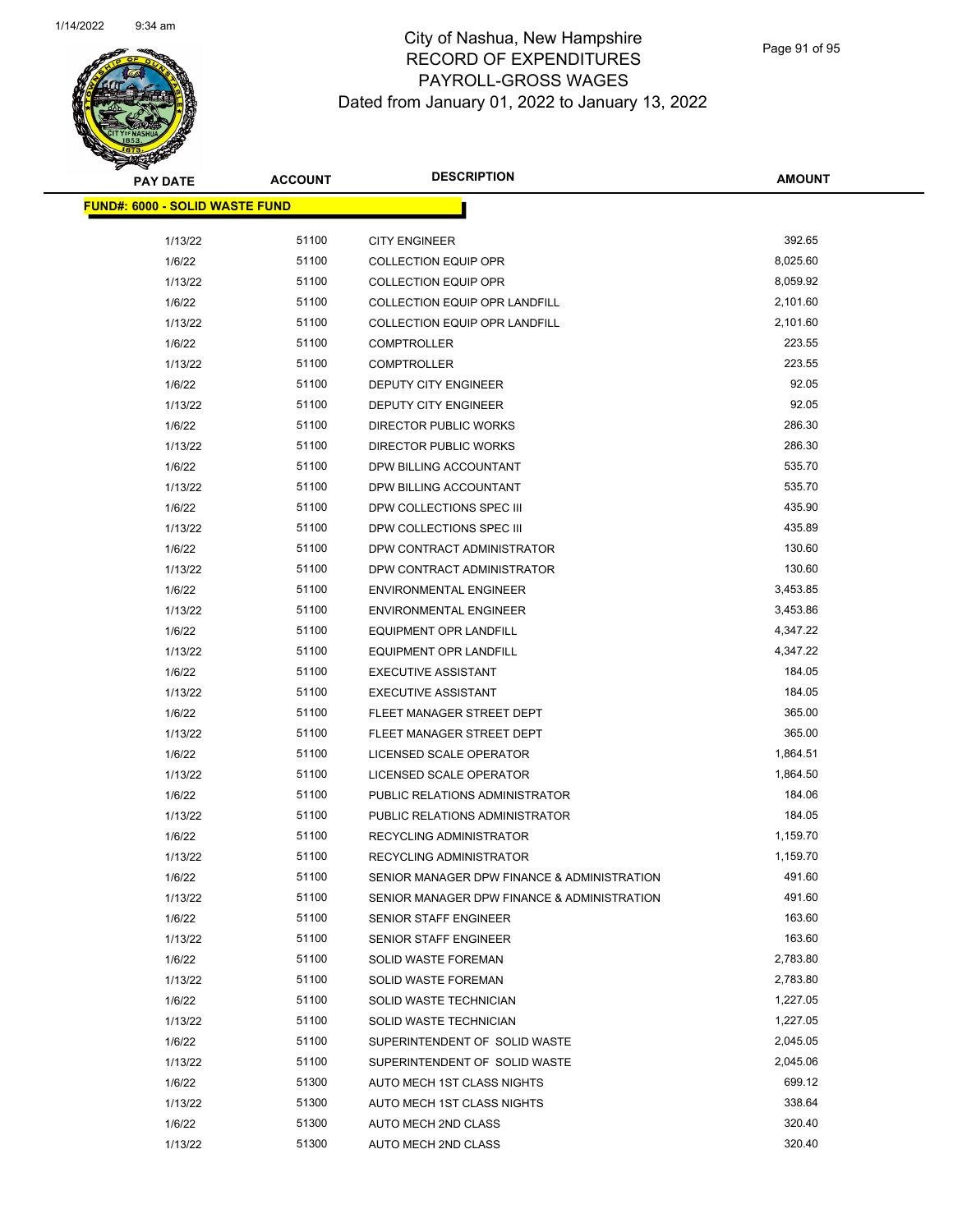# City of Nashua, New Hampshire
## RECORD OF EXPENDITURES
## PAYROLL-GROSS WAGES
## Dated from January 01, 2022 to January 13, 2022

| PAY DATE | ACCOUNT | DESCRIPTION | AMOUNT |
|---|---|---|---|
| **FUND#: 6000 - SOLID WASTE FUND** | | | |
| 1/13/22 | 51100 | CITY ENGINEER | 392.65 |
| 1/6/22 | 51100 | COLLECTION EQUIP OPR | 8,025.60 |
| 1/13/22 | 51100 | COLLECTION EQUIP OPR | 8,059.92 |
| 1/6/22 | 51100 | COLLECTION EQUIP OPR LANDFILL | 2,101.60 |
| 1/13/22 | 51100 | COLLECTION EQUIP OPR LANDFILL | 2,101.60 |
| 1/6/22 | 51100 | COMPTROLLER | 223.55 |
| 1/13/22 | 51100 | COMPTROLLER | 223.55 |
| 1/6/22 | 51100 | DEPUTY CITY ENGINEER | 92.05 |
| 1/13/22 | 51100 | DEPUTY CITY ENGINEER | 92.05 |
| 1/6/22 | 51100 | DIRECTOR PUBLIC WORKS | 286.30 |
| 1/13/22 | 51100 | DIRECTOR PUBLIC WORKS | 286.30 |
| 1/6/22 | 51100 | DPW BILLING ACCOUNTANT | 535.70 |
| 1/13/22 | 51100 | DPW BILLING ACCOUNTANT | 535.70 |
| 1/6/22 | 51100 | DPW COLLECTIONS SPEC III | 435.90 |
| 1/13/22 | 51100 | DPW COLLECTIONS SPEC III | 435.89 |
| 1/6/22 | 51100 | DPW CONTRACT ADMINISTRATOR | 130.60 |
| 1/13/22 | 51100 | DPW CONTRACT ADMINISTRATOR | 130.60 |
| 1/6/22 | 51100 | ENVIRONMENTAL ENGINEER | 3,453.85 |
| 1/13/22 | 51100 | ENVIRONMENTAL ENGINEER | 3,453.86 |
| 1/6/22 | 51100 | EQUIPMENT OPR LANDFILL | 4,347.22 |
| 1/13/22 | 51100 | EQUIPMENT OPR LANDFILL | 4,347.22 |
| 1/6/22 | 51100 | EXECUTIVE ASSISTANT | 184.05 |
| 1/13/22 | 51100 | EXECUTIVE ASSISTANT | 184.05 |
| 1/6/22 | 51100 | FLEET MANAGER STREET DEPT | 365.00 |
| 1/13/22 | 51100 | FLEET MANAGER STREET DEPT | 365.00 |
| 1/6/22 | 51100 | LICENSED SCALE OPERATOR | 1,864.51 |
| 1/13/22 | 51100 | LICENSED SCALE OPERATOR | 1,864.50 |
| 1/6/22 | 51100 | PUBLIC RELATIONS ADMINISTRATOR | 184.06 |
| 1/13/22 | 51100 | PUBLIC RELATIONS ADMINISTRATOR | 184.05 |
| 1/6/22 | 51100 | RECYCLING ADMINISTRATOR | 1,159.70 |
| 1/13/22 | 51100 | RECYCLING ADMINISTRATOR | 1,159.70 |
| 1/6/22 | 51100 | SENIOR MANAGER DPW FINANCE & ADMINISTRATION | 491.60 |
| 1/13/22 | 51100 | SENIOR MANAGER DPW FINANCE & ADMINISTRATION | 491.60 |
| 1/6/22 | 51100 | SENIOR STAFF ENGINEER | 163.60 |
| 1/13/22 | 51100 | SENIOR STAFF ENGINEER | 163.60 |
| 1/6/22 | 51100 | SOLID WASTE FOREMAN | 2,783.80 |
| 1/13/22 | 51100 | SOLID WASTE FOREMAN | 2,783.80 |
| 1/6/22 | 51100 | SOLID WASTE TECHNICIAN | 1,227.05 |
| 1/13/22 | 51100 | SOLID WASTE TECHNICIAN | 1,227.05 |
| 1/6/22 | 51100 | SUPERINTENDENT OF SOLID WASTE | 2,045.05 |
| 1/13/22 | 51100 | SUPERINTENDENT OF SOLID WASTE | 2,045.06 |
| 1/6/22 | 51300 | AUTO MECH 1ST CLASS NIGHTS | 699.12 |
| 1/13/22 | 51300 | AUTO MECH 1ST CLASS NIGHTS | 338.64 |
| 1/6/22 | 51300 | AUTO MECH 2ND CLASS | 320.40 |
| 1/13/22 | 51300 | AUTO MECH 2ND CLASS | 320.40 |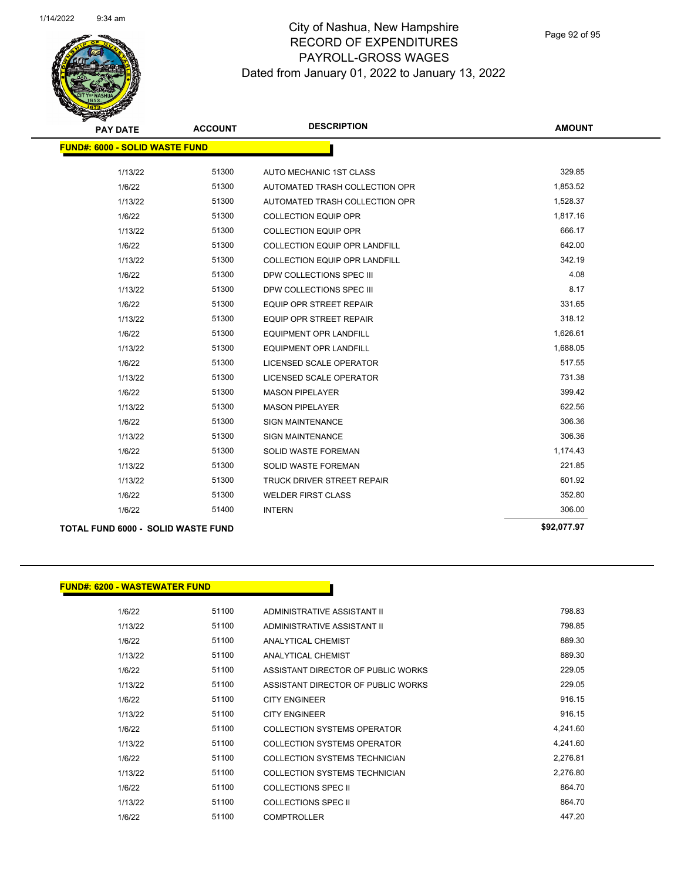| PAY DATE | ACCOUNT | DESCRIPTION | AMOUNT |
|---|---|---|---|
| **FUND#: 6000 - SOLID WASTE FUND** | | | |
| 1/13/22 | 51300 | AUTO MECHANIC 1ST CLASS | 329.85 |
| 1/6/22 | 51300 | AUTOMATED TRASH COLLECTION OPR | 1,853.52 |
| 1/13/22 | 51300 | AUTOMATED TRASH COLLECTION OPR | 1,528.37 |
| 1/6/22 | 51300 | COLLECTION EQUIP OPR | 1,817.16 |
| 1/13/22 | 51300 | COLLECTION EQUIP OPR | 666.17 |
| 1/6/22 | 51300 | COLLECTION EQUIP OPR LANDFILL | 642.00 |
| 1/13/22 | 51300 | COLLECTION EQUIP OPR LANDFILL | 342.19 |
| 1/6/22 | 51300 | DPW COLLECTIONS SPEC III | 4.08 |
| 1/13/22 | 51300 | DPW COLLECTIONS SPEC III | 8.17 |
| 1/6/22 | 51300 | EQUIP OPR STREET REPAIR | 331.65 |
| 1/13/22 | 51300 | EQUIP OPR STREET REPAIR | 318.12 |
| 1/6/22 | 51300 | EQUIPMENT OPR LANDFILL | 1,626.61 |
| 1/13/22 | 51300 | EQUIPMENT OPR LANDFILL | 1,688.05 |
| 1/6/22 | 51300 | LICENSED SCALE OPERATOR | 517.55 |
| 1/13/22 | 51300 | LICENSED SCALE OPERATOR | 731.38 |
| 1/6/22 | 51300 | MASON PIPELAYER | 399.42 |
| 1/13/22 | 51300 | MASON PIPELAYER | 622.56 |
| 1/6/22 | 51300 | SIGN MAINTENANCE | 306.36 |
| 1/13/22 | 51300 | SIGN MAINTENANCE | 306.36 |
| 1/6/22 | 51300 | SOLID WASTE FOREMAN | 1,174.43 |
| 1/13/22 | 51300 | SOLID WASTE FOREMAN | 221.85 |
| 1/13/22 | 51300 | TRUCK DRIVER STREET REPAIR | 601.92 |
| 1/6/22 | 51300 | WELDER FIRST CLASS | 352.80 |
| 1/6/22 | 51400 | INTERN | 306.00 |
| **TOTAL FUND 6000 - SOLID WASTE FUND** | | | **$92,077.97** |

| PAY DATE | ACCOUNT | DESCRIPTION | AMOUNT |
|---|---|---|---|
| **FUND#: 6200 - WASTEWATER FUND** | | | |
| 1/6/22 | 51100 | ADMINISTRATIVE ASSISTANT II | 798.83 |
| 1/13/22 | 51100 | ADMINISTRATIVE ASSISTANT II | 798.85 |
| 1/6/22 | 51100 | ANALYTICAL CHEMIST | 889.30 |
| 1/13/22 | 51100 | ANALYTICAL CHEMIST | 889.30 |
| 1/6/22 | 51100 | ASSISTANT DIRECTOR OF PUBLIC WORKS | 229.05 |
| 1/13/22 | 51100 | ASSISTANT DIRECTOR OF PUBLIC WORKS | 229.05 |
| 1/6/22 | 51100 | CITY ENGINEER | 916.15 |
| 1/13/22 | 51100 | CITY ENGINEER | 916.15 |
| 1/6/22 | 51100 | COLLECTION SYSTEMS OPERATOR | 4,241.60 |
| 1/13/22 | 51100 | COLLECTION SYSTEMS OPERATOR | 4,241.60 |
| 1/6/22 | 51100 | COLLECTION SYSTEMS TECHNICIAN | 2,276.81 |
| 1/13/22 | 51100 | COLLECTION SYSTEMS TECHNICIAN | 2,276.80 |
| 1/6/22 | 51100 | COLLECTIONS SPEC II | 864.70 |
| 1/13/22 | 51100 | COLLECTIONS SPEC II | 864.70 |
| 1/6/22 | 51100 | COMPTROLLER | 447.20 |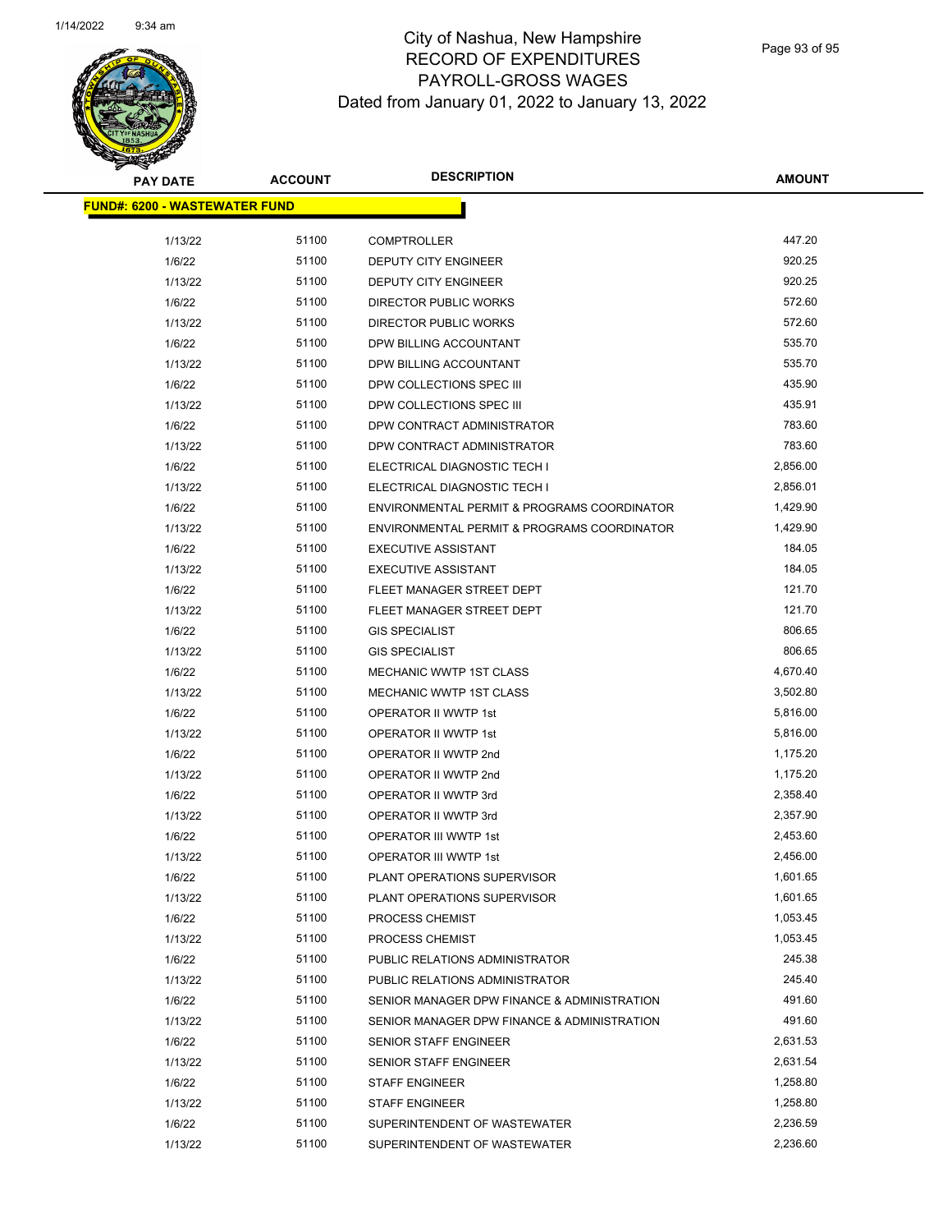City of Nashua, New Hampshire
RECORD OF EXPENDITURES
PAYROLL-GROSS WAGES
Dated from January 01, 2022 to January 13, 2022

**FUND#: 6200 - WASTEWATER FUND**

| PAY DATE | ACCOUNT | DESCRIPTION | AMOUNT |
|---|---|---|---|
| 1/13/22 | 51100 | COMPTROLLER | 447.20 |
| 1/6/22 | 51100 | DEPUTY CITY ENGINEER | 920.25 |
| 1/13/22 | 51100 | DEPUTY CITY ENGINEER | 920.25 |
| 1/6/22 | 51100 | DIRECTOR PUBLIC WORKS | 572.60 |
| 1/13/22 | 51100 | DIRECTOR PUBLIC WORKS | 572.60 |
| 1/6/22 | 51100 | DPW BILLING ACCOUNTANT | 535.70 |
| 1/13/22 | 51100 | DPW BILLING ACCOUNTANT | 535.70 |
| 1/6/22 | 51100 | DPW COLLECTIONS SPEC III | 435.90 |
| 1/13/22 | 51100 | DPW COLLECTIONS SPEC III | 435.91 |
| 1/6/22 | 51100 | DPW CONTRACT ADMINISTRATOR | 783.60 |
| 1/13/22 | 51100 | DPW CONTRACT ADMINISTRATOR | 783.60 |
| 1/6/22 | 51100 | ELECTRICAL DIAGNOSTIC TECH I | 2,856.00 |
| 1/13/22 | 51100 | ELECTRICAL DIAGNOSTIC TECH I | 2,856.01 |
| 1/6/22 | 51100 | ENVIRONMENTAL PERMIT & PROGRAMS COORDINATOR | 1,429.90 |
| 1/13/22 | 51100 | ENVIRONMENTAL PERMIT & PROGRAMS COORDINATOR | 1,429.90 |
| 1/6/22 | 51100 | EXECUTIVE ASSISTANT | 184.05 |
| 1/13/22 | 51100 | EXECUTIVE ASSISTANT | 184.05 |
| 1/6/22 | 51100 | FLEET MANAGER STREET DEPT | 121.70 |
| 1/13/22 | 51100 | FLEET MANAGER STREET DEPT | 121.70 |
| 1/6/22 | 51100 | GIS SPECIALIST | 806.65 |
| 1/13/22 | 51100 | GIS SPECIALIST | 806.65 |
| 1/6/22 | 51100 | MECHANIC WWTP 1ST CLASS | 4,670.40 |
| 1/13/22 | 51100 | MECHANIC WWTP 1ST CLASS | 3,502.80 |
| 1/6/22 | 51100 | OPERATOR II WWTP 1st | 5,816.00 |
| 1/13/22 | 51100 | OPERATOR II WWTP 1st | 5,816.00 |
| 1/6/22 | 51100 | OPERATOR II WWTP 2nd | 1,175.20 |
| 1/13/22 | 51100 | OPERATOR II WWTP 2nd | 1,175.20 |
| 1/6/22 | 51100 | OPERATOR II WWTP 3rd | 2,358.40 |
| 1/13/22 | 51100 | OPERATOR II WWTP 3rd | 2,357.90 |
| 1/6/22 | 51100 | OPERATOR III WWTP 1st | 2,453.60 |
| 1/13/22 | 51100 | OPERATOR III WWTP 1st | 2,456.00 |
| 1/6/22 | 51100 | PLANT OPERATIONS SUPERVISOR | 1,601.65 |
| 1/13/22 | 51100 | PLANT OPERATIONS SUPERVISOR | 1,601.65 |
| 1/6/22 | 51100 | PROCESS CHEMIST | 1,053.45 |
| 1/13/22 | 51100 | PROCESS CHEMIST | 1,053.45 |
| 1/6/22 | 51100 | PUBLIC RELATIONS ADMINISTRATOR | 245.38 |
| 1/13/22 | 51100 | PUBLIC RELATIONS ADMINISTRATOR | 245.40 |
| 1/6/22 | 51100 | SENIOR MANAGER DPW FINANCE & ADMINISTRATION | 491.60 |
| 1/13/22 | 51100 | SENIOR MANAGER DPW FINANCE & ADMINISTRATION | 491.60 |
| 1/6/22 | 51100 | SENIOR STAFF ENGINEER | 2,631.53 |
| 1/13/22 | 51100 | SENIOR STAFF ENGINEER | 2,631.54 |
| 1/6/22 | 51100 | STAFF ENGINEER | 1,258.80 |
| 1/13/22 | 51100 | STAFF ENGINEER | 1,258.80 |
| 1/6/22 | 51100 | SUPERINTENDENT OF WASTEWATER | 2,236.59 |
| 1/13/22 | 51100 | SUPERINTENDENT OF WASTEWATER | 2,236.60 |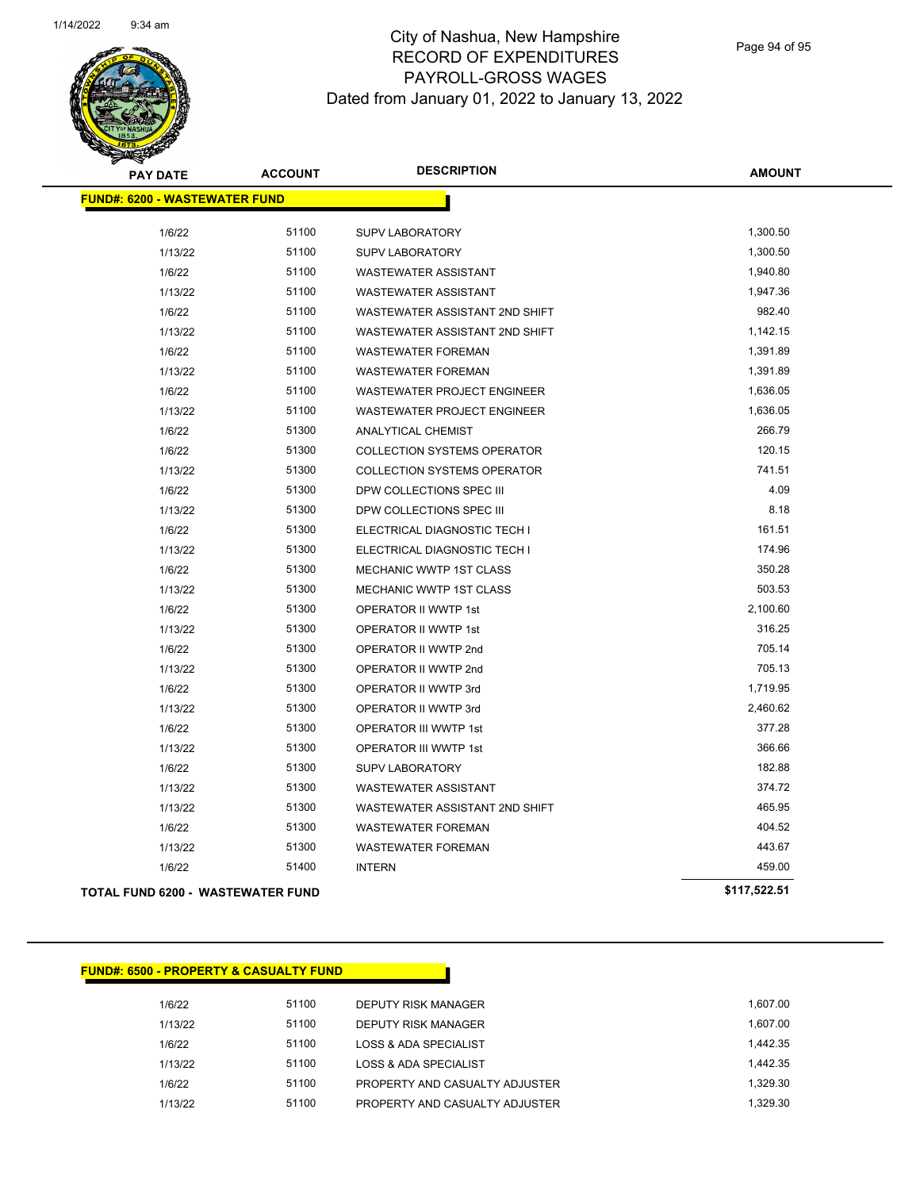# City of Nashua, New Hampshire
# RECORD OF EXPENDITURES
# PAYROLL-GROSS WAGES
# Dated from January 01, 2022 to January 13, 2022

## FUND#: 6200 - WASTEWATER FUND

| PAY DATE | ACCOUNT | DESCRIPTION | AMOUNT |
|---|---|---|---|
| 1/6/22 | 51100 | SUPV LABORATORY | 1,300.50 |
| 1/13/22 | 51100 | SUPV LABORATORY | 1,300.50 |
| 1/6/22 | 51100 | WASTEWATER ASSISTANT | 1,940.80 |
| 1/13/22 | 51100 | WASTEWATER ASSISTANT | 1,947.36 |
| 1/6/22 | 51100 | WASTEWATER ASSISTANT 2ND SHIFT | 982.40 |
| 1/13/22 | 51100 | WASTEWATER ASSISTANT 2ND SHIFT | 1,142.15 |
| 1/6/22 | 51100 | WASTEWATER FOREMAN | 1,391.89 |
| 1/13/22 | 51100 | WASTEWATER FOREMAN | 1,391.89 |
| 1/6/22 | 51100 | WASTEWATER PROJECT ENGINEER | 1,636.05 |
| 1/13/22 | 51100 | WASTEWATER PROJECT ENGINEER | 1,636.05 |
| 1/6/22 | 51300 | ANALYTICAL CHEMIST | 266.79 |
| 1/6/22 | 51300 | COLLECTION SYSTEMS OPERATOR | 120.15 |
| 1/13/22 | 51300 | COLLECTION SYSTEMS OPERATOR | 741.51 |
| 1/6/22 | 51300 | DPW COLLECTIONS SPEC III | 4.09 |
| 1/13/22 | 51300 | DPW COLLECTIONS SPEC III | 8.18 |
| 1/6/22 | 51300 | ELECTRICAL DIAGNOSTIC TECH I | 161.51 |
| 1/13/22 | 51300 | ELECTRICAL DIAGNOSTIC TECH I | 174.96 |
| 1/6/22 | 51300 | MECHANIC WWTP 1ST CLASS | 350.28 |
| 1/13/22 | 51300 | MECHANIC WWTP 1ST CLASS | 503.53 |
| 1/6/22 | 51300 | OPERATOR II WWTP 1st | 2,100.60 |
| 1/13/22 | 51300 | OPERATOR II WWTP 1st | 316.25 |
| 1/6/22 | 51300 | OPERATOR II WWTP 2nd | 705.14 |
| 1/13/22 | 51300 | OPERATOR II WWTP 2nd | 705.13 |
| 1/6/22 | 51300 | OPERATOR II WWTP 3rd | 1,719.95 |
| 1/13/22 | 51300 | OPERATOR II WWTP 3rd | 2,460.62 |
| 1/6/22 | 51300 | OPERATOR III WWTP 1st | 377.28 |
| 1/13/22 | 51300 | OPERATOR III WWTP 1st | 366.66 |
| 1/6/22 | 51300 | SUPV LABORATORY | 182.88 |
| 1/13/22 | 51300 | WASTEWATER ASSISTANT | 374.72 |
| 1/13/22 | 51300 | WASTEWATER ASSISTANT 2ND SHIFT | 465.95 |
| 1/6/22 | 51300 | WASTEWATER FOREMAN | 404.52 |
| 1/13/22 | 51300 | WASTEWATER FOREMAN | 443.67 |
| 1/6/22 | 51400 | INTERN | 459.00 |
| **TOTAL FUND 6200 - WASTEWATER FUND** | | | **$117,522.51** |

## FUND#: 6500 - PROPERTY & CASUALTY FUND

| PAY DATE | ACCOUNT | DESCRIPTION | AMOUNT |
|---|---|---|---|
| 1/6/22 | 51100 | DEPUTY RISK MANAGER | 1,607.00 |
| 1/13/22 | 51100 | DEPUTY RISK MANAGER | 1,607.00 |
| 1/6/22 | 51100 | LOSS & ADA SPECIALIST | 1,442.35 |
| 1/13/22 | 51100 | LOSS & ADA SPECIALIST | 1,442.35 |
| 1/6/22 | 51100 | PROPERTY AND CASUALTY ADJUSTER | 1,329.30 |
| 1/13/22 | 51100 | PROPERTY AND CASUALTY ADJUSTER | 1,329.30 |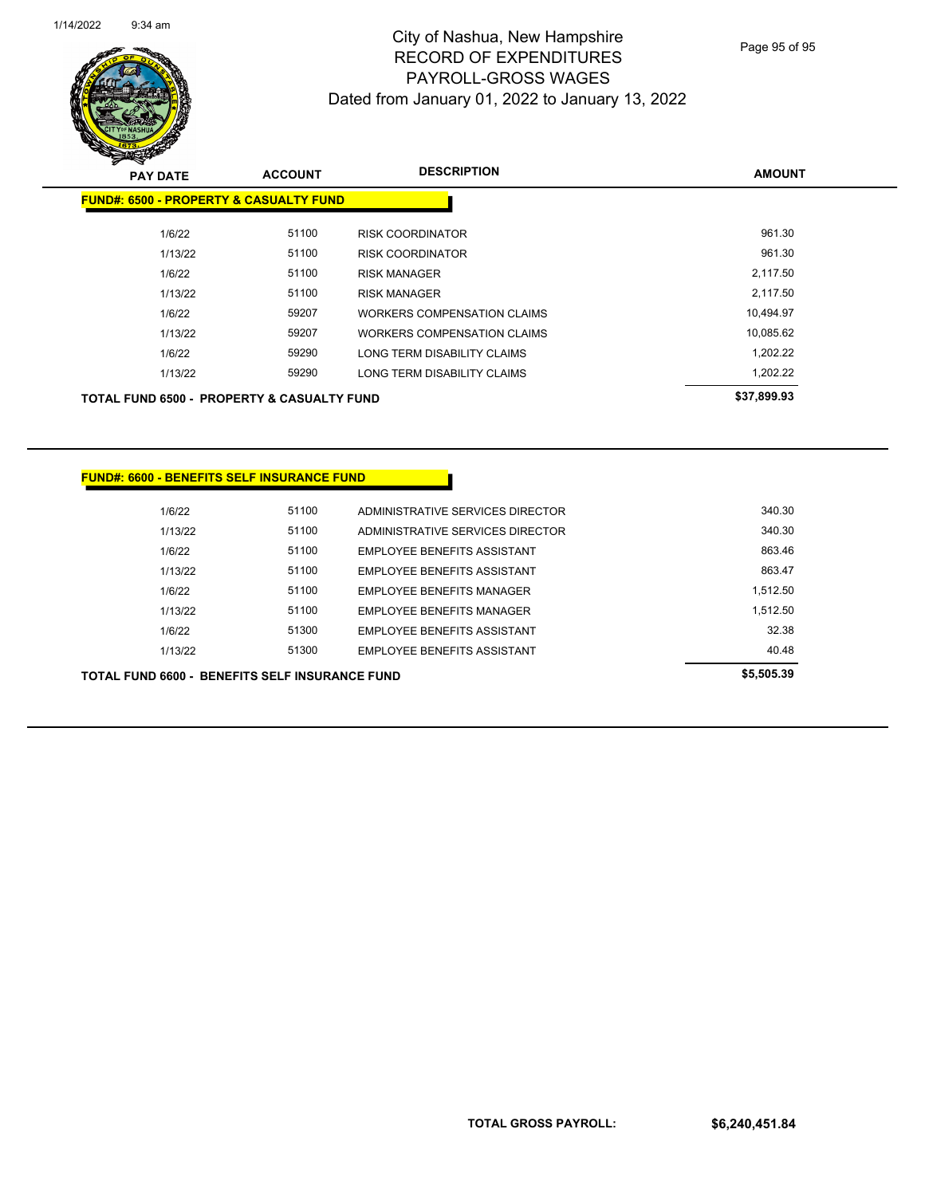# City of Nashua, New Hampshire
## RECORD OF EXPENDITURES
## PAYROLL-GROSS WAGES
### Dated from January 01, 2022 to January 13, 2022

| PAY DATE | ACCOUNT | DESCRIPTION | AMOUNT |
|---|---|---|---|
| **FUND#: 6500 - PROPERTY & CASUALTY FUND** | | | |
| 1/6/22 | 51100 | RISK COORDINATOR | 961.30 |
| 1/13/22 | 51100 | RISK COORDINATOR | 961.30 |
| 1/6/22 | 51100 | RISK MANAGER | 2,117.50 |
| 1/13/22 | 51100 | RISK MANAGER | 2,117.50 |
| 1/6/22 | 59207 | WORKERS COMPENSATION CLAIMS | 10,494.97 |
| 1/13/22 | 59207 | WORKERS COMPENSATION CLAIMS | 10,085.62 |
| 1/6/22 | 59290 | LONG TERM DISABILITY CLAIMS | 1,202.22 |
| 1/13/22 | 59290 | LONG TERM DISABILITY CLAIMS | 1,202.22 |
| **TOTAL FUND 6500 - PROPERTY & CASUALTY FUND** | | | **$37,899.93** |

| PAY DATE | ACCOUNT | DESCRIPTION | AMOUNT |
|---|---|---|---|
| **FUND#: 6600 - BENEFITS SELF INSURANCE FUND** | | | |
| 1/6/22 | 51100 | ADMINISTRATIVE SERVICES DIRECTOR | 340.30 |
| 1/13/22 | 51100 | ADMINISTRATIVE SERVICES DIRECTOR | 340.30 |
| 1/6/22 | 51100 | EMPLOYEE BENEFITS ASSISTANT | 863.46 |
| 1/13/22 | 51100 | EMPLOYEE BENEFITS ASSISTANT | 863.47 |
| 1/6/22 | 51100 | EMPLOYEE BENEFITS MANAGER | 1,512.50 |
| 1/13/22 | 51100 | EMPLOYEE BENEFITS MANAGER | 1,512.50 |
| 1/6/22 | 51300 | EMPLOYEE BENEFITS ASSISTANT | 32.38 |
| 1/13/22 | 51300 | EMPLOYEE BENEFITS ASSISTANT | 40.48 |
| **TOTAL FUND 6600 - BENEFITS SELF INSURANCE FUND** | | | **$5,505.39** |

**TOTAL GROSS PAYROLL: $6,240,451.84**